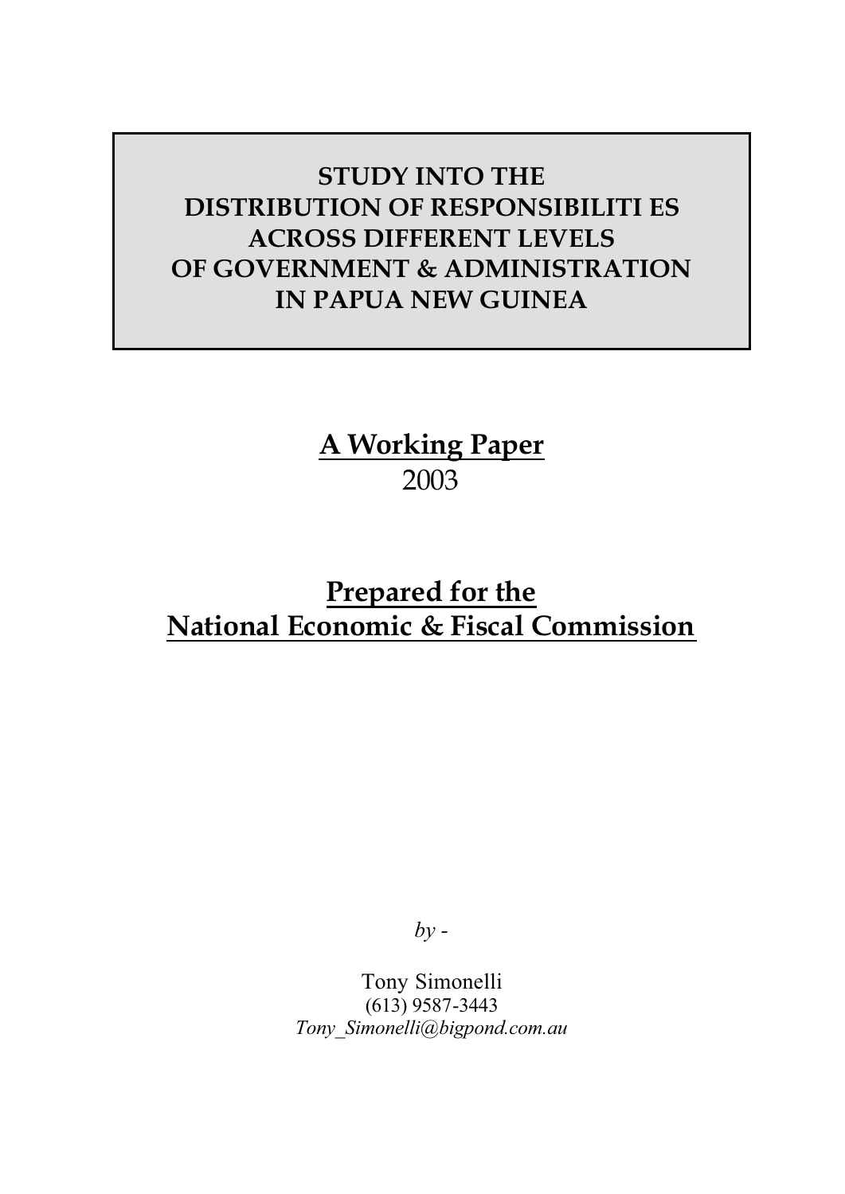# STUDY INTO THE DISTRIBUTION OF RESPONSIBILITI ES ACROSS DIFFERENT LEVELS OF GOVERNMENT & ADMINISTRATION IN PAPUA NEW GUINEA

**A Working Paper**
2003

**Prepared for the National Economic & Fiscal Commission**

*by -*

Tony Simonelli
(613) 9587-3443
*Tony_Simonelli@bigpond.com.au*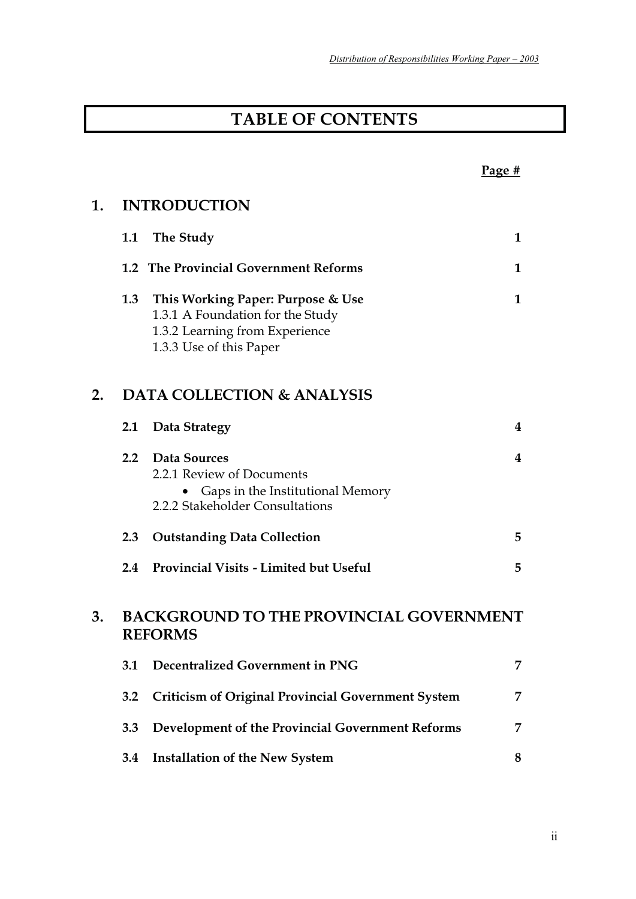# TABLE OF CONTENTS

| | Page # |
|---|---|
| **1. INTRODUCTION** | |
| **1.1 The Study** | **1** |
| **1.2 The Provincial Government Reforms** | **1** |
| **1.3 This Working Paper: Purpose & Use** | **1** |
| 1.3.1 A Foundation for the Study | |
| 1.3.2 Learning from Experience | |
| 1.3.3 Use of this Paper | |
| **2. DATA COLLECTION & ANALYSIS** | |
| **2.1 Data Strategy** | **4** |
| **2.2 Data Sources** | **4** |
| 2.2.1 Review of Documents | |
| • Gaps in the Institutional Memory | |
| 2.2.2 Stakeholder Consultations | |
| **2.3 Outstanding Data Collection** | **5** |
| **2.4 Provincial Visits - Limited but Useful** | **5** |
| **3. BACKGROUND TO THE PROVINCIAL GOVERNMENT REFORMS** | |
| **3.1 Decentralized Government in PNG** | **7** |
| **3.2 Criticism of Original Provincial Government System** | **7** |
| **3.3 Development of the Provincial Government Reforms** | **7** |
| **3.4 Installation of the New System** | **8** |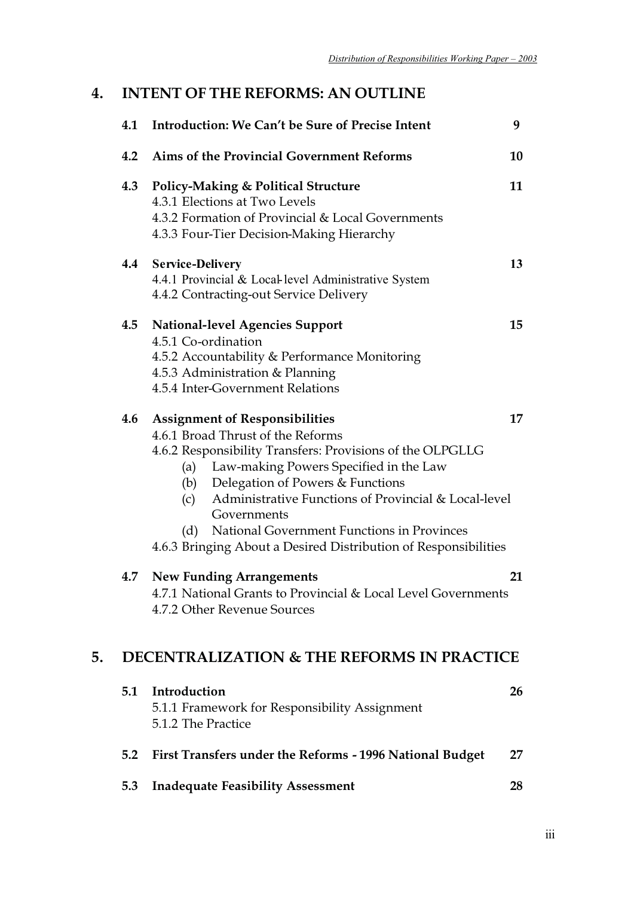## 4. INTENT OF THE REFORMS: AN OUTLINE

**4.1 Introduction: We Can't be Sure of Precise Intent** 9

**4.2 Aims of the Provincial Government Reforms** 10

**4.3 Policy-Making & Political Structure** 11
- 4.3.1 Elections at Two Levels
- 4.3.2 Formation of Provincial & Local Governments
- 4.3.3 Four-Tier Decision-Making Hierarchy

**4.4 Service-Delivery** 13
- 4.4.1 Provincial & Local-level Administrative System
- 4.4.2 Contracting-out Service Delivery

**4.5 National-level Agencies Support** 15
- 4.5.1 Co-ordination
- 4.5.2 Accountability & Performance Monitoring
- 4.5.3 Administration & Planning
- 4.5.4 Inter-Government Relations

**4.6 Assignment of Responsibilities** 17
- 4.6.1 Broad Thrust of the Reforms
- 4.6.2 Responsibility Transfers: Provisions of the OLPGLLG
  - (a) Law-making Powers Specified in the Law
  - (b) Delegation of Powers & Functions
  - (c) Administrative Functions of Provincial & Local-level Governments
  - (d) National Government Functions in Provinces
- 4.6.3 Bringing About a Desired Distribution of Responsibilities

**4.7 New Funding Arrangements** 21
- 4.7.1 National Grants to Provincial & Local Level Governments
- 4.7.2 Other Revenue Sources

## 5. DECENTRALIZATION & THE REFORMS IN PRACTICE

**5.1 Introduction** 26
- 5.1.1 Framework for Responsibility Assignment
- 5.1.2 The Practice

**5.2 First Transfers under the Reforms - 1996 National Budget** 27

**5.3 Inadequate Feasibility Assessment** 28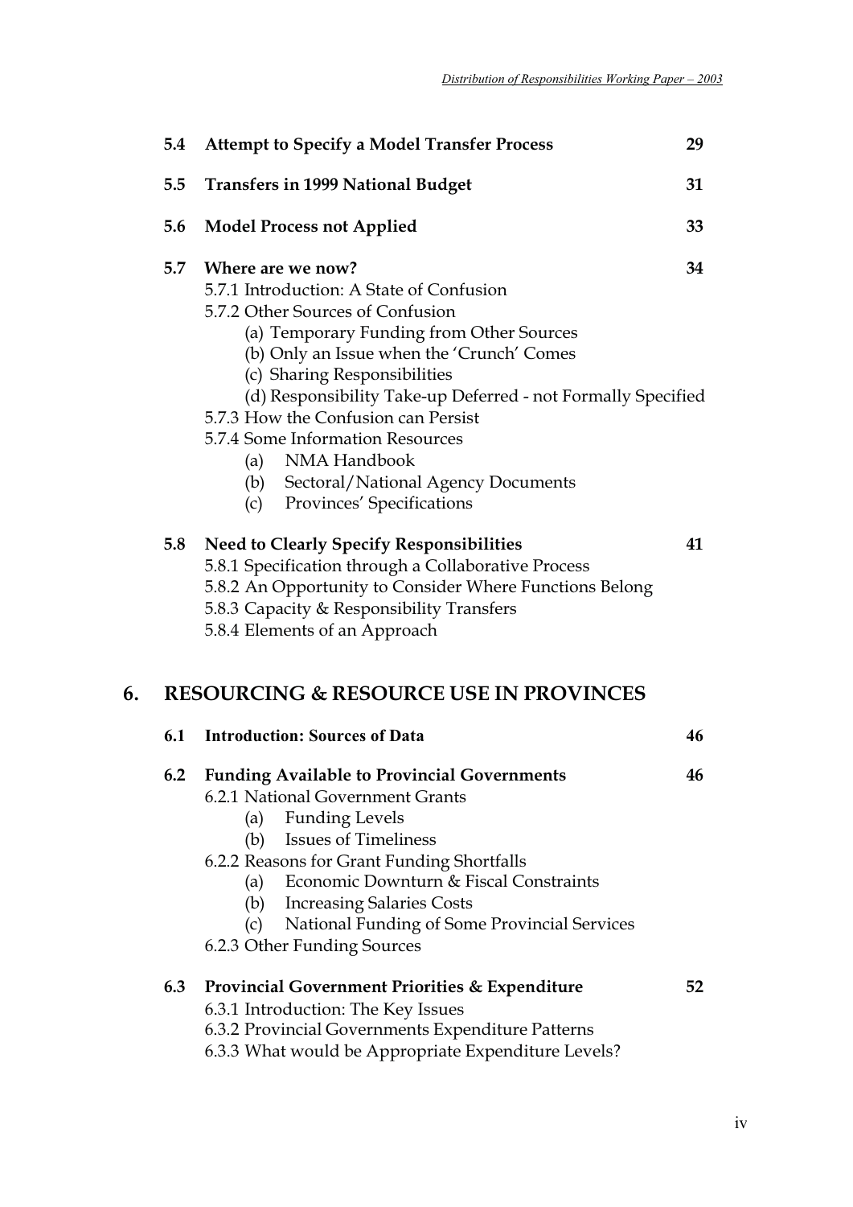**5.4 Attempt to Specify a Model Transfer Process** 29

**5.5 Transfers in 1999 National Budget** 31

**5.6 Model Process not Applied** 33

**5.7 Where are we now?** 34

5.7.1 Introduction: A State of Confusion

5.7.2 Other Sources of Confusion

- (a) Temporary Funding from Other Sources
- (b) Only an Issue when the 'Crunch' Comes
- (c) Sharing Responsibilities
- (d) Responsibility Take-up Deferred - not Formally Specified

5.7.3 How the Confusion can Persist

5.7.4 Some Information Resources

- (a) NMA Handbook
- (b) Sectoral/National Agency Documents
- (c) Provinces' Specifications

**5.8 Need to Clearly Specify Responsibilities** 41

5.8.1 Specification through a Collaborative Process

5.8.2 An Opportunity to Consider Where Functions Belong

5.8.3 Capacity & Responsibility Transfers

5.8.4 Elements of an Approach

# 6. RESOURCING & RESOURCE USE IN PROVINCES

**6.1 Introduction: Sources of Data** 46

**6.2 Funding Available to Provincial Governments** 46

6.2.1 National Government Grants

- (a) Funding Levels
- (b) Issues of Timeliness

6.2.2 Reasons for Grant Funding Shortfalls

- (a) Economic Downturn & Fiscal Constraints
- (b) Increasing Salaries Costs
- (c) National Funding of Some Provincial Services

6.2.3 Other Funding Sources

**6.3 Provincial Government Priorities & Expenditure** 52

6.3.1 Introduction: The Key Issues

6.3.2 Provincial Governments Expenditure Patterns

6.3.3 What would be Appropriate Expenditure Levels?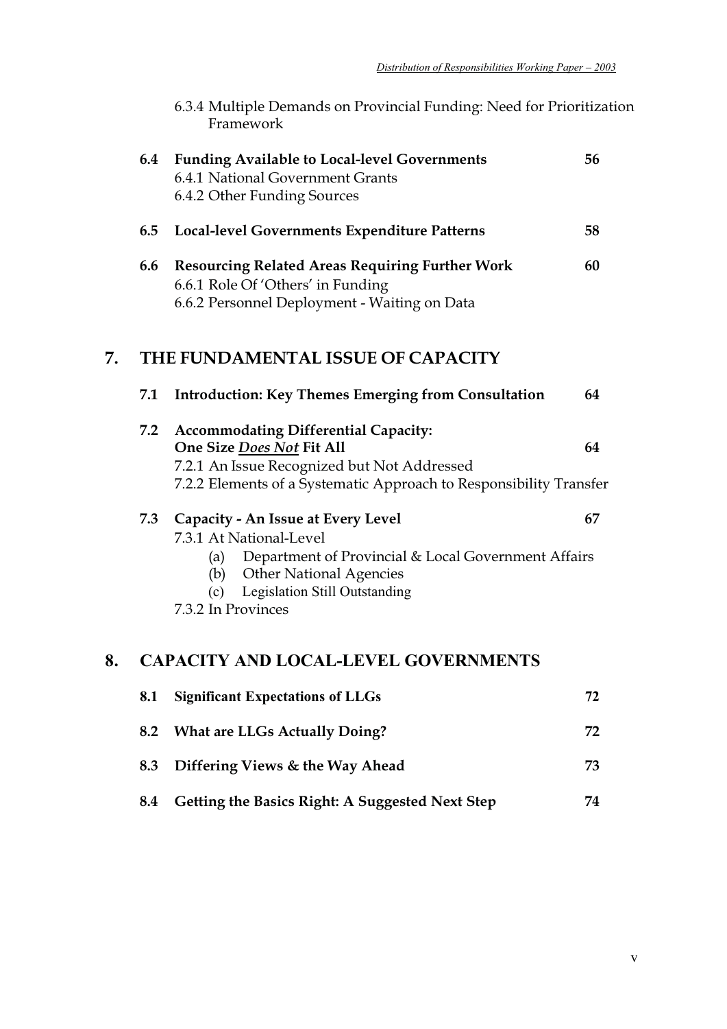6.3.4 Multiple Demands on Provincial Funding: Need for Prioritization Framework

**6.4 Funding Available to Local-level Governments** **56**

6.4.1 National Government Grants
6.4.2 Other Funding Sources

**6.5 Local-level Governments Expenditure Patterns** **58**

**6.6 Resourcing Related Areas Requiring Further Work** **60**

6.6.1 Role Of 'Others' in Funding
6.6.2 Personnel Deployment - Waiting on Data

## 7. THE FUNDAMENTAL ISSUE OF CAPACITY

**7.1 Introduction: Key Themes Emerging from Consultation** **64**

**7.2 Accommodating Differential Capacity: One Size *__Does Not__* Fit All** **64**

7.2.1 An Issue Recognized but Not Addressed
7.2.2 Elements of a Systematic Approach to Responsibility Transfer

**7.3 Capacity - An Issue at Every Level** **67**

7.3.1 At National-Level

- (a) Department of Provincial & Local Government Affairs
- (b) Other National Agencies
- (c) Legislation Still Outstanding

7.3.2 In Provinces

## 8. CAPACITY AND LOCAL-LEVEL GOVERNMENTS

**8.1 Significant Expectations of LLGs** **72**

**8.2 What are LLGs Actually Doing?** **72**

**8.3 Differing Views & the Way Ahead** **73**

**8.4 Getting the Basics Right: A Suggested Next Step** **74**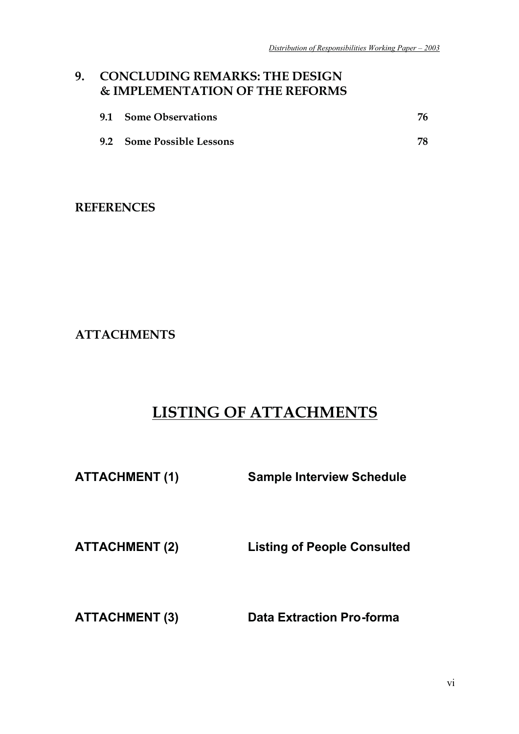## 9. CONCLUDING REMARKS: THE DESIGN & IMPLEMENTATION OF THE REFORMS

| | | |
|---|---|---|
| **9.1** | **Some Observations** | **76** |
| **9.2** | **Some Possible Lessons** | **78** |

**REFERENCES**

**ATTACHMENTS**

# LISTING OF ATTACHMENTS

| | |
|---|---|
| **ATTACHMENT (1)** | **Sample Interview Schedule** |
| **ATTACHMENT (2)** | **Listing of People Consulted** |
| **ATTACHMENT (3)** | **Data Extraction Pro-forma** |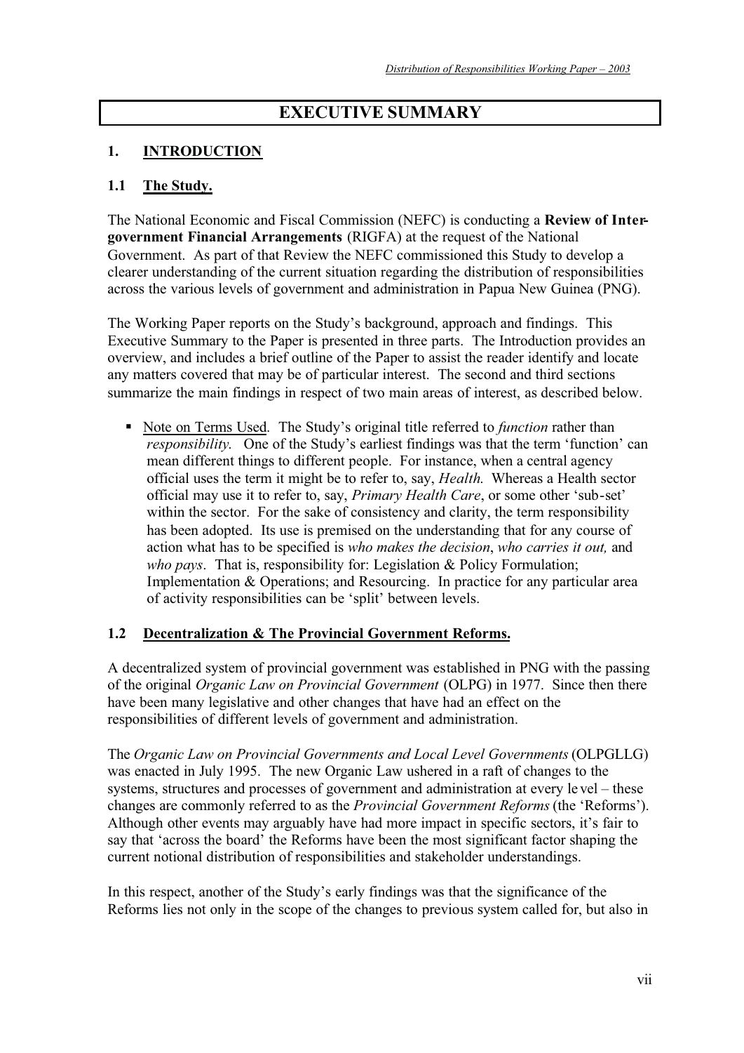# EXECUTIVE SUMMARY

## 1. INTRODUCTION

### 1.1 The Study.

The National Economic and Fiscal Commission (NEFC) is conducting a **Review of Inter-government Financial Arrangements** (RIGFA) at the request of the National Government. As part of that Review the NEFC commissioned this Study to develop a clearer understanding of the current situation regarding the distribution of responsibilities across the various levels of government and administration in Papua New Guinea (PNG).

The Working Paper reports on the Study's background, approach and findings. This Executive Summary to the Paper is presented in three parts. The Introduction provides an overview, and includes a brief outline of the Paper to assist the reader identify and locate any matters covered that may be of particular interest. The second and third sections summarize the main findings in respect of two main areas of interest, as described below.

- Note on Terms Used. The Study's original title referred to *function* rather than *responsibility.* One of the Study's earliest findings was that the term 'function' can mean different things to different people. For instance, when a central agency official uses the term it might be to refer to, say, *Health.* Whereas a Health sector official may use it to refer to, say, *Primary Health Care*, or some other 'sub-set' within the sector. For the sake of consistency and clarity, the term responsibility has been adopted. Its use is premised on the understanding that for any course of action what has to be specified is *who makes the decision*, *who carries it out,* and *who pays*. That is, responsibility for: Legislation & Policy Formulation; Implementation & Operations; and Resourcing. In practice for any particular area of activity responsibilities can be 'split' between levels.

### 1.2 Decentralization & The Provincial Government Reforms.

A decentralized system of provincial government was established in PNG with the passing of the original *Organic Law on Provincial Government* (OLPG) in 1977. Since then there have been many legislative and other changes that have had an effect on the responsibilities of different levels of government and administration.

The *Organic Law on Provincial Governments and Local Level Governments* (OLPGLLG) was enacted in July 1995. The new Organic Law ushered in a raft of changes to the systems, structures and processes of government and administration at every level – these changes are commonly referred to as the *Provincial Government Reforms* (the 'Reforms'). Although other events may arguably have had more impact in specific sectors, it's fair to say that 'across the board' the Reforms have been the most significant factor shaping the current notional distribution of responsibilities and stakeholder understandings.

In this respect, another of the Study's early findings was that the significance of the Reforms lies not only in the scope of the changes to previous system called for, but also in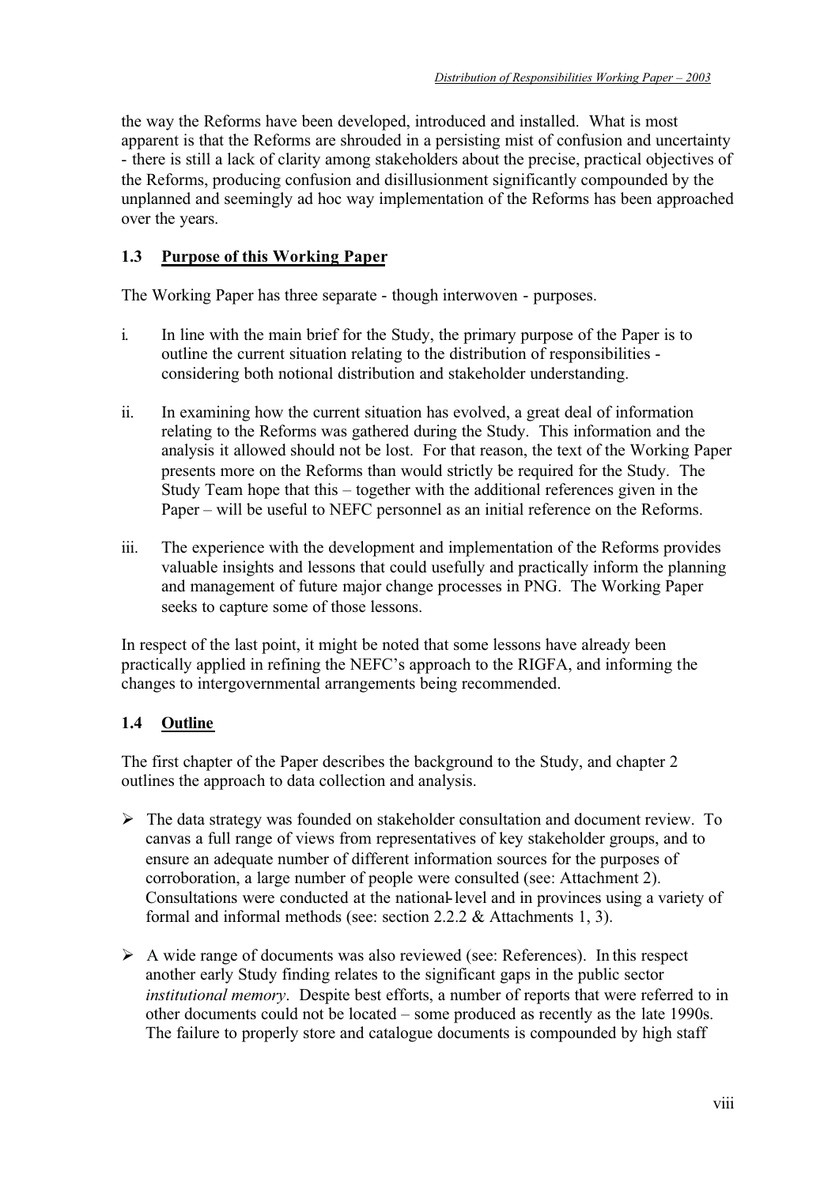the way the Reforms have been developed, introduced and installed. What is most apparent is that the Reforms are shrouded in a persisting mist of confusion and uncertainty - there is still a lack of clarity among stakeholders about the precise, practical objectives of the Reforms, producing confusion and disillusionment significantly compounded by the unplanned and seemingly ad hoc way implementation of the Reforms has been approached over the years.

### 1.3 Purpose of this Working Paper

The Working Paper has three separate - though interwoven - purposes.

i. In line with the main brief for the Study, the primary purpose of the Paper is to outline the current situation relating to the distribution of responsibilities - considering both notional distribution and stakeholder understanding.

ii. In examining how the current situation has evolved, a great deal of information relating to the Reforms was gathered during the Study. This information and the analysis it allowed should not be lost. For that reason, the text of the Working Paper presents more on the Reforms than would strictly be required for the Study. The Study Team hope that this – together with the additional references given in the Paper – will be useful to NEFC personnel as an initial reference on the Reforms.

iii. The experience with the development and implementation of the Reforms provides valuable insights and lessons that could usefully and practically inform the planning and management of future major change processes in PNG. The Working Paper seeks to capture some of those lessons.

In respect of the last point, it might be noted that some lessons have already been practically applied in refining the NEFC's approach to the RIGFA, and informing the changes to intergovernmental arrangements being recommended.

### 1.4 Outline

The first chapter of the Paper describes the background to the Study, and chapter 2 outlines the approach to data collection and analysis.

- The data strategy was founded on stakeholder consultation and document review. To canvas a full range of views from representatives of key stakeholder groups, and to ensure an adequate number of different information sources for the purposes of corroboration, a large number of people were consulted (see: Attachment 2). Consultations were conducted at the national-level and in provinces using a variety of formal and informal methods (see: section 2.2.2 & Attachments 1, 3).

- A wide range of documents was also reviewed (see: References). In this respect another early Study finding relates to the significant gaps in the public sector *institutional memory*. Despite best efforts, a number of reports that were referred to in other documents could not be located – some produced as recently as the late 1990s. The failure to properly store and catalogue documents is compounded by high staff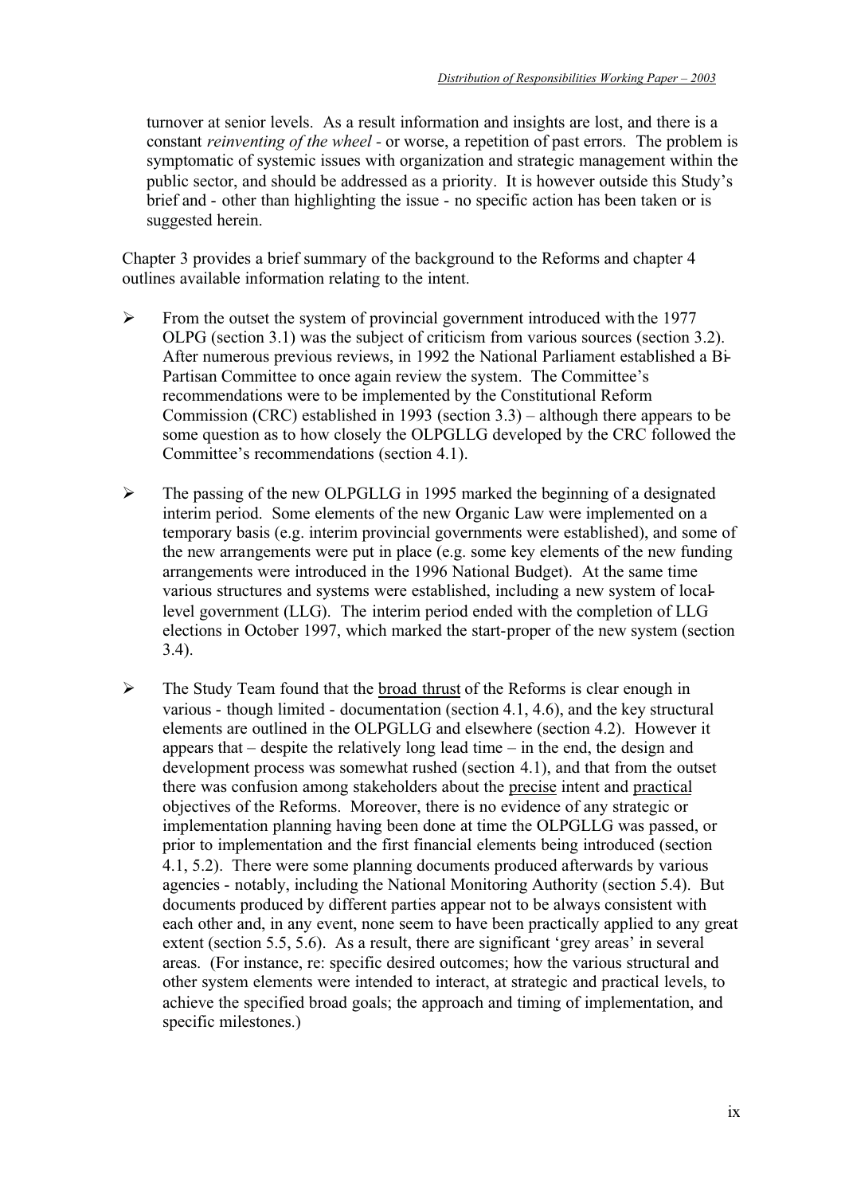turnover at senior levels. As a result information and insights are lost, and there is a constant *reinventing of the wheel* - or worse, a repetition of past errors. The problem is symptomatic of systemic issues with organization and strategic management within the public sector, and should be addressed as a priority. It is however outside this Study's brief and - other than highlighting the issue - no specific action has been taken or is suggested herein.

Chapter 3 provides a brief summary of the background to the Reforms and chapter 4 outlines available information relating to the intent.

- From the outset the system of provincial government introduced with the 1977 OLPG (section 3.1) was the subject of criticism from various sources (section 3.2). After numerous previous reviews, in 1992 the National Parliament established a Bi-Partisan Committee to once again review the system. The Committee's recommendations were to be implemented by the Constitutional Reform Commission (CRC) established in 1993 (section 3.3) – although there appears to be some question as to how closely the OLPGLLG developed by the CRC followed the Committee's recommendations (section 4.1).

- The passing of the new OLPGLLG in 1995 marked the beginning of a designated interim period. Some elements of the new Organic Law were implemented on a temporary basis (e.g. interim provincial governments were established), and some of the new arrangements were put in place (e.g. some key elements of the new funding arrangements were introduced in the 1996 National Budget). At the same time various structures and systems were established, including a new system of local-level government (LLG). The interim period ended with the completion of LLG elections in October 1997, which marked the start-proper of the new system (section 3.4).

- The Study Team found that the broad thrust of the Reforms is clear enough in various - though limited - documentation (section 4.1, 4.6), and the key structural elements are outlined in the OLPGLLG and elsewhere (section 4.2). However it appears that – despite the relatively long lead time – in the end, the design and development process was somewhat rushed (section 4.1), and that from the outset there was confusion among stakeholders about the precise intent and practical objectives of the Reforms. Moreover, there is no evidence of any strategic or implementation planning having been done at time the OLPGLLG was passed, or prior to implementation and the first financial elements being introduced (section 4.1, 5.2). There were some planning documents produced afterwards by various agencies - notably, including the National Monitoring Authority (section 5.4). But documents produced by different parties appear not to be always consistent with each other and, in any event, none seem to have been practically applied to any great extent (section 5.5, 5.6). As a result, there are significant 'grey areas' in several areas. (For instance, re: specific desired outcomes; how the various structural and other system elements were intended to interact, at strategic and practical levels, to achieve the specified broad goals; the approach and timing of implementation, and specific milestones.)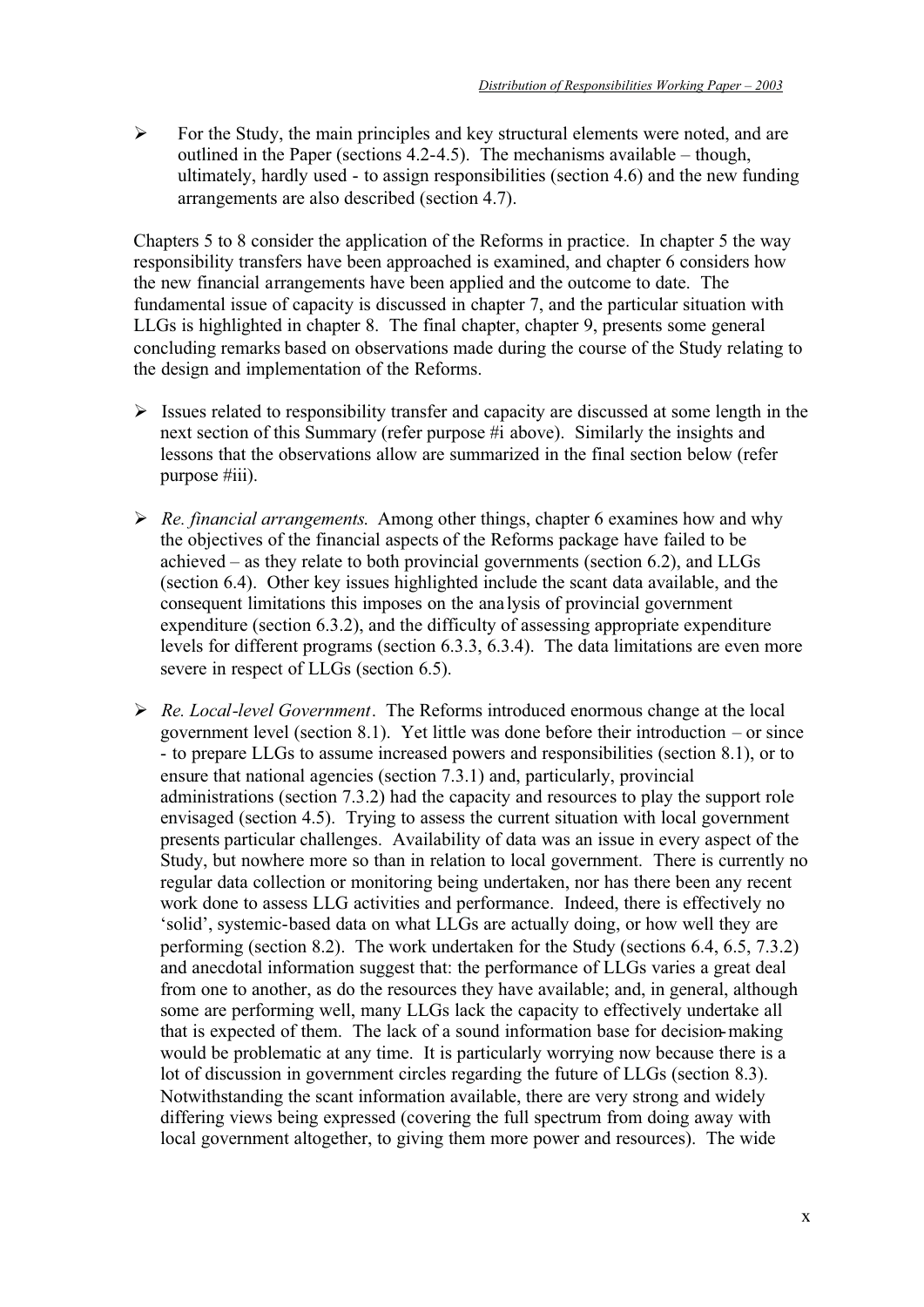- For the Study, the main principles and key structural elements were noted, and are outlined in the Paper (sections 4.2-4.5). The mechanisms available – though, ultimately, hardly used - to assign responsibilities (section 4.6) and the new funding arrangements are also described (section 4.7).

Chapters 5 to 8 consider the application of the Reforms in practice. In chapter 5 the way responsibility transfers have been approached is examined, and chapter 6 considers how the new financial arrangements have been applied and the outcome to date. The fundamental issue of capacity is discussed in chapter 7, and the particular situation with LLGs is highlighted in chapter 8. The final chapter, chapter 9, presents some general concluding remarks based on observations made during the course of the Study relating to the design and implementation of the Reforms.

- Issues related to responsibility transfer and capacity are discussed at some length in the next section of this Summary (refer purpose #i above). Similarly the insights and lessons that the observations allow are summarized in the final section below (refer purpose #iii).

- *Re. financial arrangements.* Among other things, chapter 6 examines how and why the objectives of the financial aspects of the Reforms package have failed to be achieved – as they relate to both provincial governments (section 6.2), and LLGs (section 6.4). Other key issues highlighted include the scant data available, and the consequent limitations this imposes on the analysis of provincial government expenditure (section 6.3.2), and the difficulty of assessing appropriate expenditure levels for different programs (section 6.3.3, 6.3.4). The data limitations are even more severe in respect of LLGs (section 6.5).

- *Re. Local-level Government*. The Reforms introduced enormous change at the local government level (section 8.1). Yet little was done before their introduction – or since - to prepare LLGs to assume increased powers and responsibilities (section 8.1), or to ensure that national agencies (section 7.3.1) and, particularly, provincial administrations (section 7.3.2) had the capacity and resources to play the support role envisaged (section 4.5). Trying to assess the current situation with local government presents particular challenges. Availability of data was an issue in every aspect of the Study, but nowhere more so than in relation to local government. There is currently no regular data collection or monitoring being undertaken, nor has there been any recent work done to assess LLG activities and performance. Indeed, there is effectively no 'solid', systemic-based data on what LLGs are actually doing, or how well they are performing (section 8.2). The work undertaken for the Study (sections 6.4, 6.5, 7.3.2) and anecdotal information suggest that: the performance of LLGs varies a great deal from one to another, as do the resources they have available; and, in general, although some are performing well, many LLGs lack the capacity to effectively undertake all that is expected of them. The lack of a sound information base for decision-making would be problematic at any time. It is particularly worrying now because there is a lot of discussion in government circles regarding the future of LLGs (section 8.3). Notwithstanding the scant information available, there are very strong and widely differing views being expressed (covering the full spectrum from doing away with local government altogether, to giving them more power and resources). The wide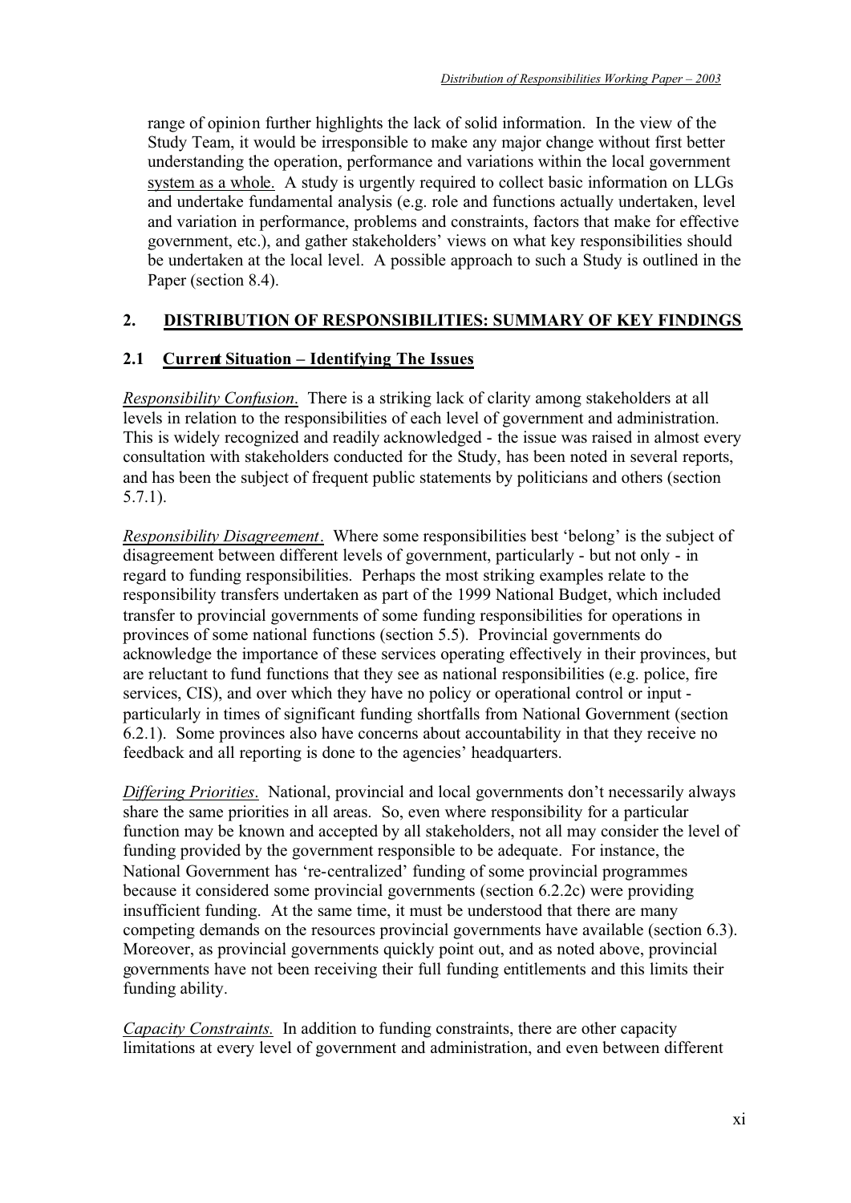range of opinion further highlights the lack of solid information. In the view of the Study Team, it would be irresponsible to make any major change without first better understanding the operation, performance and variations within the local government system as a whole. A study is urgently required to collect basic information on LLGs and undertake fundamental analysis (e.g. role and functions actually undertaken, level and variation in performance, problems and constraints, factors that make for effective government, etc.), and gather stakeholders' views on what key responsibilities should be undertaken at the local level. A possible approach to such a Study is outlined in the Paper (section 8.4).

## 2. DISTRIBUTION OF RESPONSIBILITIES: SUMMARY OF KEY FINDINGS

### 2.1 Current Situation – Identifying The Issues

*Responsibility Confusion*. There is a striking lack of clarity among stakeholders at all levels in relation to the responsibilities of each level of government and administration. This is widely recognized and readily acknowledged - the issue was raised in almost every consultation with stakeholders conducted for the Study, has been noted in several reports, and has been the subject of frequent public statements by politicians and others (section 5.7.1).

*Responsibility Disagreement*. Where some responsibilities best 'belong' is the subject of disagreement between different levels of government, particularly - but not only - in regard to funding responsibilities. Perhaps the most striking examples relate to the responsibility transfers undertaken as part of the 1999 National Budget, which included transfer to provincial governments of some funding responsibilities for operations in provinces of some national functions (section 5.5). Provincial governments do acknowledge the importance of these services operating effectively in their provinces, but are reluctant to fund functions that they see as national responsibilities (e.g. police, fire services, CIS), and over which they have no policy or operational control or input - particularly in times of significant funding shortfalls from National Government (section 6.2.1). Some provinces also have concerns about accountability in that they receive no feedback and all reporting is done to the agencies' headquarters.

*Differing Priorities*. National, provincial and local governments don't necessarily always share the same priorities in all areas. So, even where responsibility for a particular function may be known and accepted by all stakeholders, not all may consider the level of funding provided by the government responsible to be adequate. For instance, the National Government has 're-centralized' funding of some provincial programmes because it considered some provincial governments (section 6.2.2c) were providing insufficient funding. At the same time, it must be understood that there are many competing demands on the resources provincial governments have available (section 6.3). Moreover, as provincial governments quickly point out, and as noted above, provincial governments have not been receiving their full funding entitlements and this limits their funding ability.

*Capacity Constraints*. In addition to funding constraints, there are other capacity limitations at every level of government and administration, and even between different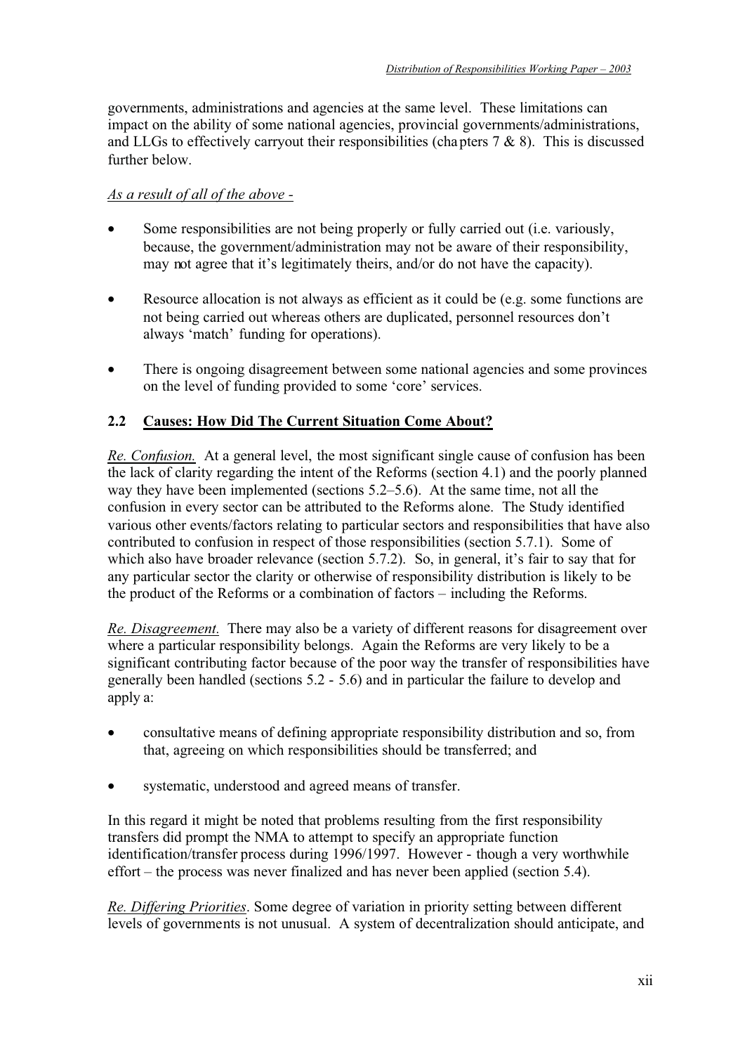governments, administrations and agencies at the same level. These limitations can impact on the ability of some national agencies, provincial governments/administrations, and LLGs to effectively carryout their responsibilities (chapters 7 & 8). This is discussed further below.

*As a result of all of the above -*

- Some responsibilities are not being properly or fully carried out (i.e. variously, because, the government/administration may not be aware of their responsibility, may not agree that it's legitimately theirs, and/or do not have the capacity).
- Resource allocation is not always as efficient as it could be (e.g. some functions are not being carried out whereas others are duplicated, personnel resources don't always 'match' funding for operations).
- There is ongoing disagreement between some national agencies and some provinces on the level of funding provided to some 'core' services.

## 2.2 Causes: How Did The Current Situation Come About?

*Re. Confusion.* At a general level, the most significant single cause of confusion has been the lack of clarity regarding the intent of the Reforms (section 4.1) and the poorly planned way they have been implemented (sections 5.2–5.6). At the same time, not all the confusion in every sector can be attributed to the Reforms alone. The Study identified various other events/factors relating to particular sectors and responsibilities that have also contributed to confusion in respect of those responsibilities (section 5.7.1). Some of which also have broader relevance (section 5.7.2). So, in general, it's fair to say that for any particular sector the clarity or otherwise of responsibility distribution is likely to be the product of the Reforms or a combination of factors – including the Reforms.

*Re. Disagreement.* There may also be a variety of different reasons for disagreement over where a particular responsibility belongs. Again the Reforms are very likely to be a significant contributing factor because of the poor way the transfer of responsibilities have generally been handled (sections 5.2 - 5.6) and in particular the failure to develop and apply a:

- consultative means of defining appropriate responsibility distribution and so, from that, agreeing on which responsibilities should be transferred; and
- systematic, understood and agreed means of transfer.

In this regard it might be noted that problems resulting from the first responsibility transfers did prompt the NMA to attempt to specify an appropriate function identification/transfer process during 1996/1997. However - though a very worthwhile effort – the process was never finalized and has never been applied (section 5.4).

*Re. Differing Priorities*. Some degree of variation in priority setting between different levels of governments is not unusual. A system of decentralization should anticipate, and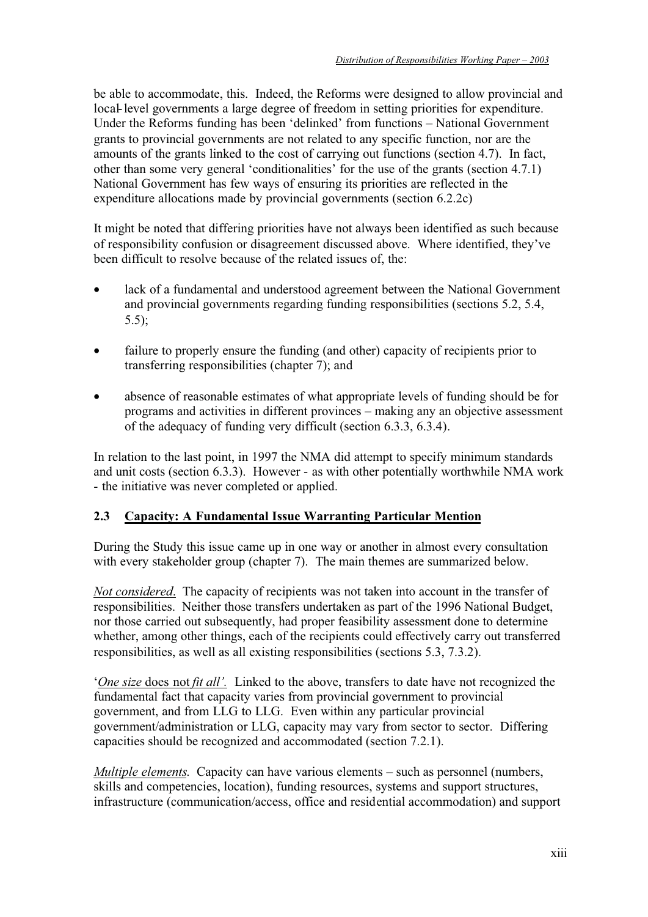be able to accommodate, this. Indeed, the Reforms were designed to allow provincial and local-level governments a large degree of freedom in setting priorities for expenditure. Under the Reforms funding has been 'delinked' from functions – National Government grants to provincial governments are not related to any specific function, nor are the amounts of the grants linked to the cost of carrying out functions (section 4.7). In fact, other than some very general 'conditionalities' for the use of the grants (section 4.7.1) National Government has few ways of ensuring its priorities are reflected in the expenditure allocations made by provincial governments (section 6.2.2c)

It might be noted that differing priorities have not always been identified as such because of responsibility confusion or disagreement discussed above. Where identified, they've been difficult to resolve because of the related issues of, the:

- lack of a fundamental and understood agreement between the National Government and provincial governments regarding funding responsibilities (sections 5.2, 5.4, 5.5);
- failure to properly ensure the funding (and other) capacity of recipients prior to transferring responsibilities (chapter 7); and
- absence of reasonable estimates of what appropriate levels of funding should be for programs and activities in different provinces – making any an objective assessment of the adequacy of funding very difficult (section 6.3.3, 6.3.4).

In relation to the last point, in 1997 the NMA did attempt to specify minimum standards and unit costs (section 6.3.3). However - as with other potentially worthwhile NMA work - the initiative was never completed or applied.

## 2.3 Capacity: A Fundamental Issue Warranting Particular Mention

During the Study this issue came up in one way or another in almost every consultation with every stakeholder group (chapter 7). The main themes are summarized below.

*Not considered.* The capacity of recipients was not taken into account in the transfer of responsibilities. Neither those transfers undertaken as part of the 1996 National Budget, nor those carried out subsequently, had proper feasibility assessment done to determine whether, among other things, each of the recipients could effectively carry out transferred responsibilities, as well as all existing responsibilities (sections 5.3, 7.3.2).

'*One size* does not *fit all'.* Linked to the above, transfers to date have not recognized the fundamental fact that capacity varies from provincial government to provincial government, and from LLG to LLG. Even within any particular provincial government/administration or LLG, capacity may vary from sector to sector. Differing capacities should be recognized and accommodated (section 7.2.1).

*Multiple elements.* Capacity can have various elements – such as personnel (numbers, skills and competencies, location), funding resources, systems and support structures, infrastructure (communication/access, office and residential accommodation) and support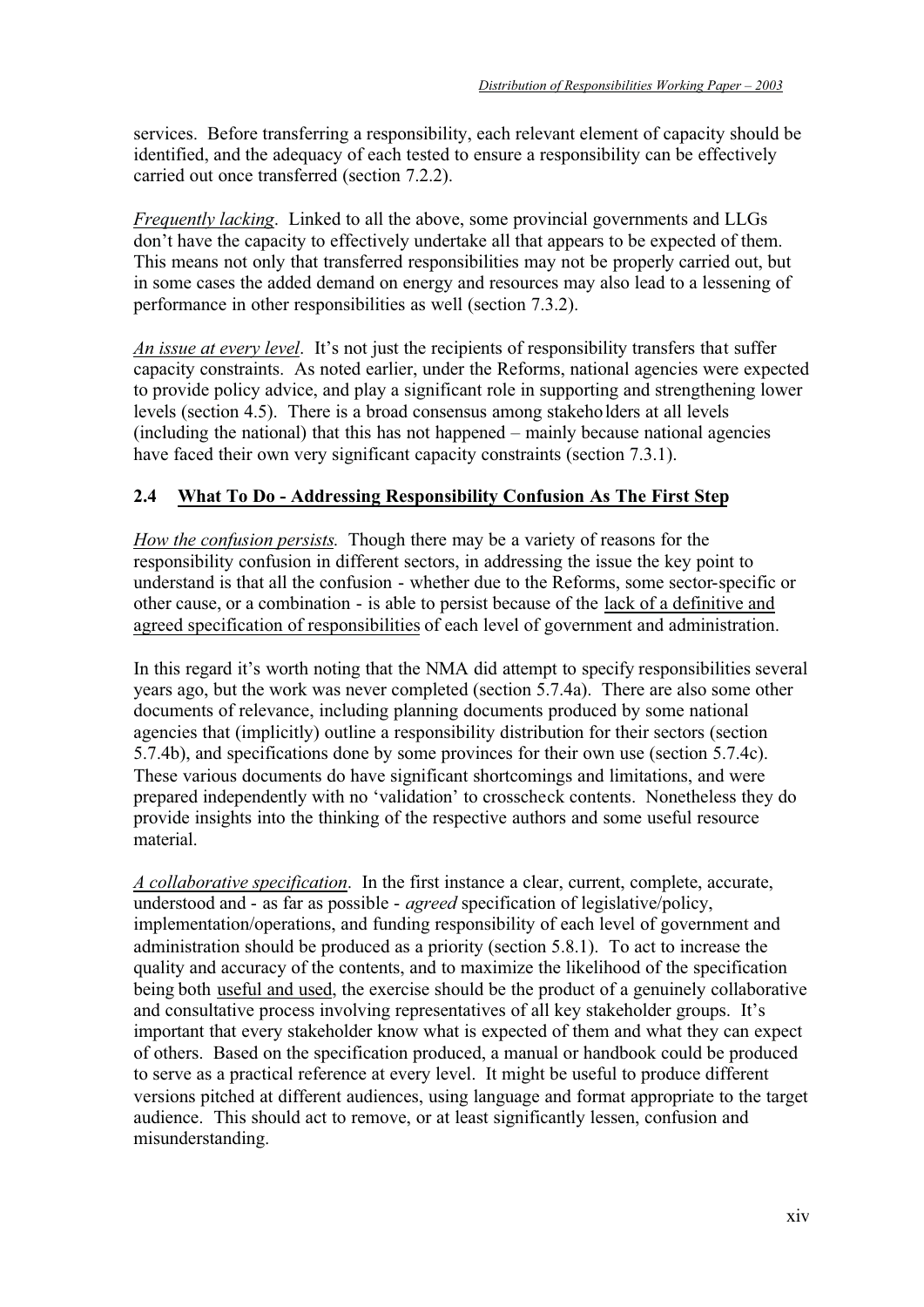services. Before transferring a responsibility, each relevant element of capacity should be identified, and the adequacy of each tested to ensure a responsibility can be effectively carried out once transferred (section 7.2.2).

*Frequently lacking*. Linked to all the above, some provincial governments and LLGs don't have the capacity to effectively undertake all that appears to be expected of them. This means not only that transferred responsibilities may not be properly carried out, but in some cases the added demand on energy and resources may also lead to a lessening of performance in other responsibilities as well (section 7.3.2).

*An issue at every level*. It's not just the recipients of responsibility transfers that suffer capacity constraints. As noted earlier, under the Reforms, national agencies were expected to provide policy advice, and play a significant role in supporting and strengthening lower levels (section 4.5). There is a broad consensus among stakeholders at all levels (including the national) that this has not happened – mainly because national agencies have faced their own very significant capacity constraints (section 7.3.1).

## 2.4 What To Do - Addressing Responsibility Confusion As The First Step

*How the confusion persists.* Though there may be a variety of reasons for the responsibility confusion in different sectors, in addressing the issue the key point to understand is that all the confusion - whether due to the Reforms, some sector-specific or other cause, or a combination - is able to persist because of the lack of a definitive and agreed specification of responsibilities of each level of government and administration.

In this regard it's worth noting that the NMA did attempt to specify responsibilities several years ago, but the work was never completed (section 5.7.4a). There are also some other documents of relevance, including planning documents produced by some national agencies that (implicitly) outline a responsibility distribution for their sectors (section 5.7.4b), and specifications done by some provinces for their own use (section 5.7.4c). These various documents do have significant shortcomings and limitations, and were prepared independently with no 'validation' to crosscheck contents. Nonetheless they do provide insights into the thinking of the respective authors and some useful resource material.

*A collaborative specification*. In the first instance a clear, current, complete, accurate, understood and - as far as possible - *agreed* specification of legislative/policy, implementation/operations, and funding responsibility of each level of government and administration should be produced as a priority (section 5.8.1). To act to increase the quality and accuracy of the contents, and to maximize the likelihood of the specification being both useful and used, the exercise should be the product of a genuinely collaborative and consultative process involving representatives of all key stakeholder groups. It's important that every stakeholder know what is expected of them and what they can expect of others. Based on the specification produced, a manual or handbook could be produced to serve as a practical reference at every level. It might be useful to produce different versions pitched at different audiences, using language and format appropriate to the target audience. This should act to remove, or at least significantly lessen, confusion and misunderstanding.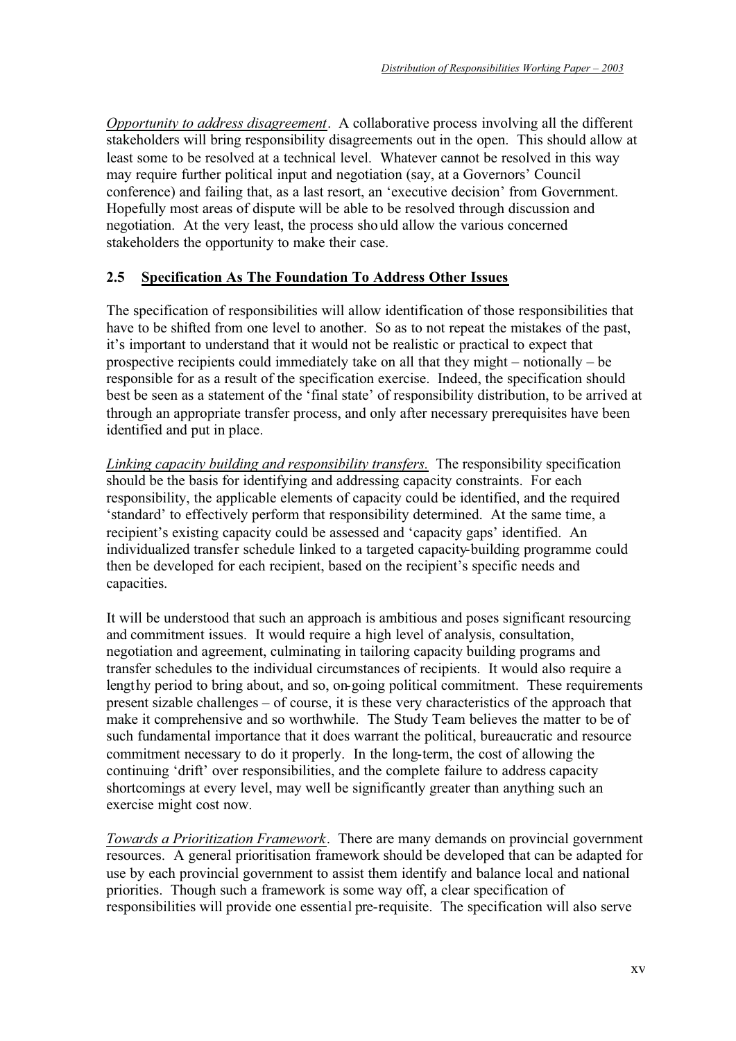*Opportunity to address disagreement*. A collaborative process involving all the different stakeholders will bring responsibility disagreements out in the open. This should allow at least some to be resolved at a technical level. Whatever cannot be resolved in this way may require further political input and negotiation (say, at a Governors' Council conference) and failing that, as a last resort, an 'executive decision' from Government. Hopefully most areas of dispute will be able to be resolved through discussion and negotiation. At the very least, the process should allow the various concerned stakeholders the opportunity to make their case.

## 2.5 Specification As The Foundation To Address Other Issues

The specification of responsibilities will allow identification of those responsibilities that have to be shifted from one level to another. So as to not repeat the mistakes of the past, it's important to understand that it would not be realistic or practical to expect that prospective recipients could immediately take on all that they might – notionally – be responsible for as a result of the specification exercise. Indeed, the specification should best be seen as a statement of the 'final state' of responsibility distribution, to be arrived at through an appropriate transfer process, and only after necessary prerequisites have been identified and put in place.

*Linking capacity building and responsibility transfers.* The responsibility specification should be the basis for identifying and addressing capacity constraints. For each responsibility, the applicable elements of capacity could be identified, and the required 'standard' to effectively perform that responsibility determined. At the same time, a recipient's existing capacity could be assessed and 'capacity gaps' identified. An individualized transfer schedule linked to a targeted capacity-building programme could then be developed for each recipient, based on the recipient's specific needs and capacities.

It will be understood that such an approach is ambitious and poses significant resourcing and commitment issues. It would require a high level of analysis, consultation, negotiation and agreement, culminating in tailoring capacity building programs and transfer schedules to the individual circumstances of recipients. It would also require a lengthy period to bring about, and so, on-going political commitment. These requirements present sizable challenges – of course, it is these very characteristics of the approach that make it comprehensive and so worthwhile. The Study Team believes the matter to be of such fundamental importance that it does warrant the political, bureaucratic and resource commitment necessary to do it properly. In the long-term, the cost of allowing the continuing 'drift' over responsibilities, and the complete failure to address capacity shortcomings at every level, may well be significantly greater than anything such an exercise might cost now.

*Towards a Prioritization Framework*. There are many demands on provincial government resources. A general prioritisation framework should be developed that can be adapted for use by each provincial government to assist them identify and balance local and national priorities. Though such a framework is some way off, a clear specification of responsibilities will provide one essential pre-requisite. The specification will also serve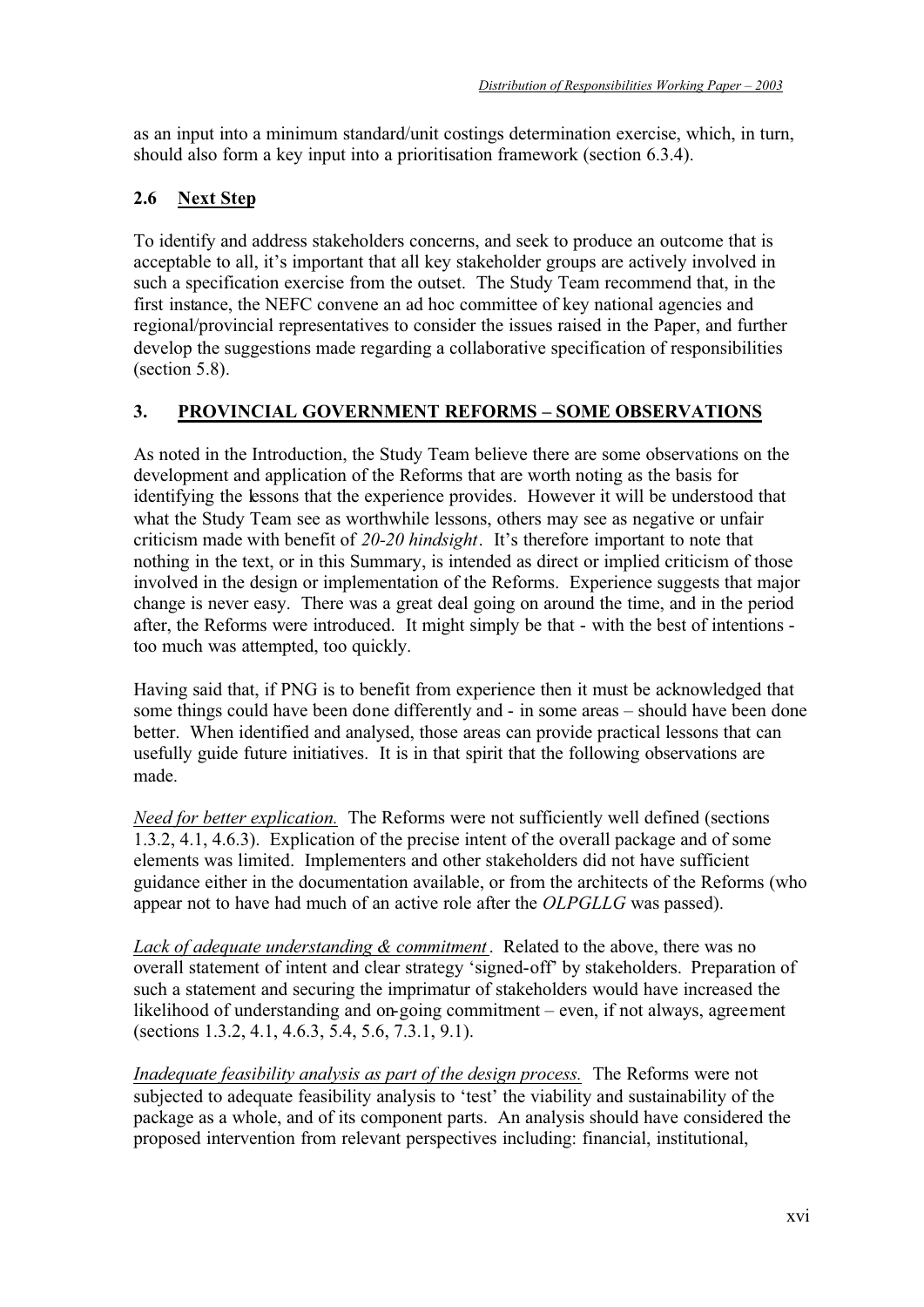as an input into a minimum standard/unit costings determination exercise, which, in turn, should also form a key input into a prioritisation framework (section 6.3.4).

## 2.6 Next Step

To identify and address stakeholders concerns, and seek to produce an outcome that is acceptable to all, it's important that all key stakeholder groups are actively involved in such a specification exercise from the outset. The Study Team recommend that, in the first instance, the NEFC convene an ad hoc committee of key national agencies and regional/provincial representatives to consider the issues raised in the Paper, and further develop the suggestions made regarding a collaborative specification of responsibilities (section 5.8).

## 3. PROVINCIAL GOVERNMENT REFORMS – SOME OBSERVATIONS

As noted in the Introduction, the Study Team believe there are some observations on the development and application of the Reforms that are worth noting as the basis for identifying the lessons that the experience provides. However it will be understood that what the Study Team see as worthwhile lessons, others may see as negative or unfair criticism made with benefit of *20-20 hindsight*. It's therefore important to note that nothing in the text, or in this Summary, is intended as direct or implied criticism of those involved in the design or implementation of the Reforms. Experience suggests that major change is never easy. There was a great deal going on around the time, and in the period after, the Reforms were introduced. It might simply be that - with the best of intentions - too much was attempted, too quickly.

Having said that, if PNG is to benefit from experience then it must be acknowledged that some things could have been done differently and - in some areas – should have been done better. When identified and analysed, those areas can provide practical lessons that can usefully guide future initiatives. It is in that spirit that the following observations are made.

*Need for better explication.* The Reforms were not sufficiently well defined (sections 1.3.2, 4.1, 4.6.3). Explication of the precise intent of the overall package and of some elements was limited. Implementers and other stakeholders did not have sufficient guidance either in the documentation available, or from the architects of the Reforms (who appear not to have had much of an active role after the *OLPGLLG* was passed).

*Lack of adequate understanding & commitment*. Related to the above, there was no overall statement of intent and clear strategy 'signed-off' by stakeholders. Preparation of such a statement and securing the imprimatur of stakeholders would have increased the likelihood of understanding and on-going commitment – even, if not always, agreement (sections 1.3.2, 4.1, 4.6.3, 5.4, 5.6, 7.3.1, 9.1).

*Inadequate feasibility analysis as part of the design process.* The Reforms were not subjected to adequate feasibility analysis to 'test' the viability and sustainability of the package as a whole, and of its component parts. An analysis should have considered the proposed intervention from relevant perspectives including: financial, institutional,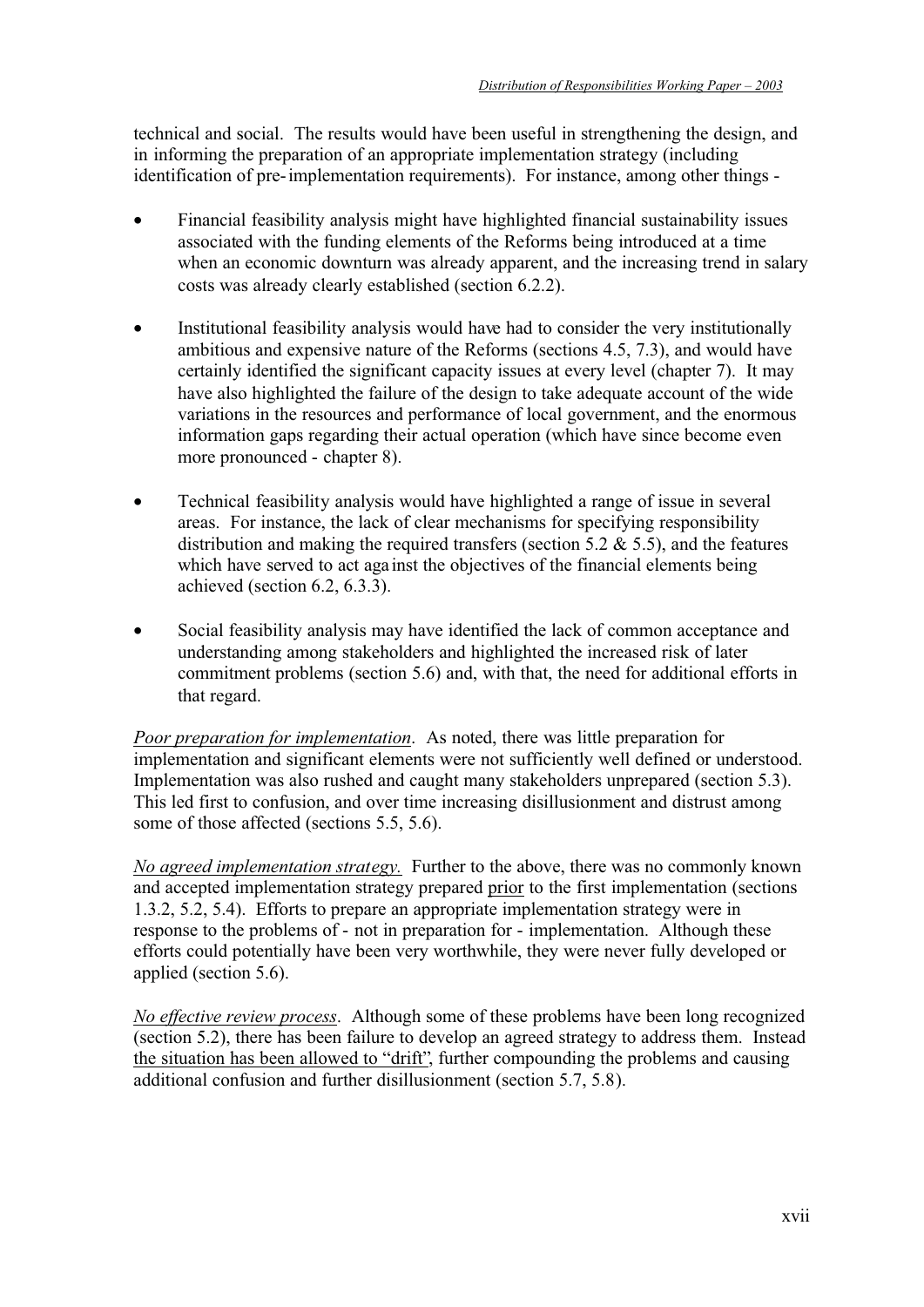technical and social. The results would have been useful in strengthening the design, and in informing the preparation of an appropriate implementation strategy (including identification of pre-implementation requirements). For instance, among other things -

- Financial feasibility analysis might have highlighted financial sustainability issues associated with the funding elements of the Reforms being introduced at a time when an economic downturn was already apparent, and the increasing trend in salary costs was already clearly established (section 6.2.2).
- Institutional feasibility analysis would have had to consider the very institutionally ambitious and expensive nature of the Reforms (sections 4.5, 7.3), and would have certainly identified the significant capacity issues at every level (chapter 7). It may have also highlighted the failure of the design to take adequate account of the wide variations in the resources and performance of local government, and the enormous information gaps regarding their actual operation (which have since become even more pronounced - chapter 8).
- Technical feasibility analysis would have highlighted a range of issue in several areas. For instance, the lack of clear mechanisms for specifying responsibility distribution and making the required transfers (section 5.2 & 5.5), and the features which have served to act against the objectives of the financial elements being achieved (section 6.2, 6.3.3).
- Social feasibility analysis may have identified the lack of common acceptance and understanding among stakeholders and highlighted the increased risk of later commitment problems (section 5.6) and, with that, the need for additional efforts in that regard.

*Poor preparation for implementation*. As noted, there was little preparation for implementation and significant elements were not sufficiently well defined or understood. Implementation was also rushed and caught many stakeholders unprepared (section 5.3). This led first to confusion, and over time increasing disillusionment and distrust among some of those affected (sections 5.5, 5.6).

*No agreed implementation strategy.* Further to the above, there was no commonly known and accepted implementation strategy prepared prior to the first implementation (sections 1.3.2, 5.2, 5.4). Efforts to prepare an appropriate implementation strategy were in response to the problems of - not in preparation for - implementation. Although these efforts could potentially have been very worthwhile, they were never fully developed or applied (section 5.6).

*No effective review process*. Although some of these problems have been long recognized (section 5.2), there has been failure to develop an agreed strategy to address them. Instead the situation has been allowed to "drift", further compounding the problems and causing additional confusion and further disillusionment (section 5.7, 5.8).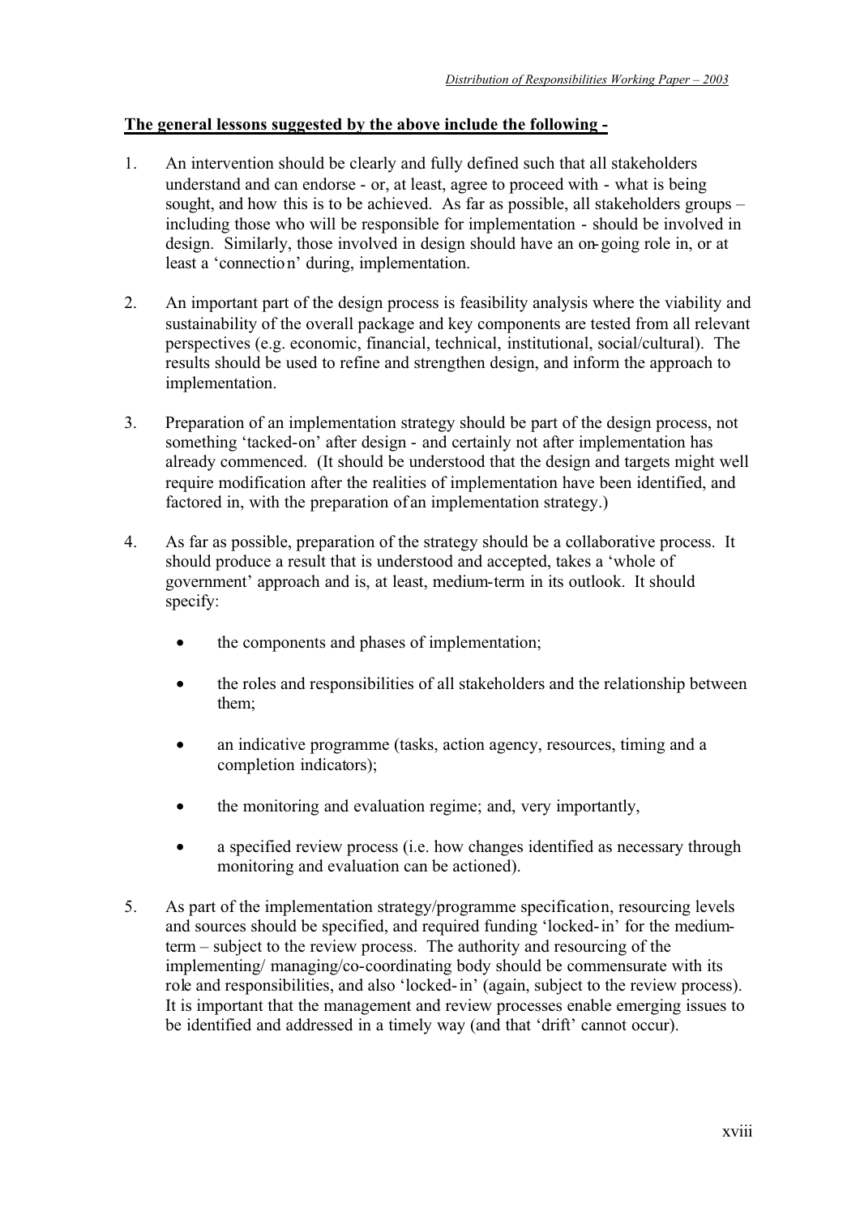**The general lessons suggested by the above include the following -**

1. An intervention should be clearly and fully defined such that all stakeholders understand and can endorse - or, at least, agree to proceed with - what is being sought, and how this is to be achieved. As far as possible, all stakeholders groups – including those who will be responsible for implementation - should be involved in design. Similarly, those involved in design should have an on-going role in, or at least a 'connection' during, implementation.

2. An important part of the design process is feasibility analysis where the viability and sustainability of the overall package and key components are tested from all relevant perspectives (e.g. economic, financial, technical, institutional, social/cultural). The results should be used to refine and strengthen design, and inform the approach to implementation.

3. Preparation of an implementation strategy should be part of the design process, not something 'tacked-on' after design - and certainly not after implementation has already commenced. (It should be understood that the design and targets might well require modification after the realities of implementation have been identified, and factored in, with the preparation of an implementation strategy.)

4. As far as possible, preparation of the strategy should be a collaborative process. It should produce a result that is understood and accepted, takes a 'whole of government' approach and is, at least, medium-term in its outlook. It should specify:

   - the components and phases of implementation;
   - the roles and responsibilities of all stakeholders and the relationship between them;
   - an indicative programme (tasks, action agency, resources, timing and a completion indicators);
   - the monitoring and evaluation regime; and, very importantly,
   - a specified review process (i.e. how changes identified as necessary through monitoring and evaluation can be actioned).

5. As part of the implementation strategy/programme specification, resourcing levels and sources should be specified, and required funding 'locked-in' for the medium-term – subject to the review process. The authority and resourcing of the implementing/ managing/co-coordinating body should be commensurate with its role and responsibilities, and also 'locked-in' (again, subject to the review process). It is important that the management and review processes enable emerging issues to be identified and addressed in a timely way (and that 'drift' cannot occur).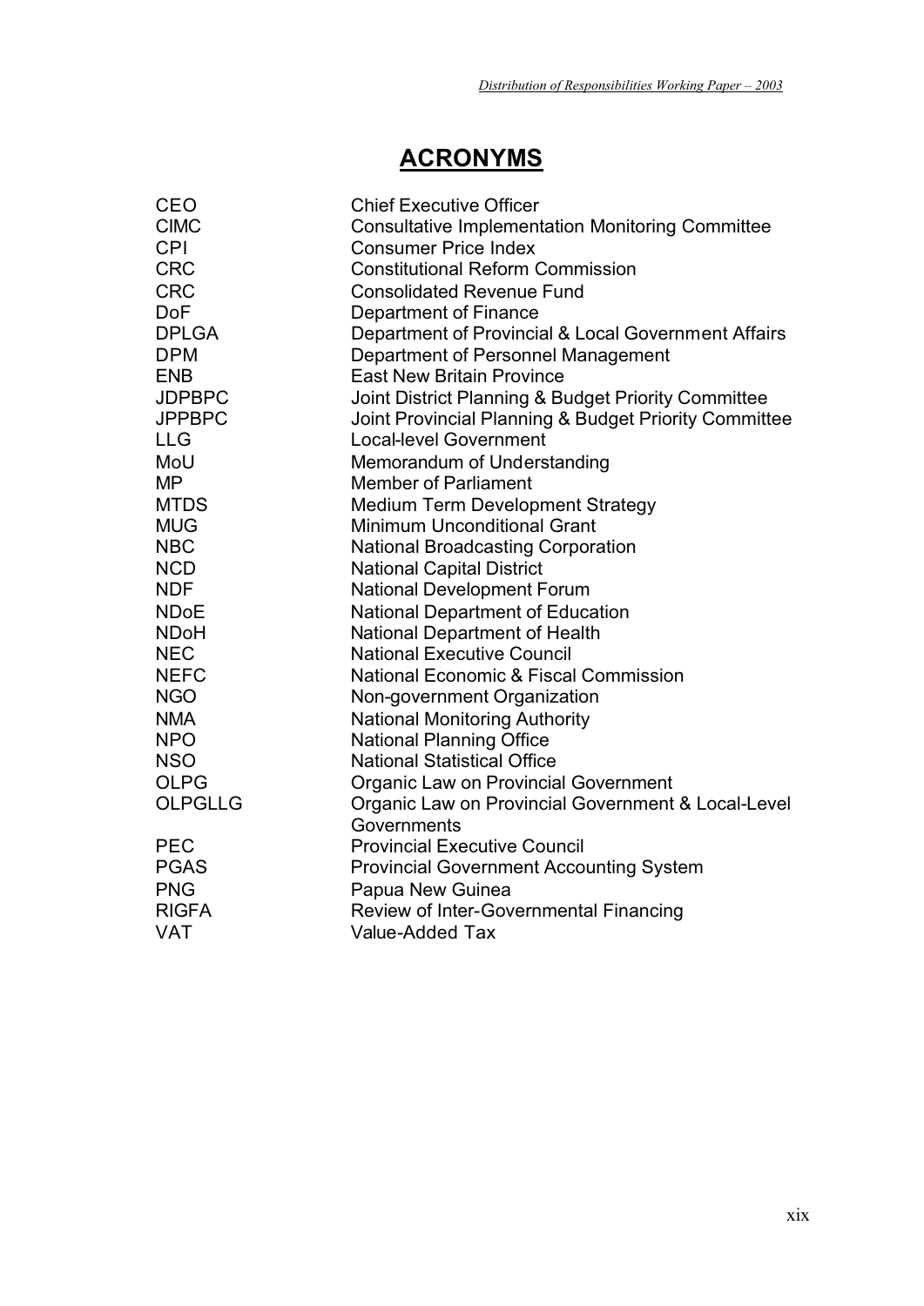# ACRONYMS

| | |
|---|---|
| CEO | Chief Executive Officer |
| CIMC | Consultative Implementation Monitoring Committee |
| CPI | Consumer Price Index |
| CRC | Constitutional Reform Commission |
| CRC | Consolidated Revenue Fund |
| DoF | Department of Finance |
| DPLGA | Department of Provincial & Local Government Affairs |
| DPM | Department of Personnel Management |
| ENB | East New Britain Province |
| JDPBPC | Joint District Planning & Budget Priority Committee |
| JPPBPC | Joint Provincial Planning & Budget Priority Committee |
| LLG | Local-level Government |
| MoU | Memorandum of Understanding |
| MP | Member of Parliament |
| MTDS | Medium Term Development Strategy |
| MUG | Minimum Unconditional Grant |
| NBC | National Broadcasting Corporation |
| NCD | National Capital District |
| NDF | National Development Forum |
| NDoE | National Department of Education |
| NDoH | National Department of Health |
| NEC | National Executive Council |
| NEFC | National Economic & Fiscal Commission |
| NGO | Non-government Organization |
| NMA | National Monitoring Authority |
| NPO | National Planning Office |
| NSO | National Statistical Office |
| OLPG | Organic Law on Provincial Government |
| OLPGLLG | Organic Law on Provincial Government & Local-Level Governments |
| PEC | Provincial Executive Council |
| PGAS | Provincial Government Accounting System |
| PNG | Papua New Guinea |
| RIGFA | Review of Inter-Governmental Financing |
| VAT | Value-Added Tax |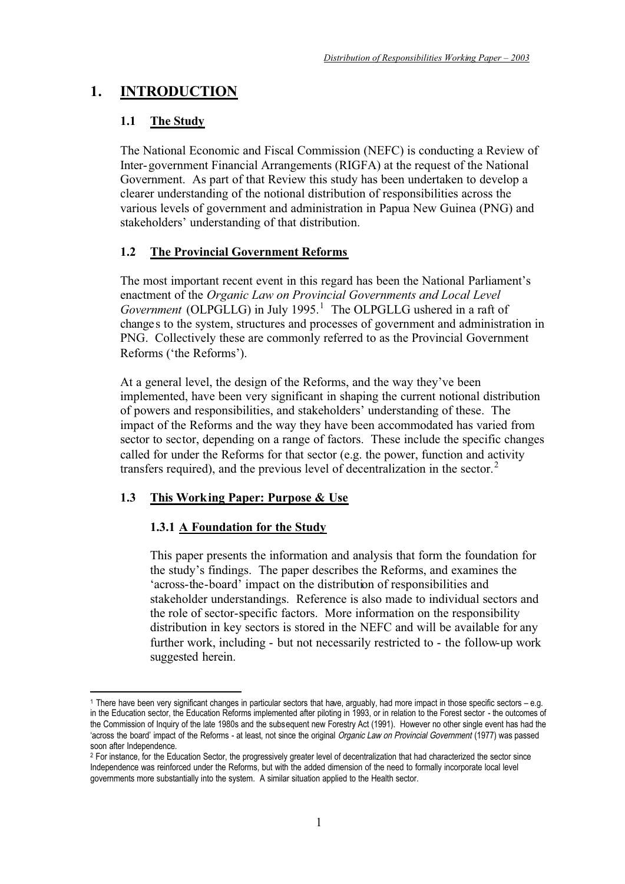# 1. INTRODUCTION

## 1.1 The Study

The National Economic and Fiscal Commission (NEFC) is conducting a Review of Inter-government Financial Arrangements (RIGFA) at the request of the National Government. As part of that Review this study has been undertaken to develop a clearer understanding of the notional distribution of responsibilities across the various levels of government and administration in Papua New Guinea (PNG) and stakeholders' understanding of that distribution.

## 1.2 The Provincial Government Reforms

The most important recent event in this regard has been the National Parliament's enactment of the *Organic Law on Provincial Governments and Local Level Government* (OLPGLLG) in July 1995.[1] The OLPGLLG ushered in a raft of changes to the system, structures and processes of government and administration in PNG. Collectively these are commonly referred to as the Provincial Government Reforms ('the Reforms').

At a general level, the design of the Reforms, and the way they've been implemented, have been very significant in shaping the current notional distribution of powers and responsibilities, and stakeholders' understanding of these. The impact of the Reforms and the way they have been accommodated has varied from sector to sector, depending on a range of factors. These include the specific changes called for under the Reforms for that sector (e.g. the power, function and activity transfers required), and the previous level of decentralization in the sector.[2]

## 1.3 This Working Paper: Purpose & Use

### 1.3.1 A Foundation for the Study

This paper presents the information and analysis that form the foundation for the study's findings. The paper describes the Reforms, and examines the 'across-the-board' impact on the distribution of responsibilities and stakeholder understandings. Reference is also made to individual sectors and the role of sector-specific factors. More information on the responsibility distribution in key sectors is stored in the NEFC and will be available for any further work, including - but not necessarily restricted to - the follow-up work suggested herein.

---

[1] There have been very significant changes in particular sectors that have, arguably, had more impact in those specific sectors – e.g. in the Education sector, the Education Reforms implemented after piloting in 1993, or in relation to the Forest sector - the outcomes of the Commission of Inquiry of the late 1980s and the subsequent new Forestry Act (1991). However no other single event has had the 'across the board' impact of the Reforms - at least, not since the original *Organic Law on Provincial Government* (1977) was passed soon after Independence.

[2] For instance, for the Education Sector, the progressively greater level of decentralization that had characterized the sector since Independence was reinforced under the Reforms, but with the added dimension of the need to formally incorporate local level governments more substantially into the system. A similar situation applied to the Health sector.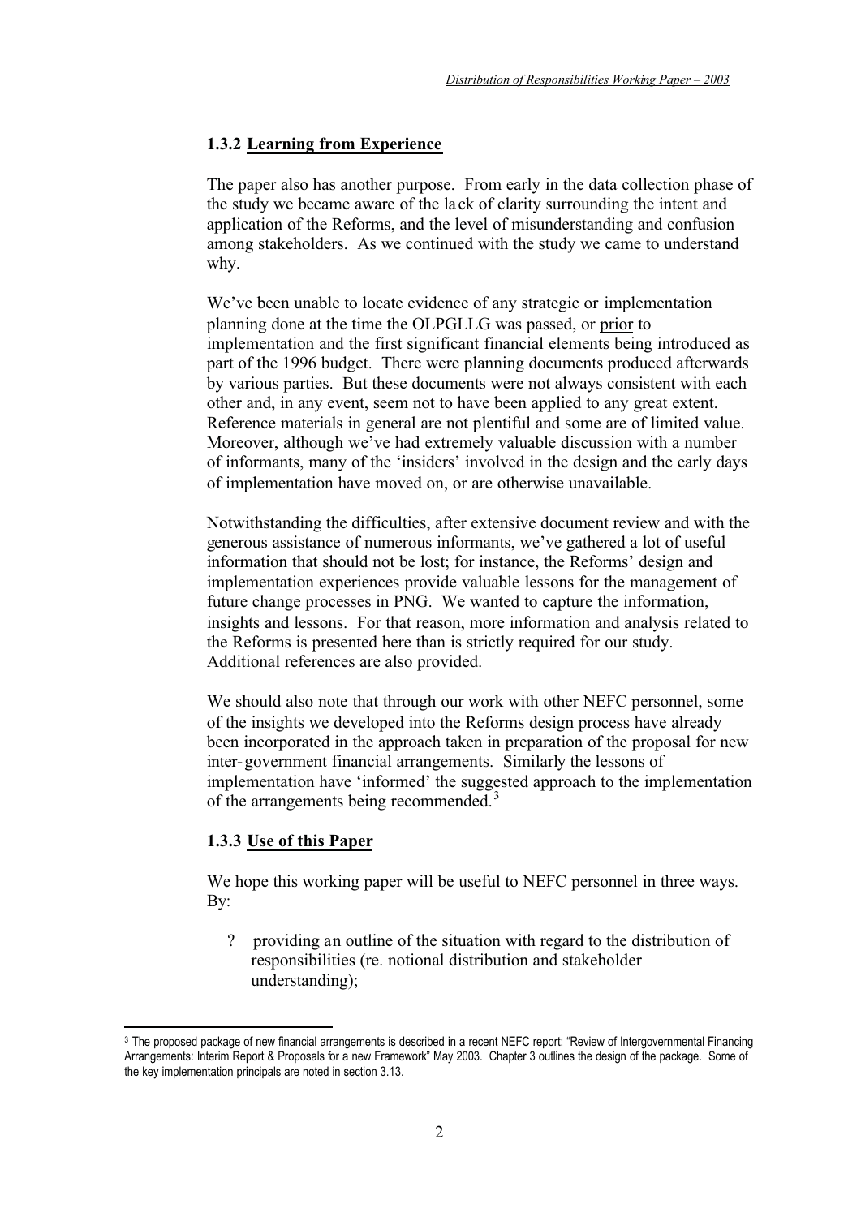### 1.3.2 Learning from Experience

The paper also has another purpose. From early in the data collection phase of the study we became aware of the lack of clarity surrounding the intent and application of the Reforms, and the level of misunderstanding and confusion among stakeholders. As we continued with the study we came to understand why.

We've been unable to locate evidence of any strategic or implementation planning done at the time the OLPGLLG was passed, or prior to implementation and the first significant financial elements being introduced as part of the 1996 budget. There were planning documents produced afterwards by various parties. But these documents were not always consistent with each other and, in any event, seem not to have been applied to any great extent. Reference materials in general are not plentiful and some are of limited value. Moreover, although we've had extremely valuable discussion with a number of informants, many of the 'insiders' involved in the design and the early days of implementation have moved on, or are otherwise unavailable.

Notwithstanding the difficulties, after extensive document review and with the generous assistance of numerous informants, we've gathered a lot of useful information that should not be lost; for instance, the Reforms' design and implementation experiences provide valuable lessons for the management of future change processes in PNG. We wanted to capture the information, insights and lessons. For that reason, more information and analysis related to the Reforms is presented here than is strictly required for our study. Additional references are also provided.

We should also note that through our work with other NEFC personnel, some of the insights we developed into the Reforms design process have already been incorporated in the approach taken in preparation of the proposal for new inter-government financial arrangements. Similarly the lessons of implementation have 'informed' the suggested approach to the implementation of the arrangements being recommended.[3]

### 1.3.3 Use of this Paper

We hope this working paper will be useful to NEFC personnel in three ways. By:

- providing an outline of the situation with regard to the distribution of responsibilities (re. notional distribution and stakeholder understanding);

---

[3] The proposed package of new financial arrangements is described in a recent NEFC report: "Review of Intergovernmental Financing Arrangements: Interim Report & Proposals for a new Framework" May 2003. Chapter 3 outlines the design of the package. Some of the key implementation principals are noted in section 3.13.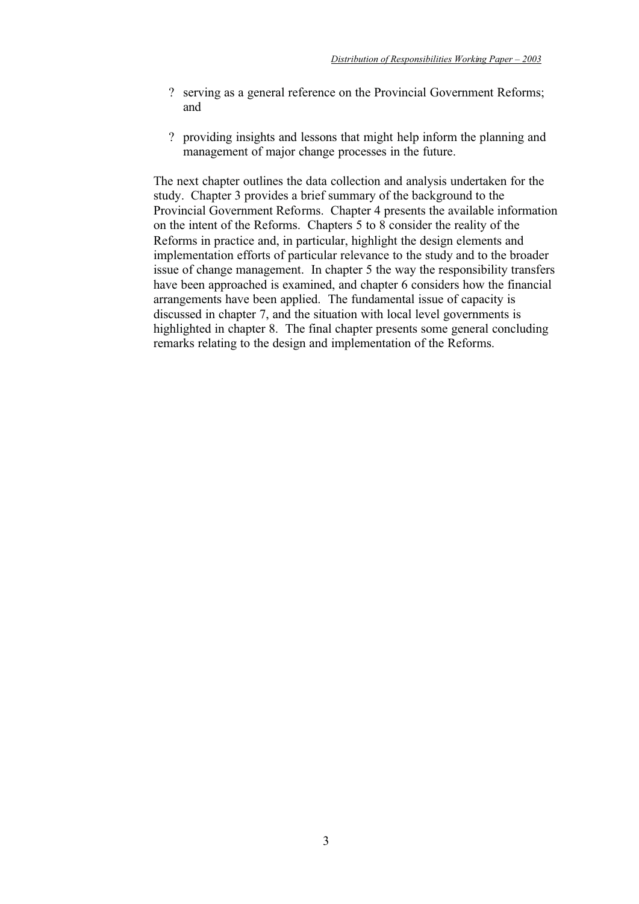- serving as a general reference on the Provincial Government Reforms; and

- providing insights and lessons that might help inform the planning and management of major change processes in the future.

The next chapter outlines the data collection and analysis undertaken for the study. Chapter 3 provides a brief summary of the background to the Provincial Government Reforms. Chapter 4 presents the available information on the intent of the Reforms. Chapters 5 to 8 consider the reality of the Reforms in practice and, in particular, highlight the design elements and implementation efforts of particular relevance to the study and to the broader issue of change management. In chapter 5 the way the responsibility transfers have been approached is examined, and chapter 6 considers how the financial arrangements have been applied. The fundamental issue of capacity is discussed in chapter 7, and the situation with local level governments is highlighted in chapter 8. The final chapter presents some general concluding remarks relating to the design and implementation of the Reforms.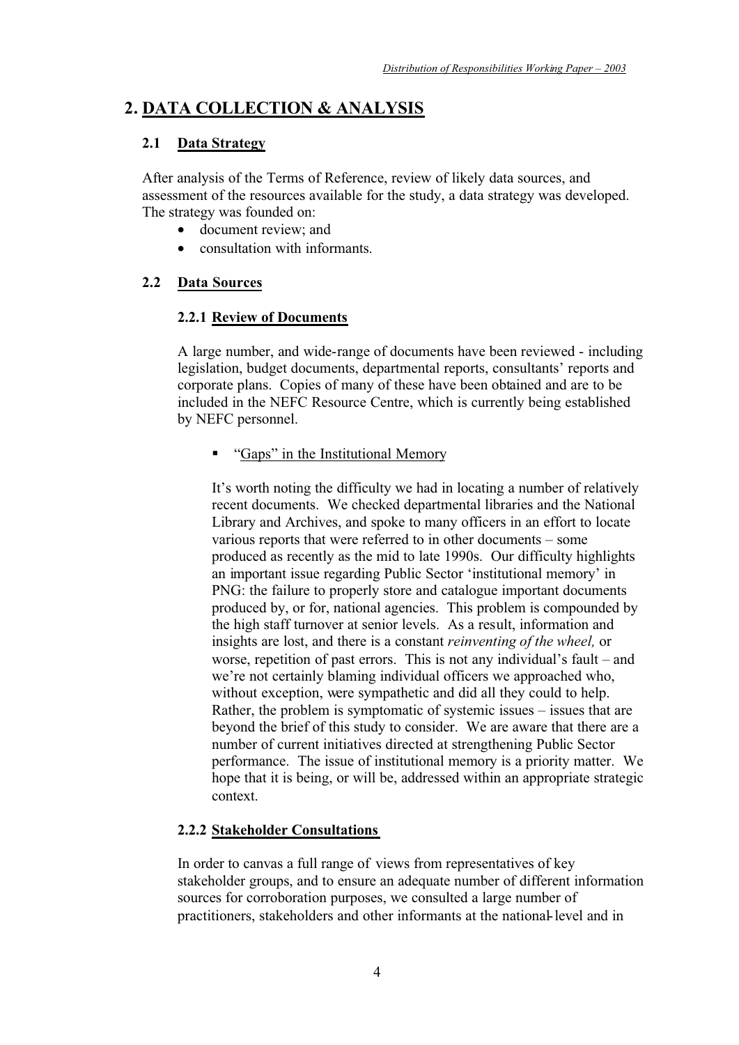## 2. DATA COLLECTION & ANALYSIS

### 2.1 Data Strategy

After analysis of the Terms of Reference, review of likely data sources, and assessment of the resources available for the study, a data strategy was developed. The strategy was founded on:

- document review; and
- consultation with informants.

### 2.2 Data Sources

#### 2.2.1 Review of Documents

A large number, and wide-range of documents have been reviewed - including legislation, budget documents, departmental reports, consultants' reports and corporate plans. Copies of many of these have been obtained and are to be included in the NEFC Resource Centre, which is currently being established by NEFC personnel.

- "Gaps" in the Institutional Memory

It's worth noting the difficulty we had in locating a number of relatively recent documents. We checked departmental libraries and the National Library and Archives, and spoke to many officers in an effort to locate various reports that were referred to in other documents – some produced as recently as the mid to late 1990s. Our difficulty highlights an important issue regarding Public Sector 'institutional memory' in PNG: the failure to properly store and catalogue important documents produced by, or for, national agencies. This problem is compounded by the high staff turnover at senior levels. As a result, information and insights are lost, and there is a constant *reinventing of the wheel,* or worse, repetition of past errors. This is not any individual's fault – and we're not certainly blaming individual officers we approached who, without exception, were sympathetic and did all they could to help. Rather, the problem is symptomatic of systemic issues – issues that are beyond the brief of this study to consider. We are aware that there are a number of current initiatives directed at strengthening Public Sector performance. The issue of institutional memory is a priority matter. We hope that it is being, or will be, addressed within an appropriate strategic context.

#### 2.2.2 Stakeholder Consultations

In order to canvas a full range of views from representatives of key stakeholder groups, and to ensure an adequate number of different information sources for corroboration purposes, we consulted a large number of practitioners, stakeholders and other informants at the national-level and in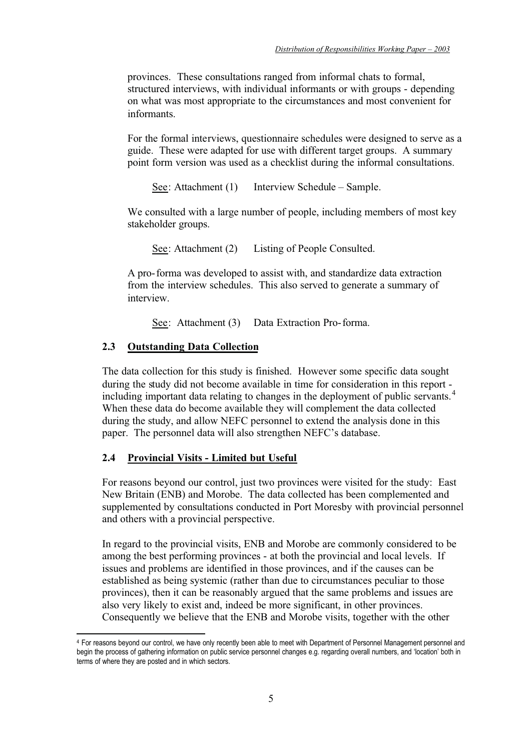provinces. These consultations ranged from informal chats to formal, structured interviews, with individual informants or with groups - depending on what was most appropriate to the circumstances and most convenient for informants.

For the formal interviews, questionnaire schedules were designed to serve as a guide. These were adapted for use with different target groups. A summary point form version was used as a checklist during the informal consultations.

See: Attachment (1) Interview Schedule – Sample.

We consulted with a large number of people, including members of most key stakeholder groups.

See: Attachment (2) Listing of People Consulted.

A pro-forma was developed to assist with, and standardize data extraction from the interview schedules. This also served to generate a summary of interview.

See: Attachment (3) Data Extraction Pro-forma.

### 2.3 Outstanding Data Collection

The data collection for this study is finished. However some specific data sought during the study did not become available in time for consideration in this report - including important data relating to changes in the deployment of public servants.[4] When these data do become available they will complement the data collected during the study, and allow NEFC personnel to extend the analysis done in this paper. The personnel data will also strengthen NEFC's database.

### 2.4 Provincial Visits - Limited but Useful

For reasons beyond our control, just two provinces were visited for the study: East New Britain (ENB) and Morobe. The data collected has been complemented and supplemented by consultations conducted in Port Moresby with provincial personnel and others with a provincial perspective.

In regard to the provincial visits, ENB and Morobe are commonly considered to be among the best performing provinces - at both the provincial and local levels. If issues and problems are identified in those provinces, and if the causes can be established as being systemic (rather than due to circumstances peculiar to those provinces), then it can be reasonably argued that the same problems and issues are also very likely to exist and, indeed be more significant, in other provinces. Consequently we believe that the ENB and Morobe visits, together with the other

---

[4] For reasons beyond our control, we have only recently been able to meet with Department of Personnel Management personnel and begin the process of gathering information on public service personnel changes e.g. regarding overall numbers, and 'location' both in terms of where they are posted and in which sectors.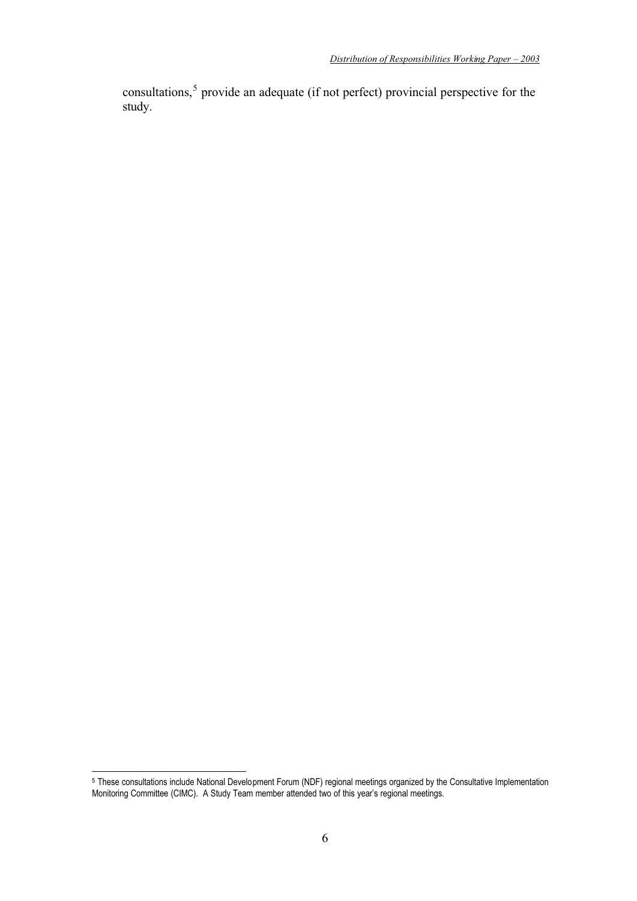consultations,[5] provide an adequate (if not perfect) provincial perspective for the study.

[5] These consultations include National Development Forum (NDF) regional meetings organized by the Consultative Implementation Monitoring Committee (CIMC). A Study Team member attended two of this year's regional meetings.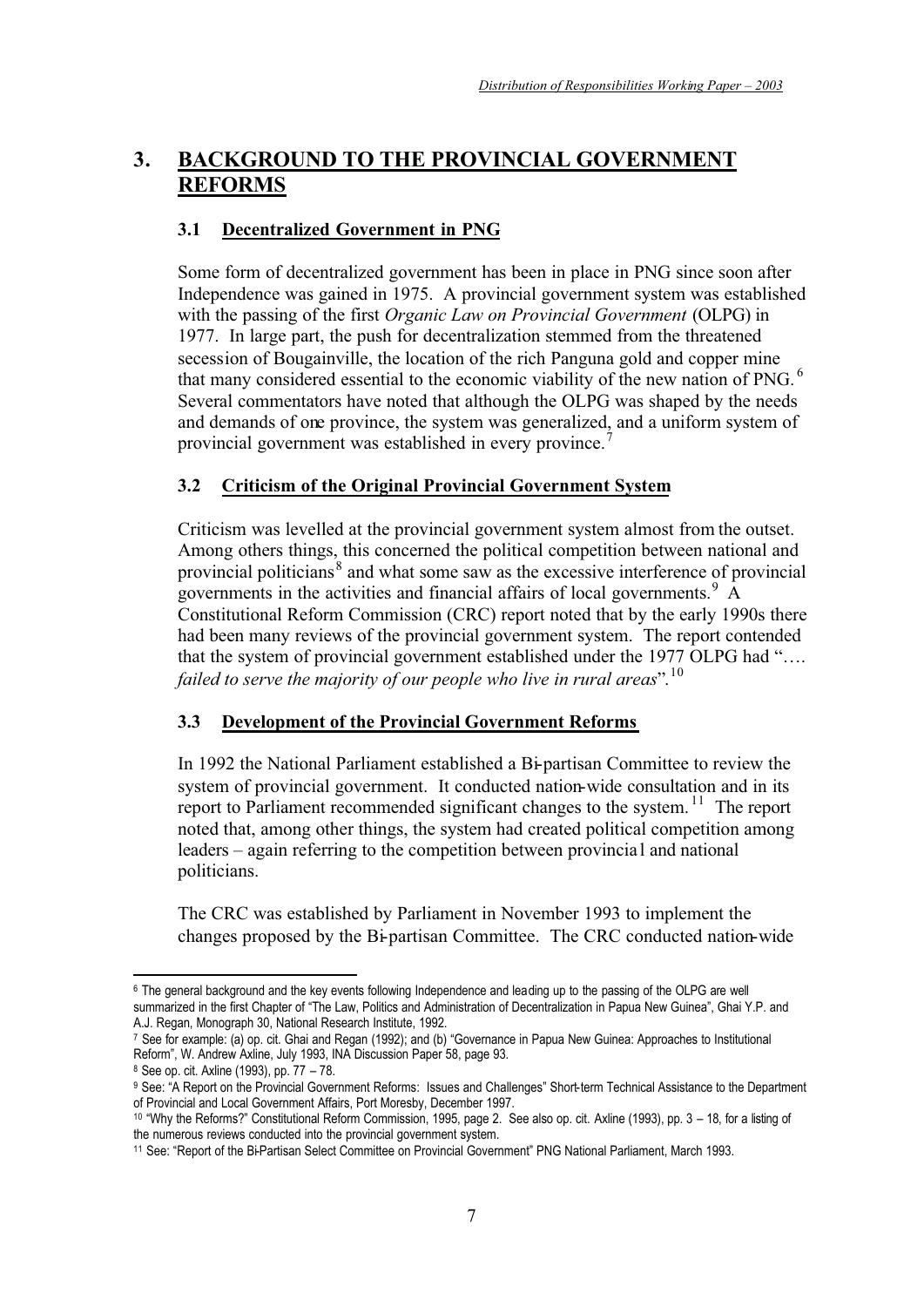## 3. BACKGROUND TO THE PROVINCIAL GOVERNMENT REFORMS

### 3.1 Decentralized Government in PNG

Some form of decentralized government has been in place in PNG since soon after Independence was gained in 1975. A provincial government system was established with the passing of the first *Organic Law on Provincial Government* (OLPG) in 1977. In large part, the push for decentralization stemmed from the threatened secession of Bougainville, the location of the rich Panguna gold and copper mine that many considered essential to the economic viability of the new nation of PNG.[6] Several commentators have noted that although the OLPG was shaped by the needs and demands of one province, the system was generalized, and a uniform system of provincial government was established in every province.[7]

### 3.2 Criticism of the Original Provincial Government System

Criticism was levelled at the provincial government system almost from the outset. Among others things, this concerned the political competition between national and provincial politicians[8] and what some saw as the excessive interference of provincial governments in the activities and financial affairs of local governments.[9] A Constitutional Reform Commission (CRC) report noted that by the early 1990s there had been many reviews of the provincial government system. The report contended that the system of provincial government established under the 1977 OLPG had "…. *failed to serve the majority of our people who live in rural areas*".[10]

### 3.3 Development of the Provincial Government Reforms

In 1992 the National Parliament established a Bi-partisan Committee to review the system of provincial government. It conducted nation-wide consultation and in its report to Parliament recommended significant changes to the system.[11] The report noted that, among other things, the system had created political competition among leaders – again referring to the competition between provincial and national politicians.

The CRC was established by Parliament in November 1993 to implement the changes proposed by the Bi-partisan Committee. The CRC conducted nation-wide

---

[6] The general background and the key events following Independence and leading up to the passing of the OLPG are well summarized in the first Chapter of "The Law, Politics and Administration of Decentralization in Papua New Guinea", Ghai Y.P. and A.J. Regan, Monograph 30, National Research Institute, 1992.

[7] See for example: (a) op. cit. Ghai and Regan (1992); and (b) "Governance in Papua New Guinea: Approaches to Institutional Reform", W. Andrew Axline, July 1993, INA Discussion Paper 58, page 93.

[8] See op. cit. Axline (1993), pp. 77 – 78.

[9] See: "A Report on the Provincial Government Reforms: Issues and Challenges" Short-term Technical Assistance to the Department of Provincial and Local Government Affairs, Port Moresby, December 1997.

[10] "Why the Reforms?" Constitutional Reform Commission, 1995, page 2. See also op. cit. Axline (1993), pp. 3 – 18, for a listing of the numerous reviews conducted into the provincial government system.

[11] See: "Report of the Bi-Partisan Select Committee on Provincial Government" PNG National Parliament, March 1993.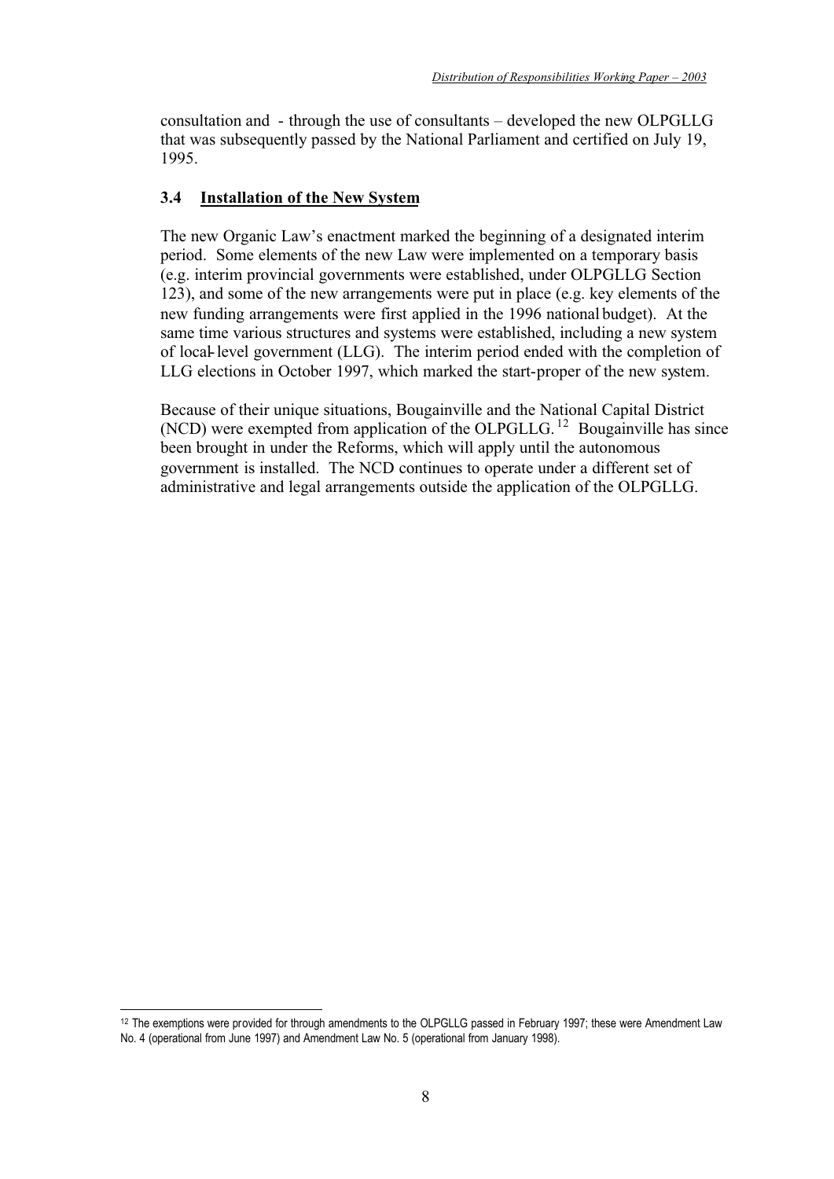consultation and - through the use of consultants – developed the new OLPGLLG that was subsequently passed by the National Parliament and certified on July 19, 1995.

### 3.4 Installation of the New System

The new Organic Law's enactment marked the beginning of a designated interim period. Some elements of the new Law were implemented on a temporary basis (e.g. interim provincial governments were established, under OLPGLLG Section 123), and some of the new arrangements were put in place (e.g. key elements of the new funding arrangements were first applied in the 1996 national budget). At the same time various structures and systems were established, including a new system of local-level government (LLG). The interim period ended with the completion of LLG elections in October 1997, which marked the start-proper of the new system.

Because of their unique situations, Bougainville and the National Capital District (NCD) were exempted from application of the OLPGLLG.[12] Bougainville has since been brought in under the Reforms, which will apply until the autonomous government is installed. The NCD continues to operate under a different set of administrative and legal arrangements outside the application of the OLPGLLG.

---

[12] The exemptions were provided for through amendments to the OLPGLLG passed in February 1997; these were Amendment Law No. 4 (operational from June 1997) and Amendment Law No. 5 (operational from January 1998).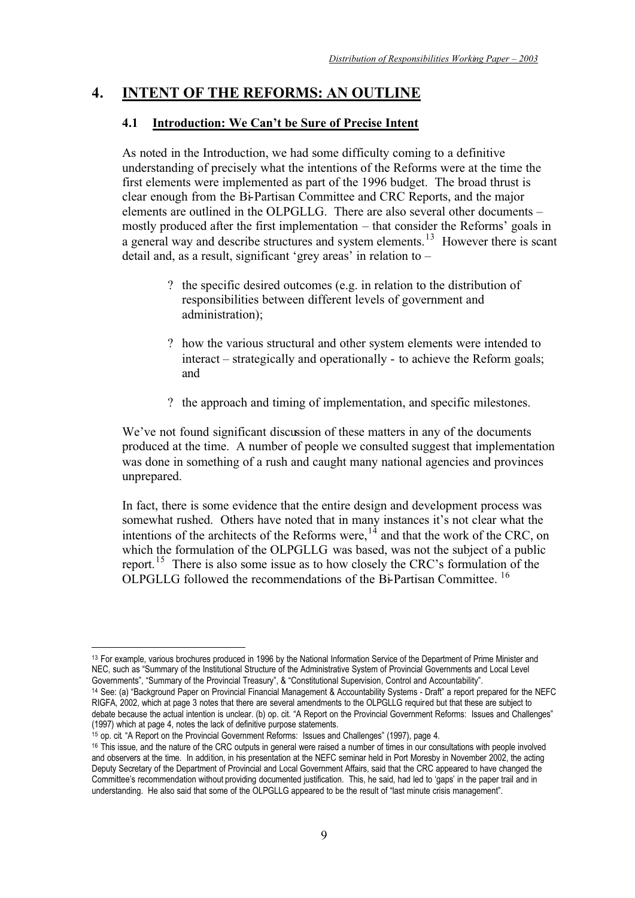# 4. INTENT OF THE REFORMS: AN OUTLINE

## 4.1 Introduction: We Can't be Sure of Precise Intent

As noted in the Introduction, we had some difficulty coming to a definitive understanding of precisely what the intentions of the Reforms were at the time the first elements were implemented as part of the 1996 budget. The broad thrust is clear enough from the Bi-Partisan Committee and CRC Reports, and the major elements are outlined in the OLPGLLG. There are also several other documents – mostly produced after the first implementation – that consider the Reforms' goals in a general way and describe structures and system elements.[13] However there is scant detail and, as a result, significant 'grey areas' in relation to –

- ? the specific desired outcomes (e.g. in relation to the distribution of responsibilities between different levels of government and administration);
- ? how the various structural and other system elements were intended to interact – strategically and operationally - to achieve the Reform goals; and
- ? the approach and timing of implementation, and specific milestones.

We've not found significant discussion of these matters in any of the documents produced at the time. A number of people we consulted suggest that implementation was done in something of a rush and caught many national agencies and provinces unprepared.

In fact, there is some evidence that the entire design and development process was somewhat rushed. Others have noted that in many instances it's not clear what the intentions of the architects of the Reforms were,[14] and that the work of the CRC, on which the formulation of the OLPGLLG was based, was not the subject of a public report.[15] There is also some issue as to how closely the CRC's formulation of the OLPGLLG followed the recommendations of the Bi-Partisan Committee.[16]

---

[13] For example, various brochures produced in 1996 by the National Information Service of the Department of Prime Minister and NEC, such as "Summary of the Institutional Structure of the Administrative System of Provincial Governments and Local Level Governments", "Summary of the Provincial Treasury", & "Constitutional Supervision, Control and Accountability".

[14] See: (a) "Background Paper on Provincial Financial Management & Accountability Systems - Draft" a report prepared for the NEFC RIGFA, 2002, which at page 3 notes that there are several amendments to the OLPGLLG required but that these are subject to debate because the actual intention is unclear. (b) op. cit. "A Report on the Provincial Government Reforms: Issues and Challenges" (1997) which at page 4, notes the lack of definitive purpose statements.

[15] op. cit. "A Report on the Provincial Government Reforms: Issues and Challenges" (1997), page 4.

[16] This issue, and the nature of the CRC outputs in general were raised a number of times in our consultations with people involved and observers at the time. In addition, in his presentation at the NEFC seminar held in Port Moresby in November 2002, the acting Deputy Secretary of the Department of Provincial and Local Government Affairs, said that the CRC appeared to have changed the Committee's recommendation without providing documented justification. This, he said, had led to 'gaps' in the paper trail and in understanding. He also said that some of the OLPGLLG appeared to be the result of "last minute crisis management".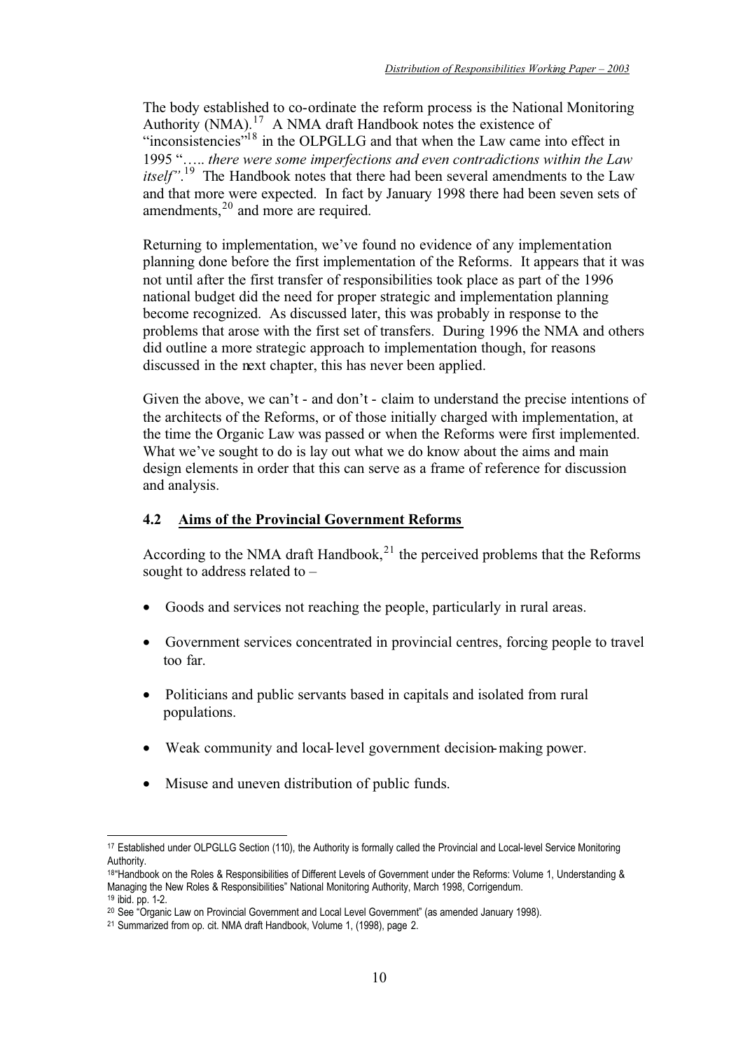The body established to co-ordinate the reform process is the National Monitoring Authority (NMA).[17] A NMA draft Handbook notes the existence of "inconsistencies"[18] in the OLPGLLG and that when the Law came into effect in 1995 "*….. there were some imperfections and even contradictions within the Law itself"*.[19] The Handbook notes that there had been several amendments to the Law and that more were expected. In fact by January 1998 there had been seven sets of amendments,[20] and more are required.

Returning to implementation, we've found no evidence of any implementation planning done before the first implementation of the Reforms. It appears that it was not until after the first transfer of responsibilities took place as part of the 1996 national budget did the need for proper strategic and implementation planning become recognized. As discussed later, this was probably in response to the problems that arose with the first set of transfers. During 1996 the NMA and others did outline a more strategic approach to implementation though, for reasons discussed in the next chapter, this has never been applied.

Given the above, we can't - and don't - claim to understand the precise intentions of the architects of the Reforms, or of those initially charged with implementation, at the time the Organic Law was passed or when the Reforms were first implemented. What we've sought to do is lay out what we do know about the aims and main design elements in order that this can serve as a frame of reference for discussion and analysis.

## 4.2 Aims of the Provincial Government Reforms

According to the NMA draft Handbook,[21] the perceived problems that the Reforms sought to address related to –

- Goods and services not reaching the people, particularly in rural areas.
- Government services concentrated in provincial centres, forcing people to travel too far.
- Politicians and public servants based in capitals and isolated from rural populations.
- Weak community and local-level government decision-making power.
- Misuse and uneven distribution of public funds.

---

[17] Established under OLPGLLG Section (110), the Authority is formally called the Provincial and Local-level Service Monitoring Authority.

[18] "Handbook on the Roles & Responsibilities of Different Levels of Government under the Reforms: Volume 1, Understanding & Managing the New Roles & Responsibilities" National Monitoring Authority, March 1998, Corrigendum.

[19] ibid. pp. 1-2.

[20] See "Organic Law on Provincial Government and Local Level Government" (as amended January 1998).

[21] Summarized from op. cit. NMA draft Handbook, Volume 1, (1998), page 2.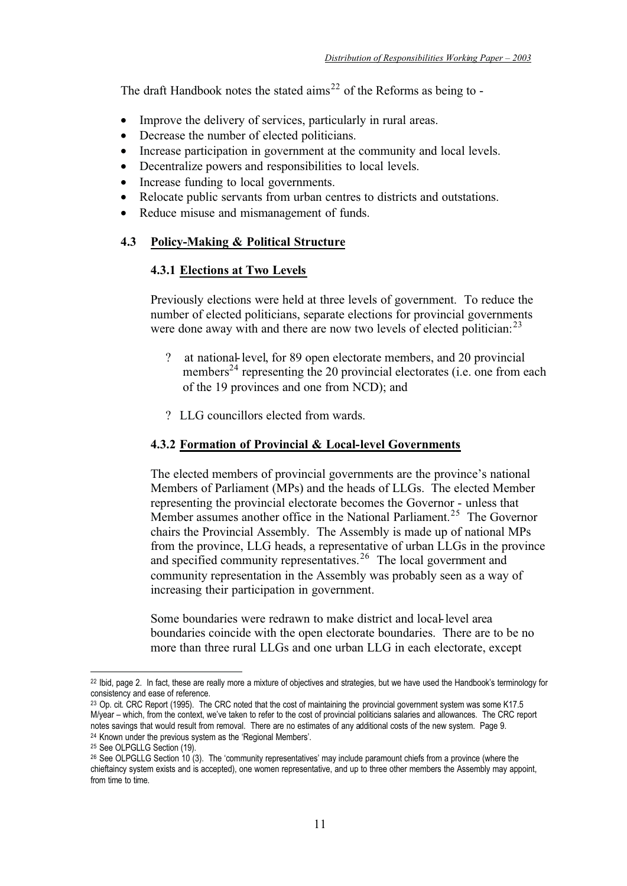The draft Handbook notes the stated aims[22] of the Reforms as being to -

- Improve the delivery of services, particularly in rural areas.
- Decrease the number of elected politicians.
- Increase participation in government at the community and local levels.
- Decentralize powers and responsibilities to local levels.
- Increase funding to local governments.
- Relocate public servants from urban centres to districts and outstations.
- Reduce misuse and mismanagement of funds.

## 4.3 Policy-Making & Political Structure

### 4.3.1 Elections at Two Levels

Previously elections were held at three levels of government. To reduce the number of elected politicians, separate elections for provincial governments were done away with and there are now two levels of elected politician:[23]

? at national-level, for 89 open electorate members, and 20 provincial members[24] representing the 20 provincial electorates (i.e. one from each of the 19 provinces and one from NCD); and

? LLG councillors elected from wards.

### 4.3.2 Formation of Provincial & Local-level Governments

The elected members of provincial governments are the province's national Members of Parliament (MPs) and the heads of LLGs. The elected Member representing the provincial electorate becomes the Governor - unless that Member assumes another office in the National Parliament.[25] The Governor chairs the Provincial Assembly. The Assembly is made up of national MPs from the province, LLG heads, a representative of urban LLGs in the province and specified community representatives.[26] The local government and community representation in the Assembly was probably seen as a way of increasing their participation in government.

Some boundaries were redrawn to make district and local-level area boundaries coincide with the open electorate boundaries. There are to be no more than three rural LLGs and one urban LLG in each electorate, except

---

[22] Ibid, page 2. In fact, these are really more a mixture of objectives and strategies, but we have used the Handbook's terminology for consistency and ease of reference.

[23] Op. cit. CRC Report (1995). The CRC noted that the cost of maintaining the provincial government system was some K17.5 M/year – which, from the context, we've taken to refer to the cost of provincial politicians salaries and allowances. The CRC report notes savings that would result from removal. There are no estimates of any additional costs of the new system. Page 9.

[24] Known under the previous system as the 'Regional Members'.

[25] See OLPGLLG Section (19).

[26] See OLPGLLG Section 10 (3). The 'community representatives' may include paramount chiefs from a province (where the chieftaincy system exists and is accepted), one women representative, and up to three other members the Assembly may appoint, from time to time.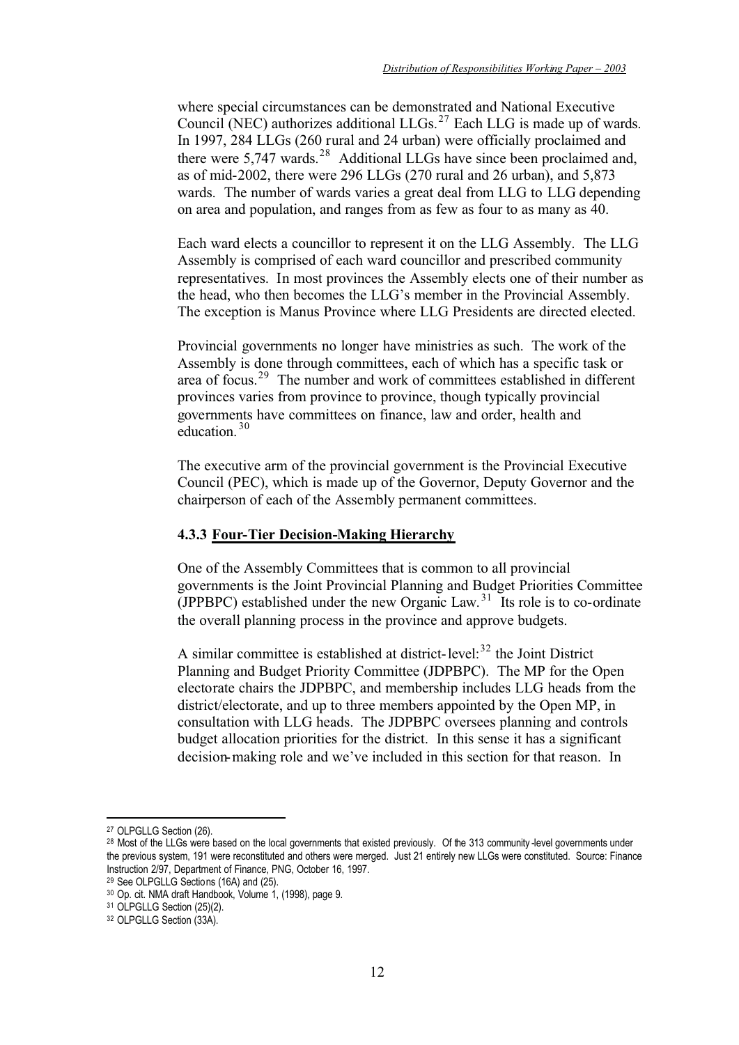where special circumstances can be demonstrated and National Executive Council (NEC) authorizes additional LLGs.[27] Each LLG is made up of wards. In 1997, 284 LLGs (260 rural and 24 urban) were officially proclaimed and there were 5,747 wards.[28] Additional LLGs have since been proclaimed and, as of mid-2002, there were 296 LLGs (270 rural and 26 urban), and 5,873 wards. The number of wards varies a great deal from LLG to LLG depending on area and population, and ranges from as few as four to as many as 40.

Each ward elects a councillor to represent it on the LLG Assembly. The LLG Assembly is comprised of each ward councillor and prescribed community representatives. In most provinces the Assembly elects one of their number as the head, who then becomes the LLG's member in the Provincial Assembly. The exception is Manus Province where LLG Presidents are directed elected.

Provincial governments no longer have ministries as such. The work of the Assembly is done through committees, each of which has a specific task or area of focus.[29] The number and work of committees established in different provinces varies from province to province, though typically provincial governments have committees on finance, law and order, health and education.[30]

The executive arm of the provincial government is the Provincial Executive Council (PEC), which is made up of the Governor, Deputy Governor and the chairperson of each of the Assembly permanent committees.

#### 4.3.3 Four-Tier Decision-Making Hierarchy

One of the Assembly Committees that is common to all provincial governments is the Joint Provincial Planning and Budget Priorities Committee (JPPBPC) established under the new Organic Law.[31] Its role is to co-ordinate the overall planning process in the province and approve budgets.

A similar committee is established at district-level:[32] the Joint District Planning and Budget Priority Committee (JDPBPC). The MP for the Open electorate chairs the JDPBPC, and membership includes LLG heads from the district/electorate, and up to three members appointed by the Open MP, in consultation with LLG heads. The JDPBPC oversees planning and controls budget allocation priorities for the district. In this sense it has a significant decision-making role and we've included in this section for that reason. In

---

[27] OLPGLLG Section (26).

[28] Most of the LLGs were based on the local governments that existed previously. Of the 313 community-level governments under the previous system, 191 were reconstituted and others were merged. Just 21 entirely new LLGs were constituted. Source: Finance Instruction 2/97, Department of Finance, PNG, October 16, 1997.

[29] See OLPGLLG Sections (16A) and (25).

[30] Op. cit. NMA draft Handbook, Volume 1, (1998), page 9.

[31] OLPGLLG Section (25)(2).

[32] OLPGLLG Section (33A).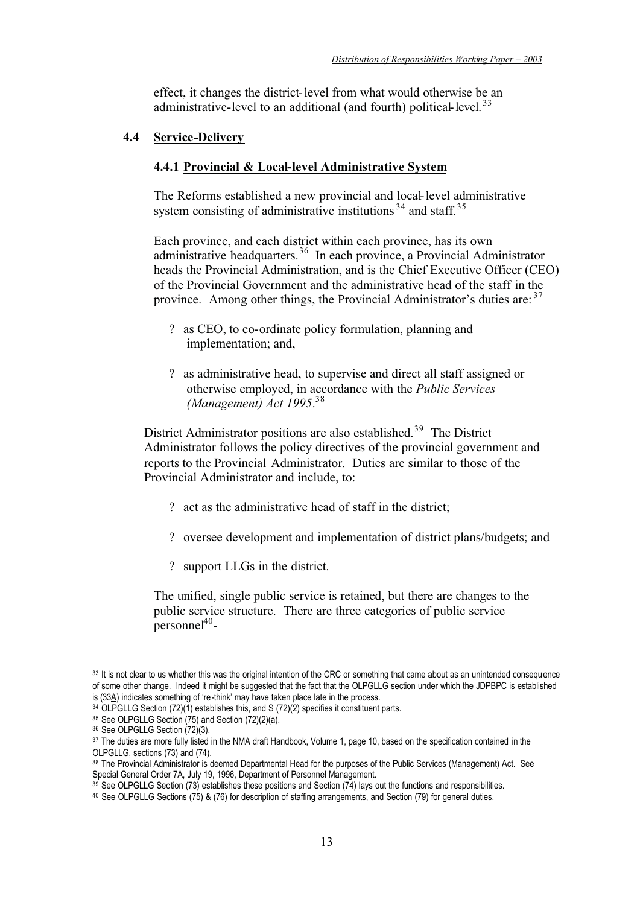effect, it changes the district-level from what would otherwise be an administrative-level to an additional (and fourth) political-level.[33]

## 4.4 Service-Delivery

### 4.4.1 Provincial & Local-level Administrative System

The Reforms established a new provincial and local-level administrative system consisting of administrative institutions[34] and staff.[35]

Each province, and each district within each province, has its own administrative headquarters.[36] In each province, a Provincial Administrator heads the Provincial Administration, and is the Chief Executive Officer (CEO) of the Provincial Government and the administrative head of the staff in the province. Among other things, the Provincial Administrator's duties are:[37]

- as CEO, to co-ordinate policy formulation, planning and implementation; and,
- as administrative head, to supervise and direct all staff assigned or otherwise employed, in accordance with the *Public Services (Management) Act 1995*.[38]

District Administrator positions are also established.[39] The District Administrator follows the policy directives of the provincial government and reports to the Provincial Administrator. Duties are similar to those of the Provincial Administrator and include, to:

- act as the administrative head of staff in the district;
- oversee development and implementation of district plans/budgets; and
- support LLGs in the district.

The unified, single public service is retained, but there are changes to the public service structure. There are three categories of public service personnel[40]-

---

[33] It is not clear to us whether this was the original intention of the CRC or something that came about as an unintended consequence of some other change. Indeed it might be suggested that the fact that the OLPGLLG section under which the JDPBPC is established is (33A) indicates something of 're-think' may have taken place late in the process.

[34] OLPGLLG Section (72)(1) establishes this, and S (72)(2) specifies it constituent parts.

[35] See OLPGLLG Section (75) and Section (72)(2)(a).

[36] See OLPGLLG Section (72)(3).

[37] The duties are more fully listed in the NMA draft Handbook, Volume 1, page 10, based on the specification contained in the OLPGLLG, sections (73) and (74).

[38] The Provincial Administrator is deemed Departmental Head for the purposes of the Public Services (Management) Act. See Special General Order 7A, July 19, 1996, Department of Personnel Management.

[39] See OLPGLLG Section (73) establishes these positions and Section (74) lays out the functions and responsibilities.

[40] See OLPGLLG Sections (75) & (76) for description of staffing arrangements, and Section (79) for general duties.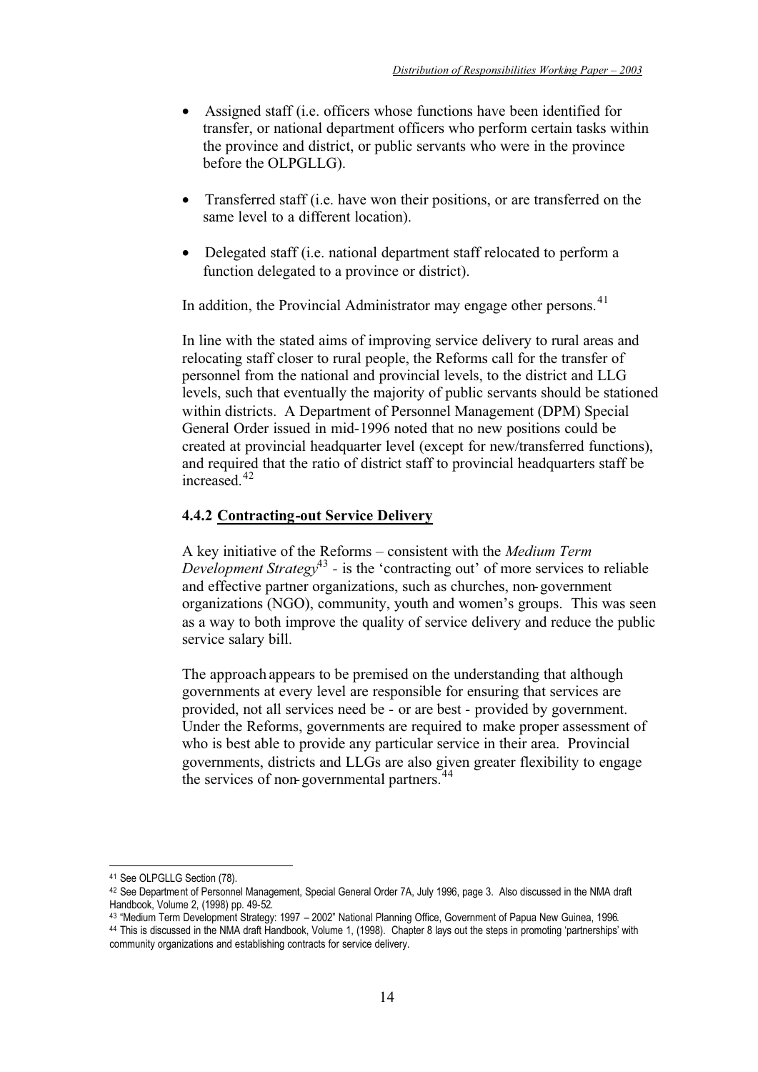- Assigned staff (i.e. officers whose functions have been identified for transfer, or national department officers who perform certain tasks within the province and district, or public servants who were in the province before the OLPGLLG).
- Transferred staff (i.e. have won their positions, or are transferred on the same level to a different location).
- Delegated staff (i.e. national department staff relocated to perform a function delegated to a province or district).

In addition, the Provincial Administrator may engage other persons.[41]

In line with the stated aims of improving service delivery to rural areas and relocating staff closer to rural people, the Reforms call for the transfer of personnel from the national and provincial levels, to the district and LLG levels, such that eventually the majority of public servants should be stationed within districts. A Department of Personnel Management (DPM) Special General Order issued in mid-1996 noted that no new positions could be created at provincial headquarter level (except for new/transferred functions), and required that the ratio of district staff to provincial headquarters staff be increased.[42]

### 4.4.2 <u>Contracting-out Service Delivery</u>

A key initiative of the Reforms – consistent with the *Medium Term Development Strategy*[43] - is the 'contracting out' of more services to reliable and effective partner organizations, such as churches, non-government organizations (NGO), community, youth and women's groups. This was seen as a way to both improve the quality of service delivery and reduce the public service salary bill.

The approach appears to be premised on the understanding that although governments at every level are responsible for ensuring that services are provided, not all services need be - or are best - provided by government. Under the Reforms, governments are required to make proper assessment of who is best able to provide any particular service in their area. Provincial governments, districts and LLGs are also given greater flexibility to engage the services of non-governmental partners.[44]

---

[41] See OLPGLLG Section (78).

[42] See Department of Personnel Management, Special General Order 7A, July 1996, page 3. Also discussed in the NMA draft Handbook, Volume 2, (1998) pp. 49-52.

[43] "Medium Term Development Strategy: 1997 – 2002" National Planning Office, Government of Papua New Guinea, 1996.

[44] This is discussed in the NMA draft Handbook, Volume 1, (1998). Chapter 8 lays out the steps in promoting 'partnerships' with community organizations and establishing contracts for service delivery.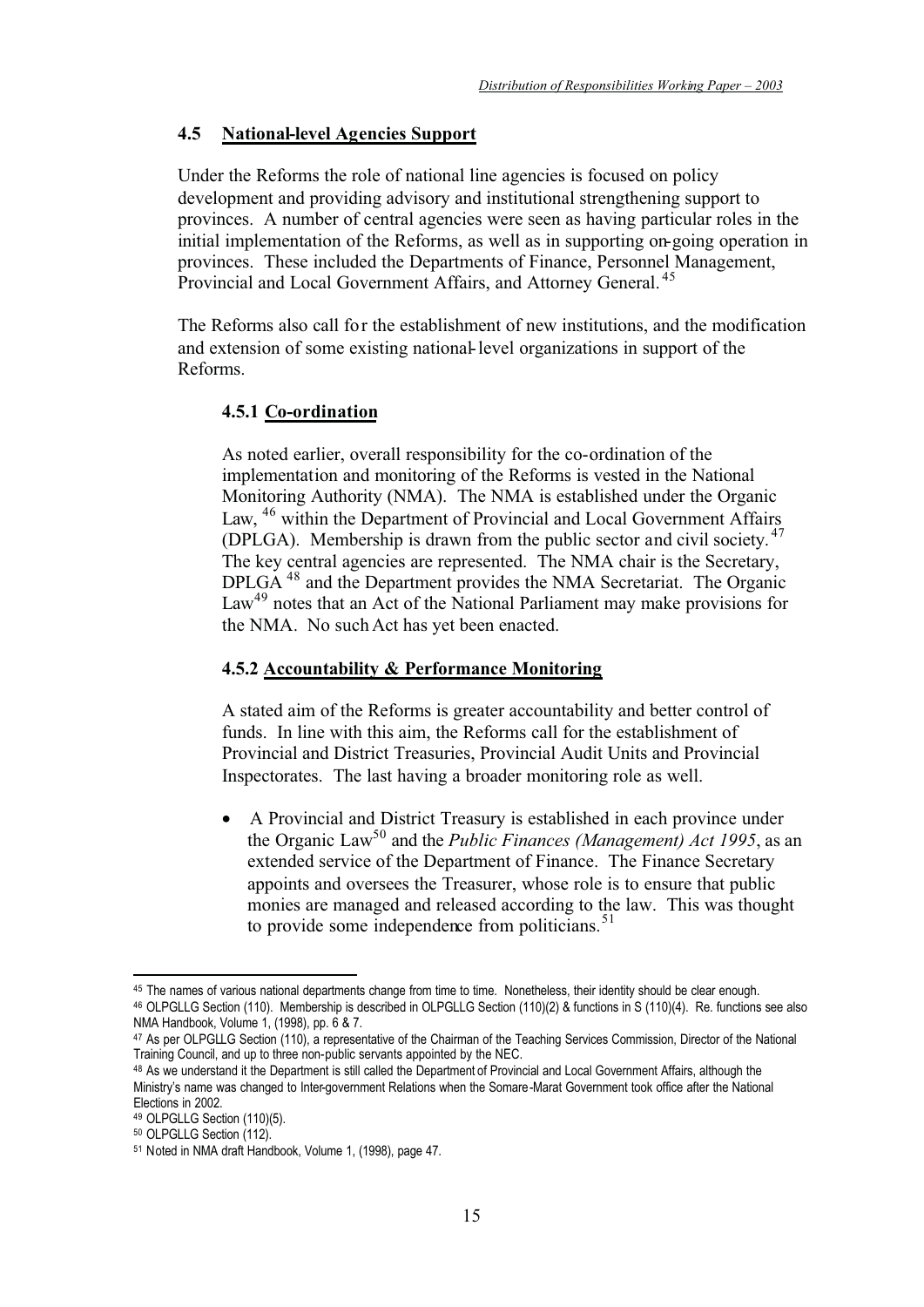## 4.5 National-level Agencies Support

Under the Reforms the role of national line agencies is focused on policy development and providing advisory and institutional strengthening support to provinces. A number of central agencies were seen as having particular roles in the initial implementation of the Reforms, as well as in supporting on-going operation in provinces. These included the Departments of Finance, Personnel Management, Provincial and Local Government Affairs, and Attorney General.[45]

The Reforms also call for the establishment of new institutions, and the modification and extension of some existing national-level organizations in support of the Reforms.

### 4.5.1 Co-ordination

As noted earlier, overall responsibility for the co-ordination of the implementation and monitoring of the Reforms is vested in the National Monitoring Authority (NMA). The NMA is established under the Organic Law,[46] within the Department of Provincial and Local Government Affairs (DPLGA). Membership is drawn from the public sector and civil society.[47] The key central agencies are represented. The NMA chair is the Secretary, DPLGA[48] and the Department provides the NMA Secretariat. The Organic Law[49] notes that an Act of the National Parliament may make provisions for the NMA. No such Act has yet been enacted.

### 4.5.2 Accountability & Performance Monitoring

A stated aim of the Reforms is greater accountability and better control of funds. In line with this aim, the Reforms call for the establishment of Provincial and District Treasuries, Provincial Audit Units and Provincial Inspectorates. The last having a broader monitoring role as well.

- A Provincial and District Treasury is established in each province under the Organic Law[50] and the *Public Finances (Management) Act 1995*, as an extended service of the Department of Finance. The Finance Secretary appoints and oversees the Treasurer, whose role is to ensure that public monies are managed and released according to the law. This was thought to provide some independence from politicians.[51]

---

[45] The names of various national departments change from time to time. Nonetheless, their identity should be clear enough.

[46] OLPGLLG Section (110). Membership is described in OLPGLLG Section (110)(2) & functions in S (110)(4). Re. functions see also NMA Handbook, Volume 1, (1998), pp. 6 & 7.

[47] As per OLPGLLG Section (110), a representative of the Chairman of the Teaching Services Commission, Director of the National Training Council, and up to three non-public servants appointed by the NEC.

[48] As we understand it the Department is still called the Department of Provincial and Local Government Affairs, although the Ministry's name was changed to Inter-government Relations when the Somare-Marat Government took office after the National Elections in 2002.

[49] OLPGLLG Section (110)(5).

[50] OLPGLLG Section (112).

[51] Noted in NMA draft Handbook, Volume 1, (1998), page 47.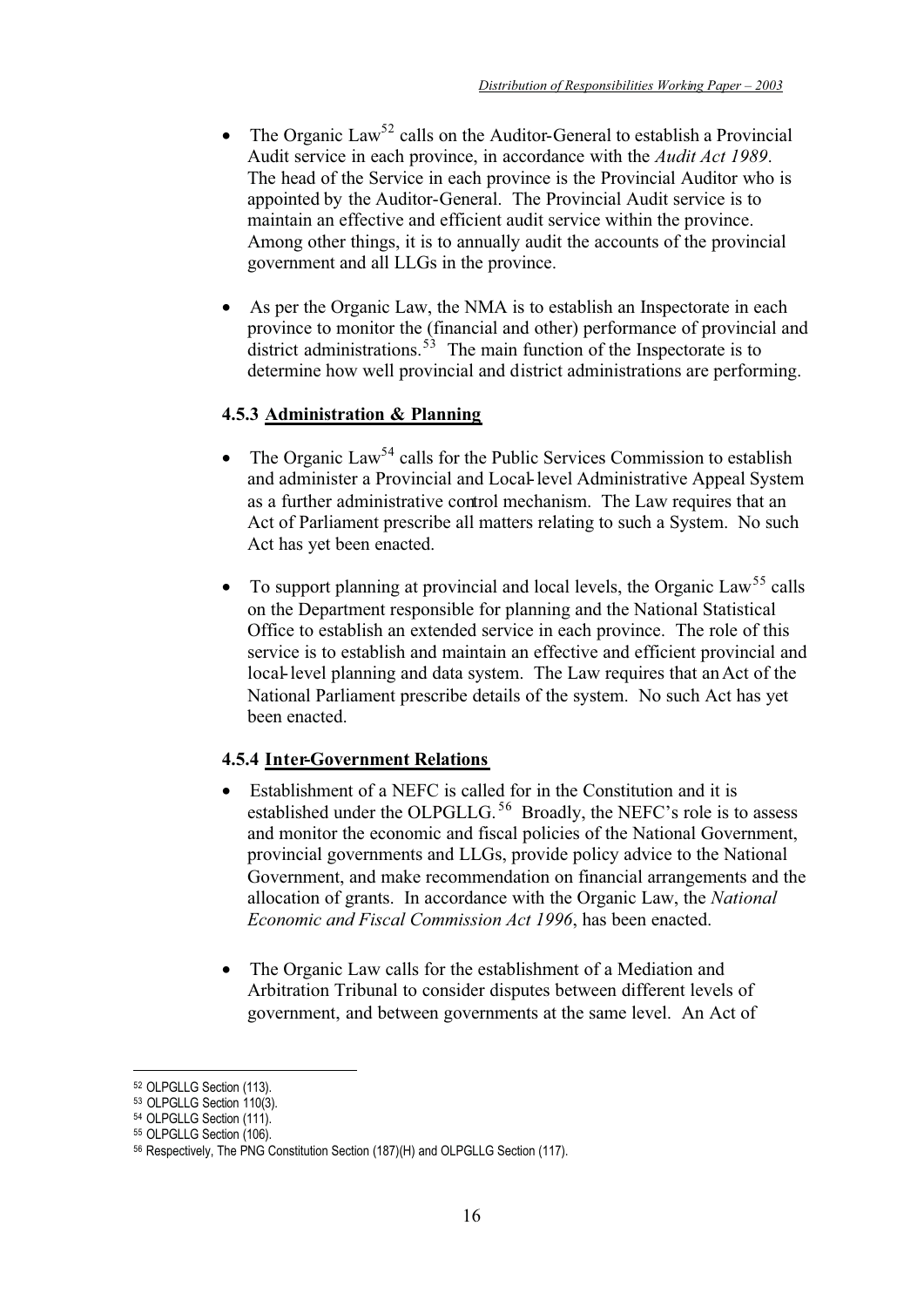- The Organic Law[52] calls on the Auditor-General to establish a Provincial Audit service in each province, in accordance with the *Audit Act 1989*. The head of the Service in each province is the Provincial Auditor who is appointed by the Auditor-General. The Provincial Audit service is to maintain an effective and efficient audit service within the province. Among other things, it is to annually audit the accounts of the provincial government and all LLGs in the province.

- As per the Organic Law, the NMA is to establish an Inspectorate in each province to monitor the (financial and other) performance of provincial and district administrations.[53] The main function of the Inspectorate is to determine how well provincial and district administrations are performing.

#### 4.5.3 Administration & Planning

- The Organic Law[54] calls for the Public Services Commission to establish and administer a Provincial and Local-level Administrative Appeal System as a further administrative control mechanism. The Law requires that an Act of Parliament prescribe all matters relating to such a System. No such Act has yet been enacted.

- To support planning at provincial and local levels, the Organic Law[55] calls on the Department responsible for planning and the National Statistical Office to establish an extended service in each province. The role of this service is to establish and maintain an effective and efficient provincial and local-level planning and data system. The Law requires that an Act of the National Parliament prescribe details of the system. No such Act has yet been enacted.

#### 4.5.4 Inter-Government Relations

- Establishment of a NEFC is called for in the Constitution and it is established under the OLPGLLG.[56] Broadly, the NEFC's role is to assess and monitor the economic and fiscal policies of the National Government, provincial governments and LLGs, provide policy advice to the National Government, and make recommendation on financial arrangements and the allocation of grants. In accordance with the Organic Law, the *National Economic and Fiscal Commission Act 1996*, has been enacted.

- The Organic Law calls for the establishment of a Mediation and Arbitration Tribunal to consider disputes between different levels of government, and between governments at the same level. An Act of

---

52 OLPGLLG Section (113).
53 OLPGLLG Section 110(3).
54 OLPGLLG Section (111).
55 OLPGLLG Section (106).
56 Respectively, The PNG Constitution Section (187)(H) and OLPGLLG Section (117).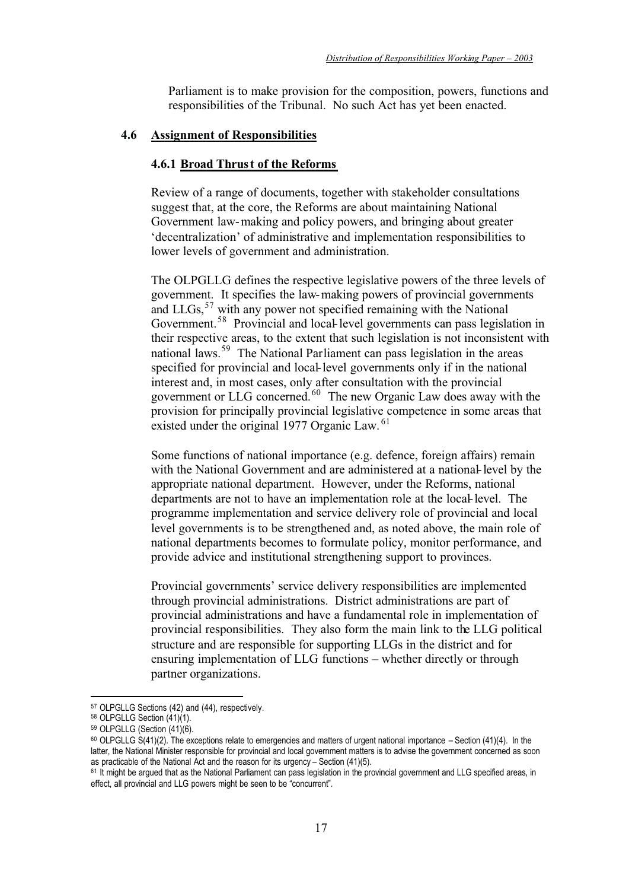Parliament is to make provision for the composition, powers, functions and responsibilities of the Tribunal. No such Act has yet been enacted.

## 4.6 Assignment of Responsibilities

### 4.6.1 Broad Thrust of the Reforms

Review of a range of documents, together with stakeholder consultations suggest that, at the core, the Reforms are about maintaining National Government law-making and policy powers, and bringing about greater 'decentralization' of administrative and implementation responsibilities to lower levels of government and administration.

The OLPGLLG defines the respective legislative powers of the three levels of government. It specifies the law-making powers of provincial governments and LLGs,[57] with any power not specified remaining with the National Government.[58] Provincial and local-level governments can pass legislation in their respective areas, to the extent that such legislation is not inconsistent with national laws.[59] The National Parliament can pass legislation in the areas specified for provincial and local-level governments only if in the national interest and, in most cases, only after consultation with the provincial government or LLG concerned.[60] The new Organic Law does away with the provision for principally provincial legislative competence in some areas that existed under the original 1977 Organic Law.[61]

Some functions of national importance (e.g. defence, foreign affairs) remain with the National Government and are administered at a national-level by the appropriate national department. However, under the Reforms, national departments are not to have an implementation role at the local-level. The programme implementation and service delivery role of provincial and local level governments is to be strengthened and, as noted above, the main role of national departments becomes to formulate policy, monitor performance, and provide advice and institutional strengthening support to provinces.

Provincial governments' service delivery responsibilities are implemented through provincial administrations. District administrations are part of provincial administrations and have a fundamental role in implementation of provincial responsibilities. They also form the main link to the LLG political structure and are responsible for supporting LLGs in the district and for ensuring implementation of LLG functions – whether directly or through partner organizations.

---

[57] OLPGLLG Sections (42) and (44), respectively.

[58] OLPGLLG Section (41)(1).

[59] OLPGLLG (Section (41)(6).

[60] OLPGLLG S(41)(2). The exceptions relate to emergencies and matters of urgent national importance – Section (41)(4). In the latter, the National Minister responsible for provincial and local government matters is to advise the government concerned as soon as practicable of the National Act and the reason for its urgency – Section (41)(5).

[61] It might be argued that as the National Parliament can pass legislation in the provincial government and LLG specified areas, in effect, all provincial and LLG powers might be seen to be "concurrent".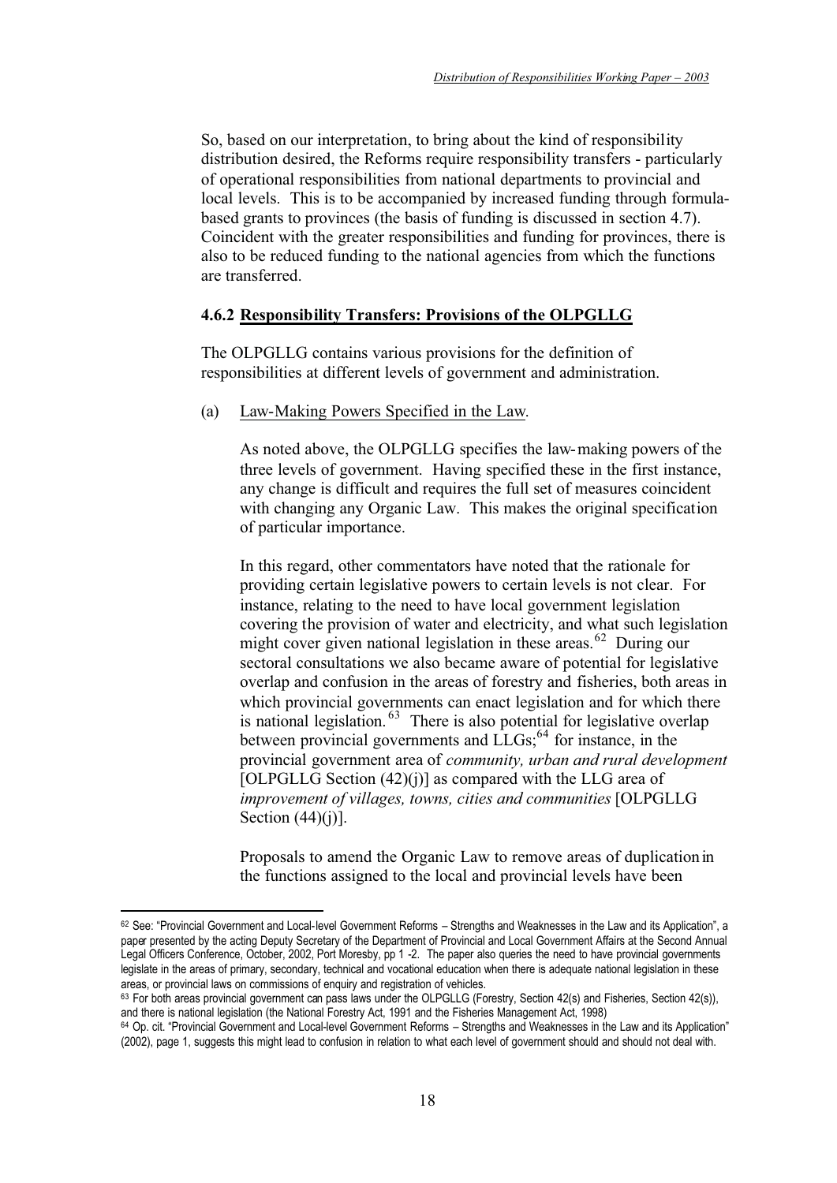So, based on our interpretation, to bring about the kind of responsibility distribution desired, the Reforms require responsibility transfers - particularly of operational responsibilities from national departments to provincial and local levels. This is to be accompanied by increased funding through formula-based grants to provinces (the basis of funding is discussed in section 4.7). Coincident with the greater responsibilities and funding for provinces, there is also to be reduced funding to the national agencies from which the functions are transferred.

#### 4.6.2 <u>Responsibility Transfers: Provisions of the OLPGLLG</u>

The OLPGLLG contains various provisions for the definition of responsibilities at different levels of government and administration.

(a) <u>Law-Making Powers Specified in the Law</u>.

As noted above, the OLPGLLG specifies the law-making powers of the three levels of government. Having specified these in the first instance, any change is difficult and requires the full set of measures coincident with changing any Organic Law. This makes the original specification of particular importance.

In this regard, other commentators have noted that the rationale for providing certain legislative powers to certain levels is not clear. For instance, relating to the need to have local government legislation covering the provision of water and electricity, and what such legislation might cover given national legislation in these areas.[62] During our sectoral consultations we also became aware of potential for legislative overlap and confusion in the areas of forestry and fisheries, both areas in which provincial governments can enact legislation and for which there is national legislation.[63] There is also potential for legislative overlap between provincial governments and LLGs;[64] for instance, in the provincial government area of *community, urban and rural development* [OLPGLLG Section (42)(j)] as compared with the LLG area of *improvement of villages, towns, cities and communities* [OLPGLLG Section (44)(j)].

Proposals to amend the Organic Law to remove areas of duplication in the functions assigned to the local and provincial levels have been

---

[62] See: "Provincial Government and Local-level Government Reforms – Strengths and Weaknesses in the Law and its Application", a paper presented by the acting Deputy Secretary of the Department of Provincial and Local Government Affairs at the Second Annual Legal Officers Conference, October, 2002, Port Moresby, pp 1 -2. The paper also queries the need to have provincial governments legislate in the areas of primary, secondary, technical and vocational education when there is adequate national legislation in these areas, or provincial laws on commissions of enquiry and registration of vehicles.

[63] For both areas provincial government can pass laws under the OLPGLLG (Forestry, Section 42(s) and Fisheries, Section 42(s)), and there is national legislation (the National Forestry Act, 1991 and the Fisheries Management Act, 1998)

[64] Op. cit. "Provincial Government and Local-level Government Reforms – Strengths and Weaknesses in the Law and its Application" (2002), page 1, suggests this might lead to confusion in relation to what each level of government should and should not deal with.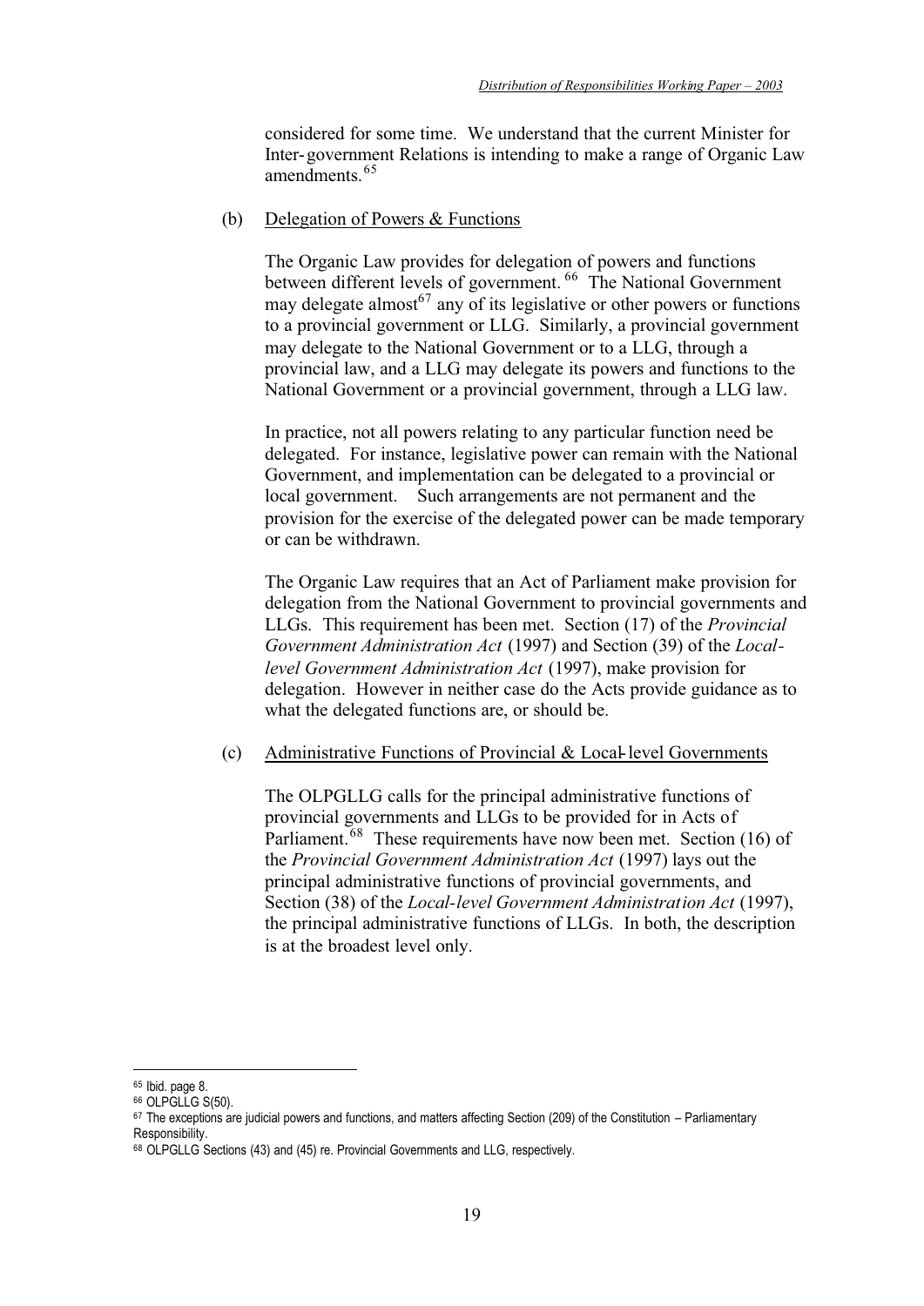considered for some time. We understand that the current Minister for Inter-government Relations is intending to make a range of Organic Law amendments.[65]

(b) Delegation of Powers & Functions

The Organic Law provides for delegation of powers and functions between different levels of government.[66] The National Government may delegate almost[67] any of its legislative or other powers or functions to a provincial government or LLG. Similarly, a provincial government may delegate to the National Government or to a LLG, through a provincial law, and a LLG may delegate its powers and functions to the National Government or a provincial government, through a LLG law.

In practice, not all powers relating to any particular function need be delegated. For instance, legislative power can remain with the National Government, and implementation can be delegated to a provincial or local government. Such arrangements are not permanent and the provision for the exercise of the delegated power can be made temporary or can be withdrawn.

The Organic Law requires that an Act of Parliament make provision for delegation from the National Government to provincial governments and LLGs. This requirement has been met. Section (17) of the *Provincial Government Administration Act* (1997) and Section (39) of the *Local-level Government Administration Act* (1997), make provision for delegation. However in neither case do the Acts provide guidance as to what the delegated functions are, or should be.

(c) Administrative Functions of Provincial & Local-level Governments

The OLPGLLG calls for the principal administrative functions of provincial governments and LLGs to be provided for in Acts of Parliament.[68] These requirements have now been met. Section (16) of the *Provincial Government Administration Act* (1997) lays out the principal administrative functions of provincial governments, and Section (38) of the *Local-level Government Administration Act* (1997), the principal administrative functions of LLGs. In both, the description is at the broadest level only.

---

[65] Ibid. page 8.

[66] OLPGLLG S(50).

[67] The exceptions are judicial powers and functions, and matters affecting Section (209) of the Constitution – Parliamentary Responsibility.

[68] OLPGLLG Sections (43) and (45) re. Provincial Governments and LLG, respectively.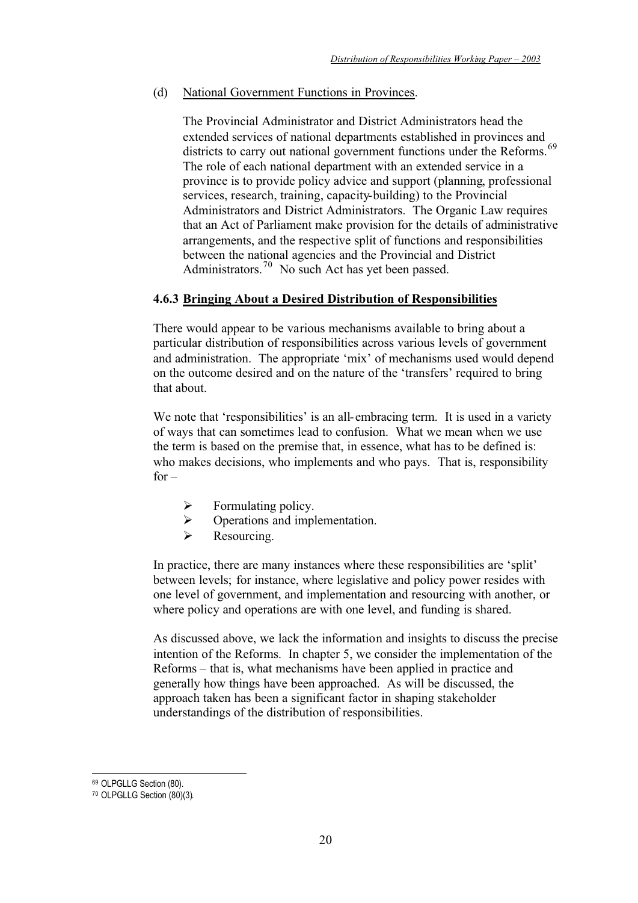(d) National Government Functions in Provinces.

The Provincial Administrator and District Administrators head the extended services of national departments established in provinces and districts to carry out national government functions under the Reforms.[69] The role of each national department with an extended service in a province is to provide policy advice and support (planning, professional services, research, training, capacity-building) to the Provincial Administrators and District Administrators. The Organic Law requires that an Act of Parliament make provision for the details of administrative arrangements, and the respective split of functions and responsibilities between the national agencies and the Provincial and District Administrators.[70] No such Act has yet been passed.

### 4.6.3 Bringing About a Desired Distribution of Responsibilities

There would appear to be various mechanisms available to bring about a particular distribution of responsibilities across various levels of government and administration. The appropriate 'mix' of mechanisms used would depend on the outcome desired and on the nature of the 'transfers' required to bring that about.

We note that 'responsibilities' is an all-embracing term. It is used in a variety of ways that can sometimes lead to confusion. What we mean when we use the term is based on the premise that, in essence, what has to be defined is: who makes decisions, who implements and who pays. That is, responsibility for –

- Formulating policy.
- Operations and implementation.
- Resourcing.

In practice, there are many instances where these responsibilities are 'split' between levels; for instance, where legislative and policy power resides with one level of government, and implementation and resourcing with another, or where policy and operations are with one level, and funding is shared.

As discussed above, we lack the information and insights to discuss the precise intention of the Reforms. In chapter 5, we consider the implementation of the Reforms – that is, what mechanisms have been applied in practice and generally how things have been approached. As will be discussed, the approach taken has been a significant factor in shaping stakeholder understandings of the distribution of responsibilities.

---

[69] OLPGLLG Section (80).

[70] OLPGLLG Section (80)(3).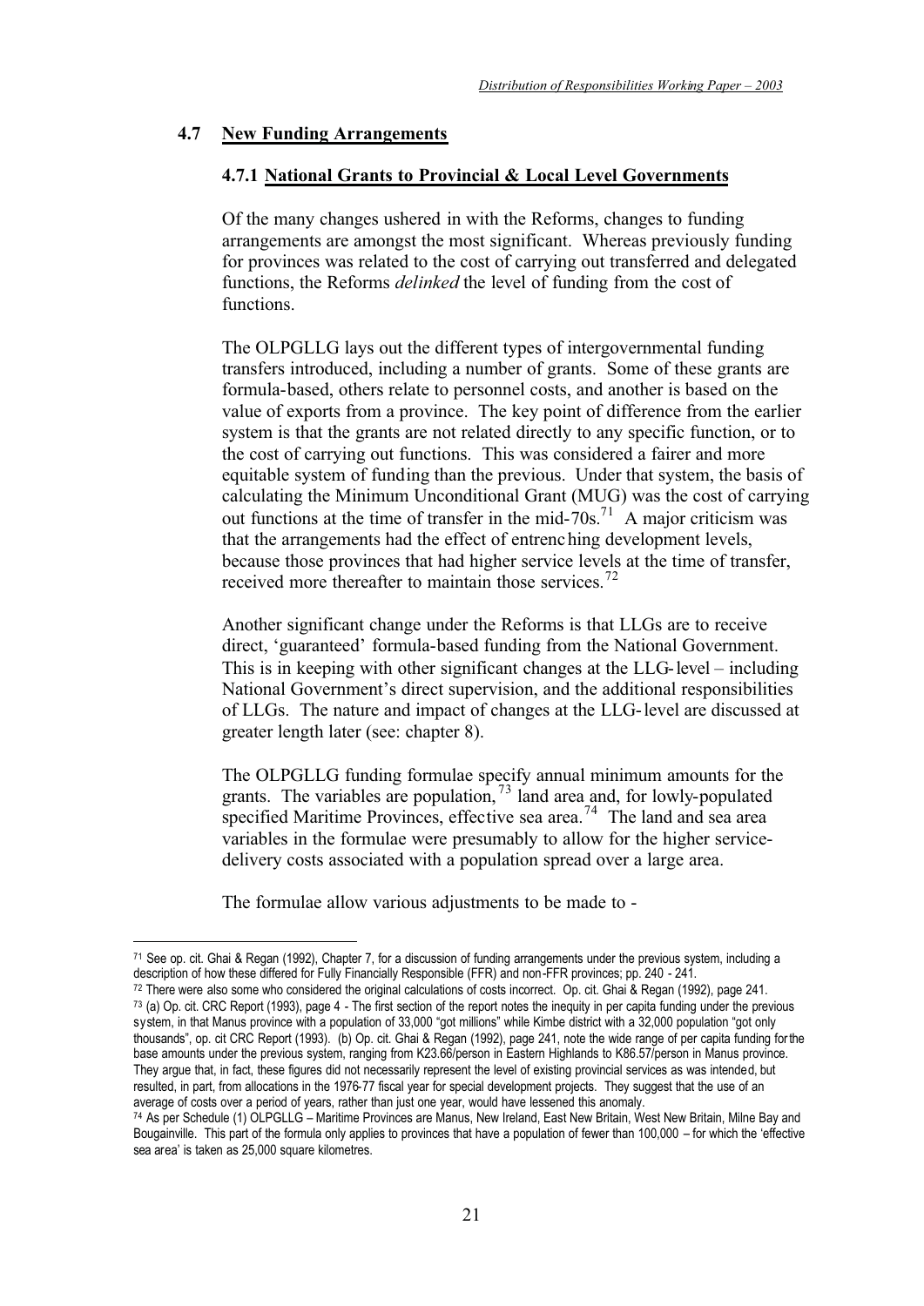## 4.7 New Funding Arrangements

### 4.7.1 National Grants to Provincial & Local Level Governments

Of the many changes ushered in with the Reforms, changes to funding arrangements are amongst the most significant. Whereas previously funding for provinces was related to the cost of carrying out transferred and delegated functions, the Reforms *delinked* the level of funding from the cost of functions.

The OLPGLLG lays out the different types of intergovernmental funding transfers introduced, including a number of grants. Some of these grants are formula-based, others relate to personnel costs, and another is based on the value of exports from a province. The key point of difference from the earlier system is that the grants are not related directly to any specific function, or to the cost of carrying out functions. This was considered a fairer and more equitable system of funding than the previous. Under that system, the basis of calculating the Minimum Unconditional Grant (MUG) was the cost of carrying out functions at the time of transfer in the mid-70s.[71] A major criticism was that the arrangements had the effect of entrenching development levels, because those provinces that had higher service levels at the time of transfer, received more thereafter to maintain those services.[72]

Another significant change under the Reforms is that LLGs are to receive direct, 'guaranteed' formula-based funding from the National Government. This is in keeping with other significant changes at the LLG-level – including National Government's direct supervision, and the additional responsibilities of LLGs. The nature and impact of changes at the LLG-level are discussed at greater length later (see: chapter 8).

The OLPGLLG funding formulae specify annual minimum amounts for the grants. The variables are population,[73] land area and, for lowly-populated specified Maritime Provinces, effective sea area.[74] The land and sea area variables in the formulae were presumably to allow for the higher service-delivery costs associated with a population spread over a large area.

The formulae allow various adjustments to be made to -

---

[71] See op. cit. Ghai & Regan (1992), Chapter 7, for a discussion of funding arrangements under the previous system, including a description of how these differed for Fully Financially Responsible (FFR) and non-FFR provinces; pp. 240 - 241.

[72] There were also some who considered the original calculations of costs incorrect. Op. cit. Ghai & Regan (1992), page 241.

[73] (a) Op. cit. CRC Report (1993), page 4 - The first section of the report notes the inequity in per capita funding under the previous system, in that Manus province with a population of 33,000 "got millions" while Kimbe district with a 32,000 population "got only thousands", op. cit CRC Report (1993). (b) Op. cit. Ghai & Regan (1992), page 241, note the wide range of per capita funding for the base amounts under the previous system, ranging from K23.66/person in Eastern Highlands to K86.57/person in Manus province. They argue that, in fact, these figures did not necessarily represent the level of existing provincial services as was intended, but resulted, in part, from allocations in the 1976-77 fiscal year for special development projects. They suggest that the use of an average of costs over a period of years, rather than just one year, would have lessened this anomaly.

[74] As per Schedule (1) OLPGLLG – Maritime Provinces are Manus, New Ireland, East New Britain, West New Britain, Milne Bay and Bougainville. This part of the formula only applies to provinces that have a population of fewer than 100,000 – for which the 'effective sea area' is taken as 25,000 square kilometres.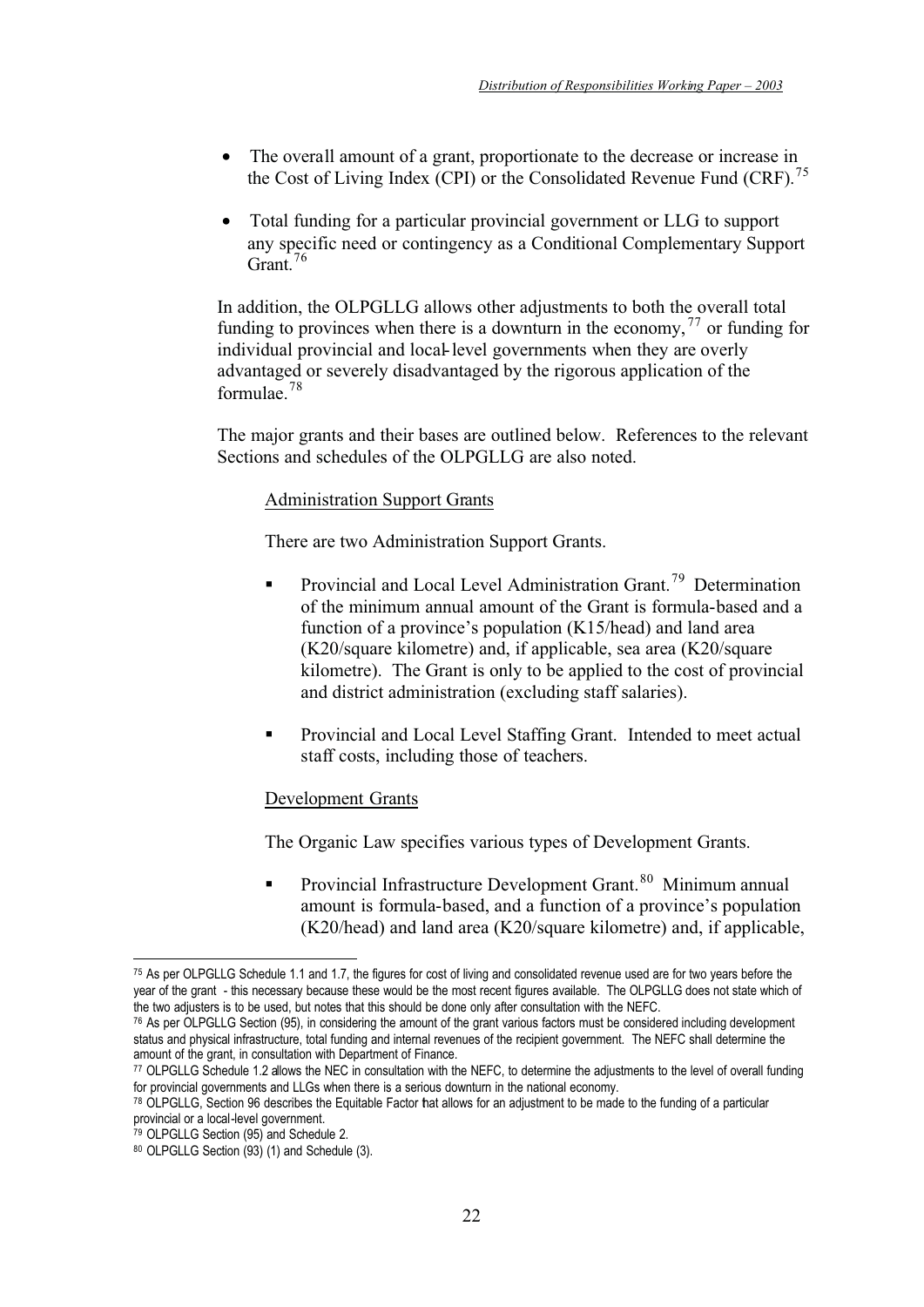- The overall amount of a grant, proportionate to the decrease or increase in the Cost of Living Index (CPI) or the Consolidated Revenue Fund (CRF).[75]

- Total funding for a particular provincial government or LLG to support any specific need or contingency as a Conditional Complementary Support Grant.[76]

In addition, the OLPGLLG allows other adjustments to both the overall total funding to provinces when there is a downturn in the economy,[77] or funding for individual provincial and local-level governments when they are overly advantaged or severely disadvantaged by the rigorous application of the formulae.[78]

The major grants and their bases are outlined below. References to the relevant Sections and schedules of the OLPGLLG are also noted.

Administration Support Grants

There are two Administration Support Grants.

- Provincial and Local Level Administration Grant.[79] Determination of the minimum annual amount of the Grant is formula-based and a function of a province's population (K15/head) and land area (K20/square kilometre) and, if applicable, sea area (K20/square kilometre). The Grant is only to be applied to the cost of provincial and district administration (excluding staff salaries).

- Provincial and Local Level Staffing Grant. Intended to meet actual staff costs, including those of teachers.

Development Grants

The Organic Law specifies various types of Development Grants.

- Provincial Infrastructure Development Grant.[80] Minimum annual amount is formula-based, and a function of a province's population (K20/head) and land area (K20/square kilometre) and, if applicable,

---

[75] As per OLPGLLG Schedule 1.1 and 1.7, the figures for cost of living and consolidated revenue used are for two years before the year of the grant - this necessary because these would be the most recent figures available. The OLPGLLG does not state which of the two adjusters is to be used, but notes that this should be done only after consultation with the NEFC.

[76] As per OLPGLLG Section (95), in considering the amount of the grant various factors must be considered including development status and physical infrastructure, total funding and internal revenues of the recipient government. The NEFC shall determine the amount of the grant, in consultation with Department of Finance.

[77] OLPGLLG Schedule 1.2 allows the NEC in consultation with the NEFC, to determine the adjustments to the level of overall funding for provincial governments and LLGs when there is a serious downturn in the national economy.

[78] OLPGLLG, Section 96 describes the Equitable Factor that allows for an adjustment to be made to the funding of a particular provincial or a local-level government.

[79] OLPGLLG Section (95) and Schedule 2.

[80] OLPGLLG Section (93) (1) and Schedule (3).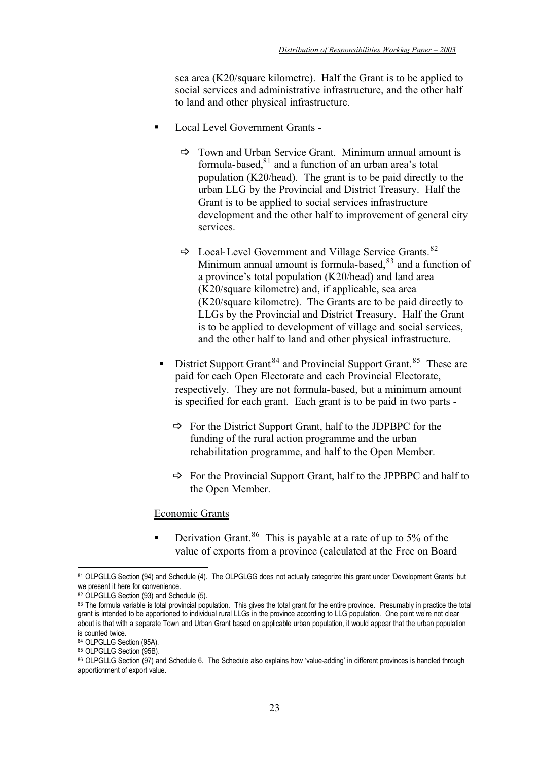sea area (K20/square kilometre). Half the Grant is to be applied to social services and administrative infrastructure, and the other half to land and other physical infrastructure.

- Local Level Government Grants -
  - ⇨ Town and Urban Service Grant. Minimum annual amount is formula-based,[81] and a function of an urban area's total population (K20/head). The grant is to be paid directly to the urban LLG by the Provincial and District Treasury. Half the Grant is to be applied to social services infrastructure development and the other half to improvement of general city services.
  - ⇨ Local-Level Government and Village Service Grants.[82] Minimum annual amount is formula-based,[83] and a function of a province's total population (K20/head) and land area (K20/square kilometre) and, if applicable, sea area (K20/square kilometre). The Grants are to be paid directly to LLGs by the Provincial and District Treasury. Half the Grant is to be applied to development of village and social services, and the other half to land and other physical infrastructure.
- District Support Grant[84] and Provincial Support Grant.[85] These are paid for each Open Electorate and each Provincial Electorate, respectively. They are not formula-based, but a minimum amount is specified for each grant. Each grant is to be paid in two parts -
  - ⇨ For the District Support Grant, half to the JDPBPC for the funding of the rural action programme and the urban rehabilitation programme, and half to the Open Member.
  - ⇨ For the Provincial Support Grant, half to the JPPBPC and half to the Open Member.

<u>Economic Grants</u>

- Derivation Grant.[86] This is payable at a rate of up to 5% of the value of exports from a province (calculated at the Free on Board

---

[81] OLPGLLG Section (94) and Schedule (4). The OLPGLGG does not actually categorize this grant under 'Development Grants' but we present it here for convenience.

[82] OLPGLLG Section (93) and Schedule (5).

[83] The formula variable is total provincial population. This gives the total grant for the entire province. Presumably in practice the total grant is intended to be apportioned to individual rural LLGs in the province according to LLG population. One point we're not clear about is that with a separate Town and Urban Grant based on applicable urban population, it would appear that the urban population is counted twice.

[84] OLPGLLG Section (95A).

[85] OLPGLLG Section (95B).

[86] OLPGLLG Section (97) and Schedule 6. The Schedule also explains how 'value-adding' in different provinces is handled through apportionment of export value.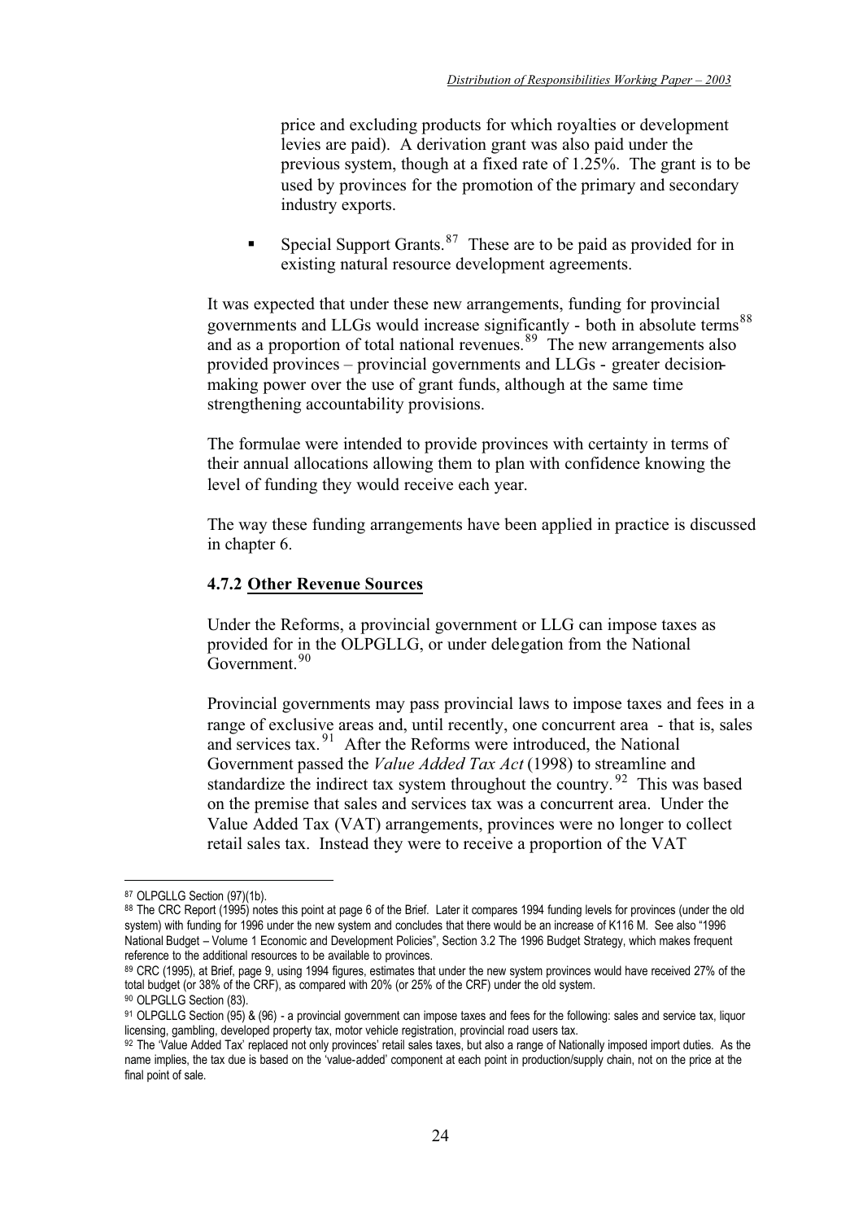price and excluding products for which royalties or development levies are paid). A derivation grant was also paid under the previous system, though at a fixed rate of 1.25%. The grant is to be used by provinces for the promotion of the primary and secondary industry exports.

- Special Support Grants.[87] These are to be paid as provided for in existing natural resource development agreements.

It was expected that under these new arrangements, funding for provincial governments and LLGs would increase significantly - both in absolute terms[88] and as a proportion of total national revenues.[89] The new arrangements also provided provinces – provincial governments and LLGs - greater decision-making power over the use of grant funds, although at the same time strengthening accountability provisions.

The formulae were intended to provide provinces with certainty in terms of their annual allocations allowing them to plan with confidence knowing the level of funding they would receive each year.

The way these funding arrangements have been applied in practice is discussed in chapter 6.

### 4.7.2 Other Revenue Sources

Under the Reforms, a provincial government or LLG can impose taxes as provided for in the OLPGLLG, or under delegation from the National Government.[90]

Provincial governments may pass provincial laws to impose taxes and fees in a range of exclusive areas and, until recently, one concurrent area - that is, sales and services tax.[91] After the Reforms were introduced, the National Government passed the *Value Added Tax Act* (1998) to streamline and standardize the indirect tax system throughout the country.[92] This was based on the premise that sales and services tax was a concurrent area. Under the Value Added Tax (VAT) arrangements, provinces were no longer to collect retail sales tax. Instead they were to receive a proportion of the VAT

---

[87] OLPGLLG Section (97)(1b).

[88] The CRC Report (1995) notes this point at page 6 of the Brief. Later it compares 1994 funding levels for provinces (under the old system) with funding for 1996 under the new system and concludes that there would be an increase of K116 M. See also "1996 National Budget – Volume 1 Economic and Development Policies", Section 3.2 The 1996 Budget Strategy, which makes frequent reference to the additional resources to be available to provinces.

[89] CRC (1995), at Brief, page 9, using 1994 figures, estimates that under the new system provinces would have received 27% of the total budget (or 38% of the CRF), as compared with 20% (or 25% of the CRF) under the old system.

[90] OLPGLLG Section (83).

[91] OLPGLLG Section (95) & (96) - a provincial government can impose taxes and fees for the following: sales and service tax, liquor licensing, gambling, developed property tax, motor vehicle registration, provincial road users tax.

[92] The 'Value Added Tax' replaced not only provinces' retail sales taxes, but also a range of Nationally imposed import duties. As the name implies, the tax due is based on the 'value-added' component at each point in production/supply chain, not on the price at the final point of sale.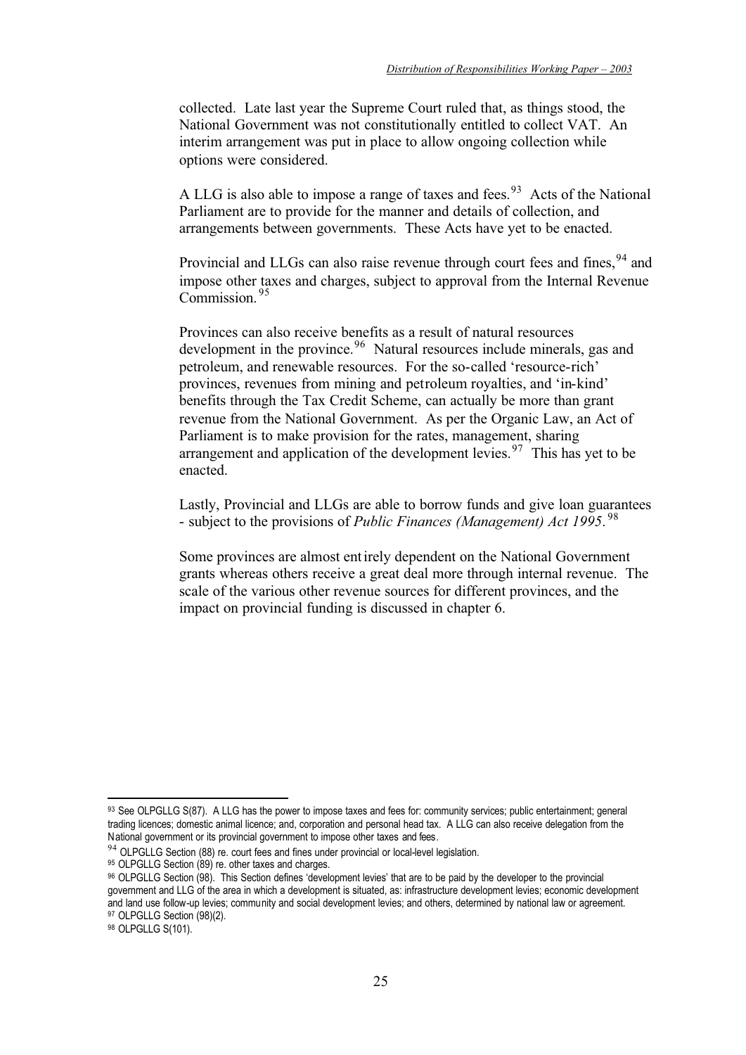collected. Late last year the Supreme Court ruled that, as things stood, the National Government was not constitutionally entitled to collect VAT. An interim arrangement was put in place to allow ongoing collection while options were considered.

A LLG is also able to impose a range of taxes and fees.[93] Acts of the National Parliament are to provide for the manner and details of collection, and arrangements between governments. These Acts have yet to be enacted.

Provincial and LLGs can also raise revenue through court fees and fines,[94] and impose other taxes and charges, subject to approval from the Internal Revenue Commission.[95]

Provinces can also receive benefits as a result of natural resources development in the province.[96] Natural resources include minerals, gas and petroleum, and renewable resources. For the so-called 'resource-rich' provinces, revenues from mining and petroleum royalties, and 'in-kind' benefits through the Tax Credit Scheme, can actually be more than grant revenue from the National Government. As per the Organic Law, an Act of Parliament is to make provision for the rates, management, sharing arrangement and application of the development levies.[97] This has yet to be enacted.

Lastly, Provincial and LLGs are able to borrow funds and give loan guarantees - subject to the provisions of *Public Finances (Management) Act 1995*.[98]

Some provinces are almost entirely dependent on the National Government grants whereas others receive a great deal more through internal revenue. The scale of the various other revenue sources for different provinces, and the impact on provincial funding is discussed in chapter 6.

---

[93] See OLPGLLG S(87). A LLG has the power to impose taxes and fees for: community services; public entertainment; general trading licences; domestic animal licence; and, corporation and personal head tax. A LLG can also receive delegation from the National government or its provincial government to impose other taxes and fees.

[94] OLPGLLG Section (88) re. court fees and fines under provincial or local-level legislation.

[95] OLPGLLG Section (89) re. other taxes and charges.

[96] OLPGLLG Section (98). This Section defines 'development levies' that are to be paid by the developer to the provincial government and LLG of the area in which a development is situated, as: infrastructure development levies; economic development and land use follow-up levies; community and social development levies; and others, determined by national law or agreement.

[97] OLPGLLG Section (98)(2).

[98] OLPGLLG S(101).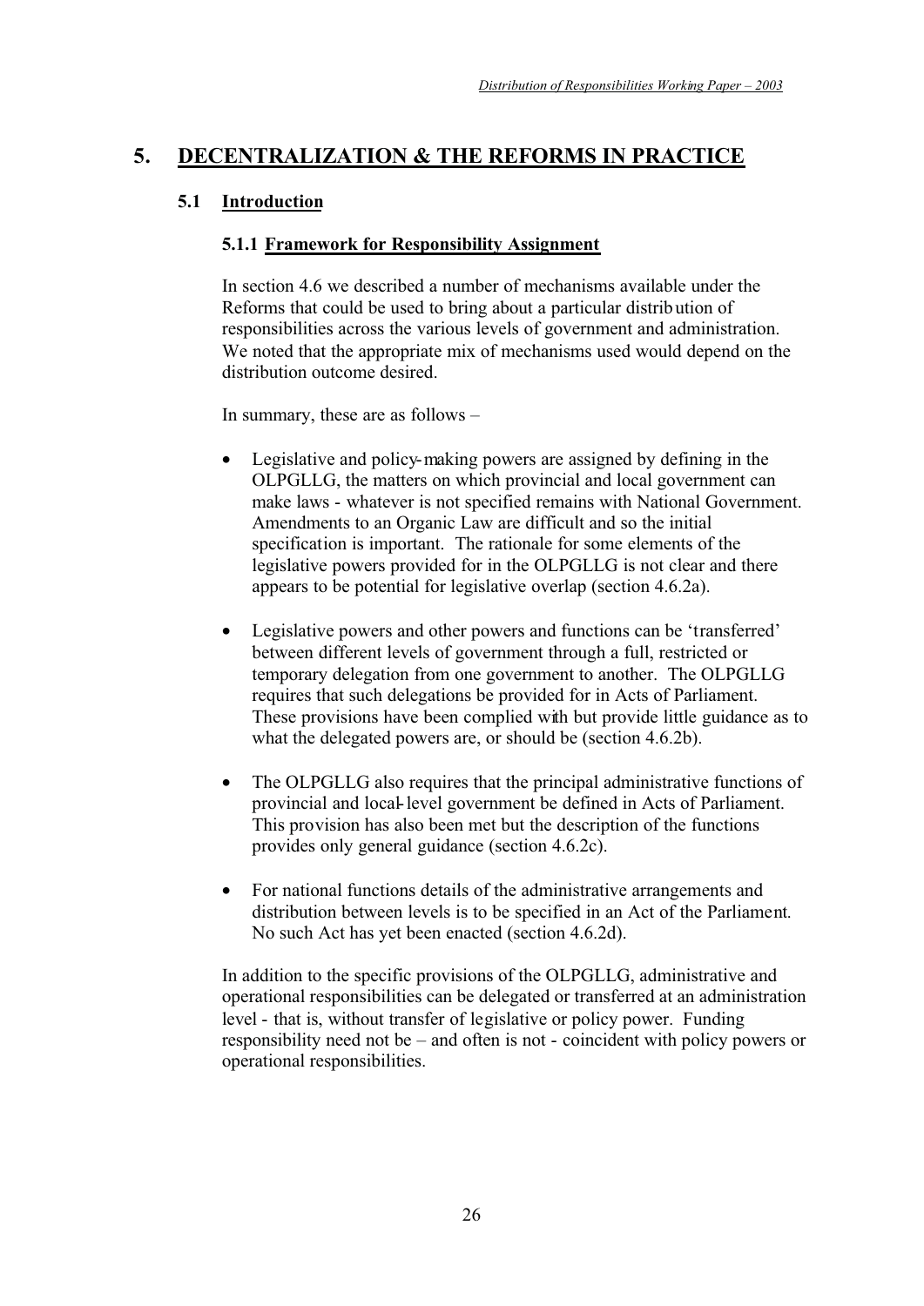# 5. DECENTRALIZATION & THE REFORMS IN PRACTICE

## 5.1 Introduction

### 5.1.1 Framework for Responsibility Assignment

In section 4.6 we described a number of mechanisms available under the Reforms that could be used to bring about a particular distribution of responsibilities across the various levels of government and administration. We noted that the appropriate mix of mechanisms used would depend on the distribution outcome desired.

In summary, these are as follows –

- Legislative and policy-making powers are assigned by defining in the OLPGLLG, the matters on which provincial and local government can make laws - whatever is not specified remains with National Government. Amendments to an Organic Law are difficult and so the initial specification is important. The rationale for some elements of the legislative powers provided for in the OLPGLLG is not clear and there appears to be potential for legislative overlap (section 4.6.2a).

- Legislative powers and other powers and functions can be 'transferred' between different levels of government through a full, restricted or temporary delegation from one government to another. The OLPGLLG requires that such delegations be provided for in Acts of Parliament. These provisions have been complied with but provide little guidance as to what the delegated powers are, or should be (section 4.6.2b).

- The OLPGLLG also requires that the principal administrative functions of provincial and local-level government be defined in Acts of Parliament. This provision has also been met but the description of the functions provides only general guidance (section 4.6.2c).

- For national functions details of the administrative arrangements and distribution between levels is to be specified in an Act of the Parliament. No such Act has yet been enacted (section 4.6.2d).

In addition to the specific provisions of the OLPGLLG, administrative and operational responsibilities can be delegated or transferred at an administration level - that is, without transfer of legislative or policy power. Funding responsibility need not be – and often is not - coincident with policy powers or operational responsibilities.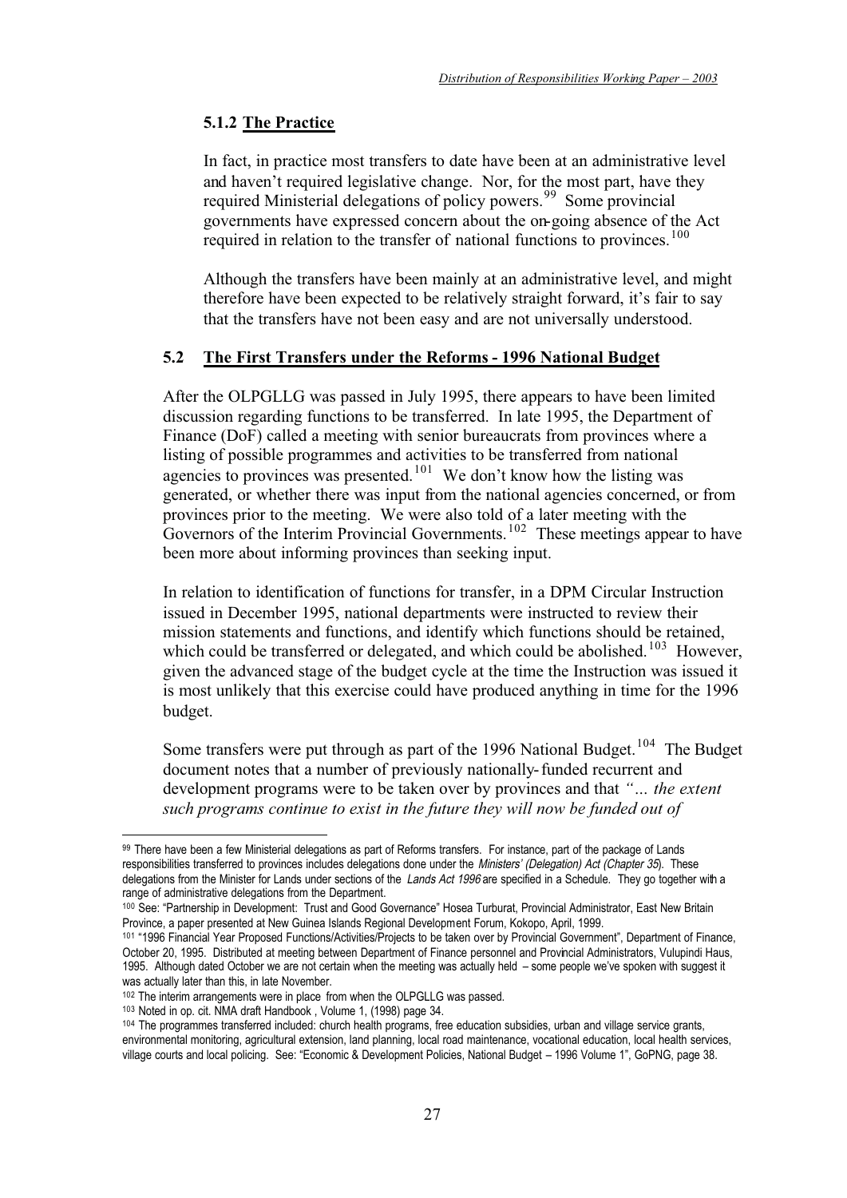### 5.1.2 The Practice

In fact, in practice most transfers to date have been at an administrative level and haven't required legislative change. Nor, for the most part, have they required Ministerial delegations of policy powers.[99] Some provincial governments have expressed concern about the on-going absence of the Act required in relation to the transfer of national functions to provinces.[100]

Although the transfers have been mainly at an administrative level, and might therefore have been expected to be relatively straight forward, it's fair to say that the transfers have not been easy and are not universally understood.

## 5.2 The First Transfers under the Reforms - 1996 National Budget

After the OLPGLLG was passed in July 1995, there appears to have been limited discussion regarding functions to be transferred. In late 1995, the Department of Finance (DoF) called a meeting with senior bureaucrats from provinces where a listing of possible programmes and activities to be transferred from national agencies to provinces was presented.[101] We don't know how the listing was generated, or whether there was input from the national agencies concerned, or from provinces prior to the meeting. We were also told of a later meeting with the Governors of the Interim Provincial Governments.[102] These meetings appear to have been more about informing provinces than seeking input.

In relation to identification of functions for transfer, in a DPM Circular Instruction issued in December 1995, national departments were instructed to review their mission statements and functions, and identify which functions should be retained, which could be transferred or delegated, and which could be abolished.[103] However, given the advanced stage of the budget cycle at the time the Instruction was issued it is most unlikely that this exercise could have produced anything in time for the 1996 budget.

Some transfers were put through as part of the 1996 National Budget.[104] The Budget document notes that a number of previously nationally-funded recurrent and development programs were to be taken over by provinces and that *"… the extent such programs continue to exist in the future they will now be funded out of*

---

[99] There have been a few Ministerial delegations as part of Reforms transfers. For instance, part of the package of Lands responsibilities transferred to provinces includes delegations done under the *Ministers' (Delegation) Act (Chapter 35)*. These delegations from the Minister for Lands under sections of the *Lands Act 1996* are specified in a Schedule. They go together with a range of administrative delegations from the Department.

[100] See: "Partnership in Development: Trust and Good Governance" Hosea Turburat, Provincial Administrator, East New Britain Province, a paper presented at New Guinea Islands Regional Development Forum, Kokopo, April, 1999.

[101] "1996 Financial Year Proposed Functions/Activities/Projects to be taken over by Provincial Government", Department of Finance, October 20, 1995. Distributed at meeting between Department of Finance personnel and Provincial Administrators, Vulupindi Haus, 1995. Although dated October we are not certain when the meeting was actually held – some people we've spoken with suggest it was actually later than this, in late November.

[102] The interim arrangements were in place from when the OLPGLLG was passed.

[103] Noted in op. cit. NMA draft Handbook , Volume 1, (1998) page 34.

[104] The programmes transferred included: church health programs, free education subsidies, urban and village service grants, environmental monitoring, agricultural extension, land planning, local road maintenance, vocational education, local health services, village courts and local policing. See: "Economic & Development Policies, National Budget – 1996 Volume 1", GoPNG, page 38.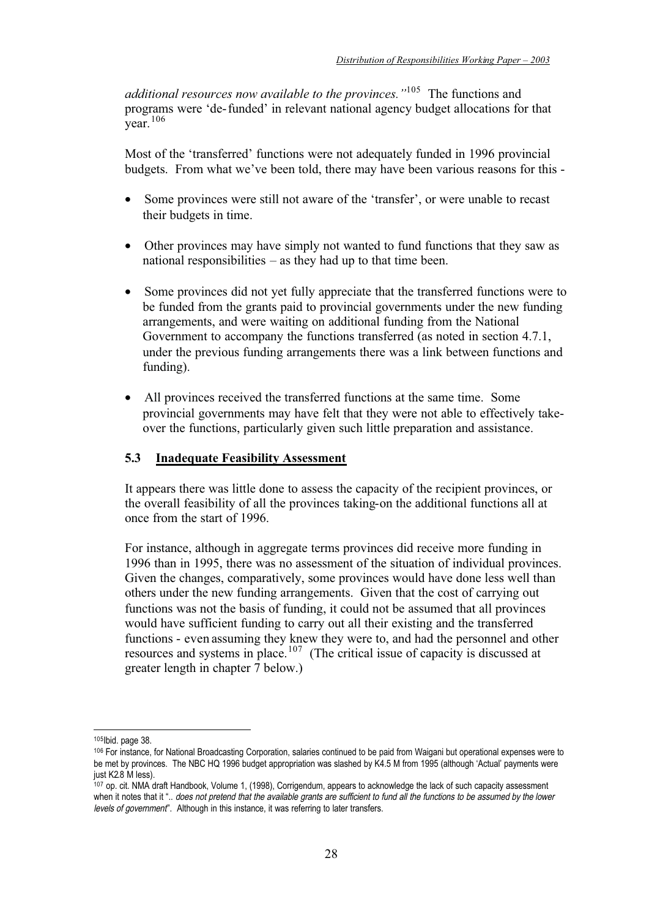*additional resources now available to the provinces."*[105] The functions and programs were 'de-funded' in relevant national agency budget allocations for that year.[106]

Most of the 'transferred' functions were not adequately funded in 1996 provincial budgets. From what we've been told, there may have been various reasons for this -

- Some provinces were still not aware of the 'transfer', or were unable to recast their budgets in time.
- Other provinces may have simply not wanted to fund functions that they saw as national responsibilities – as they had up to that time been.
- Some provinces did not yet fully appreciate that the transferred functions were to be funded from the grants paid to provincial governments under the new funding arrangements, and were waiting on additional funding from the National Government to accompany the functions transferred (as noted in section 4.7.1, under the previous funding arrangements there was a link between functions and funding).
- All provinces received the transferred functions at the same time. Some provincial governments may have felt that they were not able to effectively take-over the functions, particularly given such little preparation and assistance.

## 5.3 Inadequate Feasibility Assessment

It appears there was little done to assess the capacity of the recipient provinces, or the overall feasibility of all the provinces taking-on the additional functions all at once from the start of 1996.

For instance, although in aggregate terms provinces did receive more funding in 1996 than in 1995, there was no assessment of the situation of individual provinces. Given the changes, comparatively, some provinces would have done less well than others under the new funding arrangements. Given that the cost of carrying out functions was not the basis of funding, it could not be assumed that all provinces would have sufficient funding to carry out all their existing and the transferred functions - even assuming they knew they were to, and had the personnel and other resources and systems in place.[107] (The critical issue of capacity is discussed at greater length in chapter 7 below.)

---

[105] Ibid. page 38.

[106] For instance, for National Broadcasting Corporation, salaries continued to be paid from Waigani but operational expenses were to be met by provinces. The NBC HQ 1996 budget appropriation was slashed by K4.5 M from 1995 (although 'Actual' payments were just K2.8 M less).

[107] op. cit. NMA draft Handbook, Volume 1, (1998), Corrigendum, appears to acknowledge the lack of such capacity assessment when it notes that it ".. *does not pretend that the available grants are sufficient to fund all the functions to be assumed by the lower levels of government*". Although in this instance, it was referring to later transfers.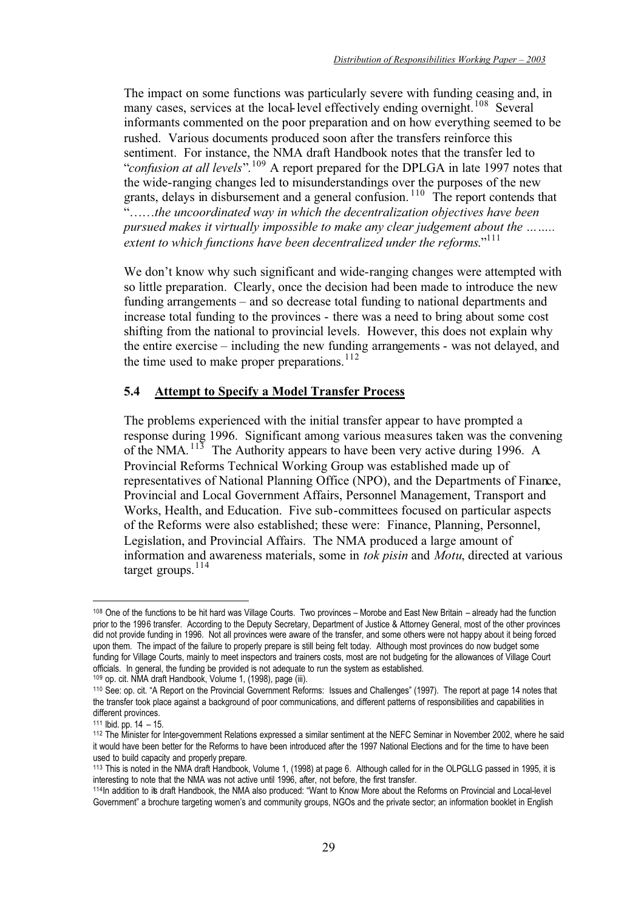The impact on some functions was particularly severe with funding ceasing and, in many cases, services at the local-level effectively ending overnight.[108] Several informants commented on the poor preparation and on how everything seemed to be rushed. Various documents produced soon after the transfers reinforce this sentiment. For instance, the NMA draft Handbook notes that the transfer led to "*confusion at all levels*".[109] A report prepared for the DPLGA in late 1997 notes that the wide-ranging changes led to misunderstandings over the purposes of the new grants, delays in disbursement and a general confusion.[110] The report contends that "*……the uncoordinated way in which the decentralization objectives have been pursued makes it virtually impossible to make any clear judgement about the …….. extent to which functions have been decentralized under the reforms.*"[111]

We don't know why such significant and wide-ranging changes were attempted with so little preparation. Clearly, once the decision had been made to introduce the new funding arrangements – and so decrease total funding to national departments and increase total funding to the provinces - there was a need to bring about some cost shifting from the national to provincial levels. However, this does not explain why the entire exercise – including the new funding arrangements - was not delayed, and the time used to make proper preparations.[112]

## 5.4 Attempt to Specify a Model Transfer Process

The problems experienced with the initial transfer appear to have prompted a response during 1996. Significant among various measures taken was the convening of the NMA.[113] The Authority appears to have been very active during 1996. A Provincial Reforms Technical Working Group was established made up of representatives of National Planning Office (NPO), and the Departments of Finance, Provincial and Local Government Affairs, Personnel Management, Transport and Works, Health, and Education. Five sub-committees focused on particular aspects of the Reforms were also established; these were: Finance, Planning, Personnel, Legislation, and Provincial Affairs. The NMA produced a large amount of information and awareness materials, some in *tok pisin* and *Motu*, directed at various target groups.[114]

---

[108] One of the functions to be hit hard was Village Courts. Two provinces – Morobe and East New Britain – already had the function prior to the 1996 transfer. According to the Deputy Secretary, Department of Justice & Attorney General, most of the other provinces did not provide funding in 1996. Not all provinces were aware of the transfer, and some others were not happy about it being forced upon them. The impact of the failure to properly prepare is still being felt today. Although most provinces do now budget some funding for Village Courts, mainly to meet inspectors and trainers costs, most are not budgeting for the allowances of Village Court officials. In general, the funding be provided is not adequate to run the system as established.

[109] op. cit. NMA draft Handbook, Volume 1, (1998), page (iii).

[110] See: op. cit. "A Report on the Provincial Government Reforms: Issues and Challenges" (1997). The report at page 14 notes that the transfer took place against a background of poor communications, and different patterns of responsibilities and capabilities in different provinces.

[111] Ibid. pp. 14 – 15.

[112] The Minister for Inter-government Relations expressed a similar sentiment at the NEFC Seminar in November 2002, where he said it would have been better for the Reforms to have been introduced after the 1997 National Elections and for the time to have been used to build capacity and properly prepare.

[113] This is noted in the NMA draft Handbook, Volume 1, (1998) at page 6. Although called for in the OLPGLLG passed in 1995, it is interesting to note that the NMA was not active until 1996, after, not before, the first transfer.

[114] In addition to its draft Handbook, the NMA also produced: "Want to Know More about the Reforms on Provincial and Local-level Government" a brochure targeting women's and community groups, NGOs and the private sector; an information booklet in English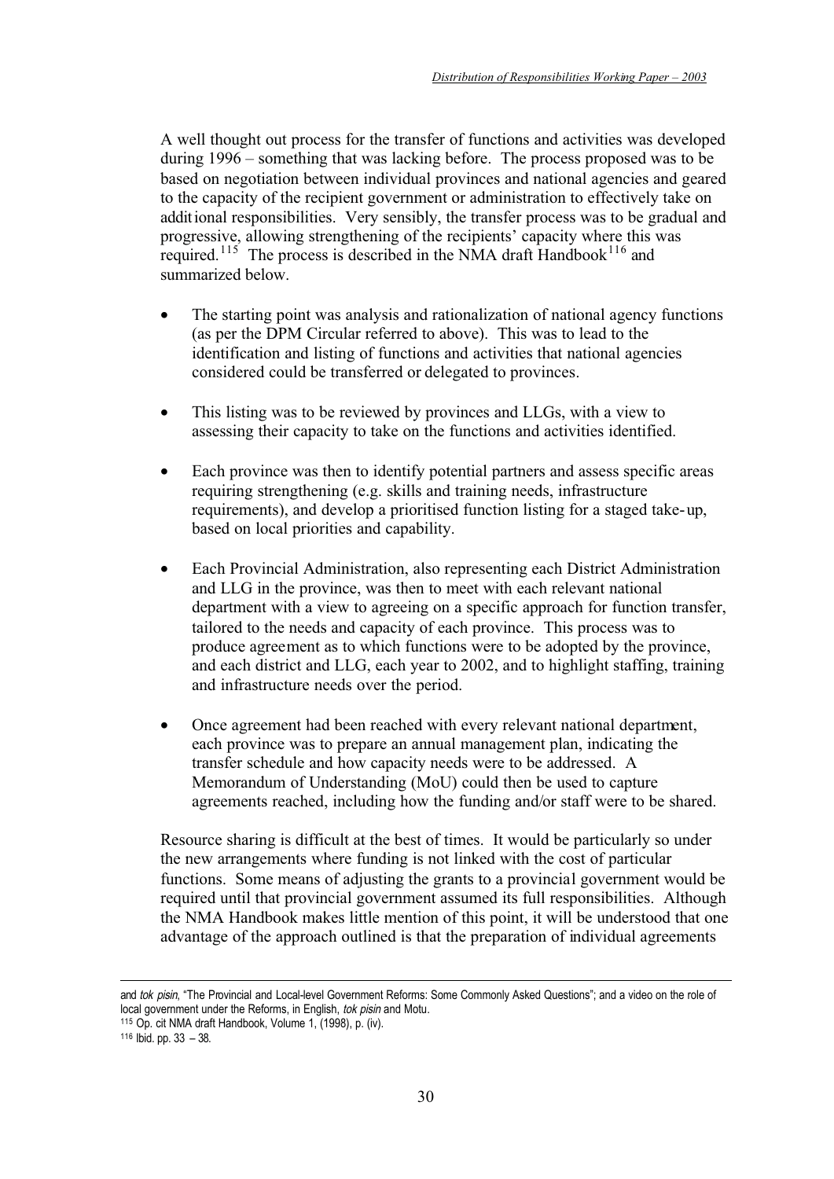A well thought out process for the transfer of functions and activities was developed during 1996 – something that was lacking before. The process proposed was to be based on negotiation between individual provinces and national agencies and geared to the capacity of the recipient government or administration to effectively take on additional responsibilities. Very sensibly, the transfer process was to be gradual and progressive, allowing strengthening of the recipients' capacity where this was required.[115] The process is described in the NMA draft Handbook[116] and summarized below.

- The starting point was analysis and rationalization of national agency functions (as per the DPM Circular referred to above). This was to lead to the identification and listing of functions and activities that national agencies considered could be transferred or delegated to provinces.
- This listing was to be reviewed by provinces and LLGs, with a view to assessing their capacity to take on the functions and activities identified.
- Each province was then to identify potential partners and assess specific areas requiring strengthening (e.g. skills and training needs, infrastructure requirements), and develop a prioritised function listing for a staged take-up, based on local priorities and capability.
- Each Provincial Administration, also representing each District Administration and LLG in the province, was then to meet with each relevant national department with a view to agreeing on a specific approach for function transfer, tailored to the needs and capacity of each province. This process was to produce agreement as to which functions were to be adopted by the province, and each district and LLG, each year to 2002, and to highlight staffing, training and infrastructure needs over the period.
- Once agreement had been reached with every relevant national department, each province was to prepare an annual management plan, indicating the transfer schedule and how capacity needs were to be addressed. A Memorandum of Understanding (MoU) could then be used to capture agreements reached, including how the funding and/or staff were to be shared.

Resource sharing is difficult at the best of times. It would be particularly so under the new arrangements where funding is not linked with the cost of particular functions. Some means of adjusting the grants to a provincial government would be required until that provincial government assumed its full responsibilities. Although the NMA Handbook makes little mention of this point, it will be understood that one advantage of the approach outlined is that the preparation of individual agreements

---

and *tok pisin*, "The Provincial and Local-level Government Reforms: Some Commonly Asked Questions"; and a video on the role of local government under the Reforms, in English, *tok pisin* and Motu.

[115] Op. cit NMA draft Handbook, Volume 1, (1998), p. (iv).

[116] Ibid. pp. 33 – 38.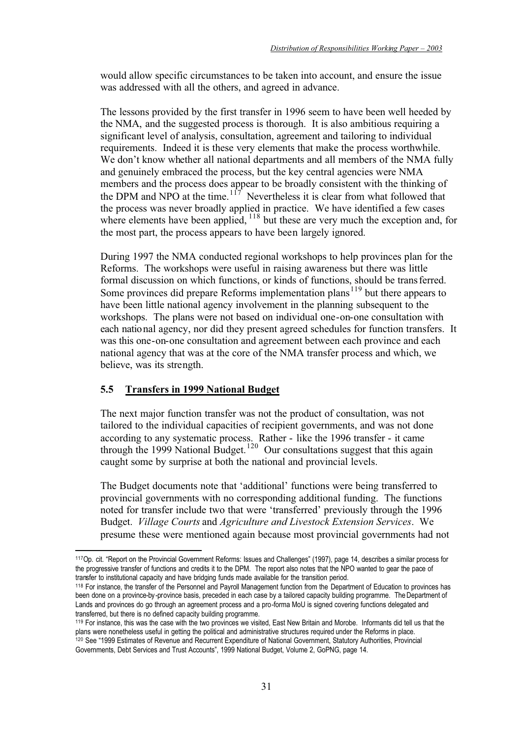would allow specific circumstances to be taken into account, and ensure the issue was addressed with all the others, and agreed in advance.

The lessons provided by the first transfer in 1996 seem to have been well heeded by the NMA, and the suggested process is thorough. It is also ambitious requiring a significant level of analysis, consultation, agreement and tailoring to individual requirements. Indeed it is these very elements that make the process worthwhile. We don't know whether all national departments and all members of the NMA fully and genuinely embraced the process, but the key central agencies were NMA members and the process does appear to be broadly consistent with the thinking of the DPM and NPO at the time.[117] Nevertheless it is clear from what followed that the process was never broadly applied in practice. We have identified a few cases where elements have been applied,[118] but these are very much the exception and, for the most part, the process appears to have been largely ignored.

During 1997 the NMA conducted regional workshops to help provinces plan for the Reforms. The workshops were useful in raising awareness but there was little formal discussion on which functions, or kinds of functions, should be transferred. Some provinces did prepare Reforms implementation plans[119] but there appears to have been little national agency involvement in the planning subsequent to the workshops. The plans were not based on individual one-on-one consultation with each national agency, nor did they present agreed schedules for function transfers. It was this one-on-one consultation and agreement between each province and each national agency that was at the core of the NMA transfer process and which, we believe, was its strength.

### 5.5 Transfers in 1999 National Budget

The next major function transfer was not the product of consultation, was not tailored to the individual capacities of recipient governments, and was not done according to any systematic process. Rather - like the 1996 transfer - it came through the 1999 National Budget.[120] Our consultations suggest that this again caught some by surprise at both the national and provincial levels.

The Budget documents note that 'additional' functions were being transferred to provincial governments with no corresponding additional funding. The functions noted for transfer include two that were 'transferred' previously through the 1996 Budget. *Village Courts* and *Agriculture and Livestock Extension Services*. We presume these were mentioned again because most provincial governments had not

---

[117] Op. cit. "Report on the Provincial Government Reforms: Issues and Challenges" (1997), page 14, describes a similar process for the progressive transfer of functions and credits it to the DPM. The report also notes that the NPO wanted to gear the pace of transfer to institutional capacity and have bridging funds made available for the transition period.

[118] For instance, the transfer of the Personnel and Payroll Management function from the Department of Education to provinces has been done on a province-by-province basis, preceded in each case by a tailored capacity building programme. The Department of Lands and provinces do go through an agreement process and a pro-forma MoU is signed covering functions delegated and transferred, but there is no defined capacity building programme.

[119] For instance, this was the case with the two provinces we visited, East New Britain and Morobe. Informants did tell us that the plans were nonetheless useful in getting the political and administrative structures required under the Reforms in place.

[120] See "1999 Estimates of Revenue and Recurrent Expenditure of National Government, Statutory Authorities, Provincial Governments, Debt Services and Trust Accounts", 1999 National Budget, Volume 2, GoPNG, page 14.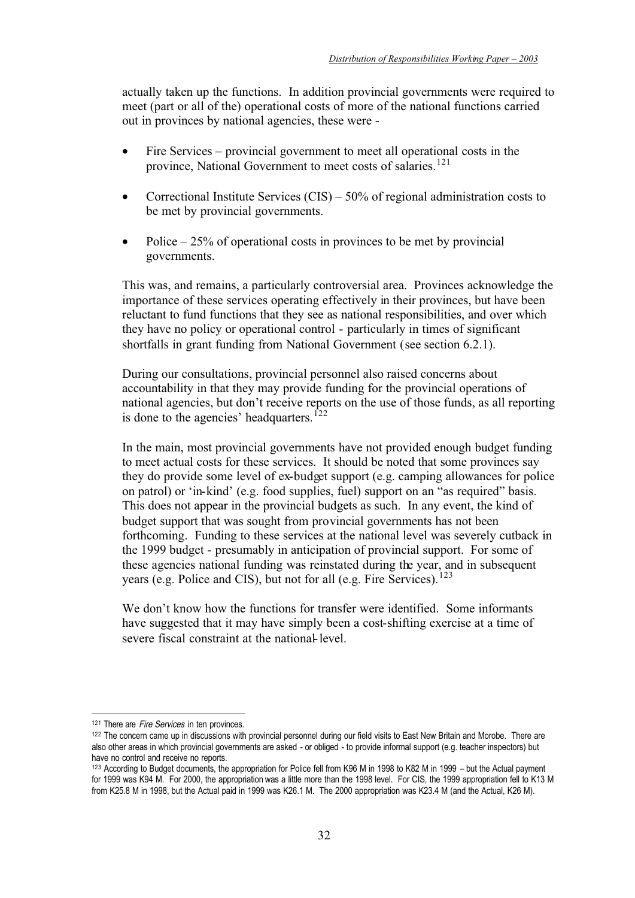actually taken up the functions. In addition provincial governments were required to meet (part or all of the) operational costs of more of the national functions carried out in provinces by national agencies, these were -

- Fire Services – provincial government to meet all operational costs in the province, National Government to meet costs of salaries.[121]
- Correctional Institute Services (CIS) – 50% of regional administration costs to be met by provincial governments.
- Police – 25% of operational costs in provinces to be met by provincial governments.

This was, and remains, a particularly controversial area. Provinces acknowledge the importance of these services operating effectively in their provinces, but have been reluctant to fund functions that they see as national responsibilities, and over which they have no policy or operational control - particularly in times of significant shortfalls in grant funding from National Government (see section 6.2.1).

During our consultations, provincial personnel also raised concerns about accountability in that they may provide funding for the provincial operations of national agencies, but don't receive reports on the use of those funds, as all reporting is done to the agencies' headquarters.[122]

In the main, most provincial governments have not provided enough budget funding to meet actual costs for these services. It should be noted that some provinces say they do provide some level of ex-budget support (e.g. camping allowances for police on patrol) or 'in-kind' (e.g. food supplies, fuel) support on an "as required" basis. This does not appear in the provincial budgets as such. In any event, the kind of budget support that was sought from provincial governments has not been forthcoming. Funding to these services at the national level was severely cutback in the 1999 budget - presumably in anticipation of provincial support. For some of these agencies national funding was reinstated during the year, and in subsequent years (e.g. Police and CIS), but not for all (e.g. Fire Services).[123]

We don't know how the functions for transfer were identified. Some informants have suggested that it may have simply been a cost-shifting exercise at a time of severe fiscal constraint at the national-level.

---

[121] There are *Fire Services* in ten provinces.

[122] The concern came up in discussions with provincial personnel during our field visits to East New Britain and Morobe. There are also other areas in which provincial governments are asked - or obliged - to provide informal support (e.g. teacher inspectors) but have no control and receive no reports.

[123] According to Budget documents, the appropriation for Police fell from K96 M in 1998 to K82 M in 1999 – but the Actual payment for 1999 was K94 M. For 2000, the appropriation was a little more than the 1998 level. For CIS, the 1999 appropriation fell to K13 M from K25.8 M in 1998, but the Actual paid in 1999 was K26.1 M. The 2000 appropriation was K23.4 M (and the Actual, K26 M).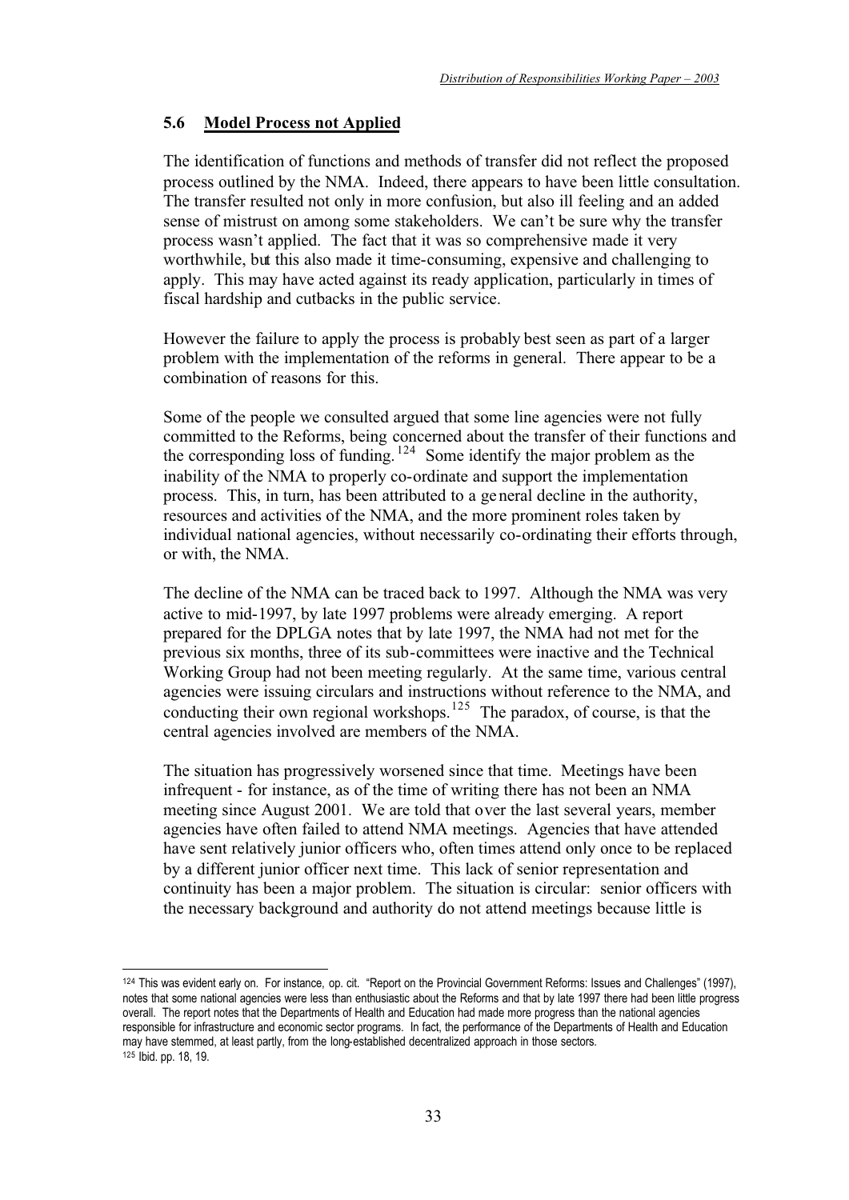## 5.6 Model Process not Applied

The identification of functions and methods of transfer did not reflect the proposed process outlined by the NMA. Indeed, there appears to have been little consultation. The transfer resulted not only in more confusion, but also ill feeling and an added sense of mistrust on among some stakeholders. We can't be sure why the transfer process wasn't applied. The fact that it was so comprehensive made it very worthwhile, but this also made it time-consuming, expensive and challenging to apply. This may have acted against its ready application, particularly in times of fiscal hardship and cutbacks in the public service.

However the failure to apply the process is probably best seen as part of a larger problem with the implementation of the reforms in general. There appear to be a combination of reasons for this.

Some of the people we consulted argued that some line agencies were not fully committed to the Reforms, being concerned about the transfer of their functions and the corresponding loss of funding.[124] Some identify the major problem as the inability of the NMA to properly co-ordinate and support the implementation process. This, in turn, has been attributed to a general decline in the authority, resources and activities of the NMA, and the more prominent roles taken by individual national agencies, without necessarily co-ordinating their efforts through, or with, the NMA.

The decline of the NMA can be traced back to 1997. Although the NMA was very active to mid-1997, by late 1997 problems were already emerging. A report prepared for the DPLGA notes that by late 1997, the NMA had not met for the previous six months, three of its sub-committees were inactive and the Technical Working Group had not been meeting regularly. At the same time, various central agencies were issuing circulars and instructions without reference to the NMA, and conducting their own regional workshops.[125] The paradox, of course, is that the central agencies involved are members of the NMA.

The situation has progressively worsened since that time. Meetings have been infrequent - for instance, as of the time of writing there has not been an NMA meeting since August 2001. We are told that over the last several years, member agencies have often failed to attend NMA meetings. Agencies that have attended have sent relatively junior officers who, often times attend only once to be replaced by a different junior officer next time. This lack of senior representation and continuity has been a major problem. The situation is circular: senior officers with the necessary background and authority do not attend meetings because little is

---

[124] This was evident early on. For instance, op. cit. "Report on the Provincial Government Reforms: Issues and Challenges" (1997), notes that some national agencies were less than enthusiastic about the Reforms and that by late 1997 there had been little progress overall. The report notes that the Departments of Health and Education had made more progress than the national agencies responsible for infrastructure and economic sector programs. In fact, the performance of the Departments of Health and Education may have stemmed, at least partly, from the long-established decentralized approach in those sectors.

[125] Ibid. pp. 18, 19.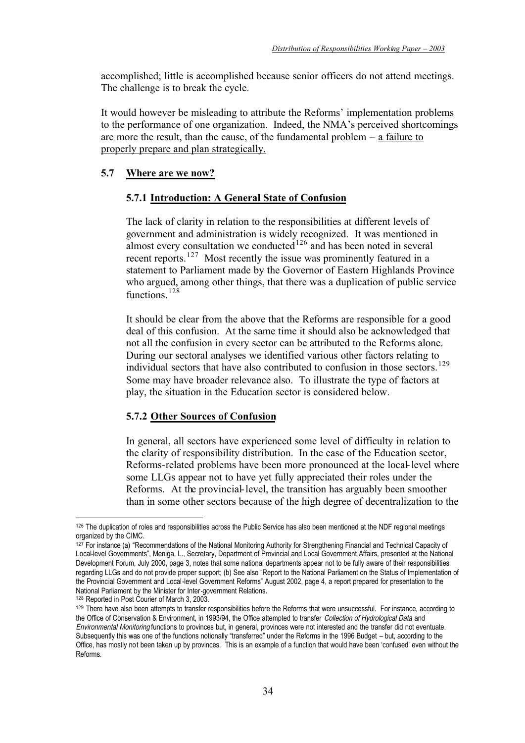accomplished; little is accomplished because senior officers do not attend meetings. The challenge is to break the cycle.

It would however be misleading to attribute the Reforms' implementation problems to the performance of one organization. Indeed, the NMA's perceived shortcomings are more the result, than the cause, of the fundamental problem – a failure to properly prepare and plan strategically.

## 5.7 Where are we now?

### 5.7.1 Introduction: A General State of Confusion

The lack of clarity in relation to the responsibilities at different levels of government and administration is widely recognized. It was mentioned in almost every consultation we conducted[126] and has been noted in several recent reports.[127] Most recently the issue was prominently featured in a statement to Parliament made by the Governor of Eastern Highlands Province who argued, among other things, that there was a duplication of public service functions.[128]

It should be clear from the above that the Reforms are responsible for a good deal of this confusion. At the same time it should also be acknowledged that not all the confusion in every sector can be attributed to the Reforms alone. During our sectoral analyses we identified various other factors relating to individual sectors that have also contributed to confusion in those sectors.[129] Some may have broader relevance also. To illustrate the type of factors at play, the situation in the Education sector is considered below.

### 5.7.2 Other Sources of Confusion

In general, all sectors have experienced some level of difficulty in relation to the clarity of responsibility distribution. In the case of the Education sector, Reforms-related problems have been more pronounced at the local-level where some LLGs appear not to have yet fully appreciated their roles under the Reforms. At the provincial-level, the transition has arguably been smoother than in some other sectors because of the high degree of decentralization to the

---

[126] The duplication of roles and responsibilities across the Public Service has also been mentioned at the NDF regional meetings organized by the CIMC.

[127] For instance (a) "Recommendations of the National Monitoring Authority for Strengthening Financial and Technical Capacity of Local-level Governments", Meniga, L., Secretary, Department of Provincial and Local Government Affairs, presented at the National Development Forum, July 2000, page 3, notes that some national departments appear not to be fully aware of their responsibilities regarding LLGs and do not provide proper support; (b) See also "Report to the National Parliament on the Status of Implementation of the Provincial Government and Local-level Government Reforms" August 2002, page 4, a report prepared for presentation to the National Parliament by the Minister for Inter-government Relations.

[128] Reported in Post Courier of March 3, 2003.

[129] There have also been attempts to transfer responsibilities before the Reforms that were unsuccessful. For instance, according to the Office of Conservation & Environment, in 1993/94, the Office attempted to transfer *Collection of Hydrological Data* and *Environmental Monitoring* functions to provinces but, in general, provinces were not interested and the transfer did not eventuate. Subsequently this was one of the functions notionally "transferred" under the Reforms in the 1996 Budget – but, according to the Office, has mostly not been taken up by provinces. This is an example of a function that would have been 'confused' even without the Reforms.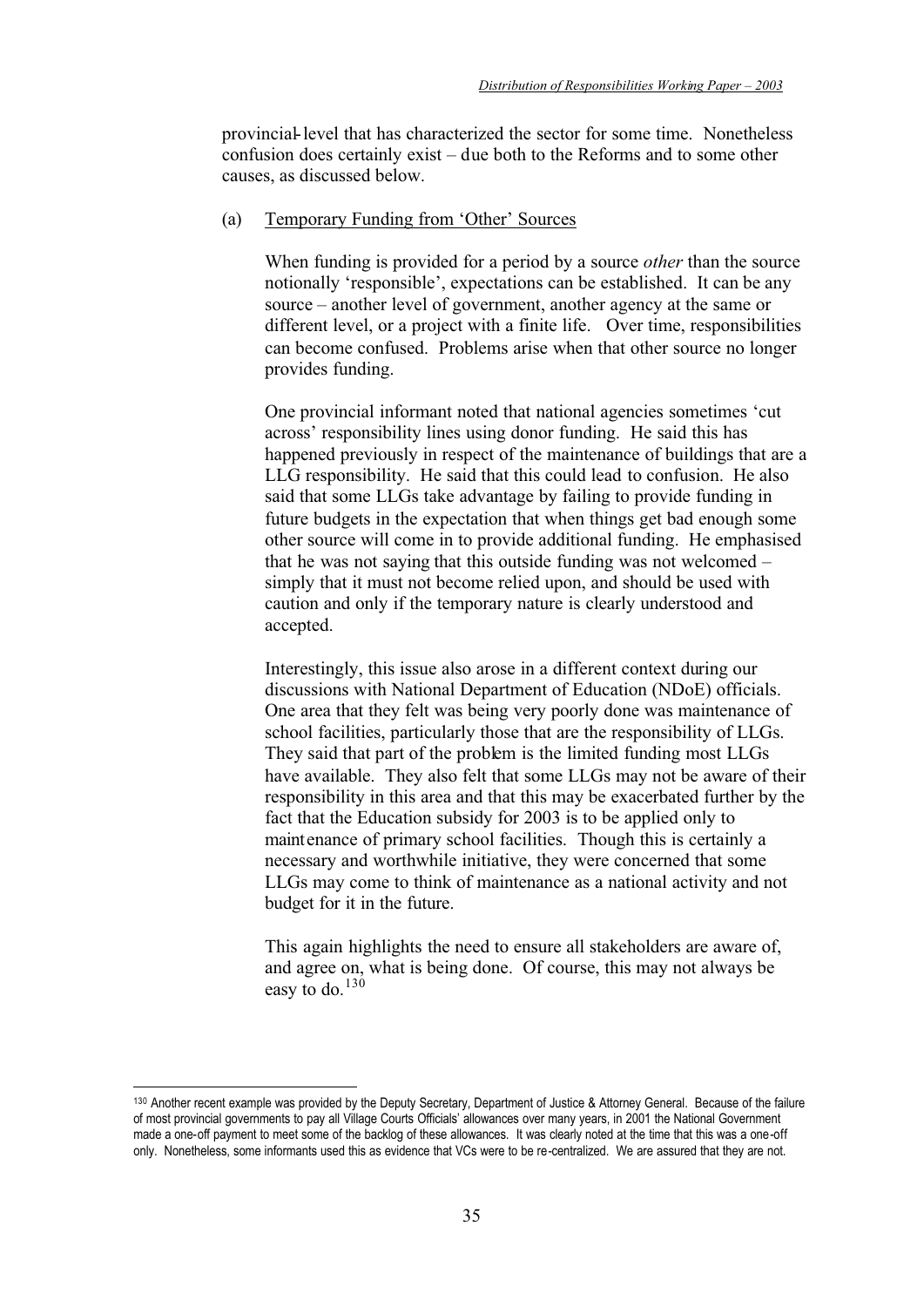provincial-level that has characterized the sector for some time. Nonetheless confusion does certainly exist – due both to the Reforms and to some other causes, as discussed below.

(a) Temporary Funding from 'Other' Sources

When funding is provided for a period by a source *other* than the source notionally 'responsible', expectations can be established. It can be any source – another level of government, another agency at the same or different level, or a project with a finite life. Over time, responsibilities can become confused. Problems arise when that other source no longer provides funding.

One provincial informant noted that national agencies sometimes 'cut across' responsibility lines using donor funding. He said this has happened previously in respect of the maintenance of buildings that are a LLG responsibility. He said that this could lead to confusion. He also said that some LLGs take advantage by failing to provide funding in future budgets in the expectation that when things get bad enough some other source will come in to provide additional funding. He emphasised that he was not saying that this outside funding was not welcomed – simply that it must not become relied upon, and should be used with caution and only if the temporary nature is clearly understood and accepted.

Interestingly, this issue also arose in a different context during our discussions with National Department of Education (NDoE) officials. One area that they felt was being very poorly done was maintenance of school facilities, particularly those that are the responsibility of LLGs. They said that part of the problem is the limited funding most LLGs have available. They also felt that some LLGs may not be aware of their responsibility in this area and that this may be exacerbated further by the fact that the Education subsidy for 2003 is to be applied only to maintenance of primary school facilities. Though this is certainly a necessary and worthwhile initiative, they were concerned that some LLGs may come to think of maintenance as a national activity and not budget for it in the future.

This again highlights the need to ensure all stakeholders are aware of, and agree on, what is being done. Of course, this may not always be easy to do.[130]

---

[130] Another recent example was provided by the Deputy Secretary, Department of Justice & Attorney General. Because of the failure of most provincial governments to pay all Village Courts Officials' allowances over many years, in 2001 the National Government made a one-off payment to meet some of the backlog of these allowances. It was clearly noted at the time that this was a one-off only. Nonetheless, some informants used this as evidence that VCs were to be re-centralized. We are assured that they are not.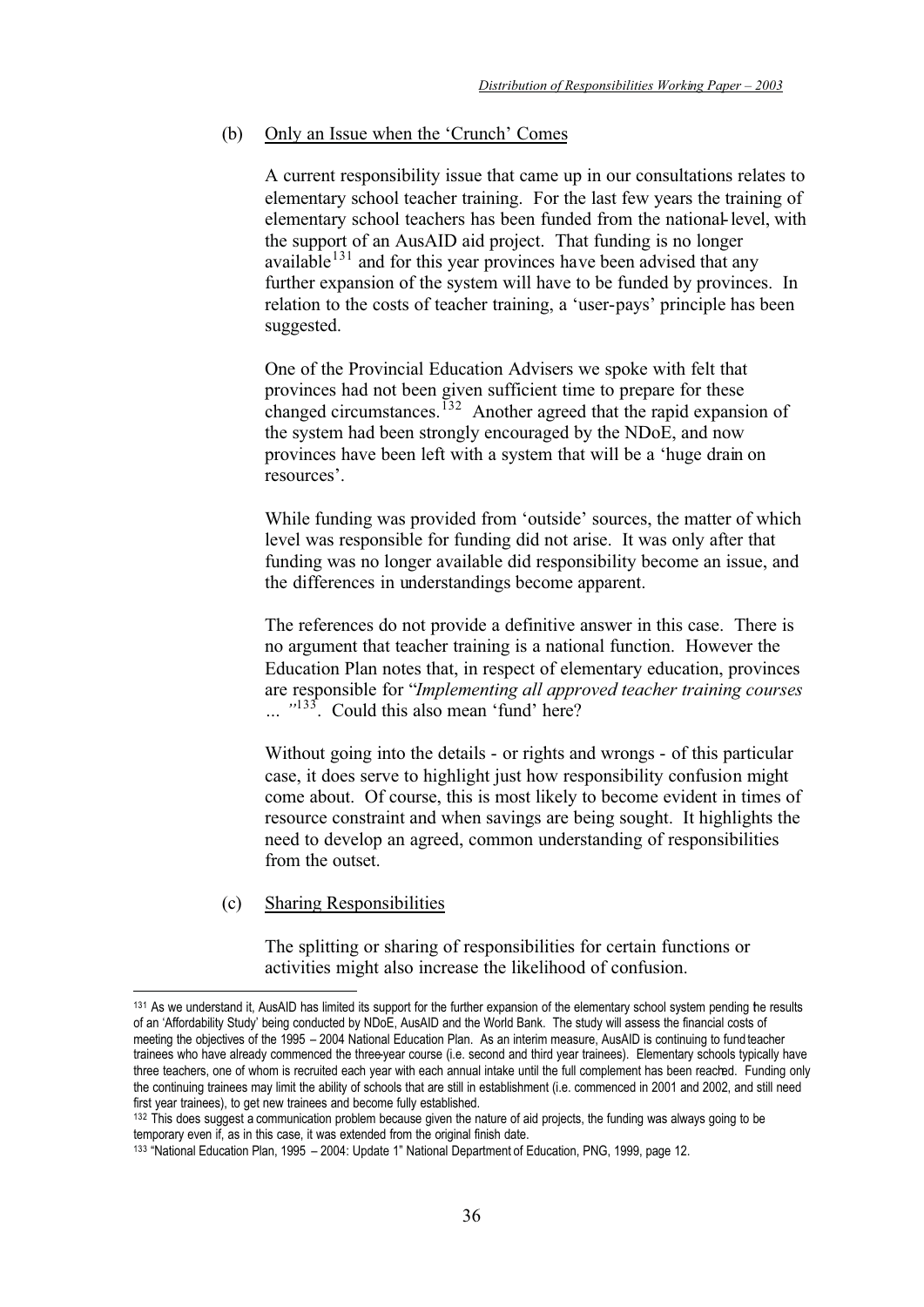(b) Only an Issue when the 'Crunch' Comes

A current responsibility issue that came up in our consultations relates to elementary school teacher training. For the last few years the training of elementary school teachers has been funded from the national-level, with the support of an AusAID aid project. That funding is no longer available[131] and for this year provinces have been advised that any further expansion of the system will have to be funded by provinces. In relation to the costs of teacher training, a 'user-pays' principle has been suggested.

One of the Provincial Education Advisers we spoke with felt that provinces had not been given sufficient time to prepare for these changed circumstances.[132] Another agreed that the rapid expansion of the system had been strongly encouraged by the NDoE, and now provinces have been left with a system that will be a 'huge drain on resources'.

While funding was provided from 'outside' sources, the matter of which level was responsible for funding did not arise. It was only after that funding was no longer available did responsibility become an issue, and the differences in understandings become apparent.

The references do not provide a definitive answer in this case. There is no argument that teacher training is a national function. However the Education Plan notes that, in respect of elementary education, provinces are responsible for "*Implementing all approved teacher training courses ...* "[133]. Could this also mean 'fund' here?

Without going into the details - or rights and wrongs - of this particular case, it does serve to highlight just how responsibility confusion might come about. Of course, this is most likely to become evident in times of resource constraint and when savings are being sought. It highlights the need to develop an agreed, common understanding of responsibilities from the outset.

(c) Sharing Responsibilities

The splitting or sharing of responsibilities for certain functions or activities might also increase the likelihood of confusion.

---

[131] As we understand it, AusAID has limited its support for the further expansion of the elementary school system pending the results of an 'Affordability Study' being conducted by NDoE, AusAID and the World Bank. The study will assess the financial costs of meeting the objectives of the 1995 – 2004 National Education Plan. As an interim measure, AusAID is continuing to fund teacher trainees who have already commenced the three-year course (i.e. second and third year trainees). Elementary schools typically have three teachers, one of whom is recruited each year with each annual intake until the full complement has been reached. Funding only the continuing trainees may limit the ability of schools that are still in establishment (i.e. commenced in 2001 and 2002, and still need first year trainees), to get new trainees and become fully established.

[132] This does suggest a communication problem because given the nature of aid projects, the funding was always going to be temporary even if, as in this case, it was extended from the original finish date.

[133] "National Education Plan, 1995 – 2004: Update 1" National Department of Education, PNG, 1999, page 12.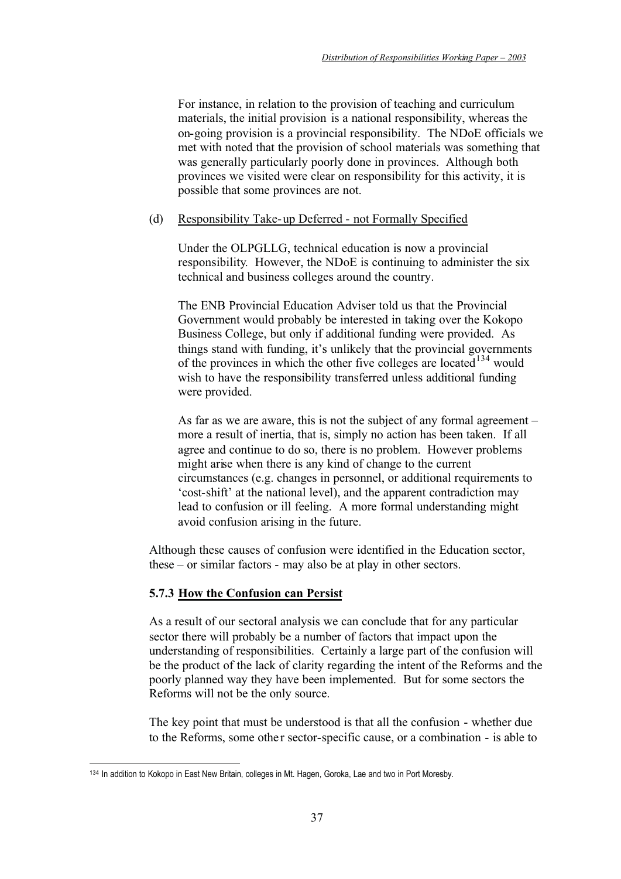For instance, in relation to the provision of teaching and curriculum materials, the initial provision is a national responsibility, whereas the on-going provision is a provincial responsibility. The NDoE officials we met with noted that the provision of school materials was something that was generally particularly poorly done in provinces. Although both provinces we visited were clear on responsibility for this activity, it is possible that some provinces are not.

(d) Responsibility Take-up Deferred - not Formally Specified

Under the OLPGLLG, technical education is now a provincial responsibility. However, the NDoE is continuing to administer the six technical and business colleges around the country.

The ENB Provincial Education Adviser told us that the Provincial Government would probably be interested in taking over the Kokopo Business College, but only if additional funding were provided. As things stand with funding, it's unlikely that the provincial governments of the provinces in which the other five colleges are located[134] would wish to have the responsibility transferred unless additional funding were provided.

As far as we are aware, this is not the subject of any formal agreement – more a result of inertia, that is, simply no action has been taken. If all agree and continue to do so, there is no problem. However problems might arise when there is any kind of change to the current circumstances (e.g. changes in personnel, or additional requirements to 'cost-shift' at the national level), and the apparent contradiction may lead to confusion or ill feeling. A more formal understanding might avoid confusion arising in the future.

Although these causes of confusion were identified in the Education sector, these – or similar factors - may also be at play in other sectors.

### 5.7.3 How the Confusion can Persist

As a result of our sectoral analysis we can conclude that for any particular sector there will probably be a number of factors that impact upon the understanding of responsibilities. Certainly a large part of the confusion will be the product of the lack of clarity regarding the intent of the Reforms and the poorly planned way they have been implemented. But for some sectors the Reforms will not be the only source.

The key point that must be understood is that all the confusion - whether due to the Reforms, some other sector-specific cause, or a combination - is able to

[134] In addition to Kokopo in East New Britain, colleges in Mt. Hagen, Goroka, Lae and two in Port Moresby.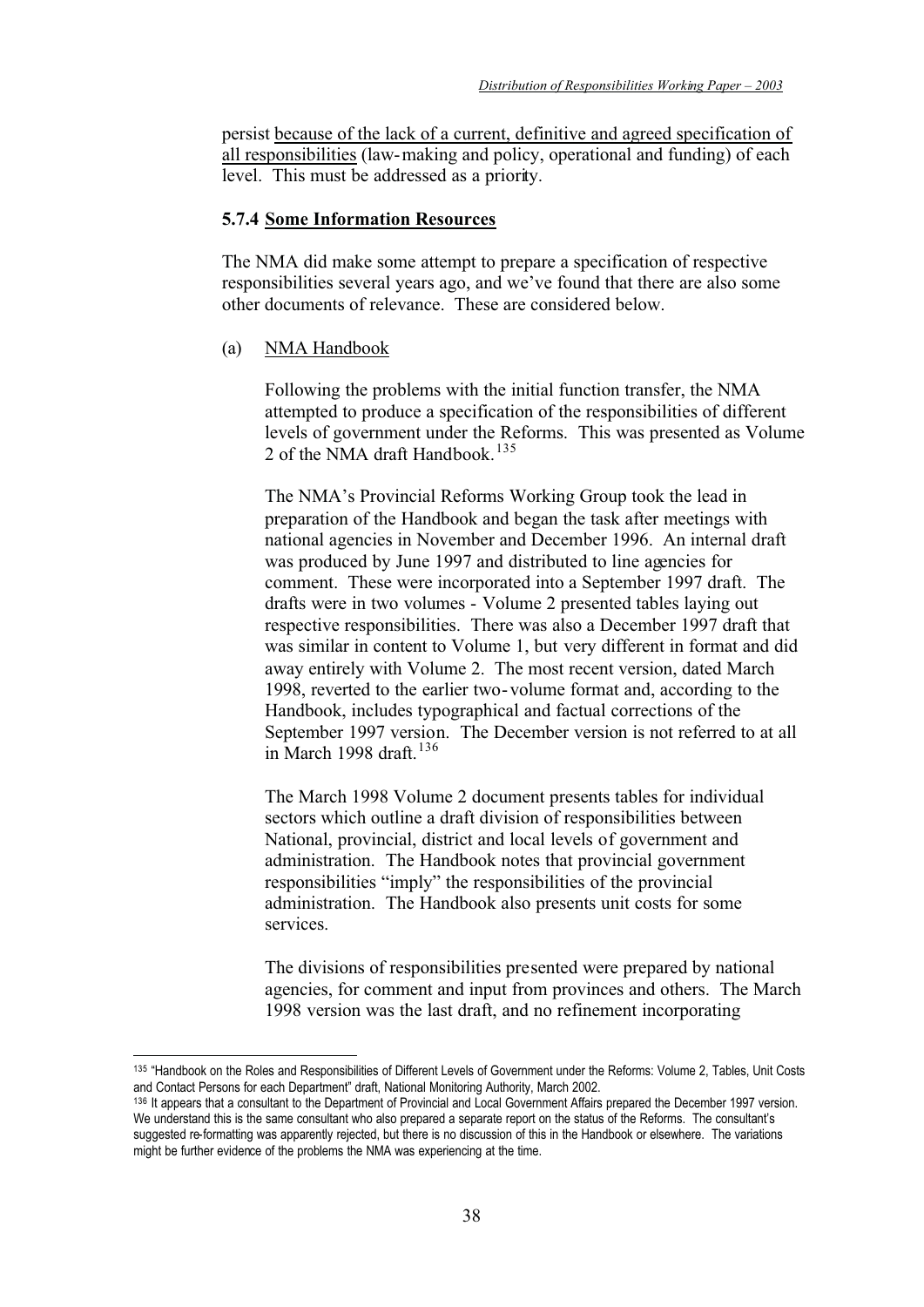persist <u>because of the lack of a current, definitive and agreed specification of all responsibilities</u> (law-making and policy, operational and funding) of each level. This must be addressed as a priority.

### 5.7.4 Some Information Resources

The NMA did make some attempt to prepare a specification of respective responsibilities several years ago, and we've found that there are also some other documents of relevance. These are considered below.

(a) <u>NMA Handbook</u>

Following the problems with the initial function transfer, the NMA attempted to produce a specification of the responsibilities of different levels of government under the Reforms. This was presented as Volume 2 of the NMA draft Handbook.[135]

The NMA's Provincial Reforms Working Group took the lead in preparation of the Handbook and began the task after meetings with national agencies in November and December 1996. An internal draft was produced by June 1997 and distributed to line agencies for comment. These were incorporated into a September 1997 draft. The drafts were in two volumes - Volume 2 presented tables laying out respective responsibilities. There was also a December 1997 draft that was similar in content to Volume 1, but very different in format and did away entirely with Volume 2. The most recent version, dated March 1998, reverted to the earlier two-volume format and, according to the Handbook, includes typographical and factual corrections of the September 1997 version. The December version is not referred to at all in March 1998 draft.[136]

The March 1998 Volume 2 document presents tables for individual sectors which outline a draft division of responsibilities between National, provincial, district and local levels of government and administration. The Handbook notes that provincial government responsibilities "imply" the responsibilities of the provincial administration. The Handbook also presents unit costs for some services.

The divisions of responsibilities presented were prepared by national agencies, for comment and input from provinces and others. The March 1998 version was the last draft, and no refinement incorporating

---

[135] "Handbook on the Roles and Responsibilities of Different Levels of Government under the Reforms: Volume 2, Tables, Unit Costs and Contact Persons for each Department" draft, National Monitoring Authority, March 2002.

[136] It appears that a consultant to the Department of Provincial and Local Government Affairs prepared the December 1997 version. We understand this is the same consultant who also prepared a separate report on the status of the Reforms. The consultant's suggested re-formatting was apparently rejected, but there is no discussion of this in the Handbook or elsewhere. The variations might be further evidence of the problems the NMA was experiencing at the time.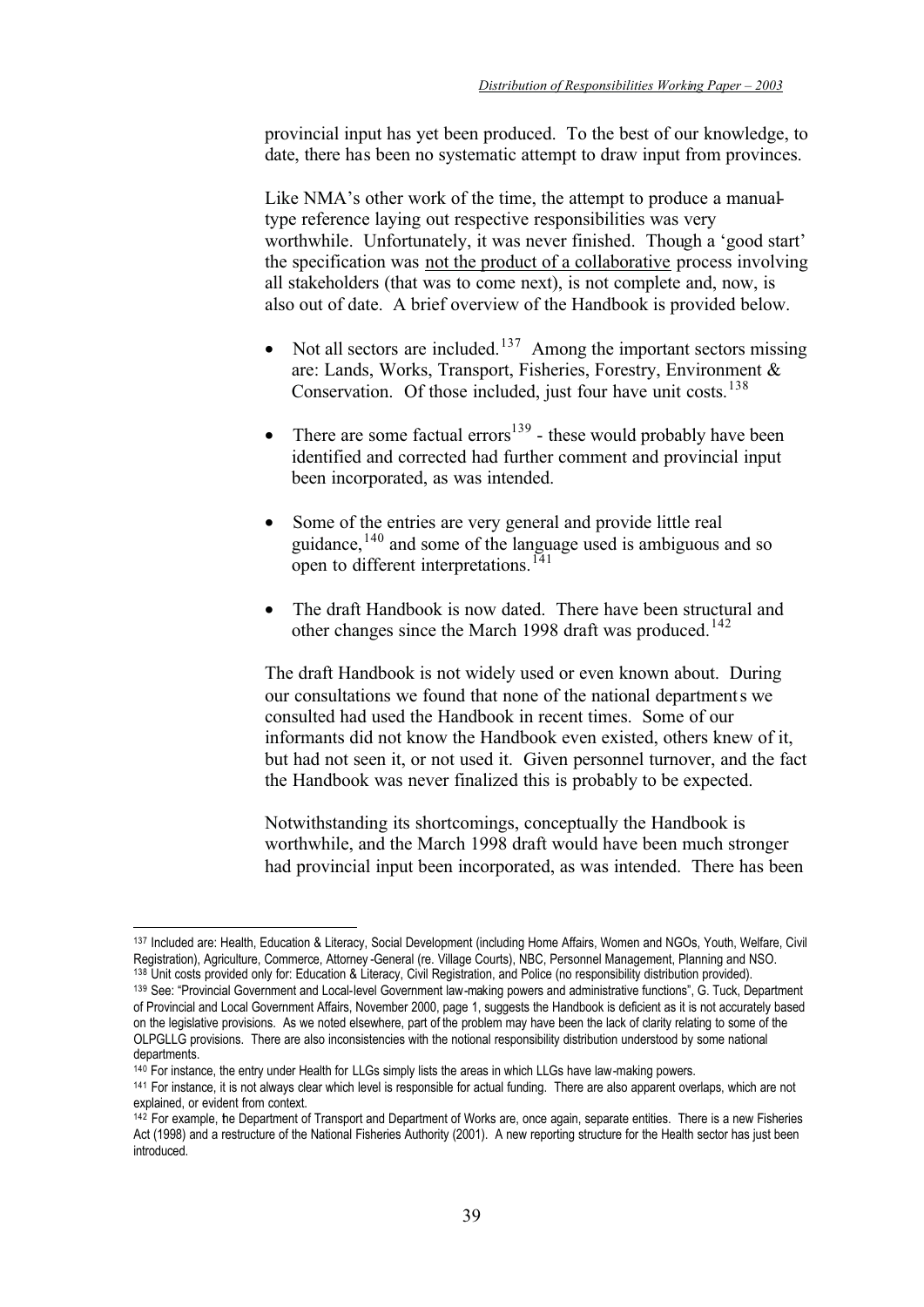provincial input has yet been produced. To the best of our knowledge, to date, there has been no systematic attempt to draw input from provinces.

Like NMA's other work of the time, the attempt to produce a manual-type reference laying out respective responsibilities was very worthwhile. Unfortunately, it was never finished. Though a 'good start' the specification was <u>not the product of a collaborative</u> process involving all stakeholders (that was to come next), is not complete and, now, is also out of date. A brief overview of the Handbook is provided below.

- Not all sectors are included.[137] Among the important sectors missing are: Lands, Works, Transport, Fisheries, Forestry, Environment & Conservation. Of those included, just four have unit costs.[138]
- There are some factual errors[139] - these would probably have been identified and corrected had further comment and provincial input been incorporated, as was intended.
- Some of the entries are very general and provide little real guidance,[140] and some of the language used is ambiguous and so open to different interpretations.[141]
- The draft Handbook is now dated. There have been structural and other changes since the March 1998 draft was produced.[142]

The draft Handbook is not widely used or even known about. During our consultations we found that none of the national departments we consulted had used the Handbook in recent times. Some of our informants did not know the Handbook even existed, others knew of it, but had not seen it, or not used it. Given personnel turnover, and the fact the Handbook was never finalized this is probably to be expected.

Notwithstanding its shortcomings, conceptually the Handbook is worthwhile, and the March 1998 draft would have been much stronger had provincial input been incorporated, as was intended. There has been

---

[137] Included are: Health, Education & Literacy, Social Development (including Home Affairs, Women and NGOs, Youth, Welfare, Civil Registration), Agriculture, Commerce, Attorney-General (re. Village Courts), NBC, Personnel Management, Planning and NSO.

[138] Unit costs provided only for: Education & Literacy, Civil Registration, and Police (no responsibility distribution provided).

[139] See: "Provincial Government and Local-level Government law-making powers and administrative functions", G. Tuck, Department of Provincial and Local Government Affairs, November 2000, page 1, suggests the Handbook is deficient as it is not accurately based on the legislative provisions. As we noted elsewhere, part of the problem may have been the lack of clarity relating to some of the OLPGLLG provisions. There are also inconsistencies with the notional responsibility distribution understood by some national departments.

[140] For instance, the entry under Health for LLGs simply lists the areas in which LLGs have law-making powers.

[141] For instance, it is not always clear which level is responsible for actual funding. There are also apparent overlaps, which are not explained, or evident from context.

[142] For example, the Department of Transport and Department of Works are, once again, separate entities. There is a new Fisheries Act (1998) and a restructure of the National Fisheries Authority (2001). A new reporting structure for the Health sector has just been introduced.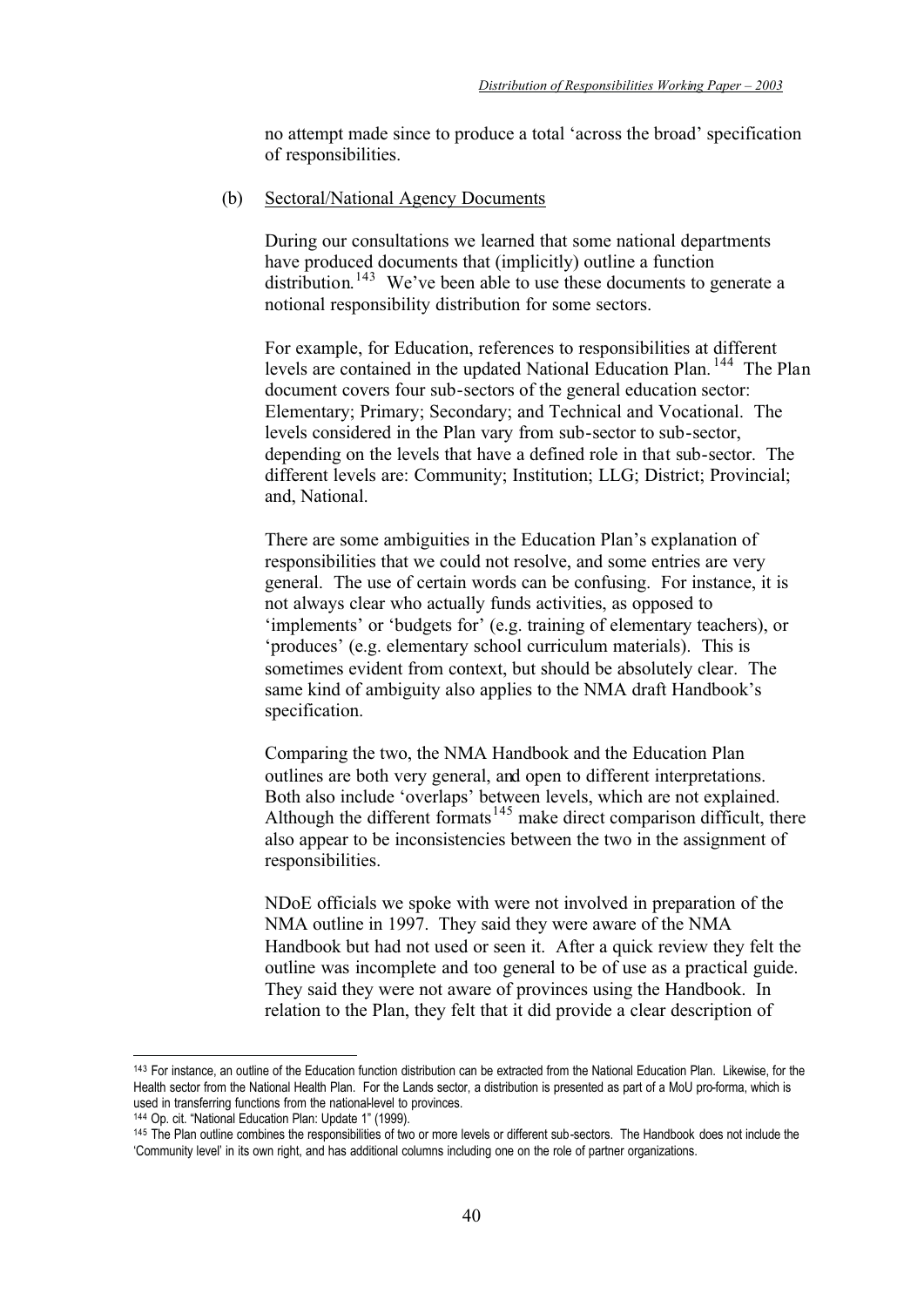no attempt made since to produce a total 'across the broad' specification of responsibilities.

(b) Sectoral/National Agency Documents

During our consultations we learned that some national departments have produced documents that (implicitly) outline a function distribution.[143] We've been able to use these documents to generate a notional responsibility distribution for some sectors.

For example, for Education, references to responsibilities at different levels are contained in the updated National Education Plan.[144] The Plan document covers four sub-sectors of the general education sector: Elementary; Primary; Secondary; and Technical and Vocational. The levels considered in the Plan vary from sub-sector to sub-sector, depending on the levels that have a defined role in that sub-sector. The different levels are: Community; Institution; LLG; District; Provincial; and, National.

There are some ambiguities in the Education Plan's explanation of responsibilities that we could not resolve, and some entries are very general. The use of certain words can be confusing. For instance, it is not always clear who actually funds activities, as opposed to 'implements' or 'budgets for' (e.g. training of elementary teachers), or 'produces' (e.g. elementary school curriculum materials). This is sometimes evident from context, but should be absolutely clear. The same kind of ambiguity also applies to the NMA draft Handbook's specification.

Comparing the two, the NMA Handbook and the Education Plan outlines are both very general, and open to different interpretations. Both also include 'overlaps' between levels, which are not explained. Although the different formats[145] make direct comparison difficult, there also appear to be inconsistencies between the two in the assignment of responsibilities.

NDoE officials we spoke with were not involved in preparation of the NMA outline in 1997. They said they were aware of the NMA Handbook but had not used or seen it. After a quick review they felt the outline was incomplete and too general to be of use as a practical guide. They said they were not aware of provinces using the Handbook. In relation to the Plan, they felt that it did provide a clear description of

---

143 For instance, an outline of the Education function distribution can be extracted from the National Education Plan. Likewise, for the Health sector from the National Health Plan. For the Lands sector, a distribution is presented as part of a MoU pro-forma, which is used in transferring functions from the national-level to provinces.

144 Op. cit. "National Education Plan: Update 1" (1999).

145 The Plan outline combines the responsibilities of two or more levels or different sub-sectors. The Handbook does not include the 'Community level' in its own right, and has additional columns including one on the role of partner organizations.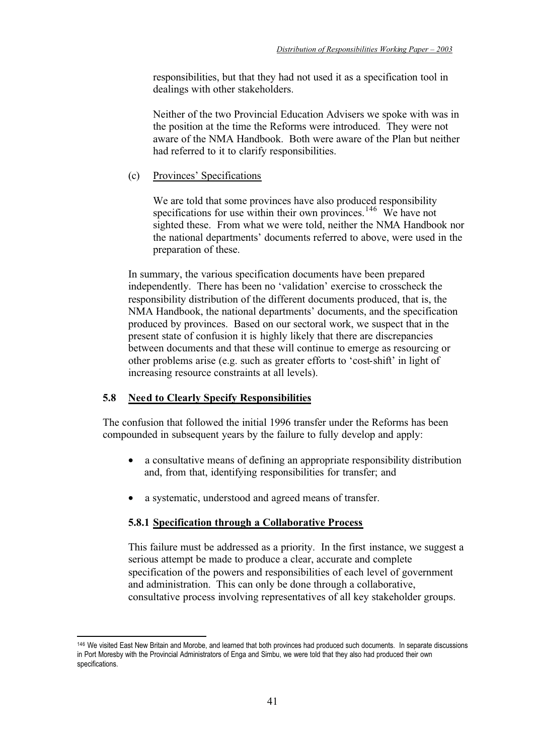responsibilities, but that they had not used it as a specification tool in dealings with other stakeholders.

Neither of the two Provincial Education Advisers we spoke with was in the position at the time the Reforms were introduced. They were not aware of the NMA Handbook. Both were aware of the Plan but neither had referred to it to clarify responsibilities.

(c) Provinces' Specifications

We are told that some provinces have also produced responsibility specifications for use within their own provinces.[146] We have not sighted these. From what we were told, neither the NMA Handbook nor the national departments' documents referred to above, were used in the preparation of these.

In summary, the various specification documents have been prepared independently. There has been no 'validation' exercise to crosscheck the responsibility distribution of the different documents produced, that is, the NMA Handbook, the national departments' documents, and the specification produced by provinces. Based on our sectoral work, we suspect that in the present state of confusion it is highly likely that there are discrepancies between documents and that these will continue to emerge as resourcing or other problems arise (e.g. such as greater efforts to 'cost-shift' in light of increasing resource constraints at all levels).

## 5.8 Need to Clearly Specify Responsibilities

The confusion that followed the initial 1996 transfer under the Reforms has been compounded in subsequent years by the failure to fully develop and apply:

- a consultative means of defining an appropriate responsibility distribution and, from that, identifying responsibilities for transfer; and
- a systematic, understood and agreed means of transfer.

### 5.8.1 Specification through a Collaborative Process

This failure must be addressed as a priority. In the first instance, we suggest a serious attempt be made to produce a clear, accurate and complete specification of the powers and responsibilities of each level of government and administration. This can only be done through a collaborative, consultative process involving representatives of all key stakeholder groups.

[146] We visited East New Britain and Morobe, and learned that both provinces had produced such documents. In separate discussions in Port Moresby with the Provincial Administrators of Enga and Simbu, we were told that they also had produced their own specifications.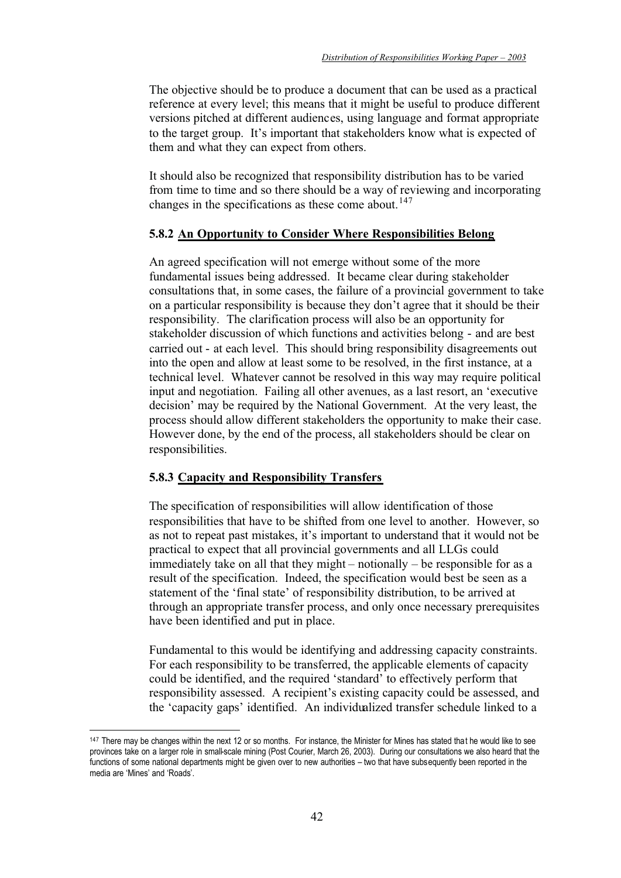The objective should be to produce a document that can be used as a practical reference at every level; this means that it might be useful to produce different versions pitched at different audiences, using language and format appropriate to the target group. It's important that stakeholders know what is expected of them and what they can expect from others.

It should also be recognized that responsibility distribution has to be varied from time to time and so there should be a way of reviewing and incorporating changes in the specifications as these come about.[147]

### 5.8.2 An Opportunity to Consider Where Responsibilities Belong

An agreed specification will not emerge without some of the more fundamental issues being addressed. It became clear during stakeholder consultations that, in some cases, the failure of a provincial government to take on a particular responsibility is because they don't agree that it should be their responsibility. The clarification process will also be an opportunity for stakeholder discussion of which functions and activities belong - and are best carried out - at each level. This should bring responsibility disagreements out into the open and allow at least some to be resolved, in the first instance, at a technical level. Whatever cannot be resolved in this way may require political input and negotiation. Failing all other avenues, as a last resort, an 'executive decision' may be required by the National Government. At the very least, the process should allow different stakeholders the opportunity to make their case. However done, by the end of the process, all stakeholders should be clear on responsibilities.

### 5.8.3 Capacity and Responsibility Transfers

The specification of responsibilities will allow identification of those responsibilities that have to be shifted from one level to another. However, so as not to repeat past mistakes, it's important to understand that it would not be practical to expect that all provincial governments and all LLGs could immediately take on all that they might – notionally – be responsible for as a result of the specification. Indeed, the specification would best be seen as a statement of the 'final state' of responsibility distribution, to be arrived at through an appropriate transfer process, and only once necessary prerequisites have been identified and put in place.

Fundamental to this would be identifying and addressing capacity constraints. For each responsibility to be transferred, the applicable elements of capacity could be identified, and the required 'standard' to effectively perform that responsibility assessed. A recipient's existing capacity could be assessed, and the 'capacity gaps' identified. An individualized transfer schedule linked to a

---

[147] There may be changes within the next 12 or so months. For instance, the Minister for Mines has stated that he would like to see provinces take on a larger role in small-scale mining (Post Courier, March 26, 2003). During our consultations we also heard that the functions of some national departments might be given over to new authorities – two that have subsequently been reported in the media are 'Mines' and 'Roads'.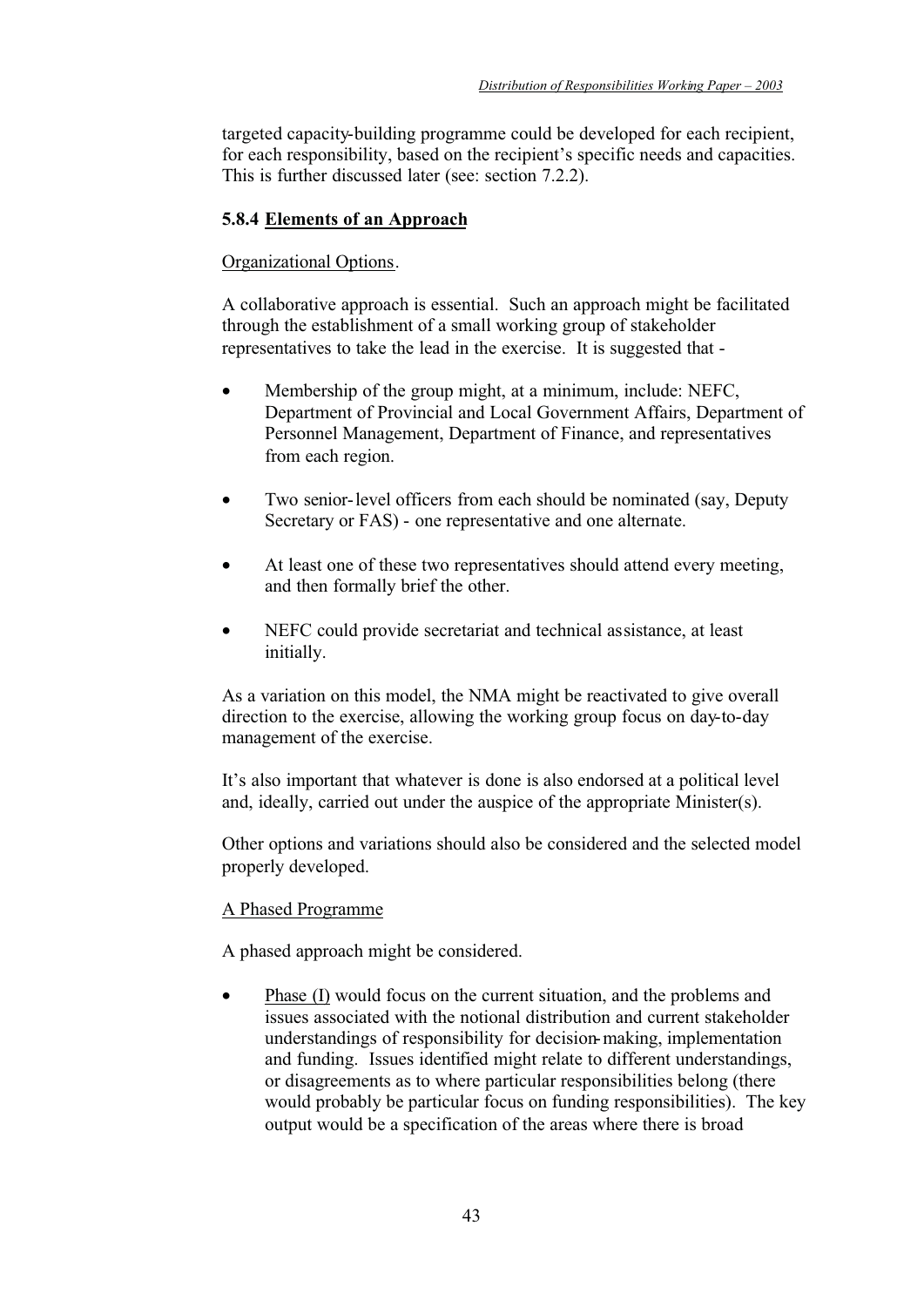targeted capacity-building programme could be developed for each recipient, for each responsibility, based on the recipient's specific needs and capacities. This is further discussed later (see: section 7.2.2).

### 5.8.4 Elements of an Approach

Organizational Options.

A collaborative approach is essential. Such an approach might be facilitated through the establishment of a small working group of stakeholder representatives to take the lead in the exercise. It is suggested that -

- Membership of the group might, at a minimum, include: NEFC, Department of Provincial and Local Government Affairs, Department of Personnel Management, Department of Finance, and representatives from each region.
- Two senior-level officers from each should be nominated (say, Deputy Secretary or FAS) - one representative and one alternate.
- At least one of these two representatives should attend every meeting, and then formally brief the other.
- NEFC could provide secretariat and technical assistance, at least initially.

As a variation on this model, the NMA might be reactivated to give overall direction to the exercise, allowing the working group focus on day-to-day management of the exercise.

It's also important that whatever is done is also endorsed at a political level and, ideally, carried out under the auspice of the appropriate Minister(s).

Other options and variations should also be considered and the selected model properly developed.

A Phased Programme

A phased approach might be considered.

- Phase (I) would focus on the current situation, and the problems and issues associated with the notional distribution and current stakeholder understandings of responsibility for decision-making, implementation and funding. Issues identified might relate to different understandings, or disagreements as to where particular responsibilities belong (there would probably be particular focus on funding responsibilities). The key output would be a specification of the areas where there is broad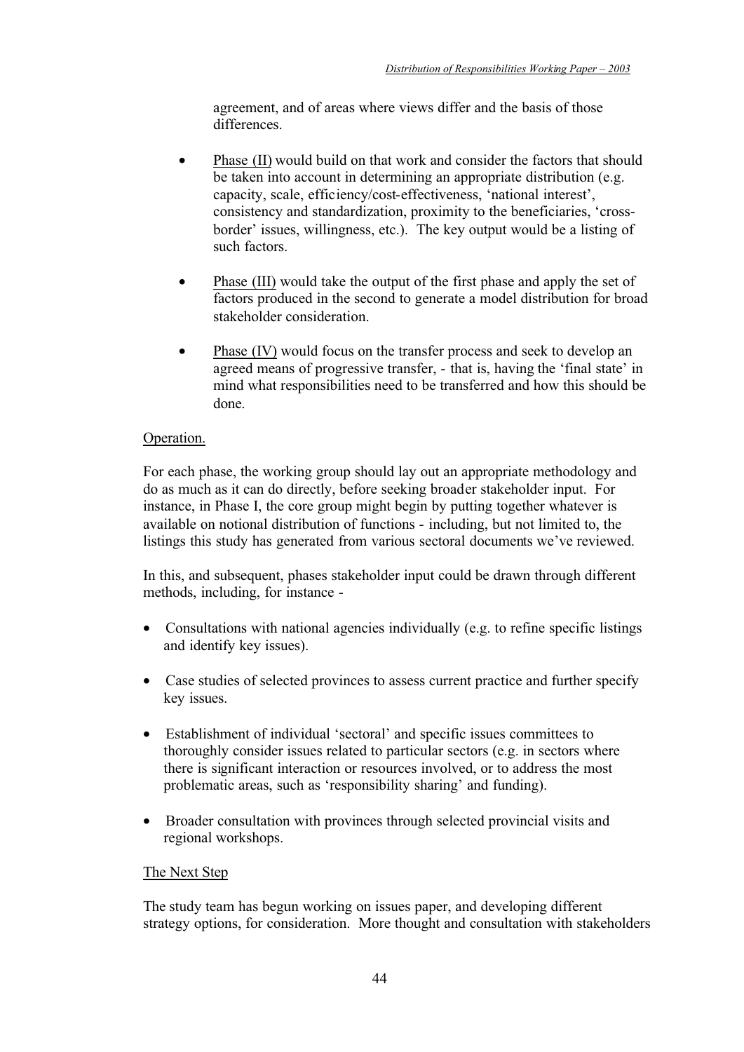agreement, and of areas where views differ and the basis of those differences.

- Phase (II) would build on that work and consider the factors that should be taken into account in determining an appropriate distribution (e.g. capacity, scale, efficiency/cost-effectiveness, 'national interest', consistency and standardization, proximity to the beneficiaries, 'cross-border' issues, willingness, etc.). The key output would be a listing of such factors.

- Phase (III) would take the output of the first phase and apply the set of factors produced in the second to generate a model distribution for broad stakeholder consideration.

- Phase (IV) would focus on the transfer process and seek to develop an agreed means of progressive transfer, - that is, having the 'final state' in mind what responsibilities need to be transferred and how this should be done.

Operation.

For each phase, the working group should lay out an appropriate methodology and do as much as it can do directly, before seeking broader stakeholder input. For instance, in Phase I, the core group might begin by putting together whatever is available on notional distribution of functions - including, but not limited to, the listings this study has generated from various sectoral documents we've reviewed.

In this, and subsequent, phases stakeholder input could be drawn through different methods, including, for instance -

- Consultations with national agencies individually (e.g. to refine specific listings and identify key issues).

- Case studies of selected provinces to assess current practice and further specify key issues.

- Establishment of individual 'sectoral' and specific issues committees to thoroughly consider issues related to particular sectors (e.g. in sectors where there is significant interaction or resources involved, or to address the most problematic areas, such as 'responsibility sharing' and funding).

- Broader consultation with provinces through selected provincial visits and regional workshops.

The Next Step

The study team has begun working on issues paper, and developing different strategy options, for consideration. More thought and consultation with stakeholders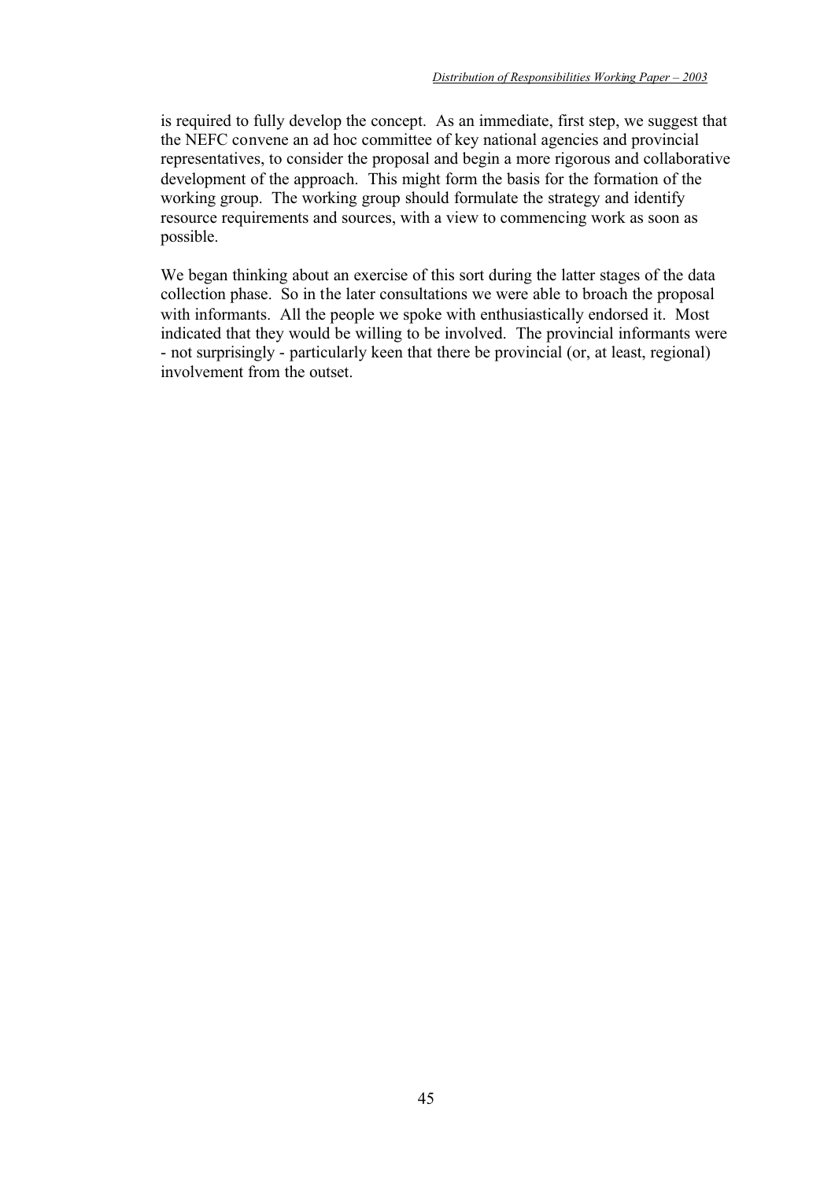is required to fully develop the concept. As an immediate, first step, we suggest that the NEFC convene an ad hoc committee of key national agencies and provincial representatives, to consider the proposal and begin a more rigorous and collaborative development of the approach. This might form the basis for the formation of the working group. The working group should formulate the strategy and identify resource requirements and sources, with a view to commencing work as soon as possible.

We began thinking about an exercise of this sort during the latter stages of the data collection phase. So in the later consultations we were able to broach the proposal with informants. All the people we spoke with enthusiastically endorsed it. Most indicated that they would be willing to be involved. The provincial informants were - not surprisingly - particularly keen that there be provincial (or, at least, regional) involvement from the outset.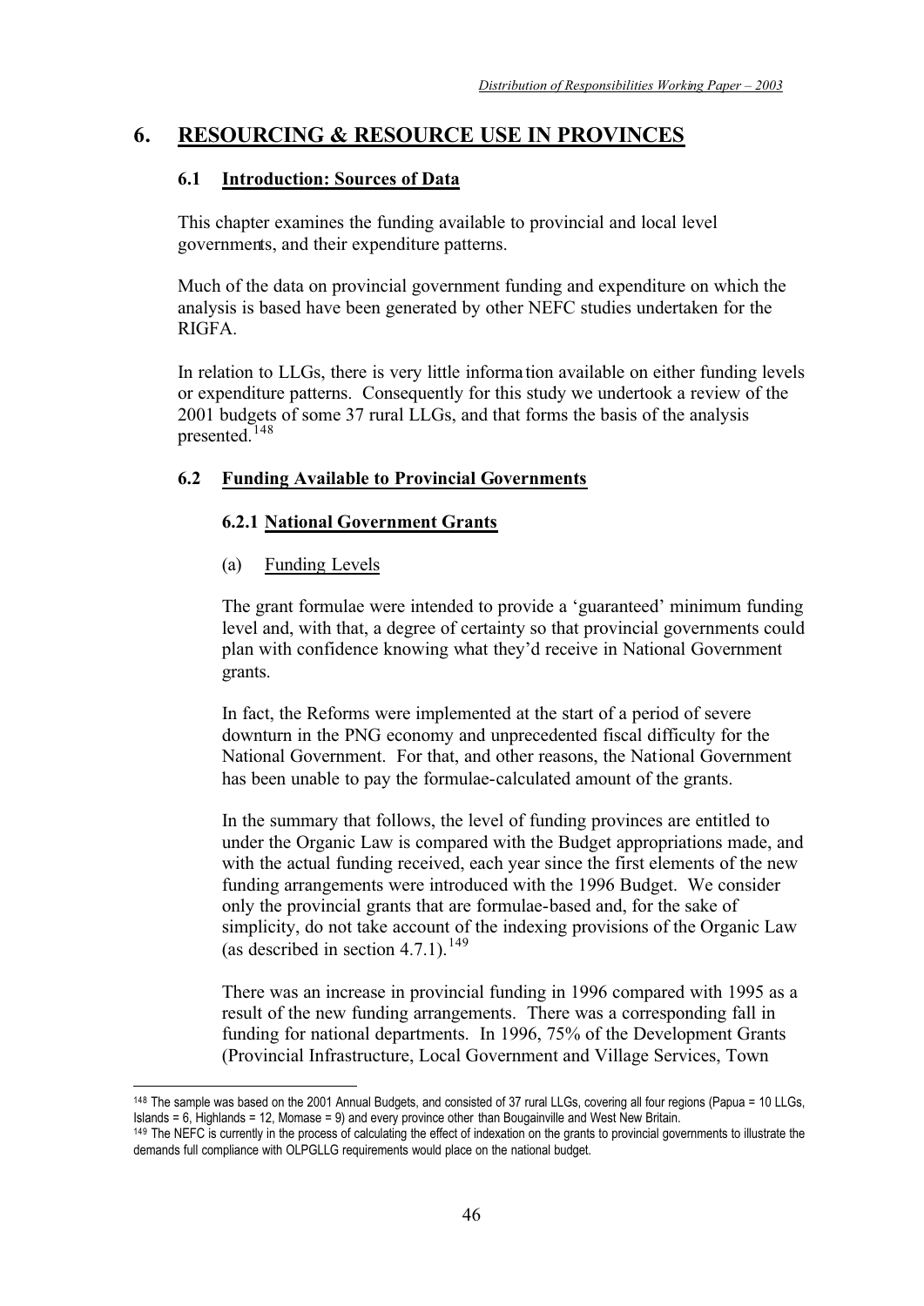# 6. RESOURCING & RESOURCE USE IN PROVINCES

## 6.1 Introduction: Sources of Data

This chapter examines the funding available to provincial and local level governments, and their expenditure patterns.

Much of the data on provincial government funding and expenditure on which the analysis is based have been generated by other NEFC studies undertaken for the RIGFA.

In relation to LLGs, there is very little information available on either funding levels or expenditure patterns. Consequently for this study we undertook a review of the 2001 budgets of some 37 rural LLGs, and that forms the basis of the analysis presented.[148]

## 6.2 Funding Available to Provincial Governments

### 6.2.1 National Government Grants

#### (a) Funding Levels

The grant formulae were intended to provide a 'guaranteed' minimum funding level and, with that, a degree of certainty so that provincial governments could plan with confidence knowing what they'd receive in National Government grants.

In fact, the Reforms were implemented at the start of a period of severe downturn in the PNG economy and unprecedented fiscal difficulty for the National Government. For that, and other reasons, the National Government has been unable to pay the formulae-calculated amount of the grants.

In the summary that follows, the level of funding provinces are entitled to under the Organic Law is compared with the Budget appropriations made, and with the actual funding received, each year since the first elements of the new funding arrangements were introduced with the 1996 Budget. We consider only the provincial grants that are formulae-based and, for the sake of simplicity, do not take account of the indexing provisions of the Organic Law (as described in section 4.7.1).[149]

There was an increase in provincial funding in 1996 compared with 1995 as a result of the new funding arrangements. There was a corresponding fall in funding for national departments. In 1996, 75% of the Development Grants (Provincial Infrastructure, Local Government and Village Services, Town

---

[148] The sample was based on the 2001 Annual Budgets, and consisted of 37 rural LLGs, covering all four regions (Papua = 10 LLGs, Islands = 6, Highlands = 12, Momase = 9) and every province other than Bougainville and West New Britain.

[149] The NEFC is currently in the process of calculating the effect of indexation on the grants to provincial governments to illustrate the demands full compliance with OLPGLLG requirements would place on the national budget.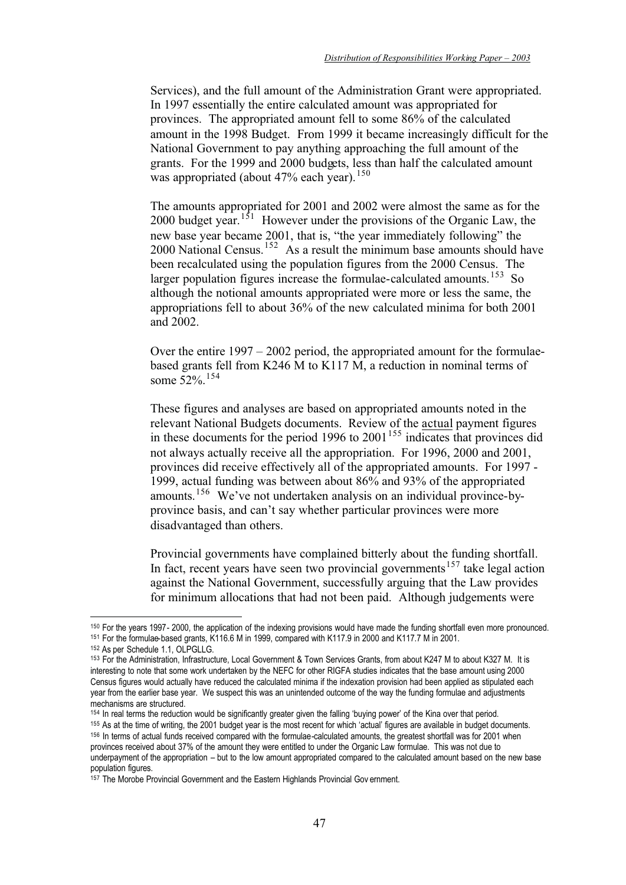Services), and the full amount of the Administration Grant were appropriated. In 1997 essentially the entire calculated amount was appropriated for provinces. The appropriated amount fell to some 86% of the calculated amount in the 1998 Budget. From 1999 it became increasingly difficult for the National Government to pay anything approaching the full amount of the grants. For the 1999 and 2000 budgets, less than half the calculated amount was appropriated (about 47% each year).[150]

The amounts appropriated for 2001 and 2002 were almost the same as for the 2000 budget year.[151] However under the provisions of the Organic Law, the new base year became 2001, that is, "the year immediately following" the 2000 National Census.[152] As a result the minimum base amounts should have been recalculated using the population figures from the 2000 Census. The larger population figures increase the formulae-calculated amounts.[153] So although the notional amounts appropriated were more or less the same, the appropriations fell to about 36% of the new calculated minima for both 2001 and 2002.

Over the entire 1997 – 2002 period, the appropriated amount for the formulae-based grants fell from K246 M to K117 M, a reduction in nominal terms of some 52%.[154]

These figures and analyses are based on appropriated amounts noted in the relevant National Budgets documents. Review of the actual payment figures in these documents for the period 1996 to 2001[155] indicates that provinces did not always actually receive all the appropriation. For 1996, 2000 and 2001, provinces did receive effectively all of the appropriated amounts. For 1997 - 1999, actual funding was between about 86% and 93% of the appropriated amounts.[156] We've not undertaken analysis on an individual province-by-province basis, and can't say whether particular provinces were more disadvantaged than others.

Provincial governments have complained bitterly about the funding shortfall. In fact, recent years have seen two provincial governments[157] take legal action against the National Government, successfully arguing that the Law provides for minimum allocations that had not been paid. Although judgements were

---

[150] For the years 1997 - 2000, the application of the indexing provisions would have made the funding shortfall even more pronounced.

[151] For the formulae-based grants, K116.6 M in 1999, compared with K117.9 in 2000 and K117.7 M in 2001.

[152] As per Schedule 1.1, OLPGLLG.

[153] For the Administration, Infrastructure, Local Government & Town Services Grants, from about K247 M to about K327 M. It is interesting to note that some work undertaken by the NEFC for other RIGFA studies indicates that the base amount using 2000 Census figures would actually have reduced the calculated minima if the indexation provision had been applied as stipulated each year from the earlier base year. We suspect this was an unintended outcome of the way the funding formulae and adjustments mechanisms are structured.

[154] In real terms the reduction would be significantly greater given the falling 'buying power' of the Kina over that period.

[155] As at the time of writing, the 2001 budget year is the most recent for which 'actual' figures are available in budget documents.

[156] In terms of actual funds received compared with the formulae-calculated amounts, the greatest shortfall was for 2001 when provinces received about 37% of the amount they were entitled to under the Organic Law formulae. This was not due to underpayment of the appropriation – but to the low amount appropriated compared to the calculated amount based on the new base population figures.

[157] The Morobe Provincial Government and the Eastern Highlands Provincial Government.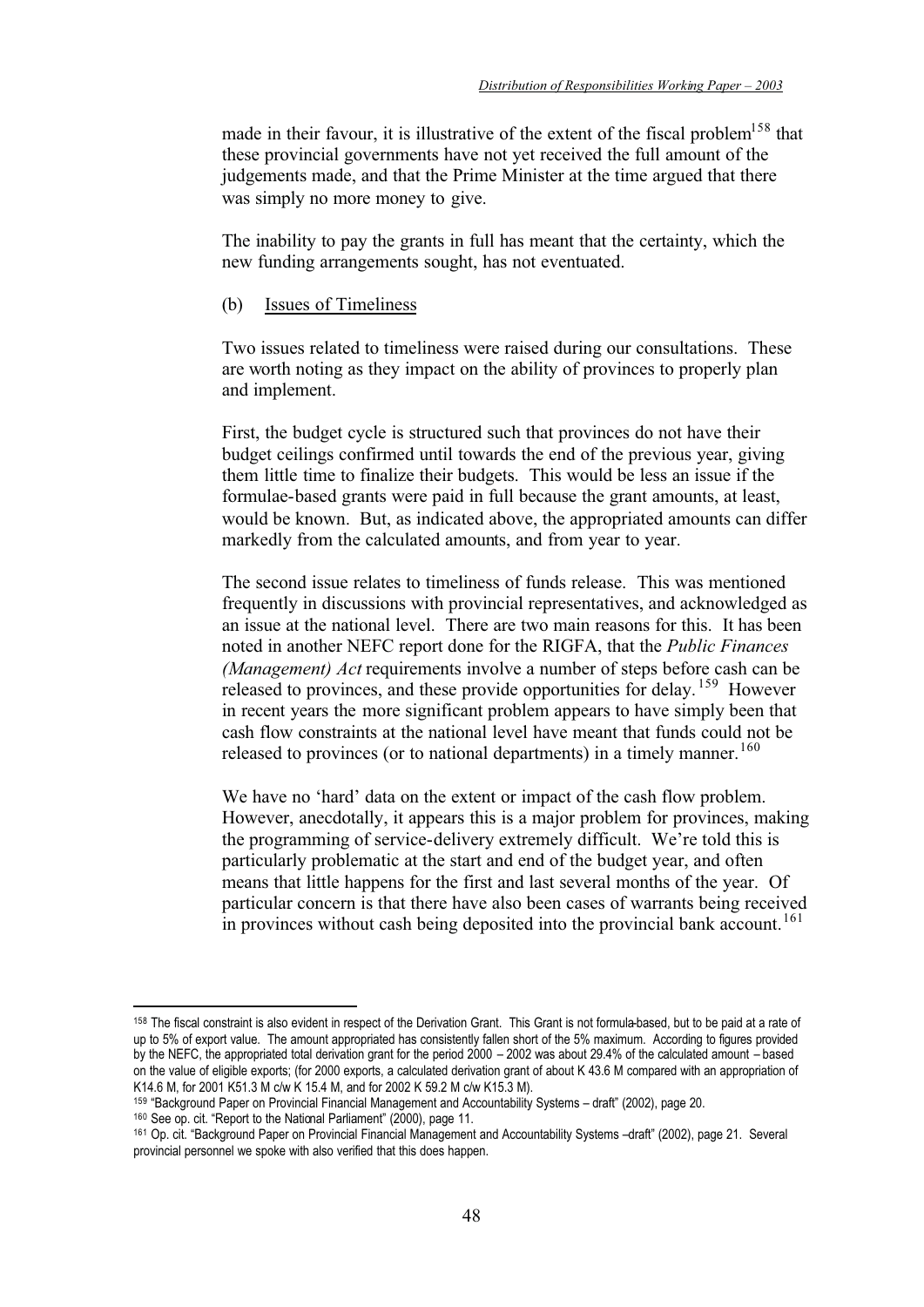made in their favour, it is illustrative of the extent of the fiscal problem[158] that these provincial governments have not yet received the full amount of the judgements made, and that the Prime Minister at the time argued that there was simply no more money to give.

The inability to pay the grants in full has meant that the certainty, which the new funding arrangements sought, has not eventuated.

(b) Issues of Timeliness

Two issues related to timeliness were raised during our consultations. These are worth noting as they impact on the ability of provinces to properly plan and implement.

First, the budget cycle is structured such that provinces do not have their budget ceilings confirmed until towards the end of the previous year, giving them little time to finalize their budgets. This would be less an issue if the formulae-based grants were paid in full because the grant amounts, at least, would be known. But, as indicated above, the appropriated amounts can differ markedly from the calculated amounts, and from year to year.

The second issue relates to timeliness of funds release. This was mentioned frequently in discussions with provincial representatives, and acknowledged as an issue at the national level. There are two main reasons for this. It has been noted in another NEFC report done for the RIGFA, that the *Public Finances (Management) Act* requirements involve a number of steps before cash can be released to provinces, and these provide opportunities for delay.[159] However in recent years the more significant problem appears to have simply been that cash flow constraints at the national level have meant that funds could not be released to provinces (or to national departments) in a timely manner.[160]

We have no 'hard' data on the extent or impact of the cash flow problem. However, anecdotally, it appears this is a major problem for provinces, making the programming of service-delivery extremely difficult. We're told this is particularly problematic at the start and end of the budget year, and often means that little happens for the first and last several months of the year. Of particular concern is that there have also been cases of warrants being received in provinces without cash being deposited into the provincial bank account.[161]

---

[158] The fiscal constraint is also evident in respect of the Derivation Grant. This Grant is not formula-based, but to be paid at a rate of up to 5% of export value. The amount appropriated has consistently fallen short of the 5% maximum. According to figures provided by the NEFC, the appropriated total derivation grant for the period 2000 – 2002 was about 29.4% of the calculated amount – based on the value of eligible exports; (for 2000 exports, a calculated derivation grant of about K 43.6 M compared with an appropriation of K14.6 M, for 2001 K51.3 M c/w K 15.4 M, and for 2002 K 59.2 M c/w K15.3 M).

[159] "Background Paper on Provincial Financial Management and Accountability Systems – draft" (2002), page 20.

[160] See op. cit. "Report to the National Parliament" (2000), page 11.

[161] Op. cit. "Background Paper on Provincial Financial Management and Accountability Systems –draft" (2002), page 21. Several provincial personnel we spoke with also verified that this does happen.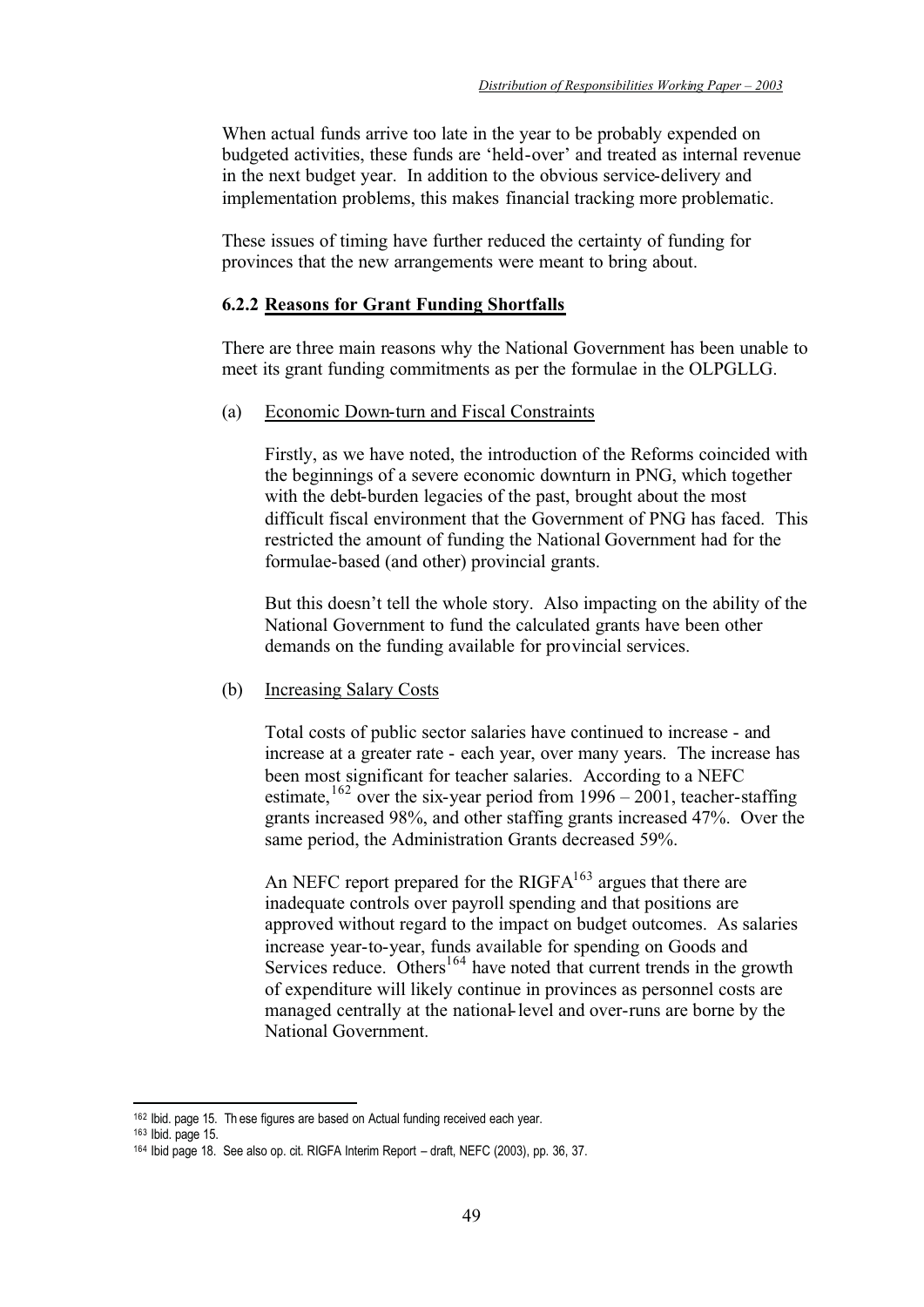When actual funds arrive too late in the year to be probably expended on budgeted activities, these funds are 'held-over' and treated as internal revenue in the next budget year. In addition to the obvious service-delivery and implementation problems, this makes financial tracking more problematic.

These issues of timing have further reduced the certainty of funding for provinces that the new arrangements were meant to bring about.

### 6.2.2 Reasons for Grant Funding Shortfalls

There are three main reasons why the National Government has been unable to meet its grant funding commitments as per the formulae in the OLPGLLG.

(a) Economic Down-turn and Fiscal Constraints

Firstly, as we have noted, the introduction of the Reforms coincided with the beginnings of a severe economic downturn in PNG, which together with the debt-burden legacies of the past, brought about the most difficult fiscal environment that the Government of PNG has faced. This restricted the amount of funding the National Government had for the formulae-based (and other) provincial grants.

But this doesn't tell the whole story. Also impacting on the ability of the National Government to fund the calculated grants have been other demands on the funding available for provincial services.

(b) Increasing Salary Costs

Total costs of public sector salaries have continued to increase - and increase at a greater rate - each year, over many years. The increase has been most significant for teacher salaries. According to a NEFC estimate,[162] over the six-year period from 1996 – 2001, teacher-staffing grants increased 98%, and other staffing grants increased 47%. Over the same period, the Administration Grants decreased 59%.

An NEFC report prepared for the RIGFA[163] argues that there are inadequate controls over payroll spending and that positions are approved without regard to the impact on budget outcomes. As salaries increase year-to-year, funds available for spending on Goods and Services reduce. Others[164] have noted that current trends in the growth of expenditure will likely continue in provinces as personnel costs are managed centrally at the national-level and over-runs are borne by the National Government.

---

[162] Ibid. page 15. These figures are based on Actual funding received each year.

[163] Ibid. page 15.

[164] Ibid page 18. See also op. cit. RIGFA Interim Report – draft, NEFC (2003), pp. 36, 37.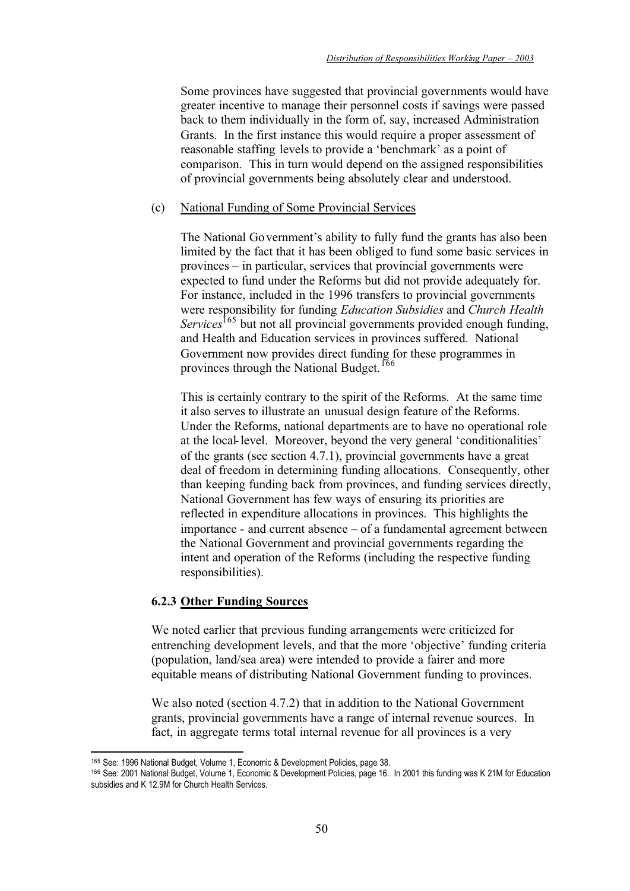Some provinces have suggested that provincial governments would have greater incentive to manage their personnel costs if savings were passed back to them individually in the form of, say, increased Administration Grants. In the first instance this would require a proper assessment of reasonable staffing levels to provide a 'benchmark' as a point of comparison. This in turn would depend on the assigned responsibilities of provincial governments being absolutely clear and understood.

(c) National Funding of Some Provincial Services

The National Government's ability to fully fund the grants has also been limited by the fact that it has been obliged to fund some basic services in provinces – in particular, services that provincial governments were expected to fund under the Reforms but did not provide adequately for. For instance, included in the 1996 transfers to provincial governments were responsibility for funding *Education Subsidies* and *Church Health Services*[165] but not all provincial governments provided enough funding, and Health and Education services in provinces suffered. National Government now provides direct funding for these programmes in provinces through the National Budget.[166]

This is certainly contrary to the spirit of the Reforms. At the same time it also serves to illustrate an unusual design feature of the Reforms. Under the Reforms, national departments are to have no operational role at the local-level. Moreover, beyond the very general 'conditionalities' of the grants (see section 4.7.1), provincial governments have a great deal of freedom in determining funding allocations. Consequently, other than keeping funding back from provinces, and funding services directly, National Government has few ways of ensuring its priorities are reflected in expenditure allocations in provinces. This highlights the importance - and current absence – of a fundamental agreement between the National Government and provincial governments regarding the intent and operation of the Reforms (including the respective funding responsibilities).

### 6.2.3 Other Funding Sources

We noted earlier that previous funding arrangements were criticized for entrenching development levels, and that the more 'objective' funding criteria (population, land/sea area) were intended to provide a fairer and more equitable means of distributing National Government funding to provinces.

We also noted (section 4.7.2) that in addition to the National Government grants, provincial governments have a range of internal revenue sources. In fact, in aggregate terms total internal revenue for all provinces is a very

---

[165] See: 1996 National Budget, Volume 1, Economic & Development Policies, page 38.

[166] See: 2001 National Budget, Volume 1, Economic & Development Policies, page 16. In 2001 this funding was K 21M for Education subsidies and K 12.9M for Church Health Services.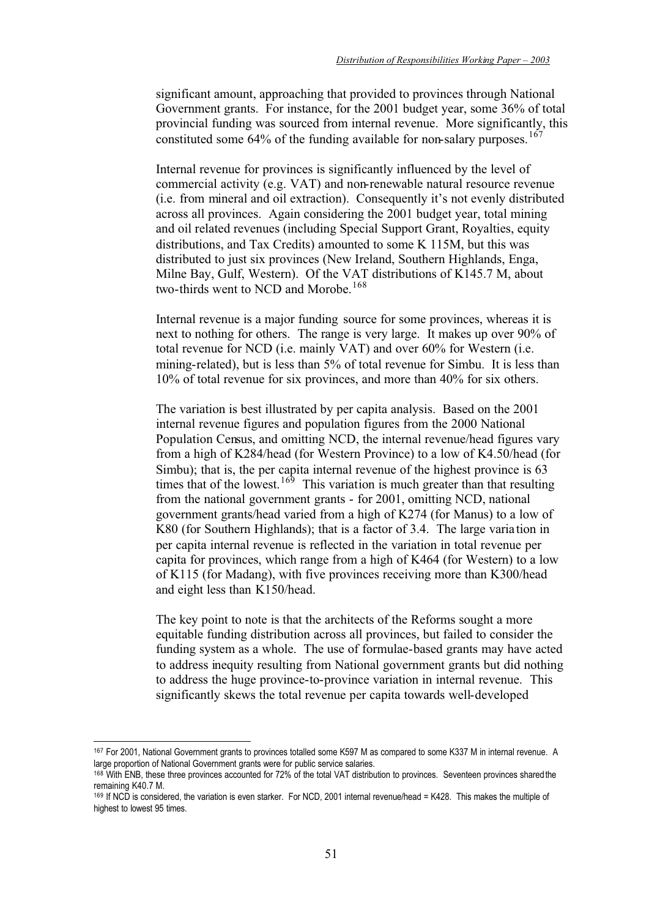significant amount, approaching that provided to provinces through National Government grants. For instance, for the 2001 budget year, some 36% of total provincial funding was sourced from internal revenue. More significantly, this constituted some 64% of the funding available for non-salary purposes.[167]

Internal revenue for provinces is significantly influenced by the level of commercial activity (e.g. VAT) and non-renewable natural resource revenue (i.e. from mineral and oil extraction). Consequently it's not evenly distributed across all provinces. Again considering the 2001 budget year, total mining and oil related revenues (including Special Support Grant, Royalties, equity distributions, and Tax Credits) amounted to some K 115M, but this was distributed to just six provinces (New Ireland, Southern Highlands, Enga, Milne Bay, Gulf, Western). Of the VAT distributions of K145.7 M, about two-thirds went to NCD and Morobe.[168]

Internal revenue is a major funding source for some provinces, whereas it is next to nothing for others. The range is very large. It makes up over 90% of total revenue for NCD (i.e. mainly VAT) and over 60% for Western (i.e. mining-related), but is less than 5% of total revenue for Simbu. It is less than 10% of total revenue for six provinces, and more than 40% for six others.

The variation is best illustrated by per capita analysis. Based on the 2001 internal revenue figures and population figures from the 2000 National Population Census, and omitting NCD, the internal revenue/head figures vary from a high of K284/head (for Western Province) to a low of K4.50/head (for Simbu); that is, the per capita internal revenue of the highest province is 63 times that of the lowest.[169] This variation is much greater than that resulting from the national government grants - for 2001, omitting NCD, national government grants/head varied from a high of K274 (for Manus) to a low of K80 (for Southern Highlands); that is a factor of 3.4. The large variation in per capita internal revenue is reflected in the variation in total revenue per capita for provinces, which range from a high of K464 (for Western) to a low of K115 (for Madang), with five provinces receiving more than K300/head and eight less than K150/head.

The key point to note is that the architects of the Reforms sought a more equitable funding distribution across all provinces, but failed to consider the funding system as a whole. The use of formulae-based grants may have acted to address inequity resulting from National government grants but did nothing to address the huge province-to-province variation in internal revenue. This significantly skews the total revenue per capita towards well-developed

---

[167] For 2001, National Government grants to provinces totalled some K597 M as compared to some K337 M in internal revenue. A large proportion of National Government grants were for public service salaries.

[168] With ENB, these three provinces accounted for 72% of the total VAT distribution to provinces. Seventeen provinces shared the remaining K40.7 M.

[169] If NCD is considered, the variation is even starker. For NCD, 2001 internal revenue/head = K428. This makes the multiple of highest to lowest 95 times.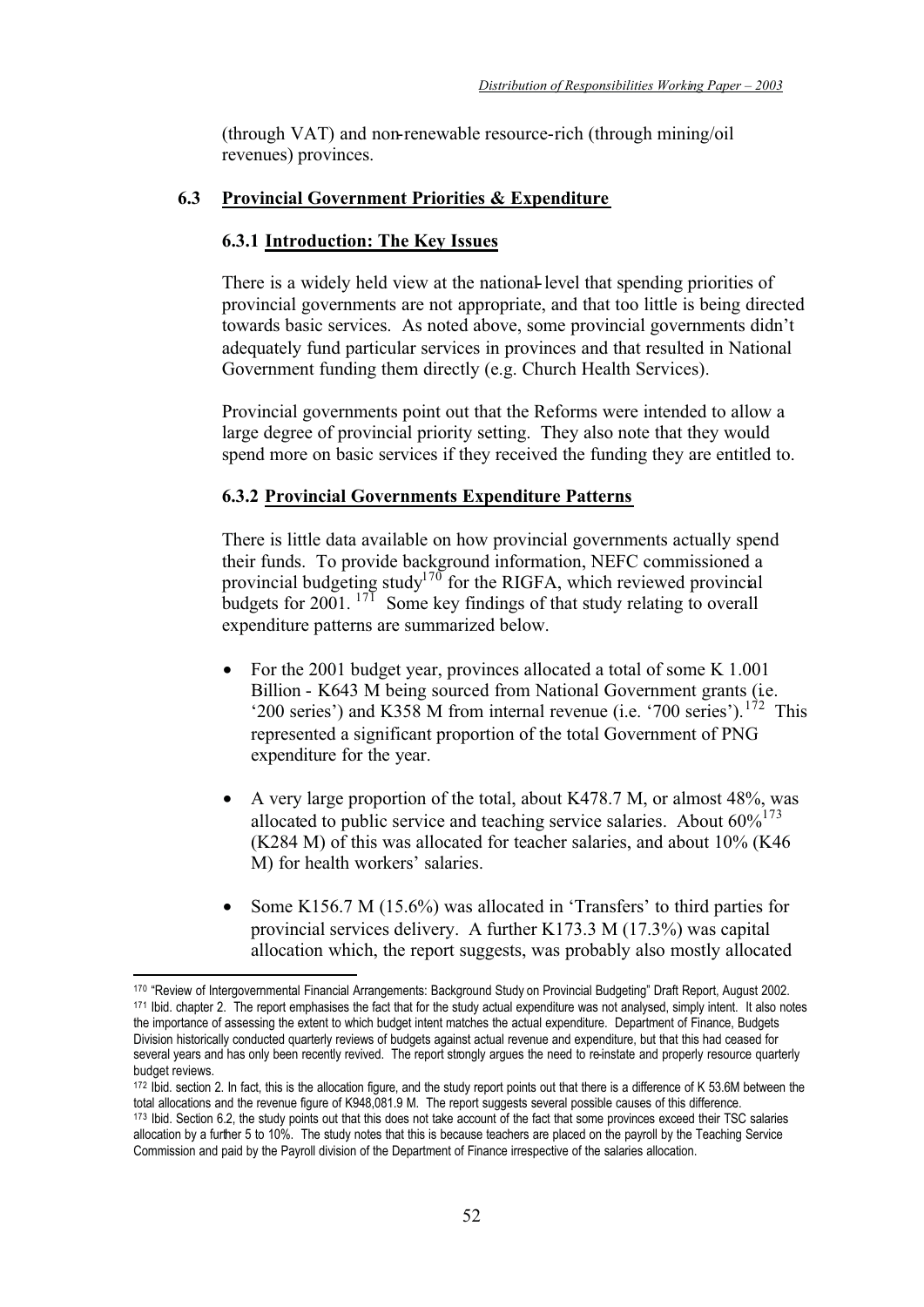(through VAT) and non-renewable resource-rich (through mining/oil revenues) provinces.

## 6.3 Provincial Government Priorities & Expenditure

### 6.3.1 Introduction: The Key Issues

There is a widely held view at the national-level that spending priorities of provincial governments are not appropriate, and that too little is being directed towards basic services. As noted above, some provincial governments didn't adequately fund particular services in provinces and that resulted in National Government funding them directly (e.g. Church Health Services).

Provincial governments point out that the Reforms were intended to allow a large degree of provincial priority setting. They also note that they would spend more on basic services if they received the funding they are entitled to.

### 6.3.2 Provincial Governments Expenditure Patterns

There is little data available on how provincial governments actually spend their funds. To provide background information, NEFC commissioned a provincial budgeting study[170] for the RIGFA, which reviewed provincial budgets for 2001.[171] Some key findings of that study relating to overall expenditure patterns are summarized below.

- For the 2001 budget year, provinces allocated a total of some K 1.001 Billion - K643 M being sourced from National Government grants (i.e. '200 series') and K358 M from internal revenue (i.e. '700 series').[172] This represented a significant proportion of the total Government of PNG expenditure for the year.

- A very large proportion of the total, about K478.7 M, or almost 48%, was allocated to public service and teaching service salaries. About 60%[173] (K284 M) of this was allocated for teacher salaries, and about 10% (K46 M) for health workers' salaries.

- Some K156.7 M (15.6%) was allocated in 'Transfers' to third parties for provincial services delivery. A further K173.3 M (17.3%) was capital allocation which, the report suggests, was probably also mostly allocated

---

[170] "Review of Intergovernmental Financial Arrangements: Background Study on Provincial Budgeting" Draft Report, August 2002.

[171] Ibid. chapter 2. The report emphasises the fact that for the study actual expenditure was not analysed, simply intent. It also notes the importance of assessing the extent to which budget intent matches the actual expenditure. Department of Finance, Budgets Division historically conducted quarterly reviews of budgets against actual revenue and expenditure, but that this had ceased for several years and has only been recently revived. The report strongly argues the need to re-instate and properly resource quarterly budget reviews.

[172] Ibid. section 2. In fact, this is the allocation figure, and the study report points out that there is a difference of K 53.6M between the total allocations and the revenue figure of K948,081.9 M. The report suggests several possible causes of this difference.

[173] Ibid. Section 6.2, the study points out that this does not take account of the fact that some provinces exceed their TSC salaries allocation by a further 5 to 10%. The study notes that this is because teachers are placed on the payroll by the Teaching Service Commission and paid by the Payroll division of the Department of Finance irrespective of the salaries allocation.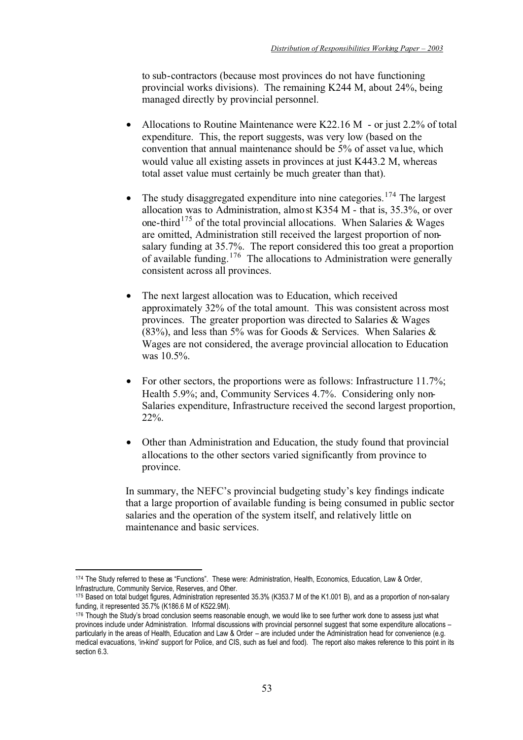to sub-contractors (because most provinces do not have functioning provincial works divisions). The remaining K244 M, about 24%, being managed directly by provincial personnel.

- Allocations to Routine Maintenance were K22.16 M - or just 2.2% of total expenditure. This, the report suggests, was very low (based on the convention that annual maintenance should be 5% of asset value, which would value all existing assets in provinces at just K443.2 M, whereas total asset value must certainly be much greater than that).

- The study disaggregated expenditure into nine categories.[174] The largest allocation was to Administration, almost K354 M - that is, 35.3%, or over one-third[175] of the total provincial allocations. When Salaries & Wages are omitted, Administration still received the largest proportion of non-salary funding at 35.7%. The report considered this too great a proportion of available funding.[176] The allocations to Administration were generally consistent across all provinces.

- The next largest allocation was to Education, which received approximately 32% of the total amount. This was consistent across most provinces. The greater proportion was directed to Salaries & Wages (83%), and less than 5% was for Goods & Services. When Salaries & Wages are not considered, the average provincial allocation to Education was 10.5%.

- For other sectors, the proportions were as follows: Infrastructure 11.7%; Health 5.9%; and, Community Services 4.7%. Considering only non-Salaries expenditure, Infrastructure received the second largest proportion, 22%.

- Other than Administration and Education, the study found that provincial allocations to the other sectors varied significantly from province to province.

In summary, the NEFC's provincial budgeting study's key findings indicate that a large proportion of available funding is being consumed in public sector salaries and the operation of the system itself, and relatively little on maintenance and basic services.

---

[174] The Study referred to these as "Functions". These were: Administration, Health, Economics, Education, Law & Order, Infrastructure, Community Service, Reserves, and Other.

[175] Based on total budget figures, Administration represented 35.3% (K353.7 M of the K1.001 B), and as a proportion of non-salary funding, it represented 35.7% (K186.6 M of K522.9M).

[176] Though the Study's broad conclusion seems reasonable enough, we would like to see further work done to assess just what provinces include under Administration. Informal discussions with provincial personnel suggest that some expenditure allocations – particularly in the areas of Health, Education and Law & Order – are included under the Administration head for convenience (e.g. medical evacuations, 'in-kind' support for Police, and CIS, such as fuel and food). The report also makes reference to this point in its section 6.3.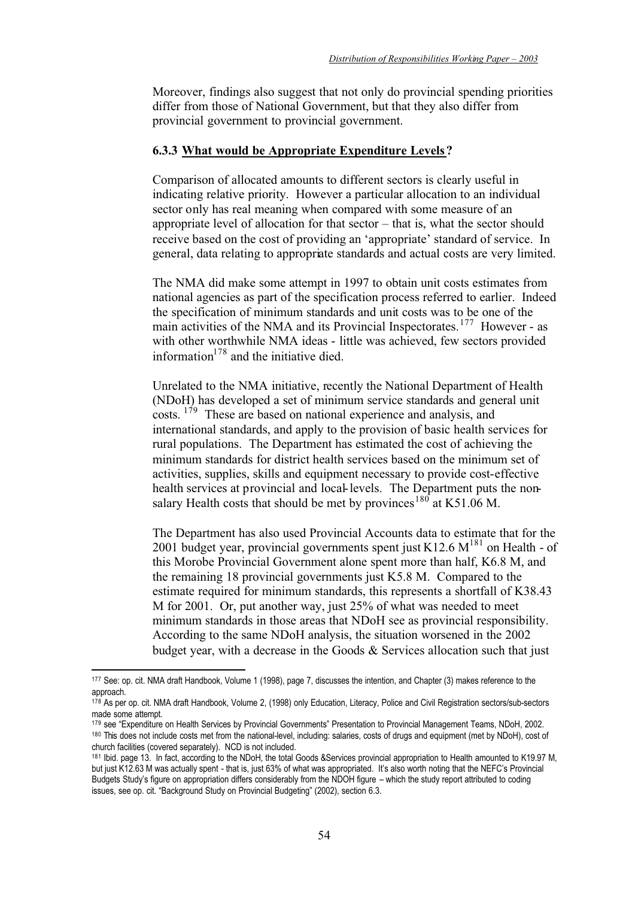Moreover, findings also suggest that not only do provincial spending priorities differ from those of National Government, but that they also differ from provincial government to provincial government.

### 6.3.3 What would be Appropriate Expenditure Levels?

Comparison of allocated amounts to different sectors is clearly useful in indicating relative priority. However a particular allocation to an individual sector only has real meaning when compared with some measure of an appropriate level of allocation for that sector – that is, what the sector should receive based on the cost of providing an 'appropriate' standard of service. In general, data relating to appropriate standards and actual costs are very limited.

The NMA did make some attempt in 1997 to obtain unit costs estimates from national agencies as part of the specification process referred to earlier. Indeed the specification of minimum standards and unit costs was to be one of the main activities of the NMA and its Provincial Inspectorates.[177] However - as with other worthwhile NMA ideas - little was achieved, few sectors provided information[178] and the initiative died.

Unrelated to the NMA initiative, recently the National Department of Health (NDoH) has developed a set of minimum service standards and general unit costs.[179] These are based on national experience and analysis, and international standards, and apply to the provision of basic health services for rural populations. The Department has estimated the cost of achieving the minimum standards for district health services based on the minimum set of activities, supplies, skills and equipment necessary to provide cost-effective health services at provincial and local-levels. The Department puts the non-salary Health costs that should be met by provinces[180] at K51.06 M.

The Department has also used Provincial Accounts data to estimate that for the 2001 budget year, provincial governments spent just K12.6 M[181] on Health - of this Morobe Provincial Government alone spent more than half, K6.8 M, and the remaining 18 provincial governments just K5.8 M. Compared to the estimate required for minimum standards, this represents a shortfall of K38.43 M for 2001. Or, put another way, just 25% of what was needed to meet minimum standards in those areas that NDoH see as provincial responsibility. According to the same NDoH analysis, the situation worsened in the 2002 budget year, with a decrease in the Goods & Services allocation such that just

---

177 See: op. cit. NMA draft Handbook, Volume 1 (1998), page 7, discusses the intention, and Chapter (3) makes reference to the approach.

178 As per op. cit. NMA draft Handbook, Volume 2, (1998) only Education, Literacy, Police and Civil Registration sectors/sub-sectors made some attempt.

179 see "Expenditure on Health Services by Provincial Governments" Presentation to Provincial Management Teams, NDoH, 2002.

180 This does not include costs met from the national-level, including: salaries, costs of drugs and equipment (met by NDoH), cost of church facilities (covered separately). NCD is not included.

181 Ibid. page 13. In fact, according to the NDoH, the total Goods &Services provincial appropriation to Health amounted to K19.97 M, but just K12.63 M was actually spent - that is, just 63% of what was appropriated. It's also worth noting that the NEFC's Provincial Budgets Study's figure on appropriation differs considerably from the NDOH figure – which the study report attributed to coding issues, see op. cit. "Background Study on Provincial Budgeting" (2002), section 6.3.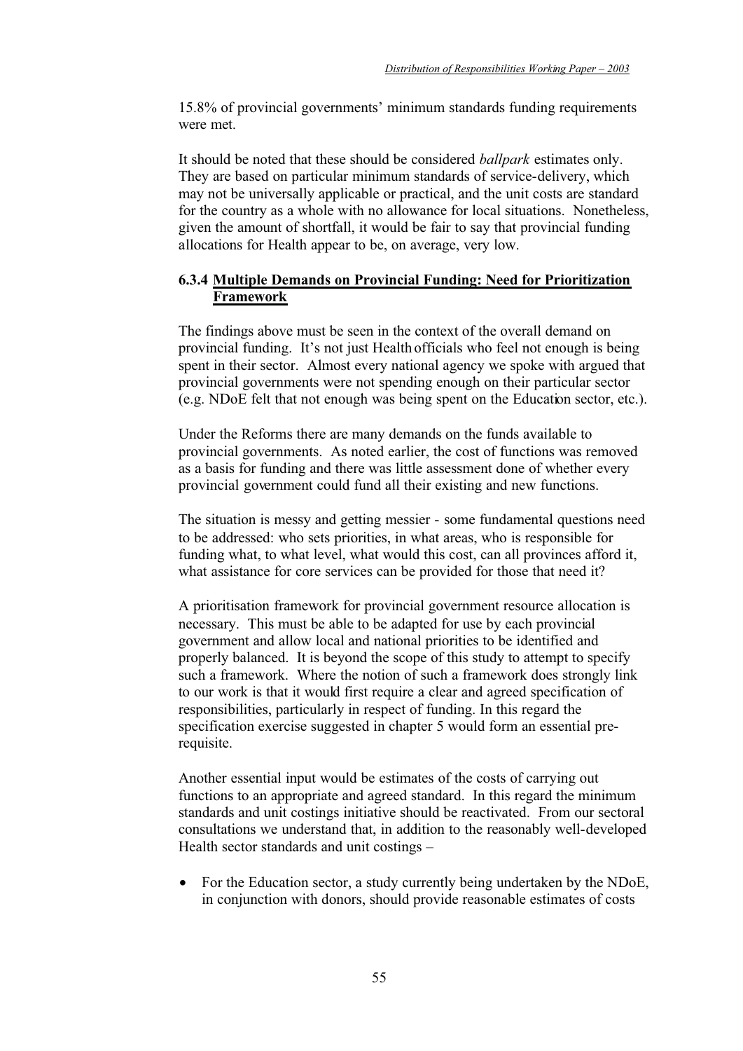15.8% of provincial governments' minimum standards funding requirements were met.

It should be noted that these should be considered *ballpark* estimates only. They are based on particular minimum standards of service-delivery, which may not be universally applicable or practical, and the unit costs are standard for the country as a whole with no allowance for local situations. Nonetheless, given the amount of shortfall, it would be fair to say that provincial funding allocations for Health appear to be, on average, very low.

### 6.3.4 Multiple Demands on Provincial Funding: Need for Prioritization Framework

The findings above must be seen in the context of the overall demand on provincial funding. It's not just Health officials who feel not enough is being spent in their sector. Almost every national agency we spoke with argued that provincial governments were not spending enough on their particular sector (e.g. NDoE felt that not enough was being spent on the Education sector, etc.).

Under the Reforms there are many demands on the funds available to provincial governments. As noted earlier, the cost of functions was removed as a basis for funding and there was little assessment done of whether every provincial government could fund all their existing and new functions.

The situation is messy and getting messier - some fundamental questions need to be addressed: who sets priorities, in what areas, who is responsible for funding what, to what level, what would this cost, can all provinces afford it, what assistance for core services can be provided for those that need it?

A prioritisation framework for provincial government resource allocation is necessary. This must be able to be adapted for use by each provincial government and allow local and national priorities to be identified and properly balanced. It is beyond the scope of this study to attempt to specify such a framework. Where the notion of such a framework does strongly link to our work is that it would first require a clear and agreed specification of responsibilities, particularly in respect of funding. In this regard the specification exercise suggested in chapter 5 would form an essential pre-requisite.

Another essential input would be estimates of the costs of carrying out functions to an appropriate and agreed standard. In this regard the minimum standards and unit costings initiative should be reactivated. From our sectoral consultations we understand that, in addition to the reasonably well-developed Health sector standards and unit costings –

- For the Education sector, a study currently being undertaken by the NDoE, in conjunction with donors, should provide reasonable estimates of costs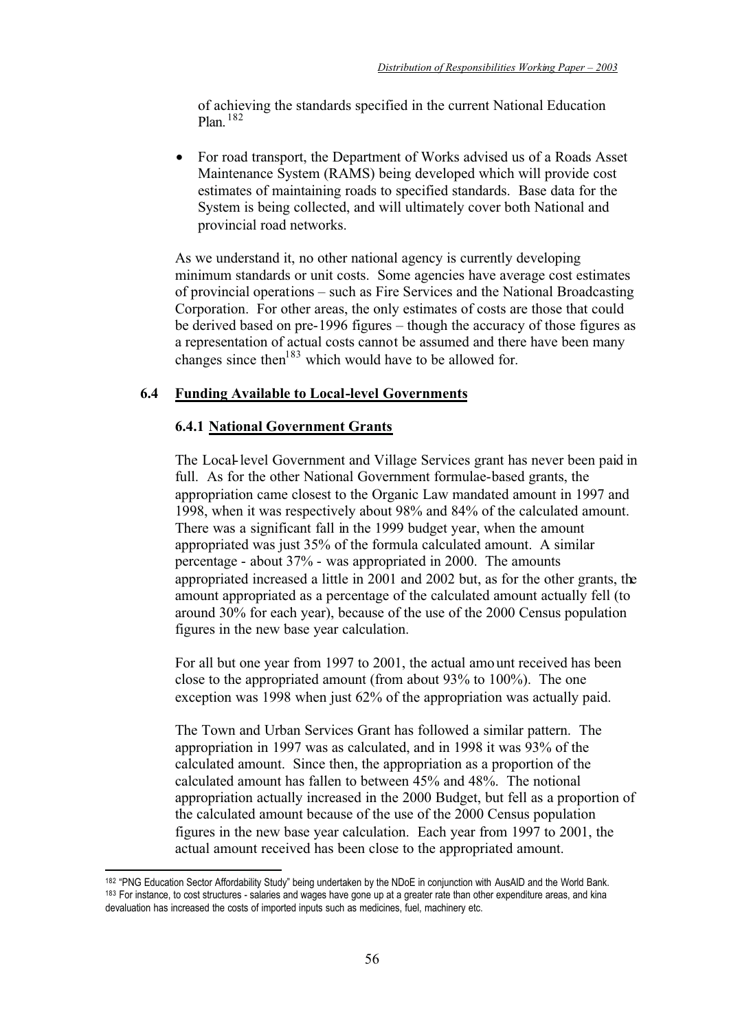of achieving the standards specified in the current National Education Plan.[182]

- For road transport, the Department of Works advised us of a Roads Asset Maintenance System (RAMS) being developed which will provide cost estimates of maintaining roads to specified standards. Base data for the System is being collected, and will ultimately cover both National and provincial road networks.

As we understand it, no other national agency is currently developing minimum standards or unit costs. Some agencies have average cost estimates of provincial operations – such as Fire Services and the National Broadcasting Corporation. For other areas, the only estimates of costs are those that could be derived based on pre-1996 figures – though the accuracy of those figures as a representation of actual costs cannot be assumed and there have been many changes since then[183] which would have to be allowed for.

## 6.4 Funding Available to Local-level Governments

### 6.4.1 National Government Grants

The Local-level Government and Village Services grant has never been paid in full. As for the other National Government formulae-based grants, the appropriation came closest to the Organic Law mandated amount in 1997 and 1998, when it was respectively about 98% and 84% of the calculated amount. There was a significant fall in the 1999 budget year, when the amount appropriated was just 35% of the formula calculated amount. A similar percentage - about 37% - was appropriated in 2000. The amounts appropriated increased a little in 2001 and 2002 but, as for the other grants, the amount appropriated as a percentage of the calculated amount actually fell (to around 30% for each year), because of the use of the 2000 Census population figures in the new base year calculation.

For all but one year from 1997 to 2001, the actual amount received has been close to the appropriated amount (from about 93% to 100%). The one exception was 1998 when just 62% of the appropriation was actually paid.

The Town and Urban Services Grant has followed a similar pattern. The appropriation in 1997 was as calculated, and in 1998 it was 93% of the calculated amount. Since then, the appropriation as a proportion of the calculated amount has fallen to between 45% and 48%. The notional appropriation actually increased in the 2000 Budget, but fell as a proportion of the calculated amount because of the use of the 2000 Census population figures in the new base year calculation. Each year from 1997 to 2001, the actual amount received has been close to the appropriated amount.

---

[182] "PNG Education Sector Affordability Study" being undertaken by the NDoE in conjunction with AusAID and the World Bank.

[183] For instance, to cost structures - salaries and wages have gone up at a greater rate than other expenditure areas, and kina devaluation has increased the costs of imported inputs such as medicines, fuel, machinery etc.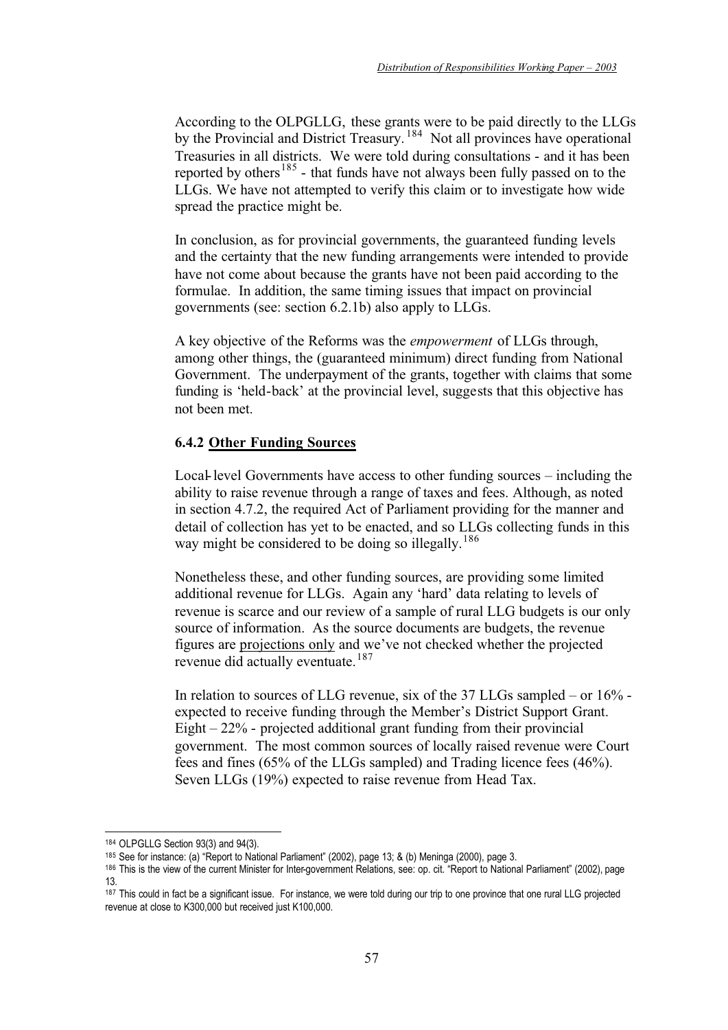According to the OLPGLLG, these grants were to be paid directly to the LLGs by the Provincial and District Treasury.[184] Not all provinces have operational Treasuries in all districts. We were told during consultations - and it has been reported by others[185] - that funds have not always been fully passed on to the LLGs. We have not attempted to verify this claim or to investigate how wide spread the practice might be.

In conclusion, as for provincial governments, the guaranteed funding levels and the certainty that the new funding arrangements were intended to provide have not come about because the grants have not been paid according to the formulae. In addition, the same timing issues that impact on provincial governments (see: section 6.2.1b) also apply to LLGs.

A key objective of the Reforms was the *empowerment* of LLGs through, among other things, the (guaranteed minimum) direct funding from National Government. The underpayment of the grants, together with claims that some funding is 'held-back' at the provincial level, suggests that this objective has not been met.

### 6.4.2 Other Funding Sources

Local-level Governments have access to other funding sources – including the ability to raise revenue through a range of taxes and fees. Although, as noted in section 4.7.2, the required Act of Parliament providing for the manner and detail of collection has yet to be enacted, and so LLGs collecting funds in this way might be considered to be doing so illegally.[186]

Nonetheless these, and other funding sources, are providing some limited additional revenue for LLGs. Again any 'hard' data relating to levels of revenue is scarce and our review of a sample of rural LLG budgets is our only source of information. As the source documents are budgets, the revenue figures are projections only and we've not checked whether the projected revenue did actually eventuate.[187]

In relation to sources of LLG revenue, six of the 37 LLGs sampled – or 16% - expected to receive funding through the Member's District Support Grant. Eight – 22% - projected additional grant funding from their provincial government. The most common sources of locally raised revenue were Court fees and fines (65% of the LLGs sampled) and Trading licence fees (46%). Seven LLGs (19%) expected to raise revenue from Head Tax.

---

[184] OLPGLLG Section 93(3) and 94(3).

[185] See for instance: (a) "Report to National Parliament" (2002), page 13; & (b) Meninga (2000), page 3.

[186] This is the view of the current Minister for Inter-government Relations, see: op. cit. "Report to National Parliament" (2002), page 13.

[187] This could in fact be a significant issue. For instance, we were told during our trip to one province that one rural LLG projected revenue at close to K300,000 but received just K100,000.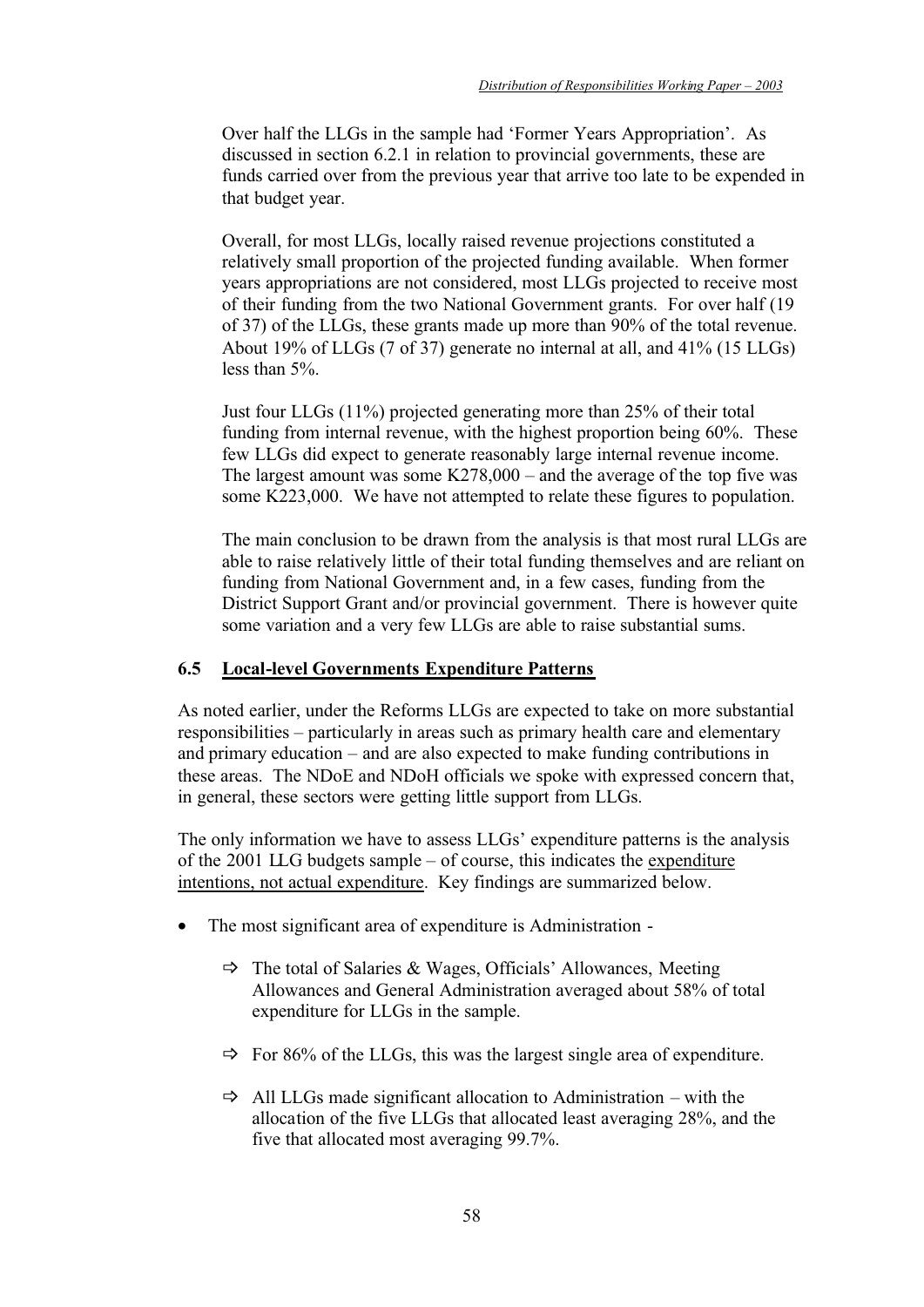Over half the LLGs in the sample had 'Former Years Appropriation'. As discussed in section 6.2.1 in relation to provincial governments, these are funds carried over from the previous year that arrive too late to be expended in that budget year.

Overall, for most LLGs, locally raised revenue projections constituted a relatively small proportion of the projected funding available. When former years appropriations are not considered, most LLGs projected to receive most of their funding from the two National Government grants. For over half (19 of 37) of the LLGs, these grants made up more than 90% of the total revenue. About 19% of LLGs (7 of 37) generate no internal at all, and 41% (15 LLGs) less than 5%.

Just four LLGs (11%) projected generating more than 25% of their total funding from internal revenue, with the highest proportion being 60%. These few LLGs did expect to generate reasonably large internal revenue income. The largest amount was some K278,000 – and the average of the top five was some K223,000. We have not attempted to relate these figures to population.

The main conclusion to be drawn from the analysis is that most rural LLGs are able to raise relatively little of their total funding themselves and are reliant on funding from National Government and, in a few cases, funding from the District Support Grant and/or provincial government. There is however quite some variation and a very few LLGs are able to raise substantial sums.

### 6.5 Local-level Governments Expenditure Patterns

As noted earlier, under the Reforms LLGs are expected to take on more substantial responsibilities – particularly in areas such as primary health care and elementary and primary education – and are also expected to make funding contributions in these areas. The NDoE and NDoH officials we spoke with expressed concern that, in general, these sectors were getting little support from LLGs.

The only information we have to assess LLGs' expenditure patterns is the analysis of the 2001 LLG budgets sample – of course, this indicates the expenditure intentions, not actual expenditure. Key findings are summarized below.

- The most significant area of expenditure is Administration -
  - ⇨ The total of Salaries & Wages, Officials' Allowances, Meeting Allowances and General Administration averaged about 58% of total expenditure for LLGs in the sample.
  - ⇨ For 86% of the LLGs, this was the largest single area of expenditure.
  - ⇨ All LLGs made significant allocation to Administration – with the allocation of the five LLGs that allocated least averaging 28%, and the five that allocated most averaging 99.7%.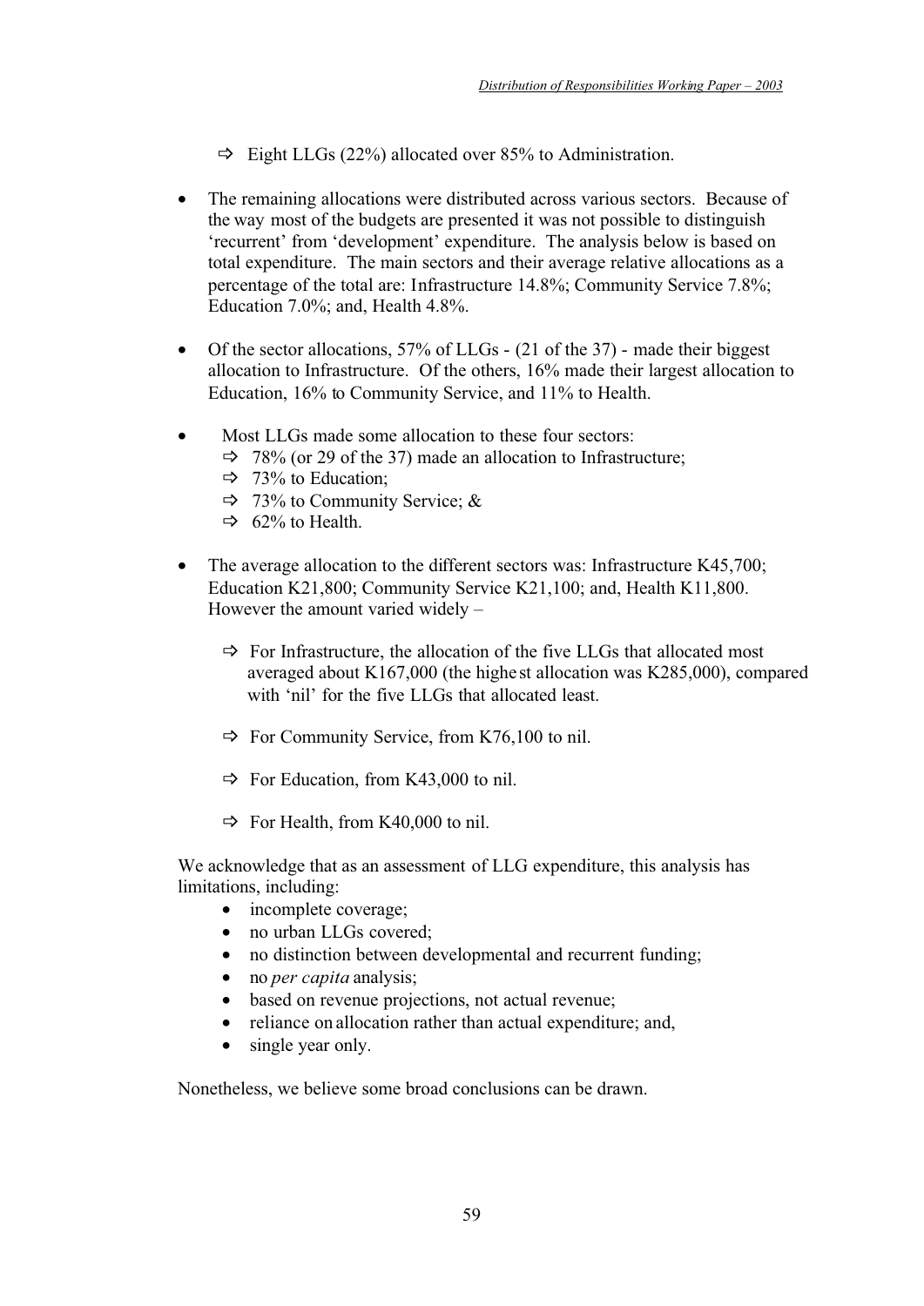- ⇨ Eight LLGs (22%) allocated over 85% to Administration.

- The remaining allocations were distributed across various sectors. Because of the way most of the budgets are presented it was not possible to distinguish 'recurrent' from 'development' expenditure. The analysis below is based on total expenditure. The main sectors and their average relative allocations as a percentage of the total are: Infrastructure 14.8%; Community Service 7.8%; Education 7.0%; and, Health 4.8%.

- Of the sector allocations, 57% of LLGs - (21 of the 37) - made their biggest allocation to Infrastructure. Of the others, 16% made their largest allocation to Education, 16% to Community Service, and 11% to Health.

- Most LLGs made some allocation to these four sectors:
  - ⇨ 78% (or 29 of the 37) made an allocation to Infrastructure;
  - ⇨ 73% to Education;
  - ⇨ 73% to Community Service; &
  - ⇨ 62% to Health.

- The average allocation to the different sectors was: Infrastructure K45,700; Education K21,800; Community Service K21,100; and, Health K11,800. However the amount varied widely –
  - ⇨ For Infrastructure, the allocation of the five LLGs that allocated most averaged about K167,000 (the highest allocation was K285,000), compared with 'nil' for the five LLGs that allocated least.
  - ⇨ For Community Service, from K76,100 to nil.
  - ⇨ For Education, from K43,000 to nil.
  - ⇨ For Health, from K40,000 to nil.

We acknowledge that as an assessment of LLG expenditure, this analysis has limitations, including:

- incomplete coverage;
- no urban LLGs covered;
- no distinction between developmental and recurrent funding;
- no *per capita* analysis;
- based on revenue projections, not actual revenue;
- reliance on allocation rather than actual expenditure; and,
- single year only.

Nonetheless, we believe some broad conclusions can be drawn.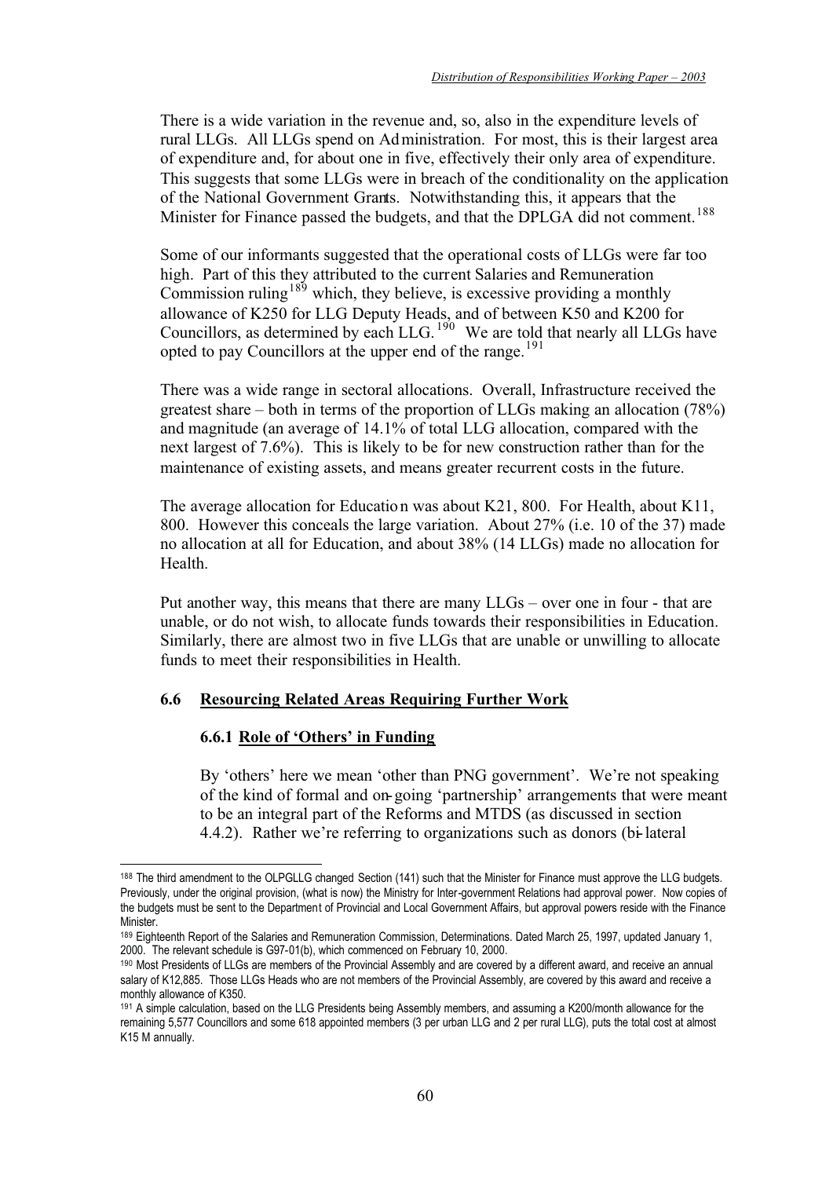There is a wide variation in the revenue and, so, also in the expenditure levels of rural LLGs. All LLGs spend on Administration. For most, this is their largest area of expenditure and, for about one in five, effectively their only area of expenditure. This suggests that some LLGs were in breach of the conditionality on the application of the National Government Grants. Notwithstanding this, it appears that the Minister for Finance passed the budgets, and that the DPLGA did not comment.[188]

Some of our informants suggested that the operational costs of LLGs were far too high. Part of this they attributed to the current Salaries and Remuneration Commission ruling[189] which, they believe, is excessive providing a monthly allowance of K250 for LLG Deputy Heads, and of between K50 and K200 for Councillors, as determined by each LLG.[190] We are told that nearly all LLGs have opted to pay Councillors at the upper end of the range.[191]

There was a wide range in sectoral allocations. Overall, Infrastructure received the greatest share – both in terms of the proportion of LLGs making an allocation (78%) and magnitude (an average of 14.1% of total LLG allocation, compared with the next largest of 7.6%). This is likely to be for new construction rather than for the maintenance of existing assets, and means greater recurrent costs in the future.

The average allocation for Education was about K21, 800. For Health, about K11, 800. However this conceals the large variation. About 27% (i.e. 10 of the 37) made no allocation at all for Education, and about 38% (14 LLGs) made no allocation for Health.

Put another way, this means that there are many LLGs – over one in four - that are unable, or do not wish, to allocate funds towards their responsibilities in Education. Similarly, there are almost two in five LLGs that are unable or unwilling to allocate funds to meet their responsibilities in Health.

## 6.6 Resourcing Related Areas Requiring Further Work

### 6.6.1 Role of 'Others' in Funding

By 'others' here we mean 'other than PNG government'. We're not speaking of the kind of formal and on-going 'partnership' arrangements that were meant to be an integral part of the Reforms and MTDS (as discussed in section 4.4.2). Rather we're referring to organizations such as donors (bi-lateral

---

[188] The third amendment to the OLPGLLG changed Section (141) such that the Minister for Finance must approve the LLG budgets. Previously, under the original provision, (what is now) the Ministry for Inter-government Relations had approval power. Now copies of the budgets must be sent to the Department of Provincial and Local Government Affairs, but approval powers reside with the Finance Minister.

[189] Eighteenth Report of the Salaries and Remuneration Commission, Determinations. Dated March 25, 1997, updated January 1, 2000. The relevant schedule is G97-01(b), which commenced on February 10, 2000.

[190] Most Presidents of LLGs are members of the Provincial Assembly and are covered by a different award, and receive an annual salary of K12,885. Those LLGs Heads who are not members of the Provincial Assembly, are covered by this award and receive a monthly allowance of K350.

[191] A simple calculation, based on the LLG Presidents being Assembly members, and assuming a K200/month allowance for the remaining 5,577 Councillors and some 618 appointed members (3 per urban LLG and 2 per rural LLG), puts the total cost at almost K15 M annually.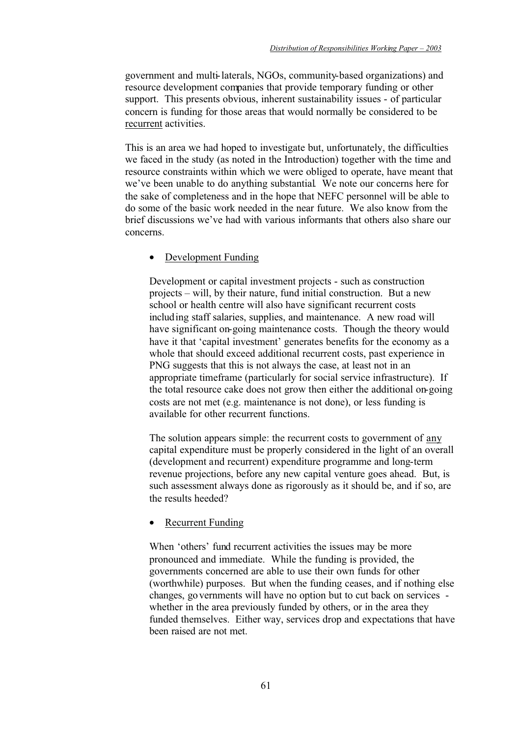government and multi-laterals, NGOs, community-based organizations) and resource development companies that provide temporary funding or other support. This presents obvious, inherent sustainability issues - of particular concern is funding for those areas that would normally be considered to be recurrent activities.

This is an area we had hoped to investigate but, unfortunately, the difficulties we faced in the study (as noted in the Introduction) together with the time and resource constraints within which we were obliged to operate, have meant that we've been unable to do anything substantial. We note our concerns here for the sake of completeness and in the hope that NEFC personnel will be able to do some of the basic work needed in the near future. We also know from the brief discussions we've had with various informants that others also share our concerns.

- Development Funding

  Development or capital investment projects - such as construction projects – will, by their nature, fund initial construction. But a new school or health centre will also have significant recurrent costs including staff salaries, supplies, and maintenance. A new road will have significant on-going maintenance costs. Though the theory would have it that 'capital investment' generates benefits for the economy as a whole that should exceed additional recurrent costs, past experience in PNG suggests that this is not always the case, at least not in an appropriate timeframe (particularly for social service infrastructure). If the total resource cake does not grow then either the additional on-going costs are not met (e.g. maintenance is not done), or less funding is available for other recurrent functions.

  The solution appears simple: the recurrent costs to government of any capital expenditure must be properly considered in the light of an overall (development and recurrent) expenditure programme and long-term revenue projections, before any new capital venture goes ahead. But, is such assessment always done as rigorously as it should be, and if so, are the results heeded?

- Recurrent Funding

  When 'others' fund recurrent activities the issues may be more pronounced and immediate. While the funding is provided, the governments concerned are able to use their own funds for other (worthwhile) purposes. But when the funding ceases, and if nothing else changes, governments will have no option but to cut back on services - whether in the area previously funded by others, or in the area they funded themselves. Either way, services drop and expectations that have been raised are not met.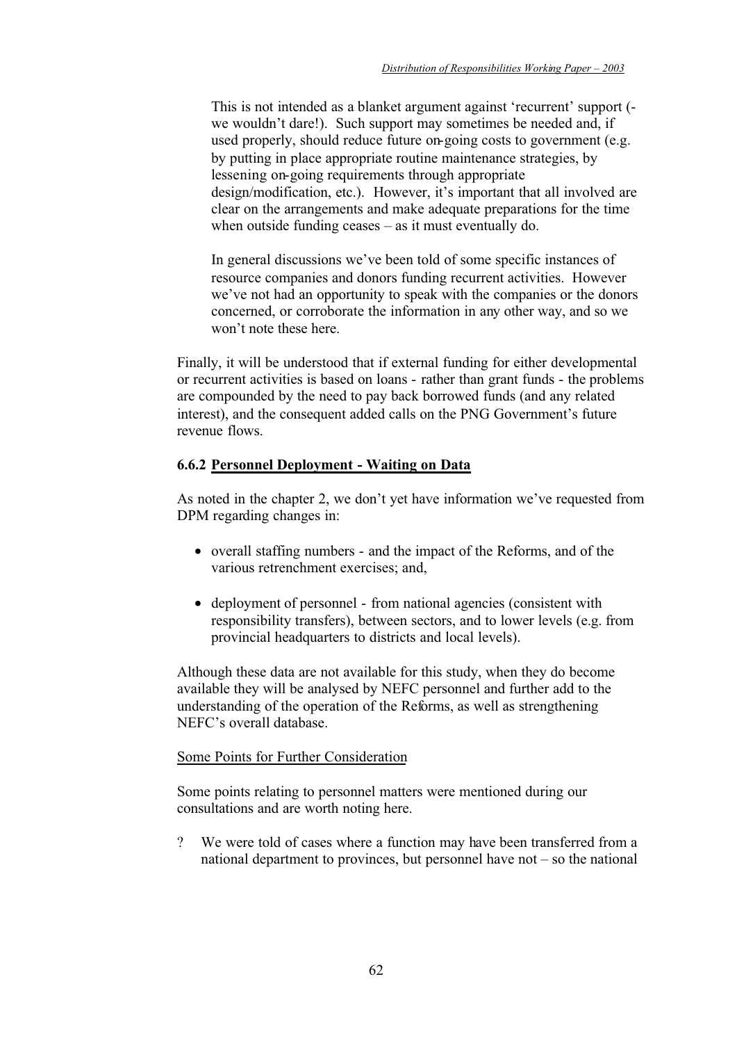This is not intended as a blanket argument against 'recurrent' support (- we wouldn't dare!). Such support may sometimes be needed and, if used properly, should reduce future on-going costs to government (e.g. by putting in place appropriate routine maintenance strategies, by lessening on-going requirements through appropriate design/modification, etc.). However, it's important that all involved are clear on the arrangements and make adequate preparations for the time when outside funding ceases – as it must eventually do.

In general discussions we've been told of some specific instances of resource companies and donors funding recurrent activities. However we've not had an opportunity to speak with the companies or the donors concerned, or corroborate the information in any other way, and so we won't note these here.

Finally, it will be understood that if external funding for either developmental or recurrent activities is based on loans - rather than grant funds - the problems are compounded by the need to pay back borrowed funds (and any related interest), and the consequent added calls on the PNG Government's future revenue flows.

### 6.6.2 Personnel Deployment - Waiting on Data

As noted in the chapter 2, we don't yet have information we've requested from DPM regarding changes in:

- overall staffing numbers - and the impact of the Reforms, and of the various retrenchment exercises; and,
- deployment of personnel - from national agencies (consistent with responsibility transfers), between sectors, and to lower levels (e.g. from provincial headquarters to districts and local levels).

Although these data are not available for this study, when they do become available they will be analysed by NEFC personnel and further add to the understanding of the operation of the Reforms, as well as strengthening NEFC's overall database.

Some Points for Further Consideration

Some points relating to personnel matters were mentioned during our consultations and are worth noting here.

? We were told of cases where a function may have been transferred from a national department to provinces, but personnel have not – so the national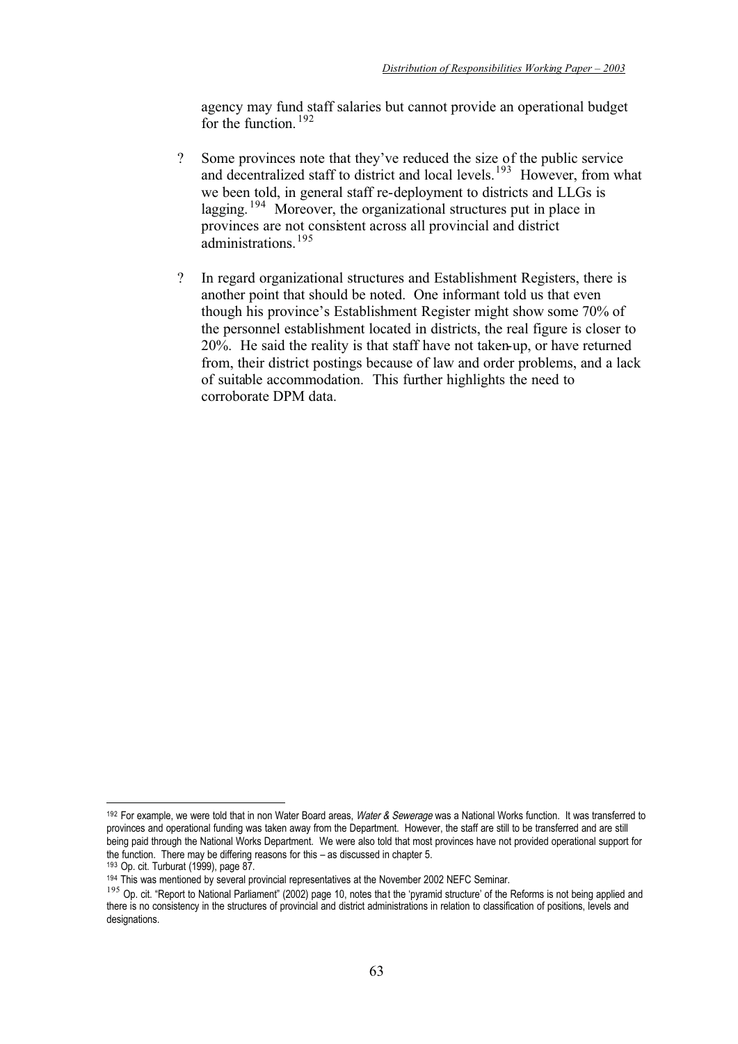agency may fund staff salaries but cannot provide an operational budget for the function.[192]

- Some provinces note that they've reduced the size of the public service and decentralized staff to district and local levels.[193] However, from what we been told, in general staff re-deployment to districts and LLGs is lagging.[194] Moreover, the organizational structures put in place in provinces are not consistent across all provincial and district administrations.[195]

- In regard organizational structures and Establishment Registers, there is another point that should be noted. One informant told us that even though his province's Establishment Register might show some 70% of the personnel establishment located in districts, the real figure is closer to 20%. He said the reality is that staff have not taken-up, or have returned from, their district postings because of law and order problems, and a lack of suitable accommodation. This further highlights the need to corroborate DPM data.

---

[192] For example, we were told that in non Water Board areas, *Water & Sewerage* was a National Works function. It was transferred to provinces and operational funding was taken away from the Department. However, the staff are still to be transferred and are still being paid through the National Works Department. We were also told that most provinces have not provided operational support for the function. There may be differing reasons for this – as discussed in chapter 5.

[193] Op. cit. Turburat (1999), page 87.

[194] This was mentioned by several provincial representatives at the November 2002 NEFC Seminar.

[195] Op. cit. "Report to National Parliament" (2002) page 10, notes that the 'pyramid structure' of the Reforms is not being applied and there is no consistency in the structures of provincial and district administrations in relation to classification of positions, levels and designations.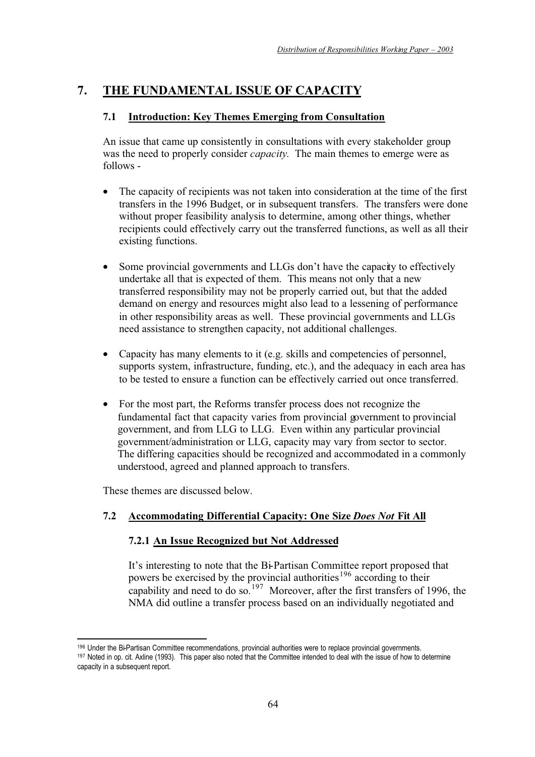# 7. THE FUNDAMENTAL ISSUE OF CAPACITY

## 7.1 Introduction: Key Themes Emerging from Consultation

An issue that came up consistently in consultations with every stakeholder group was the need to properly consider *capacity.* The main themes to emerge were as follows -

- The capacity of recipients was not taken into consideration at the time of the first transfers in the 1996 Budget, or in subsequent transfers. The transfers were done without proper feasibility analysis to determine, among other things, whether recipients could effectively carry out the transferred functions, as well as all their existing functions.

- Some provincial governments and LLGs don't have the capacity to effectively undertake all that is expected of them. This means not only that a new transferred responsibility may not be properly carried out, but that the added demand on energy and resources might also lead to a lessening of performance in other responsibility areas as well. These provincial governments and LLGs need assistance to strengthen capacity, not additional challenges.

- Capacity has many elements to it (e.g. skills and competencies of personnel, supports system, infrastructure, funding, etc.), and the adequacy in each area has to be tested to ensure a function can be effectively carried out once transferred.

- For the most part, the Reforms transfer process does not recognize the fundamental fact that capacity varies from provincial government to provincial government, and from LLG to LLG. Even within any particular provincial government/administration or LLG, capacity may vary from sector to sector. The differing capacities should be recognized and accommodated in a commonly understood, agreed and planned approach to transfers.

These themes are discussed below.

## 7.2 Accommodating Differential Capacity: One Size *Does Not* Fit All

### 7.2.1 An Issue Recognized but Not Addressed

It's interesting to note that the Bi-Partisan Committee report proposed that powers be exercised by the provincial authorities[196] according to their capability and need to do so.[197] Moreover, after the first transfers of 1996, the NMA did outline a transfer process based on an individually negotiated and

---

[196] Under the Bi-Partisan Committee recommendations, provincial authorities were to replace provincial governments.

[197] Noted in op. cit. Axline (1993). This paper also noted that the Committee intended to deal with the issue of how to determine capacity in a subsequent report.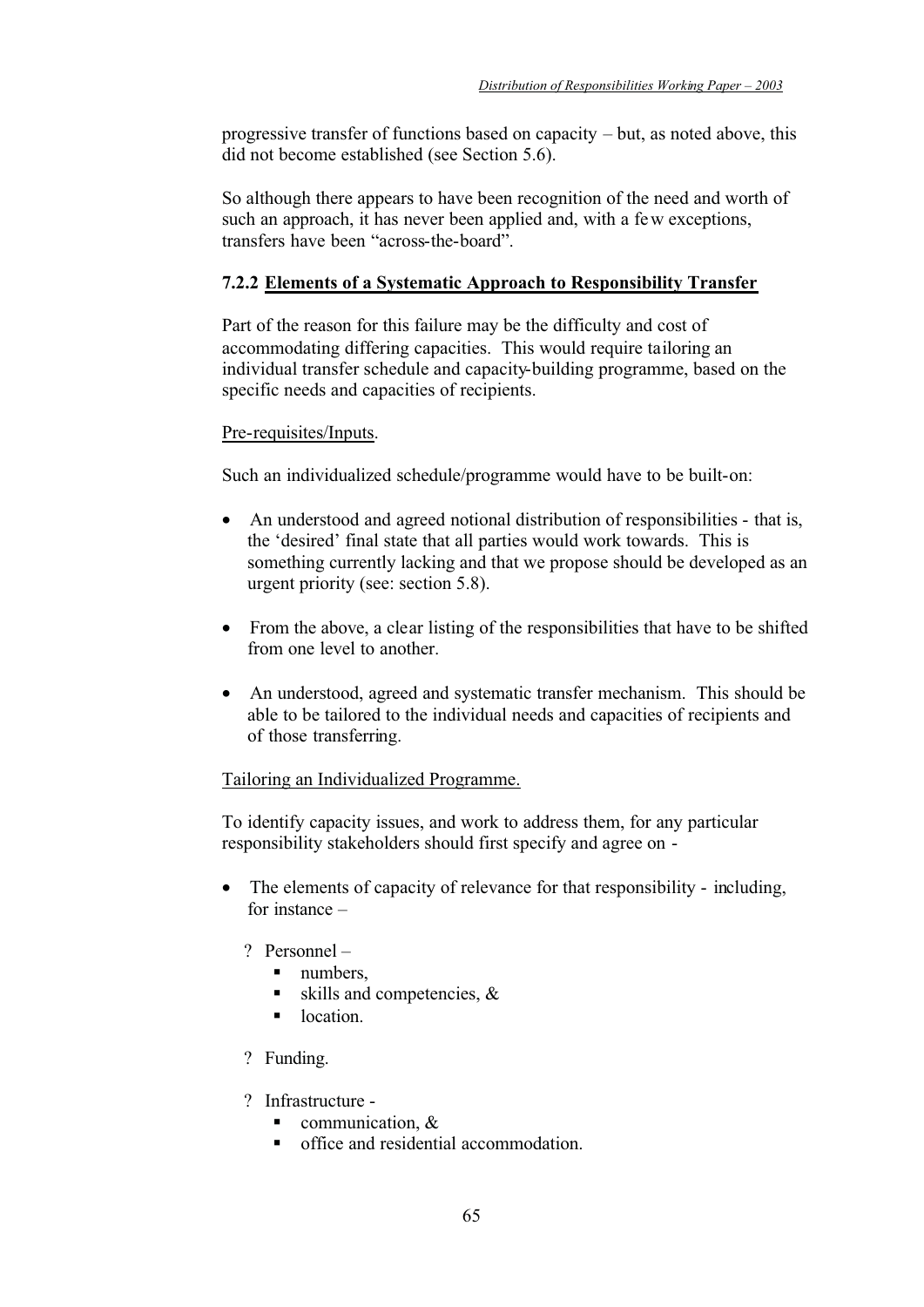progressive transfer of functions based on capacity – but, as noted above, this did not become established (see Section 5.6).

So although there appears to have been recognition of the need and worth of such an approach, it has never been applied and, with a few exceptions, transfers have been "across-the-board".

### 7.2.2 Elements of a Systematic Approach to Responsibility Transfer

Part of the reason for this failure may be the difficulty and cost of accommodating differing capacities. This would require tailoring an individual transfer schedule and capacity-building programme, based on the specific needs and capacities of recipients.

<u>Pre-requisites/Inputs</u>.

Such an individualized schedule/programme would have to be built-on:

- An understood and agreed notional distribution of responsibilities - that is, the 'desired' final state that all parties would work towards. This is something currently lacking and that we propose should be developed as an urgent priority (see: section 5.8).
- From the above, a clear listing of the responsibilities that have to be shifted from one level to another.
- An understood, agreed and systematic transfer mechanism. This should be able to be tailored to the individual needs and capacities of recipients and of those transferring.

<u>Tailoring an Individualized Programme.</u>

To identify capacity issues, and work to address them, for any particular responsibility stakeholders should first specify and agree on -

- The elements of capacity of relevance for that responsibility - including, for instance –
  - Personnel –
    - numbers,
    - skills and competencies, &
    - location.
  - Funding.
  - Infrastructure -
    - communication, &
    - office and residential accommodation.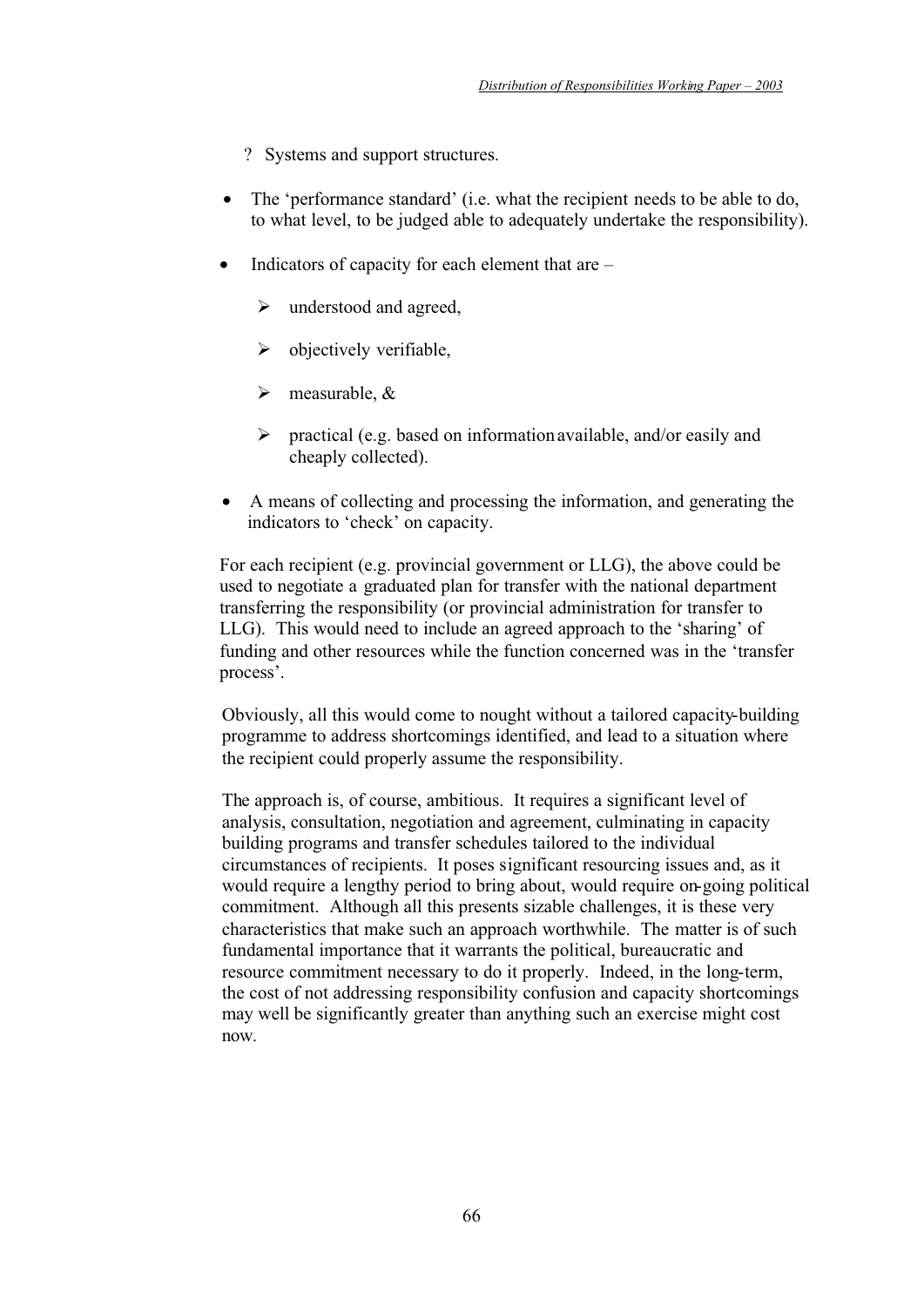- ? Systems and support structures.

- The 'performance standard' (i.e. what the recipient needs to be able to do, to what level, to be judged able to adequately undertake the responsibility).

- Indicators of capacity for each element that are –

  - understood and agreed,

  - objectively verifiable,

  - measurable, &

  - practical (e.g. based on information available, and/or easily and cheaply collected).

- A means of collecting and processing the information, and generating the indicators to 'check' on capacity.

For each recipient (e.g. provincial government or LLG), the above could be used to negotiate a graduated plan for transfer with the national department transferring the responsibility (or provincial administration for transfer to LLG). This would need to include an agreed approach to the 'sharing' of funding and other resources while the function concerned was in the 'transfer process'.

Obviously, all this would come to nought without a tailored capacity-building programme to address shortcomings identified, and lead to a situation where the recipient could properly assume the responsibility.

The approach is, of course, ambitious. It requires a significant level of analysis, consultation, negotiation and agreement, culminating in capacity building programs and transfer schedules tailored to the individual circumstances of recipients. It poses significant resourcing issues and, as it would require a lengthy period to bring about, would require on-going political commitment. Although all this presents sizable challenges, it is these very characteristics that make such an approach worthwhile. The matter is of such fundamental importance that it warrants the political, bureaucratic and resource commitment necessary to do it properly. Indeed, in the long-term, the cost of not addressing responsibility confusion and capacity shortcomings may well be significantly greater than anything such an exercise might cost now.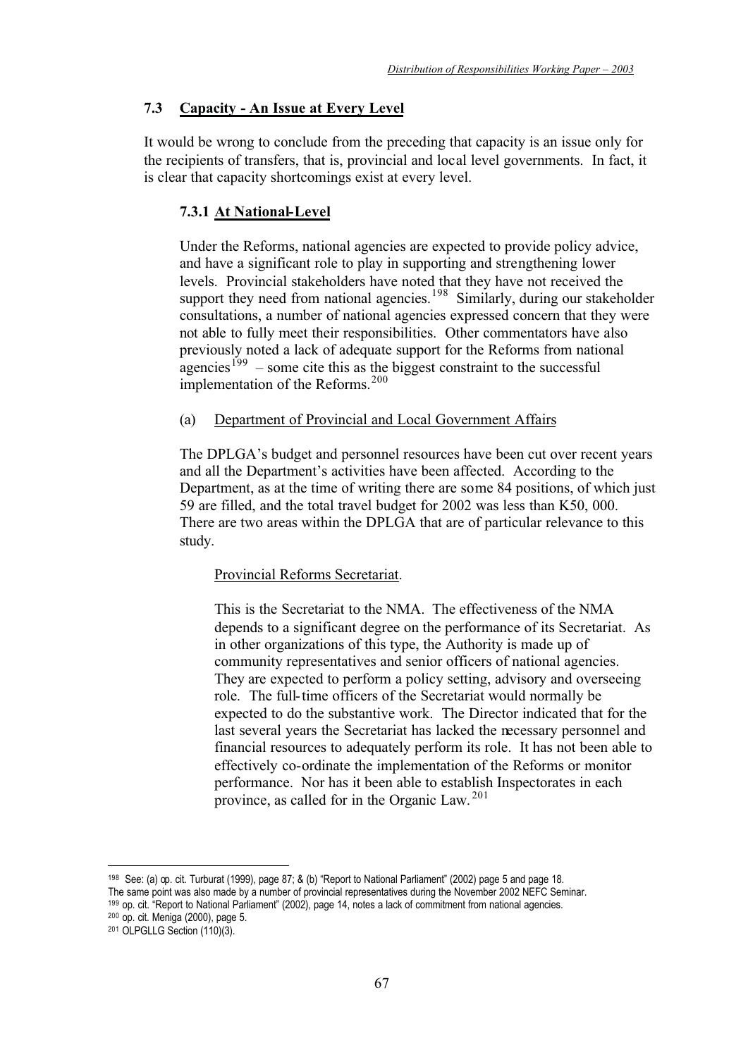### 7.3 Capacity - An Issue at Every Level

It would be wrong to conclude from the preceding that capacity is an issue only for the recipients of transfers, that is, provincial and local level governments. In fact, it is clear that capacity shortcomings exist at every level.

#### 7.3.1 At National-Level

Under the Reforms, national agencies are expected to provide policy advice, and have a significant role to play in supporting and strengthening lower levels. Provincial stakeholders have noted that they have not received the support they need from national agencies.[198] Similarly, during our stakeholder consultations, a number of national agencies expressed concern that they were not able to fully meet their responsibilities. Other commentators have also previously noted a lack of adequate support for the Reforms from national agencies[199] – some cite this as the biggest constraint to the successful implementation of the Reforms.[200]

(a) Department of Provincial and Local Government Affairs

The DPLGA's budget and personnel resources have been cut over recent years and all the Department's activities have been affected. According to the Department, as at the time of writing there are some 84 positions, of which just 59 are filled, and the total travel budget for 2002 was less than K50, 000. There are two areas within the DPLGA that are of particular relevance to this study.

Provincial Reforms Secretariat.

This is the Secretariat to the NMA. The effectiveness of the NMA depends to a significant degree on the performance of its Secretariat. As in other organizations of this type, the Authority is made up of community representatives and senior officers of national agencies. They are expected to perform a policy setting, advisory and overseeing role. The full-time officers of the Secretariat would normally be expected to do the substantive work. The Director indicated that for the last several years the Secretariat has lacked the necessary personnel and financial resources to adequately perform its role. It has not been able to effectively co-ordinate the implementation of the Reforms or monitor performance. Nor has it been able to establish Inspectorates in each province, as called for in the Organic Law.[201]

---

198 See: (a) op. cit. Turburat (1999), page 87; & (b) "Report to National Parliament" (2002) page 5 and page 18.
The same point was also made by a number of provincial representatives during the November 2002 NEFC Seminar.
199 op. cit. "Report to National Parliament" (2002), page 14, notes a lack of commitment from national agencies.
200 op. cit. Meniga (2000), page 5.
201 OLPGLLG Section (110)(3).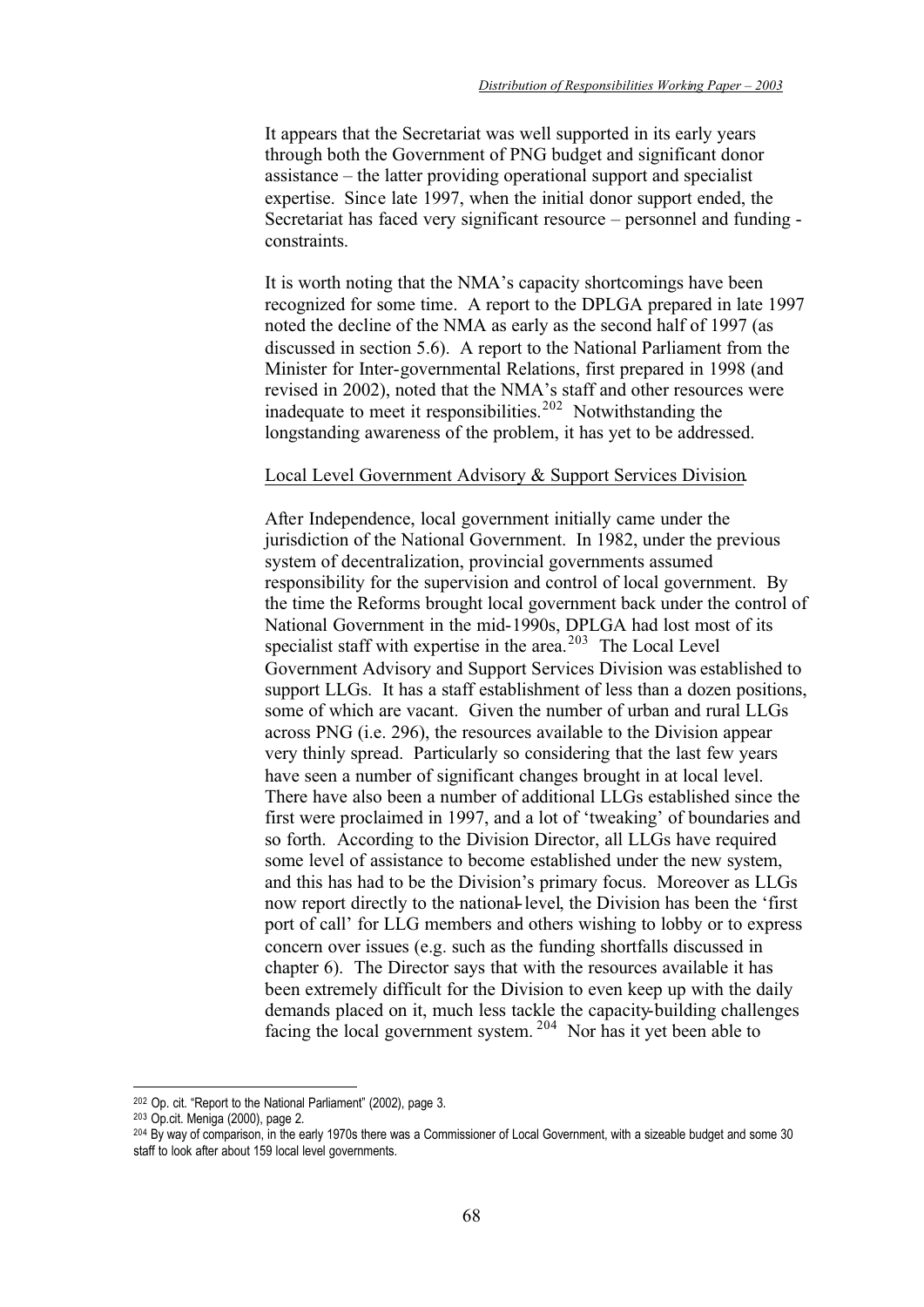It appears that the Secretariat was well supported in its early years through both the Government of PNG budget and significant donor assistance – the latter providing operational support and specialist expertise. Since late 1997, when the initial donor support ended, the Secretariat has faced very significant resource – personnel and funding - constraints.

It is worth noting that the NMA's capacity shortcomings have been recognized for some time. A report to the DPLGA prepared in late 1997 noted the decline of the NMA as early as the second half of 1997 (as discussed in section 5.6). A report to the National Parliament from the Minister for Inter-governmental Relations, first prepared in 1998 (and revised in 2002), noted that the NMA's staff and other resources were inadequate to meet it responsibilities.[202] Notwithstanding the longstanding awareness of the problem, it has yet to be addressed.

Local Level Government Advisory & Support Services Division.

After Independence, local government initially came under the jurisdiction of the National Government. In 1982, under the previous system of decentralization, provincial governments assumed responsibility for the supervision and control of local government. By the time the Reforms brought local government back under the control of National Government in the mid-1990s, DPLGA had lost most of its specialist staff with expertise in the area.[203] The Local Level Government Advisory and Support Services Division was established to support LLGs. It has a staff establishment of less than a dozen positions, some of which are vacant. Given the number of urban and rural LLGs across PNG (i.e. 296), the resources available to the Division appear very thinly spread. Particularly so considering that the last few years have seen a number of significant changes brought in at local level. There have also been a number of additional LLGs established since the first were proclaimed in 1997, and a lot of 'tweaking' of boundaries and so forth. According to the Division Director, all LLGs have required some level of assistance to become established under the new system, and this has had to be the Division's primary focus. Moreover as LLGs now report directly to the national-level, the Division has been the 'first port of call' for LLG members and others wishing to lobby or to express concern over issues (e.g. such as the funding shortfalls discussed in chapter 6). The Director says that with the resources available it has been extremely difficult for the Division to even keep up with the daily demands placed on it, much less tackle the capacity-building challenges facing the local government system.[204] Nor has it yet been able to

---

[202] Op. cit. "Report to the National Parliament" (2002), page 3.

[203] Op.cit. Meniga (2000), page 2.

[204] By way of comparison, in the early 1970s there was a Commissioner of Local Government, with a sizeable budget and some 30 staff to look after about 159 local level governments.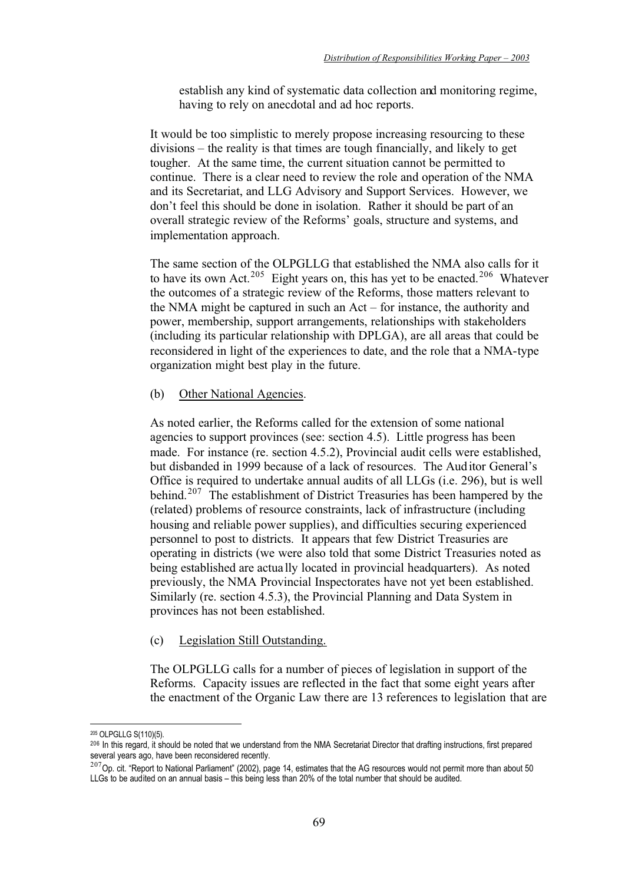establish any kind of systematic data collection and monitoring regime, having to rely on anecdotal and ad hoc reports.

It would be too simplistic to merely propose increasing resourcing to these divisions – the reality is that times are tough financially, and likely to get tougher. At the same time, the current situation cannot be permitted to continue. There is a clear need to review the role and operation of the NMA and its Secretariat, and LLG Advisory and Support Services. However, we don't feel this should be done in isolation. Rather it should be part of an overall strategic review of the Reforms' goals, structure and systems, and implementation approach.

The same section of the OLPGLLG that established the NMA also calls for it to have its own Act.[205] Eight years on, this has yet to be enacted.[206] Whatever the outcomes of a strategic review of the Reforms, those matters relevant to the NMA might be captured in such an Act – for instance, the authority and power, membership, support arrangements, relationships with stakeholders (including its particular relationship with DPLGA), are all areas that could be reconsidered in light of the experiences to date, and the role that a NMA-type organization might best play in the future.

(b) <u>Other National Agencies</u>.

As noted earlier, the Reforms called for the extension of some national agencies to support provinces (see: section 4.5). Little progress has been made. For instance (re. section 4.5.2), Provincial audit cells were established, but disbanded in 1999 because of a lack of resources. The Auditor General's Office is required to undertake annual audits of all LLGs (i.e. 296), but is well behind.[207] The establishment of District Treasuries has been hampered by the (related) problems of resource constraints, lack of infrastructure (including housing and reliable power supplies), and difficulties securing experienced personnel to post to districts. It appears that few District Treasuries are operating in districts (we were also told that some District Treasuries noted as being established are actually located in provincial headquarters). As noted previously, the NMA Provincial Inspectorates have not yet been established. Similarly (re. section 4.5.3), the Provincial Planning and Data System in provinces has not been established.

(c) <u>Legislation Still Outstanding.</u>

The OLPGLLG calls for a number of pieces of legislation in support of the Reforms. Capacity issues are reflected in the fact that some eight years after the enactment of the Organic Law there are 13 references to legislation that are

---

[205] OLPGLLG S(110)(5).

[206] In this regard, it should be noted that we understand from the NMA Secretariat Director that drafting instructions, first prepared several years ago, have been reconsidered recently.

[207] Op. cit. "Report to National Parliament" (2002), page 14, estimates that the AG resources would not permit more than about 50 LLGs to be audited on an annual basis – this being less than 20% of the total number that should be audited.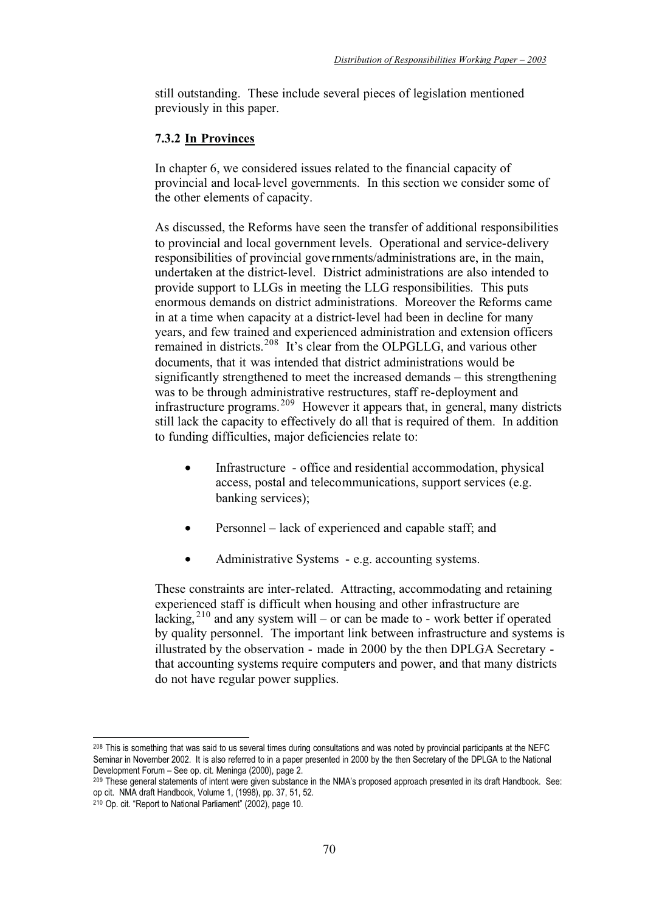still outstanding. These include several pieces of legislation mentioned previously in this paper.

### 7.3.2 In Provinces

In chapter 6, we considered issues related to the financial capacity of provincial and local-level governments. In this section we consider some of the other elements of capacity.

As discussed, the Reforms have seen the transfer of additional responsibilities to provincial and local government levels. Operational and service-delivery responsibilities of provincial governments/administrations are, in the main, undertaken at the district-level. District administrations are also intended to provide support to LLGs in meeting the LLG responsibilities. This puts enormous demands on district administrations. Moreover the Reforms came in at a time when capacity at a district-level had been in decline for many years, and few trained and experienced administration and extension officers remained in districts.[208] It's clear from the OLPGLLG, and various other documents, that it was intended that district administrations would be significantly strengthened to meet the increased demands – this strengthening was to be through administrative restructures, staff re-deployment and infrastructure programs.[209] However it appears that, in general, many districts still lack the capacity to effectively do all that is required of them. In addition to funding difficulties, major deficiencies relate to:

- Infrastructure - office and residential accommodation, physical access, postal and telecommunications, support services (e.g. banking services);
- Personnel – lack of experienced and capable staff; and
- Administrative Systems - e.g. accounting systems.

These constraints are inter-related. Attracting, accommodating and retaining experienced staff is difficult when housing and other infrastructure are lacking,[210] and any system will – or can be made to - work better if operated by quality personnel. The important link between infrastructure and systems is illustrated by the observation - made in 2000 by the then DPLGA Secretary - that accounting systems require computers and power, and that many districts do not have regular power supplies.

---

[208] This is something that was said to us several times during consultations and was noted by provincial participants at the NEFC Seminar in November 2002. It is also referred to in a paper presented in 2000 by the then Secretary of the DPLGA to the National Development Forum – See op. cit. Meninga (2000), page 2.

[209] These general statements of intent were given substance in the NMA's proposed approach presented in its draft Handbook. See: op cit. NMA draft Handbook, Volume 1, (1998), pp. 37, 51, 52.

[210] Op. cit. "Report to National Parliament" (2002), page 10.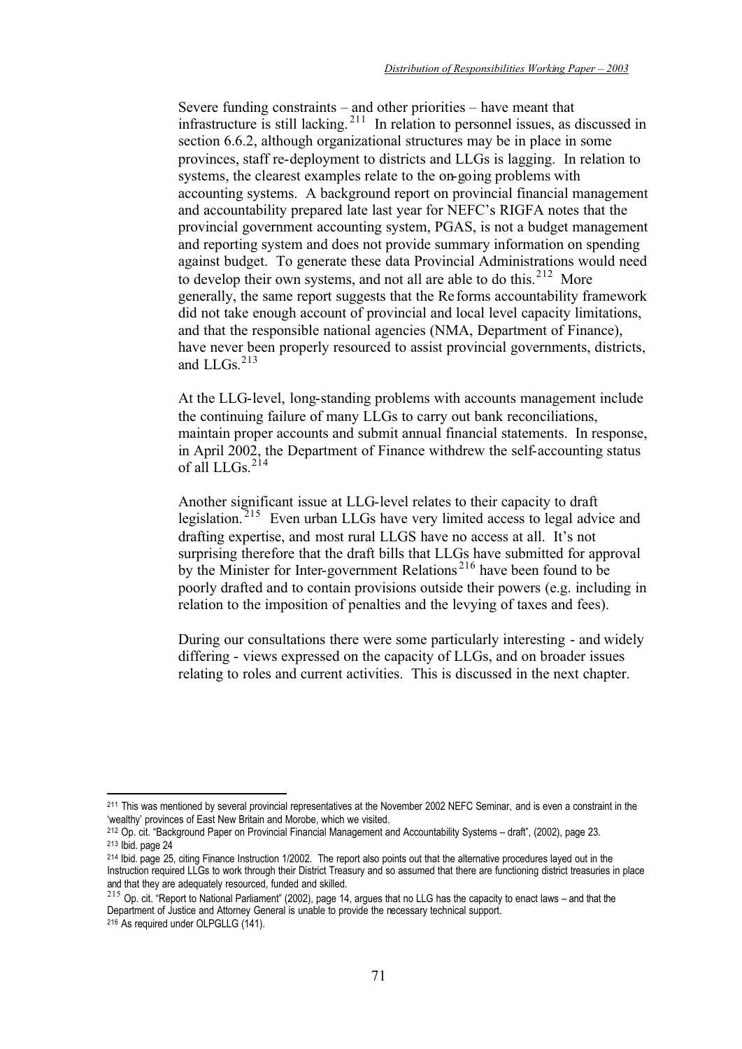Severe funding constraints – and other priorities – have meant that infrastructure is still lacking.[211] In relation to personnel issues, as discussed in section 6.6.2, although organizational structures may be in place in some provinces, staff re-deployment to districts and LLGs is lagging. In relation to systems, the clearest examples relate to the on-going problems with accounting systems. A background report on provincial financial management and accountability prepared late last year for NEFC's RIGFA notes that the provincial government accounting system, PGAS, is not a budget management and reporting system and does not provide summary information on spending against budget. To generate these data Provincial Administrations would need to develop their own systems, and not all are able to do this.[212] More generally, the same report suggests that the Reforms accountability framework did not take enough account of provincial and local level capacity limitations, and that the responsible national agencies (NMA, Department of Finance), have never been properly resourced to assist provincial governments, districts, and LLGs.[213]

At the LLG-level, long-standing problems with accounts management include the continuing failure of many LLGs to carry out bank reconciliations, maintain proper accounts and submit annual financial statements. In response, in April 2002, the Department of Finance withdrew the self-accounting status of all LLGs.[214]

Another significant issue at LLG-level relates to their capacity to draft legislation.[215] Even urban LLGs have very limited access to legal advice and drafting expertise, and most rural LLGS have no access at all. It's not surprising therefore that the draft bills that LLGs have submitted for approval by the Minister for Inter-government Relations[216] have been found to be poorly drafted and to contain provisions outside their powers (e.g. including in relation to the imposition of penalties and the levying of taxes and fees).

During our consultations there were some particularly interesting - and widely differing - views expressed on the capacity of LLGs, and on broader issues relating to roles and current activities. This is discussed in the next chapter.

---

[211] This was mentioned by several provincial representatives at the November 2002 NEFC Seminar, and is even a constraint in the 'wealthy' provinces of East New Britain and Morobe, which we visited.

[212] Op. cit. "Background Paper on Provincial Financial Management and Accountability Systems – draft", (2002), page 23.

[213] Ibid. page 24

[214] Ibid. page 25, citing Finance Instruction 1/2002. The report also points out that the alternative procedures layed out in the Instruction required LLGs to work through their District Treasury and so assumed that there are functioning district treasuries in place and that they are adequately resourced, funded and skilled.

[215] Op. cit. "Report to National Parliament" (2002), page 14, argues that no LLG has the capacity to enact laws – and that the Department of Justice and Attorney General is unable to provide the necessary technical support.

[216] As required under OLPGLLG (141).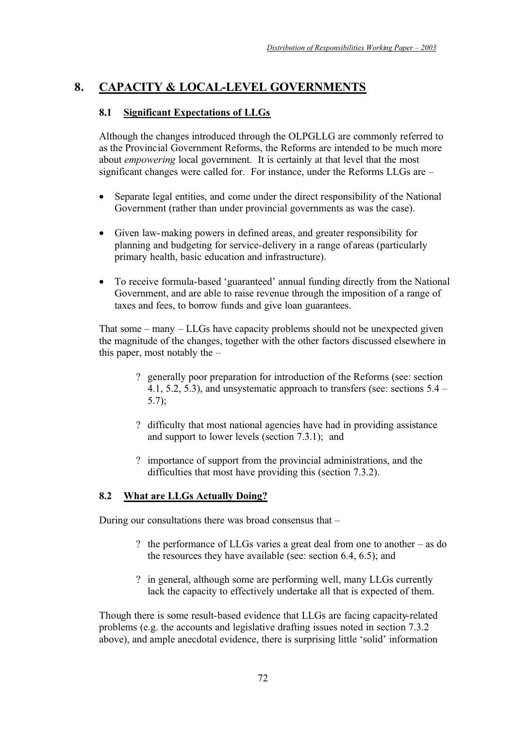# 8. CAPACITY & LOCAL-LEVEL GOVERNMENTS

## 8.1 Significant Expectations of LLGs

Although the changes introduced through the OLPGLLG are commonly referred to as the Provincial Government Reforms, the Reforms are intended to be much more about *empowering* local government. It is certainly at that level that the most significant changes were called for. For instance, under the Reforms LLGs are –

- Separate legal entities, and come under the direct responsibility of the National Government (rather than under provincial governments as was the case).
- Given law-making powers in defined areas, and greater responsibility for planning and budgeting for service-delivery in a range of areas (particularly primary health, basic education and infrastructure).
- To receive formula-based 'guaranteed' annual funding directly from the National Government, and are able to raise revenue through the imposition of a range of taxes and fees, to borrow funds and give loan guarantees.

That some – many – LLGs have capacity problems should not be unexpected given the magnitude of the changes, together with the other factors discussed elsewhere in this paper, most notably the –

- generally poor preparation for introduction of the Reforms (see: section 4.1, 5.2, 5.3), and unsystematic approach to transfers (see: sections 5.4 – 5.7);
- difficulty that most national agencies have had in providing assistance and support to lower levels (section 7.3.1); and
- importance of support from the provincial administrations, and the difficulties that most have providing this (section 7.3.2).

## 8.2 What are LLGs Actually Doing?

During our consultations there was broad consensus that –

- the performance of LLGs varies a great deal from one to another – as do the resources they have available (see: section 6.4, 6.5); and
- in general, although some are performing well, many LLGs currently lack the capacity to effectively undertake all that is expected of them.

Though there is some result-based evidence that LLGs are facing capacity-related problems (e.g. the accounts and legislative drafting issues noted in section 7.3.2 above), and ample anecdotal evidence, there is surprising little 'solid' information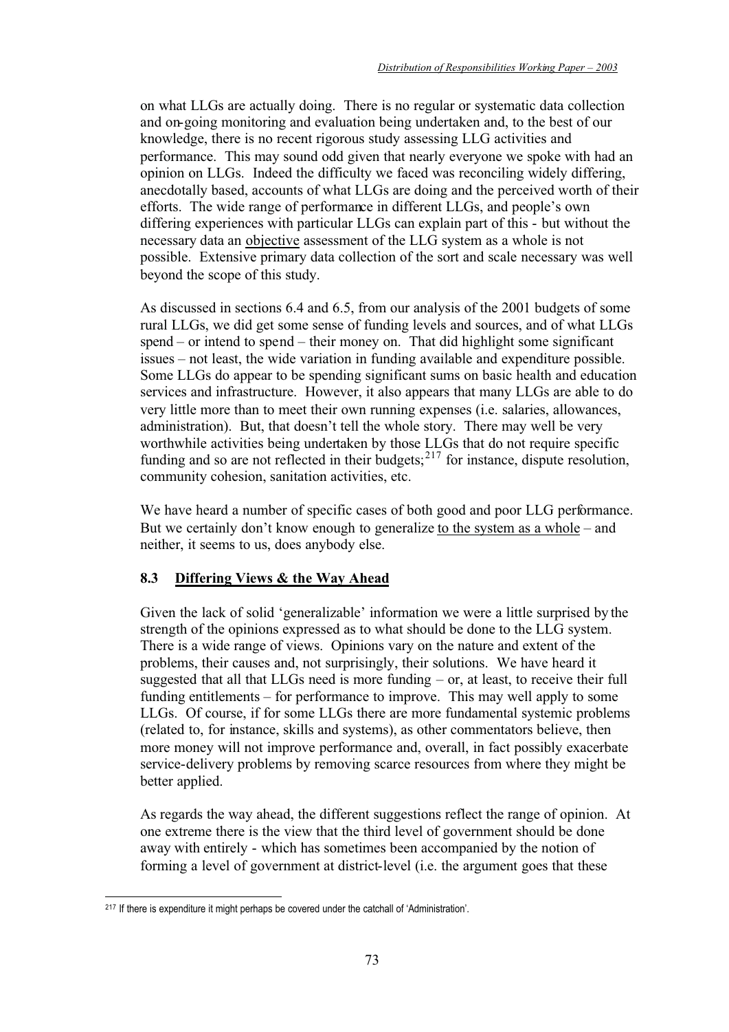on what LLGs are actually doing. There is no regular or systematic data collection and on-going monitoring and evaluation being undertaken and, to the best of our knowledge, there is no recent rigorous study assessing LLG activities and performance. This may sound odd given that nearly everyone we spoke with had an opinion on LLGs. Indeed the difficulty we faced was reconciling widely differing, anecdotally based, accounts of what LLGs are doing and the perceived worth of their efforts. The wide range of performance in different LLGs, and people's own differing experiences with particular LLGs can explain part of this - but without the necessary data an <u>objective</u> assessment of the LLG system as a whole is not possible. Extensive primary data collection of the sort and scale necessary was well beyond the scope of this study.

As discussed in sections 6.4 and 6.5, from our analysis of the 2001 budgets of some rural LLGs, we did get some sense of funding levels and sources, and of what LLGs spend – or intend to spend – their money on. That did highlight some significant issues – not least, the wide variation in funding available and expenditure possible. Some LLGs do appear to be spending significant sums on basic health and education services and infrastructure. However, it also appears that many LLGs are able to do very little more than to meet their own running expenses (i.e. salaries, allowances, administration). But, that doesn't tell the whole story. There may well be very worthwhile activities being undertaken by those LLGs that do not require specific funding and so are not reflected in their budgets;[217] for instance, dispute resolution, community cohesion, sanitation activities, etc.

We have heard a number of specific cases of both good and poor LLG performance. But we certainly don't know enough to generalize <u>to the system as a whole</u> – and neither, it seems to us, does anybody else.

### 8.3 Differing Views & the Way Ahead

Given the lack of solid 'generalizable' information we were a little surprised by the strength of the opinions expressed as to what should be done to the LLG system. There is a wide range of views. Opinions vary on the nature and extent of the problems, their causes and, not surprisingly, their solutions. We have heard it suggested that all that LLGs need is more funding – or, at least, to receive their full funding entitlements – for performance to improve. This may well apply to some LLGs. Of course, if for some LLGs there are more fundamental systemic problems (related to, for instance, skills and systems), as other commentators believe, then more money will not improve performance and, overall, in fact possibly exacerbate service-delivery problems by removing scarce resources from where they might be better applied.

As regards the way ahead, the different suggestions reflect the range of opinion. At one extreme there is the view that the third level of government should be done away with entirely - which has sometimes been accompanied by the notion of forming a level of government at district-level (i.e. the argument goes that these

---

[217] If there is expenditure it might perhaps be covered under the catchall of 'Administration'.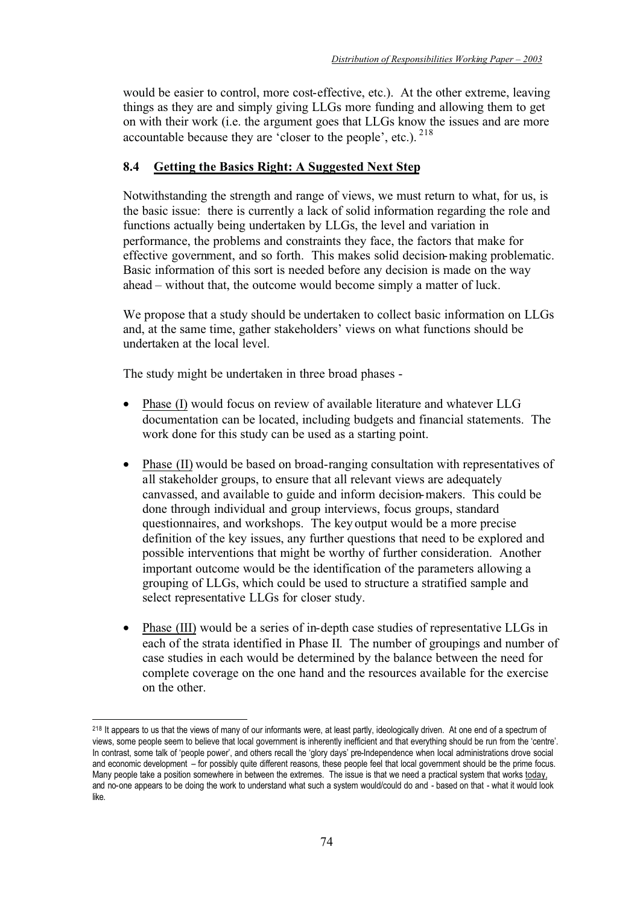would be easier to control, more cost-effective, etc.). At the other extreme, leaving things as they are and simply giving LLGs more funding and allowing them to get on with their work (i.e. the argument goes that LLGs know the issues and are more accountable because they are 'closer to the people', etc.).[218]

### 8.4 Getting the Basics Right: A Suggested Next Step

Notwithstanding the strength and range of views, we must return to what, for us, is the basic issue: there is currently a lack of solid information regarding the role and functions actually being undertaken by LLGs, the level and variation in performance, the problems and constraints they face, the factors that make for effective government, and so forth. This makes solid decision-making problematic. Basic information of this sort is needed before any decision is made on the way ahead – without that, the outcome would become simply a matter of luck.

We propose that a study should be undertaken to collect basic information on LLGs and, at the same time, gather stakeholders' views on what functions should be undertaken at the local level.

The study might be undertaken in three broad phases -

- Phase (I) would focus on review of available literature and whatever LLG documentation can be located, including budgets and financial statements. The work done for this study can be used as a starting point.
- Phase (II) would be based on broad-ranging consultation with representatives of all stakeholder groups, to ensure that all relevant views are adequately canvassed, and available to guide and inform decision-makers. This could be done through individual and group interviews, focus groups, standard questionnaires, and workshops. The key output would be a more precise definition of the key issues, any further questions that need to be explored and possible interventions that might be worthy of further consideration. Another important outcome would be the identification of the parameters allowing a grouping of LLGs, which could be used to structure a stratified sample and select representative LLGs for closer study.
- Phase (III) would be a series of in-depth case studies of representative LLGs in each of the strata identified in Phase II. The number of groupings and number of case studies in each would be determined by the balance between the need for complete coverage on the one hand and the resources available for the exercise on the other.

---

[218] It appears to us that the views of many of our informants were, at least partly, ideologically driven. At one end of a spectrum of views, some people seem to believe that local government is inherently inefficient and that everything should be run from the 'centre'. In contrast, some talk of 'people power', and others recall the 'glory days' pre-Independence when local administrations drove social and economic development – for possibly quite different reasons, these people feel that local government should be the prime focus. Many people take a position somewhere in between the extremes. The issue is that we need a practical system that works today, and no-one appears to be doing the work to understand what such a system would/could do and - based on that - what it would look like.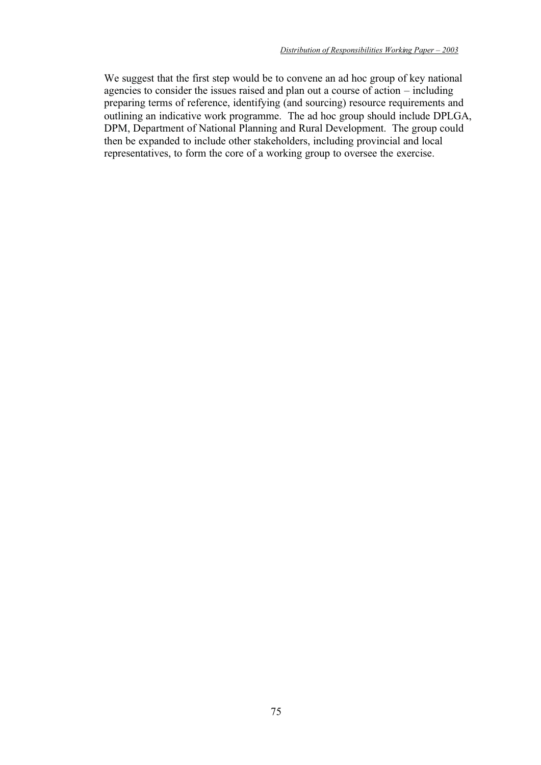We suggest that the first step would be to convene an ad hoc group of key national agencies to consider the issues raised and plan out a course of action – including preparing terms of reference, identifying (and sourcing) resource requirements and outlining an indicative work programme. The ad hoc group should include DPLGA, DPM, Department of National Planning and Rural Development. The group could then be expanded to include other stakeholders, including provincial and local representatives, to form the core of a working group to oversee the exercise.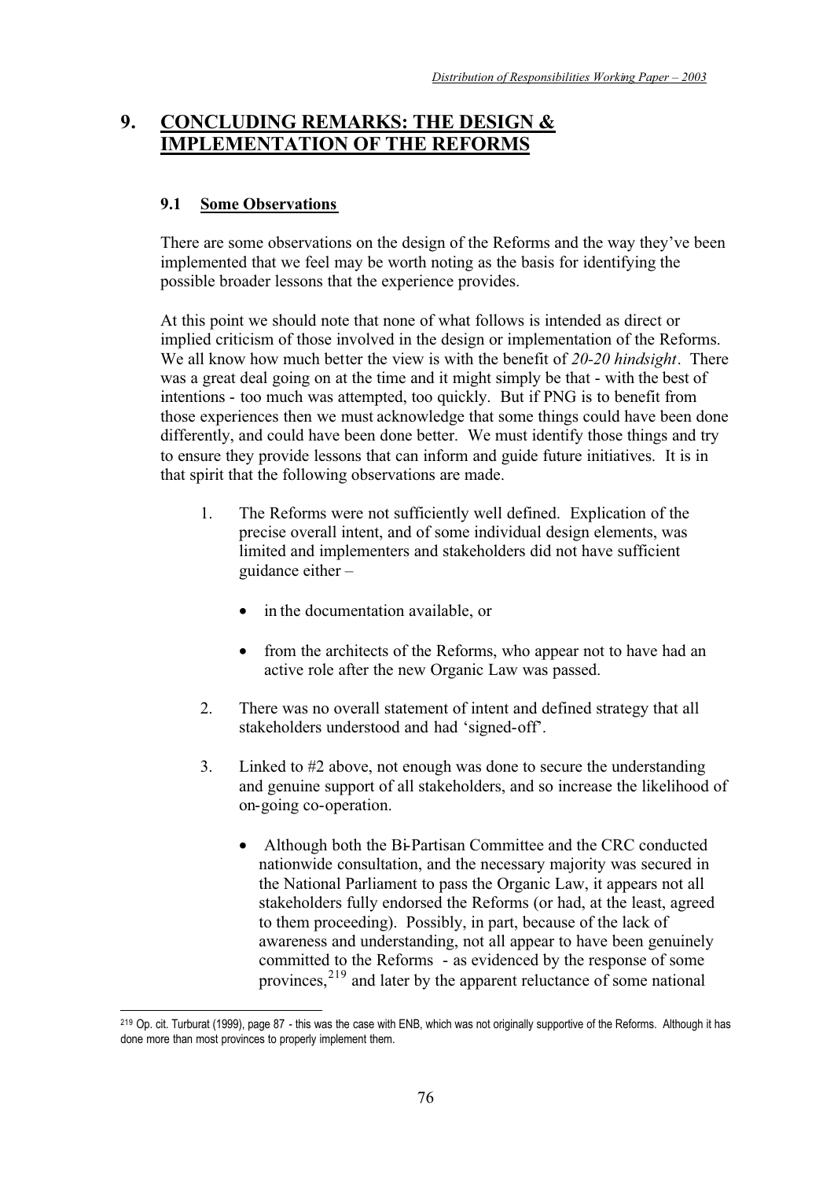# 9. CONCLUDING REMARKS: THE DESIGN & IMPLEMENTATION OF THE REFORMS

## 9.1 Some Observations

There are some observations on the design of the Reforms and the way they've been implemented that we feel may be worth noting as the basis for identifying the possible broader lessons that the experience provides.

At this point we should note that none of what follows is intended as direct or implied criticism of those involved in the design or implementation of the Reforms. We all know how much better the view is with the benefit of *20-20 hindsight*. There was a great deal going on at the time and it might simply be that - with the best of intentions - too much was attempted, too quickly. But if PNG is to benefit from those experiences then we must acknowledge that some things could have been done differently, and could have been done better. We must identify those things and try to ensure they provide lessons that can inform and guide future initiatives. It is in that spirit that the following observations are made.

1. The Reforms were not sufficiently well defined. Explication of the precise overall intent, and of some individual design elements, was limited and implementers and stakeholders did not have sufficient guidance either –

   - in the documentation available, or

   - from the architects of the Reforms, who appear not to have had an active role after the new Organic Law was passed.

2. There was no overall statement of intent and defined strategy that all stakeholders understood and had 'signed-off'.

3. Linked to #2 above, not enough was done to secure the understanding and genuine support of all stakeholders, and so increase the likelihood of on-going co-operation.

   - Although both the Bi-Partisan Committee and the CRC conducted nationwide consultation, and the necessary majority was secured in the National Parliament to pass the Organic Law, it appears not all stakeholders fully endorsed the Reforms (or had, at the least, agreed to them proceeding). Possibly, in part, because of the lack of awareness and understanding, not all appear to have been genuinely committed to the Reforms - as evidenced by the response of some provinces,[219] and later by the apparent reluctance of some national

[219] Op. cit. Turburat (1999), page 87 - this was the case with ENB, which was not originally supportive of the Reforms. Although it has done more than most provinces to properly implement them.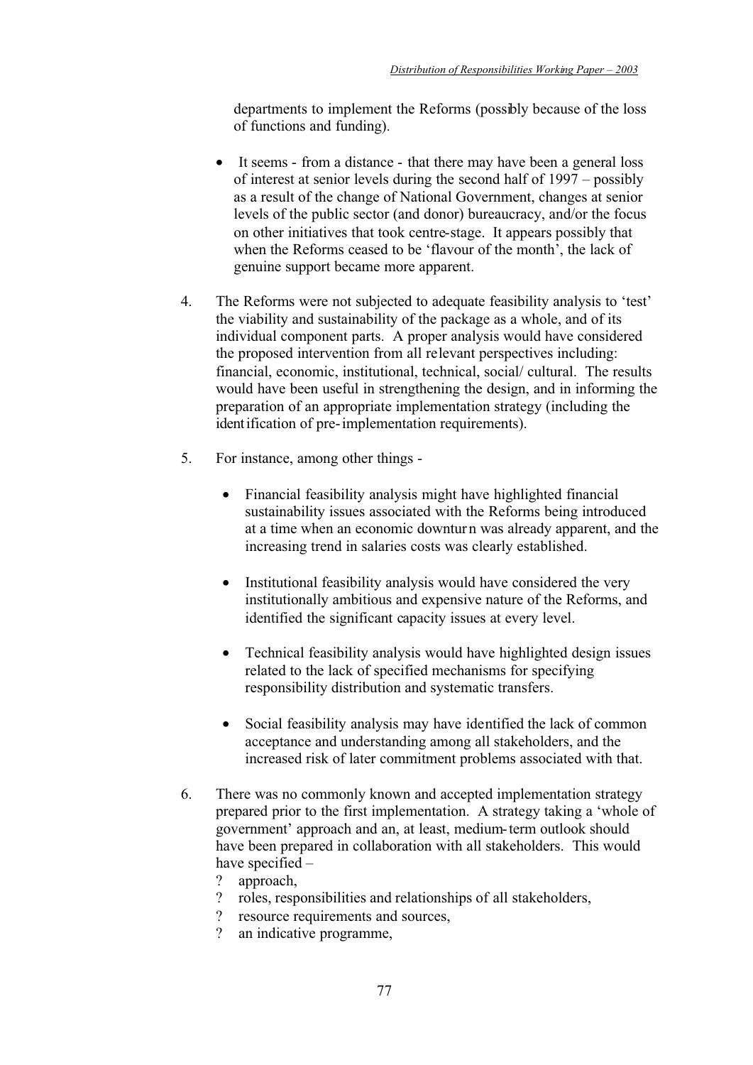departments to implement the Reforms (possibly because of the loss of functions and funding).

- It seems - from a distance - that there may have been a general loss of interest at senior levels during the second half of 1997 – possibly as a result of the change of National Government, changes at senior levels of the public sector (and donor) bureaucracy, and/or the focus on other initiatives that took centre-stage. It appears possibly that when the Reforms ceased to be 'flavour of the month', the lack of genuine support became more apparent.

4. The Reforms were not subjected to adequate feasibility analysis to 'test' the viability and sustainability of the package as a whole, and of its individual component parts. A proper analysis would have considered the proposed intervention from all relevant perspectives including: financial, economic, institutional, technical, social/ cultural. The results would have been useful in strengthening the design, and in informing the preparation of an appropriate implementation strategy (including the identification of pre-implementation requirements).

5. For instance, among other things -

   - Financial feasibility analysis might have highlighted financial sustainability issues associated with the Reforms being introduced at a time when an economic downturn was already apparent, and the increasing trend in salaries costs was clearly established.

   - Institutional feasibility analysis would have considered the very institutionally ambitious and expensive nature of the Reforms, and identified the significant capacity issues at every level.

   - Technical feasibility analysis would have highlighted design issues related to the lack of specified mechanisms for specifying responsibility distribution and systematic transfers.

   - Social feasibility analysis may have identified the lack of common acceptance and understanding among all stakeholders, and the increased risk of later commitment problems associated with that.

6. There was no commonly known and accepted implementation strategy prepared prior to the first implementation. A strategy taking a 'whole of government' approach and an, at least, medium-term outlook should have been prepared in collaboration with all stakeholders. This would have specified –
   - approach,
   - roles, responsibilities and relationships of all stakeholders,
   - resource requirements and sources,
   - an indicative programme,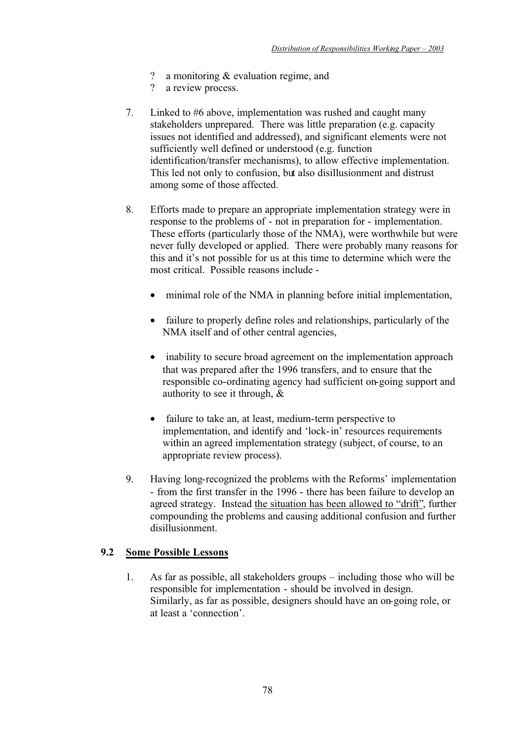- ? a monitoring & evaluation regime, and
- ? a review process.

7. Linked to #6 above, implementation was rushed and caught many stakeholders unprepared. There was little preparation (e.g. capacity issues not identified and addressed), and significant elements were not sufficiently well defined or understood (e.g. function identification/transfer mechanisms), to allow effective implementation. This led not only to confusion, but also disillusionment and distrust among some of those affected.

8. Efforts made to prepare an appropriate implementation strategy were in response to the problems of - not in preparation for - implementation. These efforts (particularly those of the NMA), were worthwhile but were never fully developed or applied. There were probably many reasons for this and it's not possible for us at this time to determine which were the most critical. Possible reasons include -

   - minimal role of the NMA in planning before initial implementation,
   - failure to properly define roles and relationships, particularly of the NMA itself and of other central agencies,
   - inability to secure broad agreement on the implementation approach that was prepared after the 1996 transfers, and to ensure that the responsible co-ordinating agency had sufficient on-going support and authority to see it through, &
   - failure to take an, at least, medium-term perspective to implementation, and identify and 'lock-in' resources requirements within an agreed implementation strategy (subject, of course, to an appropriate review process).

9. Having long-recognized the problems with the Reforms' implementation - from the first transfer in the 1996 - there has been failure to develop an agreed strategy. Instead the situation has been allowed to "drift", further compounding the problems and causing additional confusion and further disillusionment.

## 9.2 Some Possible Lessons

1. As far as possible, all stakeholders groups – including those who will be responsible for implementation - should be involved in design. Similarly, as far as possible, designers should have an on-going role, or at least a 'connection'.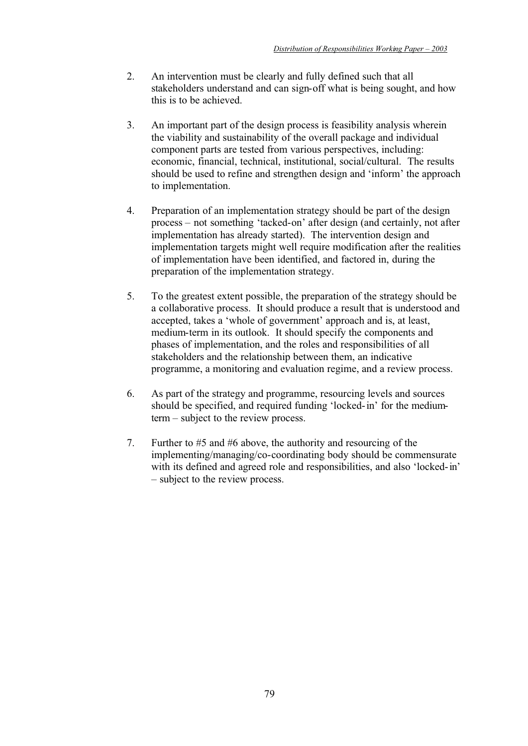2. An intervention must be clearly and fully defined such that all stakeholders understand and can sign-off what is being sought, and how this is to be achieved.

3. An important part of the design process is feasibility analysis wherein the viability and sustainability of the overall package and individual component parts are tested from various perspectives, including: economic, financial, technical, institutional, social/cultural. The results should be used to refine and strengthen design and 'inform' the approach to implementation.

4. Preparation of an implementation strategy should be part of the design process – not something 'tacked-on' after design (and certainly, not after implementation has already started). The intervention design and implementation targets might well require modification after the realities of implementation have been identified, and factored in, during the preparation of the implementation strategy.

5. To the greatest extent possible, the preparation of the strategy should be a collaborative process. It should produce a result that is understood and accepted, takes a 'whole of government' approach and is, at least, medium-term in its outlook. It should specify the components and phases of implementation, and the roles and responsibilities of all stakeholders and the relationship between them, an indicative programme, a monitoring and evaluation regime, and a review process.

6. As part of the strategy and programme, resourcing levels and sources should be specified, and required funding 'locked-in' for the medium-term – subject to the review process.

7. Further to #5 and #6 above, the authority and resourcing of the implementing/managing/co-coordinating body should be commensurate with its defined and agreed role and responsibilities, and also 'locked-in' – subject to the review process.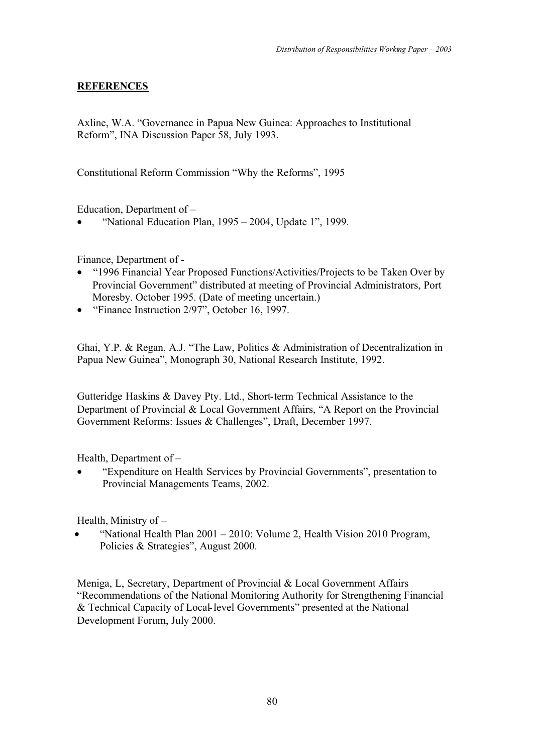## **REFERENCES**

Axline, W.A. "Governance in Papua New Guinea: Approaches to Institutional Reform", INA Discussion Paper 58, July 1993.

Constitutional Reform Commission "Why the Reforms", 1995

Education, Department of –

- "National Education Plan, 1995 – 2004, Update 1", 1999.

Finance, Department of -

- "1996 Financial Year Proposed Functions/Activities/Projects to be Taken Over by Provincial Government" distributed at meeting of Provincial Administrators, Port Moresby. October 1995. (Date of meeting uncertain.)
- "Finance Instruction 2/97", October 16, 1997.

Ghai, Y.P. & Regan, A.J. "The Law, Politics & Administration of Decentralization in Papua New Guinea", Monograph 30, National Research Institute, 1992.

Gutteridge Haskins & Davey Pty. Ltd., Short-term Technical Assistance to the Department of Provincial & Local Government Affairs, "A Report on the Provincial Government Reforms: Issues & Challenges", Draft, December 1997.

Health, Department of –

- "Expenditure on Health Services by Provincial Governments", presentation to Provincial Managements Teams, 2002.

Health, Ministry of –

- "National Health Plan 2001 – 2010: Volume 2, Health Vision 2010 Program, Policies & Strategies", August 2000.

Meniga, L, Secretary, Department of Provincial & Local Government Affairs "Recommendations of the National Monitoring Authority for Strengthening Financial & Technical Capacity of Local-level Governments" presented at the National Development Forum, July 2000.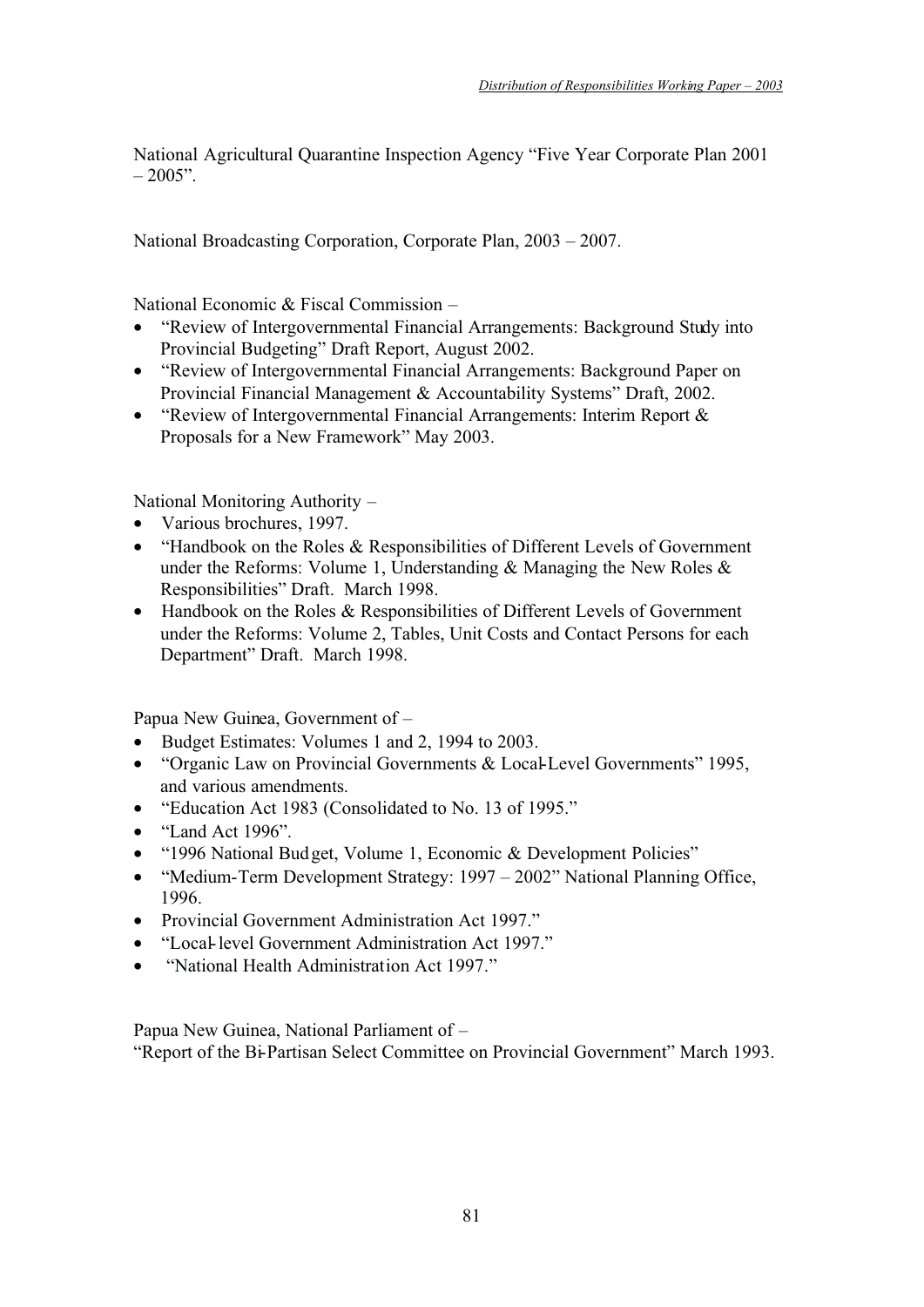National Agricultural Quarantine Inspection Agency “Five Year Corporate Plan 2001 – 2005”.

National Broadcasting Corporation, Corporate Plan, 2003 – 2007.

National Economic & Fiscal Commission –

- “Review of Intergovernmental Financial Arrangements: Background Study into Provincial Budgeting” Draft Report, August 2002.
- “Review of Intergovernmental Financial Arrangements: Background Paper on Provincial Financial Management & Accountability Systems” Draft, 2002.
- “Review of Intergovernmental Financial Arrangements: Interim Report & Proposals for a New Framework” May 2003.

National Monitoring Authority –

- Various brochures, 1997.
- “Handbook on the Roles & Responsibilities of Different Levels of Government under the Reforms: Volume 1, Understanding & Managing the New Roles & Responsibilities” Draft. March 1998.
- Handbook on the Roles & Responsibilities of Different Levels of Government under the Reforms: Volume 2, Tables, Unit Costs and Contact Persons for each Department” Draft. March 1998.

Papua New Guinea, Government of –

- Budget Estimates: Volumes 1 and 2, 1994 to 2003.
- “Organic Law on Provincial Governments & Local-Level Governments” 1995, and various amendments.
- “Education Act 1983 (Consolidated to No. 13 of 1995.”
- “Land Act 1996”.
- “1996 National Budget, Volume 1, Economic & Development Policies”
- “Medium-Term Development Strategy: 1997 – 2002” National Planning Office, 1996.
- Provincial Government Administration Act 1997.”
- “Local-level Government Administration Act 1997.”
- “National Health Administration Act 1997.”

Papua New Guinea, National Parliament of –
“Report of the Bi-Partisan Select Committee on Provincial Government” March 1993.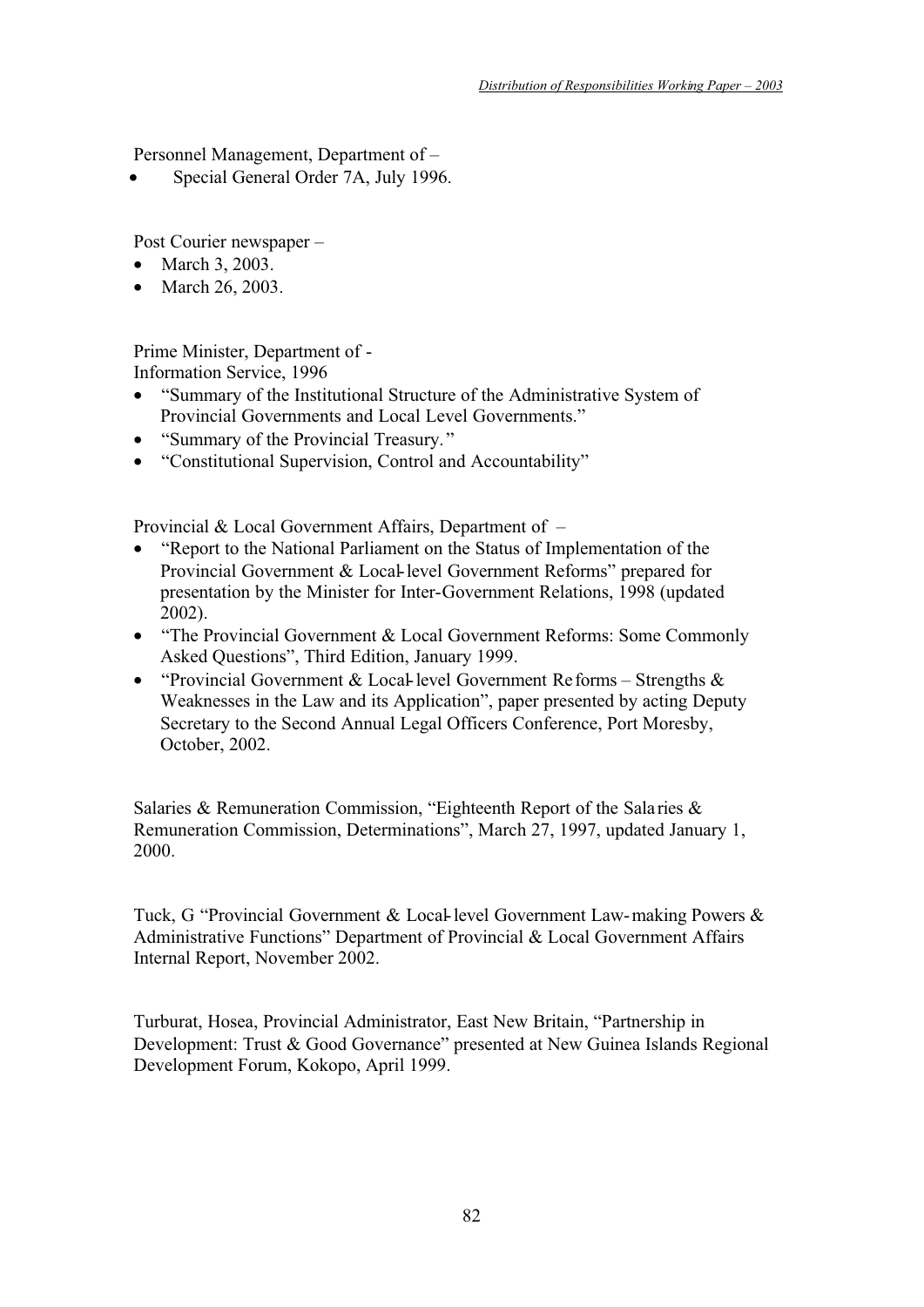Personnel Management, Department of –

- Special General Order 7A, July 1996.

Post Courier newspaper –

- March 3, 2003.
- March 26, 2003.

Prime Minister, Department of -
Information Service, 1996

- "Summary of the Institutional Structure of the Administrative System of Provincial Governments and Local Level Governments."
- "Summary of the Provincial Treasury."
- "Constitutional Supervision, Control and Accountability"

Provincial & Local Government Affairs, Department of –

- "Report to the National Parliament on the Status of Implementation of the Provincial Government & Local-level Government Reforms" prepared for presentation by the Minister for Inter-Government Relations, 1998 (updated 2002).
- "The Provincial Government & Local Government Reforms: Some Commonly Asked Questions", Third Edition, January 1999.
- "Provincial Government & Local-level Government Reforms – Strengths & Weaknesses in the Law and its Application", paper presented by acting Deputy Secretary to the Second Annual Legal Officers Conference, Port Moresby, October, 2002.

Salaries & Remuneration Commission, "Eighteenth Report of the Salaries & Remuneration Commission, Determinations", March 27, 1997, updated January 1, 2000.

Tuck, G "Provincial Government & Local-level Government Law-making Powers & Administrative Functions" Department of Provincial & Local Government Affairs Internal Report, November 2002.

Turburat, Hosea, Provincial Administrator, East New Britain, "Partnership in Development: Trust & Good Governance" presented at New Guinea Islands Regional Development Forum, Kokopo, April 1999.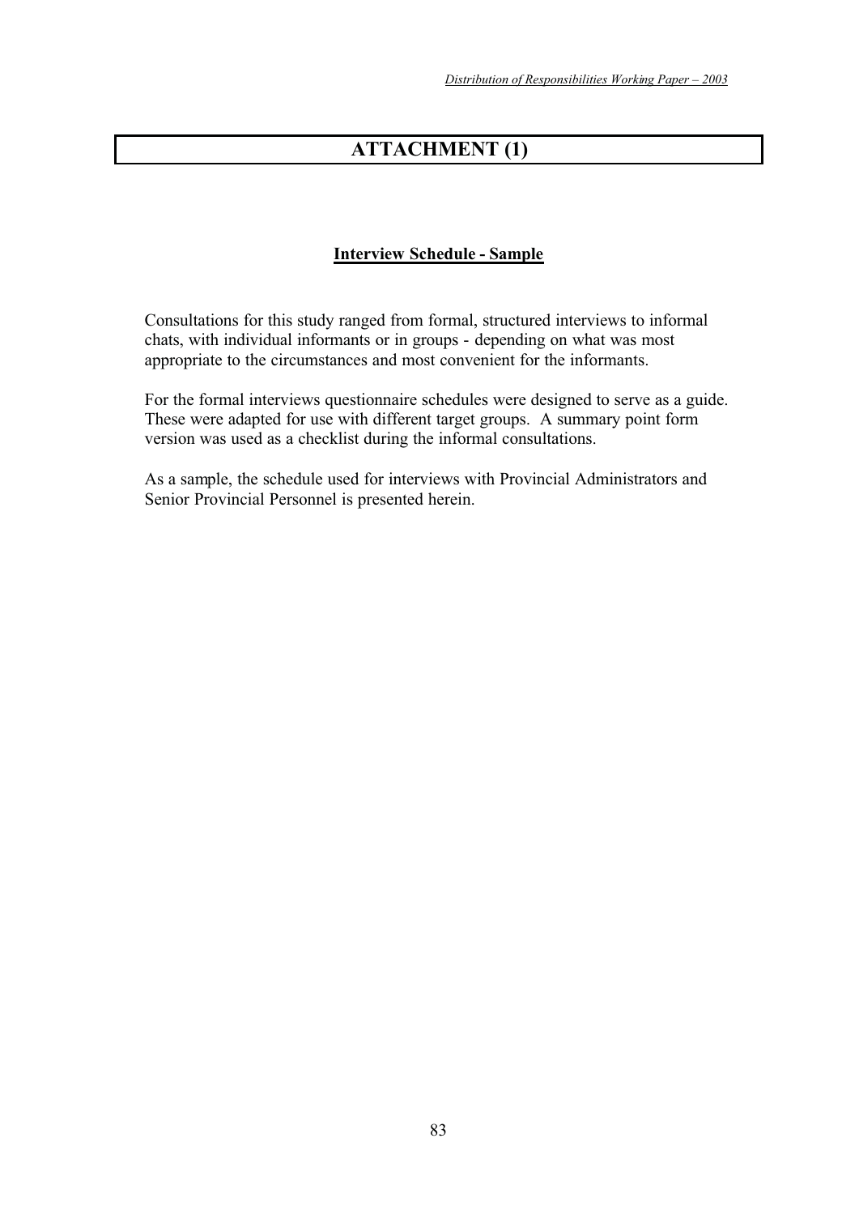# ATTACHMENT (1)

## Interview Schedule - Sample

Consultations for this study ranged from formal, structured interviews to informal chats, with individual informants or in groups - depending on what was most appropriate to the circumstances and most convenient for the informants.

For the formal interviews questionnaire schedules were designed to serve as a guide. These were adapted for use with different target groups. A summary point form version was used as a checklist during the informal consultations.

As a sample, the schedule used for interviews with Provincial Administrators and Senior Provincial Personnel is presented herein.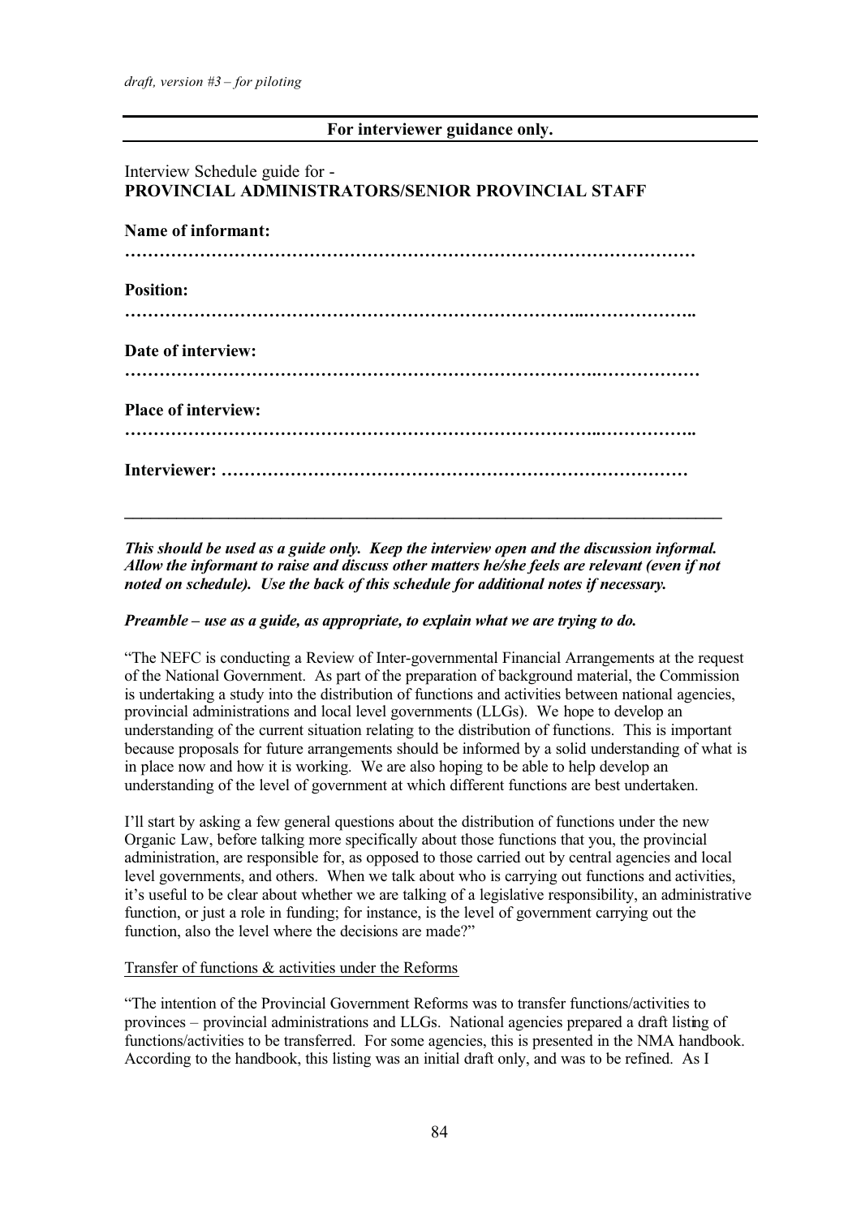*draft, version #3 – for piloting*

**For interviewer guidance only.**

Interview Schedule guide for -
**PROVINCIAL ADMINISTRATORS/SENIOR PROVINCIAL STAFF**

**Name of informant:**
**………………………………………………………………………………………**

**Position:**
**……………………………………………………………………..………………..**

**Date of interview:**
**……………………………………………………………………….………………**

**Place of interview:**
**……………………………………………………………………..……………..**

**Interviewer: ……………………………………………………………………**

---

***This should be used as a guide only. Keep the interview open and the discussion informal. Allow the informant to raise and discuss other matters he/she feels are relevant (even if not noted on schedule). Use the back of this schedule for additional notes if necessary.***

***Preamble – use as a guide, as appropriate, to explain what we are trying to do.***

"The NEFC is conducting a Review of Inter-governmental Financial Arrangements at the request of the National Government. As part of the preparation of background material, the Commission is undertaking a study into the distribution of functions and activities between national agencies, provincial administrations and local level governments (LLGs). We hope to develop an understanding of the current situation relating to the distribution of functions. This is important because proposals for future arrangements should be informed by a solid understanding of what is in place now and how it is working. We are also hoping to be able to help develop an understanding of the level of government at which different functions are best undertaken.

I'll start by asking a few general questions about the distribution of functions under the new Organic Law, before talking more specifically about those functions that you, the provincial administration, are responsible for, as opposed to those carried out by central agencies and local level governments, and others. When we talk about who is carrying out functions and activities, it's useful to be clear about whether we are talking of a legislative responsibility, an administrative function, or just a role in funding; for instance, is the level of government carrying out the function, also the level where the decisions are made?"

Transfer of functions & activities under the Reforms

"The intention of the Provincial Government Reforms was to transfer functions/activities to provinces – provincial administrations and LLGs. National agencies prepared a draft listing of functions/activities to be transferred. For some agencies, this is presented in the NMA handbook. According to the handbook, this listing was an initial draft only, and was to be refined. As I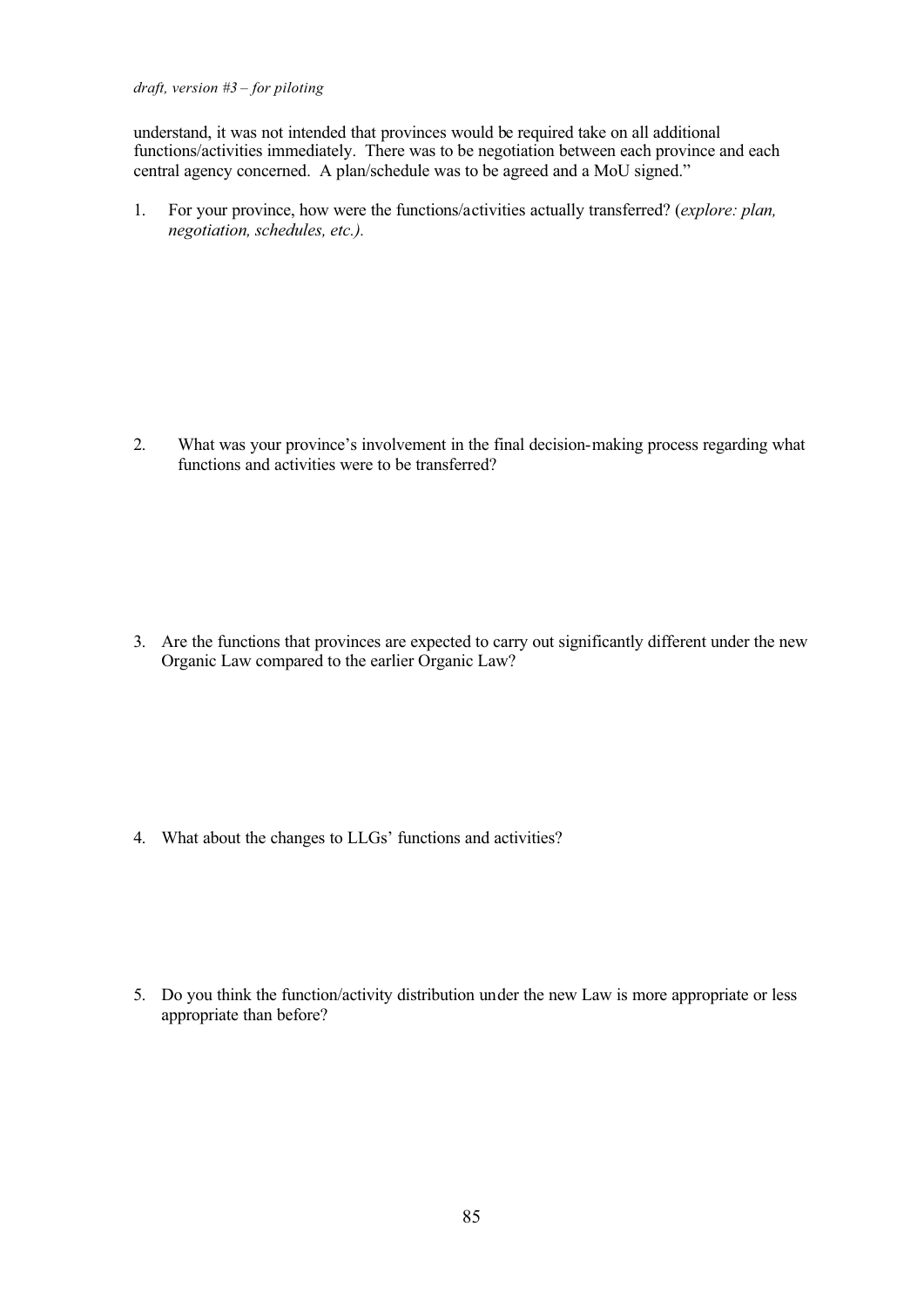understand, it was not intended that provinces would be required take on all additional functions/activities immediately. There was to be negotiation between each province and each central agency concerned. A plan/schedule was to be agreed and a MoU signed."

1. For your province, how were the functions/activities actually transferred? (*explore: plan, negotiation, schedules, etc.).*

2. What was your province's involvement in the final decision-making process regarding what functions and activities were to be transferred?

3. Are the functions that provinces are expected to carry out significantly different under the new Organic Law compared to the earlier Organic Law?

4. What about the changes to LLGs' functions and activities?

5. Do you think the function/activity distribution under the new Law is more appropriate or less appropriate than before?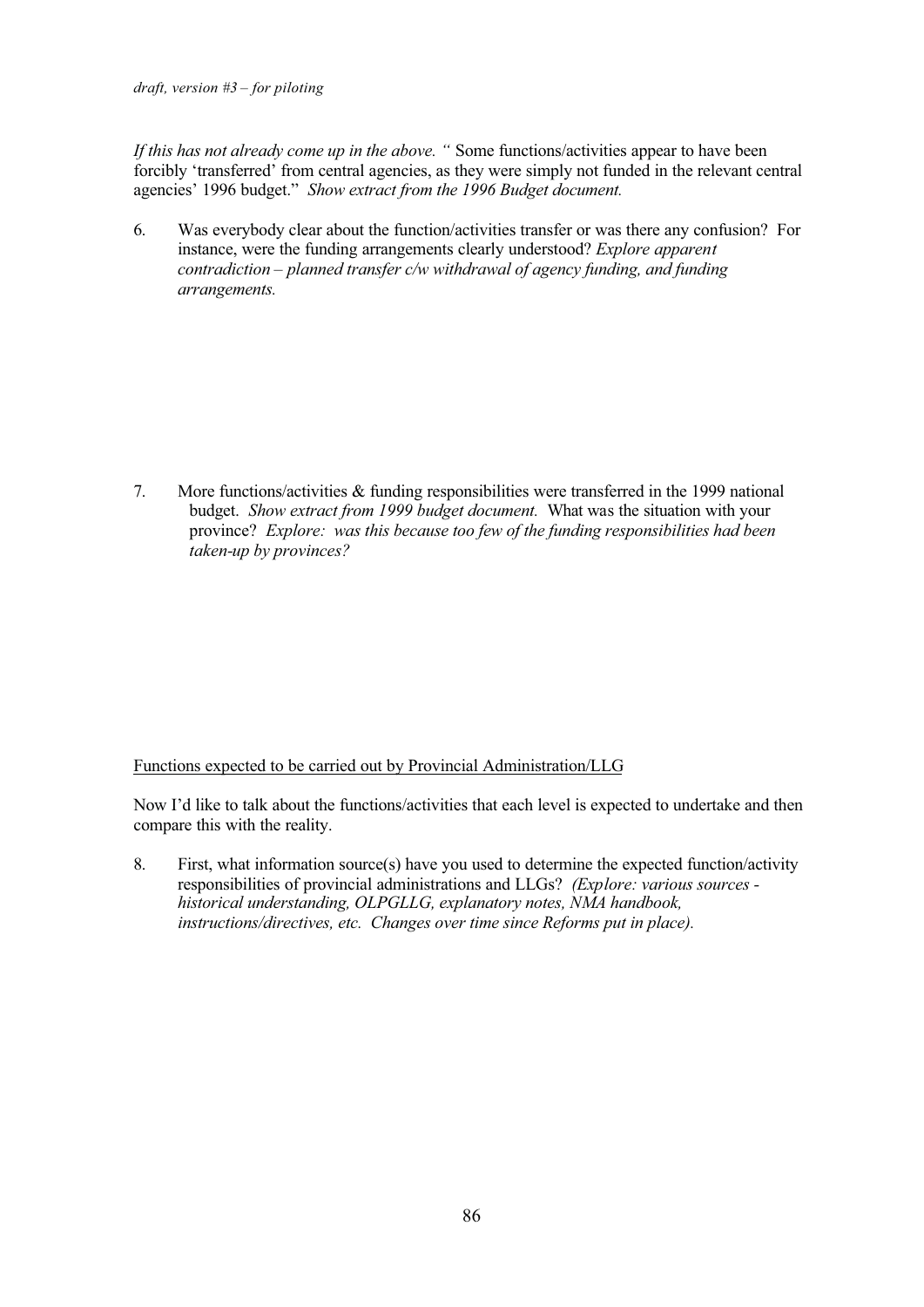*If this has not already come up in the above. "* Some functions/activities appear to have been forcibly 'transferred' from central agencies, as they were simply not funded in the relevant central agencies' 1996 budget." *Show extract from the 1996 Budget document.*

6. Was everybody clear about the function/activities transfer or was there any confusion? For instance, were the funding arrangements clearly understood? *Explore apparent contradiction – planned transfer c/w withdrawal of agency funding, and funding arrangements.*

7. More functions/activities & funding responsibilities were transferred in the 1999 national budget. *Show extract from 1999 budget document.* What was the situation with your province? *Explore: was this because too few of the funding responsibilities had been taken-up by provinces?*

<u>Functions expected to be carried out by Provincial Administration/LLG</u>

Now I'd like to talk about the functions/activities that each level is expected to undertake and then compare this with the reality.

8. First, what information source(s) have you used to determine the expected function/activity responsibilities of provincial administrations and LLGs? *(Explore: various sources - historical understanding, OLPGLLG, explanatory notes, NMA handbook, instructions/directives, etc. Changes over time since Reforms put in place).*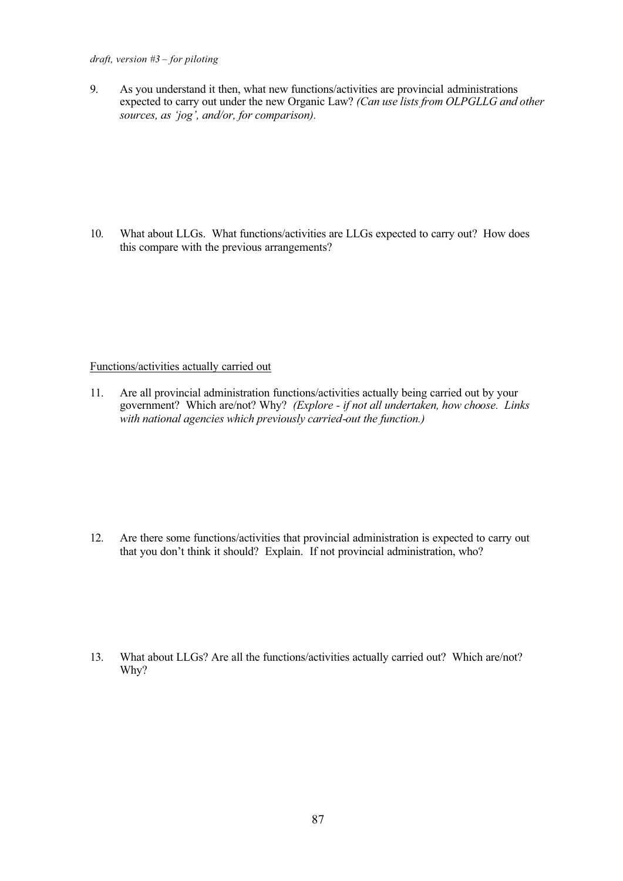*draft, version #3 – for piloting*

9. As you understand it then, what new functions/activities are provincial administrations expected to carry out under the new Organic Law? *(Can use lists from OLPGLLG and other sources, as 'jog', and/or, for comparison).*

10. What about LLGs. What functions/activities are LLGs expected to carry out? How does this compare with the previous arrangements?

Functions/activities actually carried out

11. Are all provincial administration functions/activities actually being carried out by your government? Which are/not? Why? *(Explore - if not all undertaken, how choose. Links with national agencies which previously carried-out the function.)*

12. Are there some functions/activities that provincial administration is expected to carry out that you don't think it should? Explain. If not provincial administration, who?

13. What about LLGs? Are all the functions/activities actually carried out? Which are/not? Why?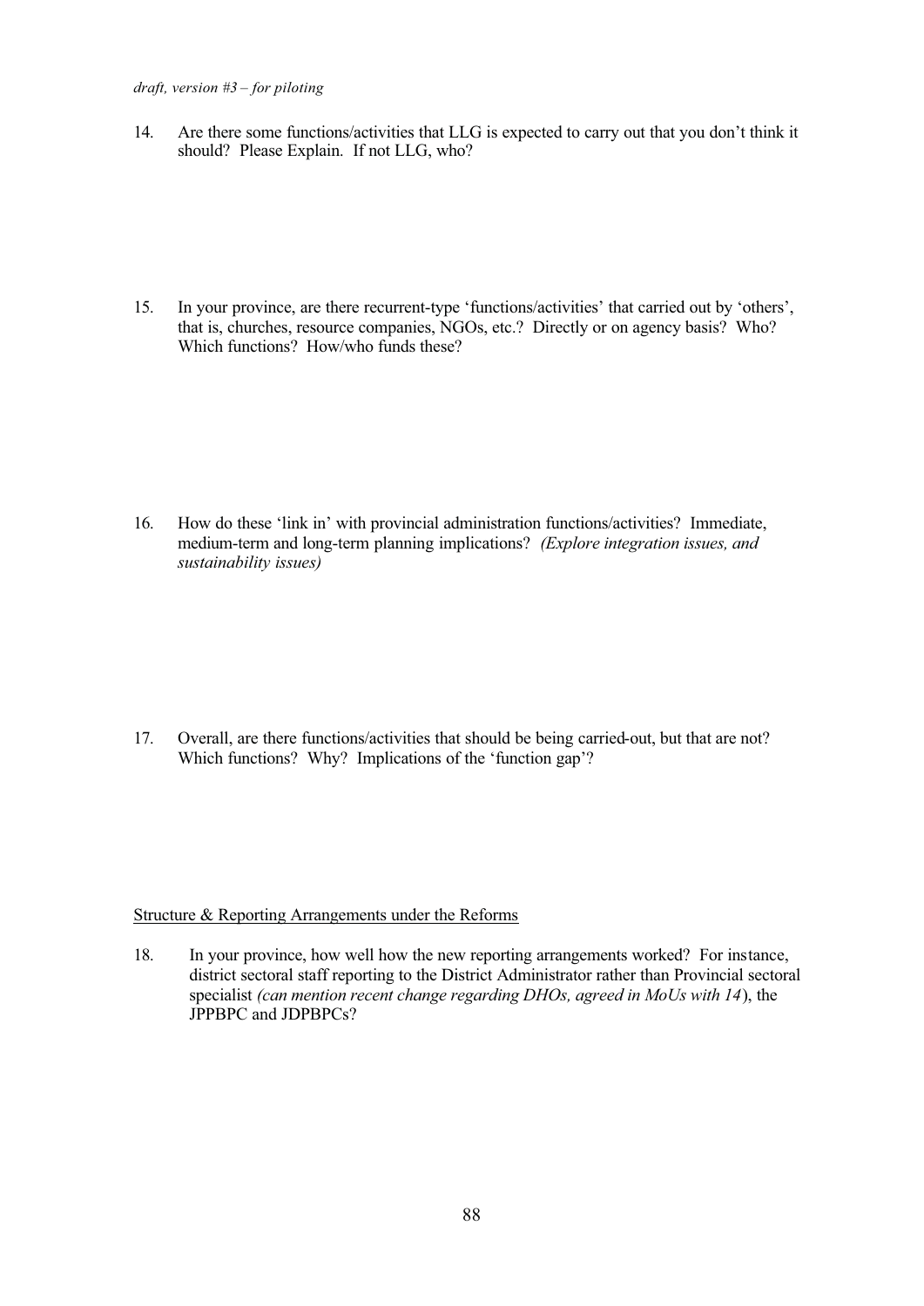14. Are there some functions/activities that LLG is expected to carry out that you don't think it should? Please Explain. If not LLG, who?

15. In your province, are there recurrent-type 'functions/activities' that carried out by 'others', that is, churches, resource companies, NGOs, etc.? Directly or on agency basis? Who? Which functions? How/who funds these?

16. How do these 'link in' with provincial administration functions/activities? Immediate, medium-term and long-term planning implications? *(Explore integration issues, and sustainability issues)*

17. Overall, are there functions/activities that should be being carried-out, but that are not? Which functions? Why? Implications of the 'function gap'?

Structure & Reporting Arrangements under the Reforms

18. In your province, how well how the new reporting arrangements worked? For instance, district sectoral staff reporting to the District Administrator rather than Provincial sectoral specialist *(can mention recent change regarding DHOs, agreed in MoUs with 14)*, the JPPBPC and JDPBPCs?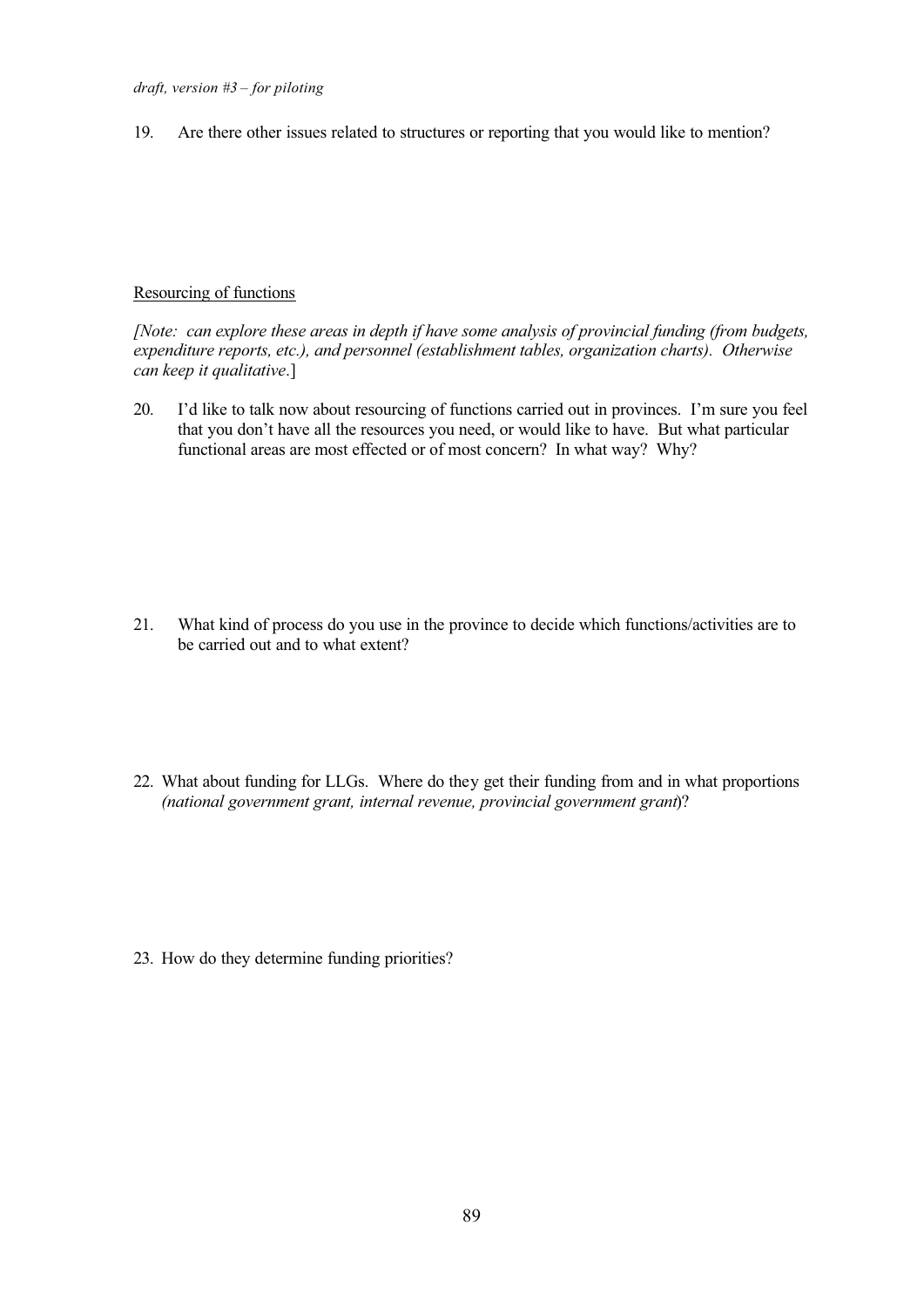19. Are there other issues related to structures or reporting that you would like to mention?

<u>Resourcing of functions</u>

*[Note: can explore these areas in depth if have some analysis of provincial funding (from budgets, expenditure reports, etc.), and personnel (establishment tables, organization charts). Otherwise can keep it qualitative*.]

20. I'd like to talk now about resourcing of functions carried out in provinces. I'm sure you feel that you don't have all the resources you need, or would like to have. But what particular functional areas are most effected or of most concern? In what way? Why?

21. What kind of process do you use in the province to decide which functions/activities are to be carried out and to what extent?

22. What about funding for LLGs. Where do they get their funding from and in what proportions *(national government grant, internal revenue, provincial government grant*)?

23. How do they determine funding priorities?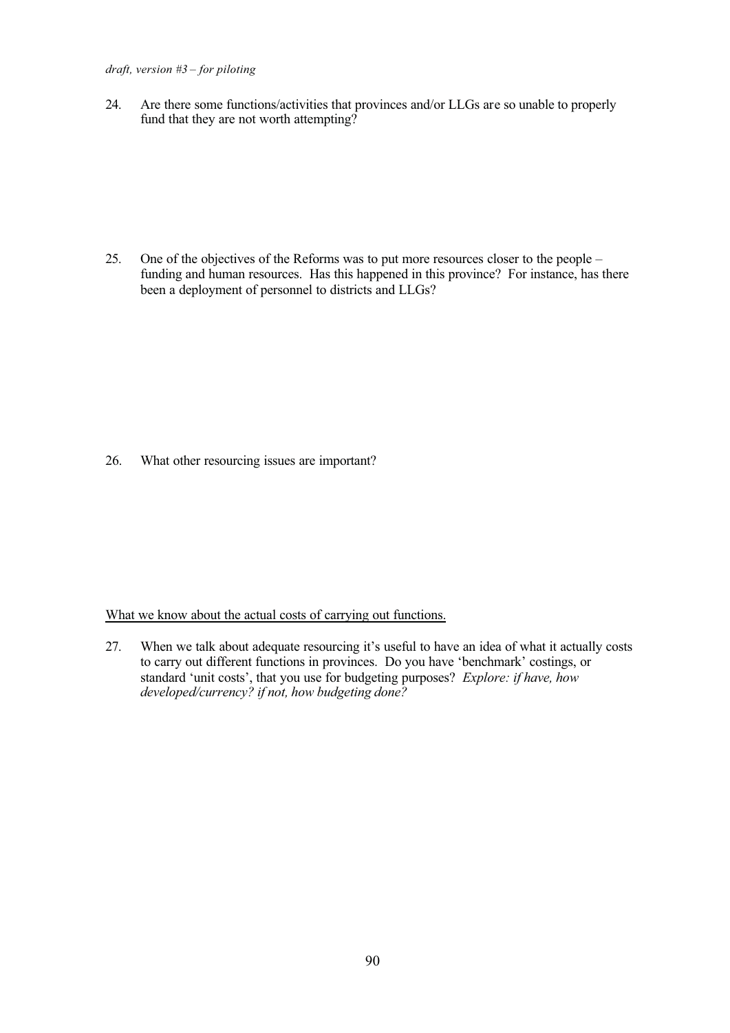24. Are there some functions/activities that provinces and/or LLGs are so unable to properly fund that they are not worth attempting?

25. One of the objectives of the Reforms was to put more resources closer to the people – funding and human resources. Has this happened in this province? For instance, has there been a deployment of personnel to districts and LLGs?

26. What other resourcing issues are important?

<u>What we know about the actual costs of carrying out functions.</u>

27. When we talk about adequate resourcing it's useful to have an idea of what it actually costs to carry out different functions in provinces. Do you have 'benchmark' costings, or standard 'unit costs', that you use for budgeting purposes? *Explore: if have, how developed/currency? if not, how budgeting done?*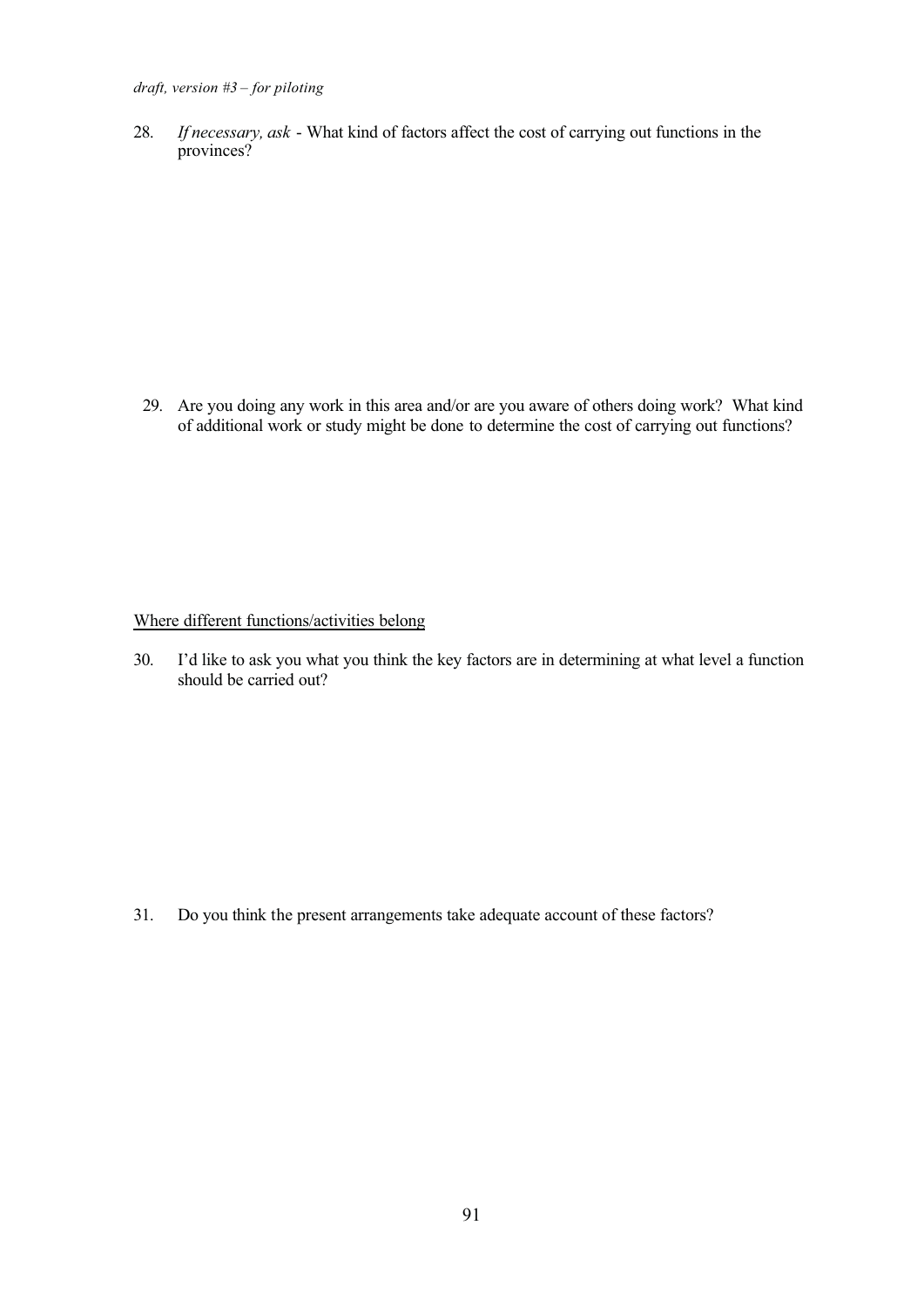28. *If necessary, ask* - What kind of factors affect the cost of carrying out functions in the provinces?

29. Are you doing any work in this area and/or are you aware of others doing work? What kind of additional work or study might be done to determine the cost of carrying out functions?

<u>Where different functions/activities belong</u>

30. I'd like to ask you what you think the key factors are in determining at what level a function should be carried out?

31. Do you think the present arrangements take adequate account of these factors?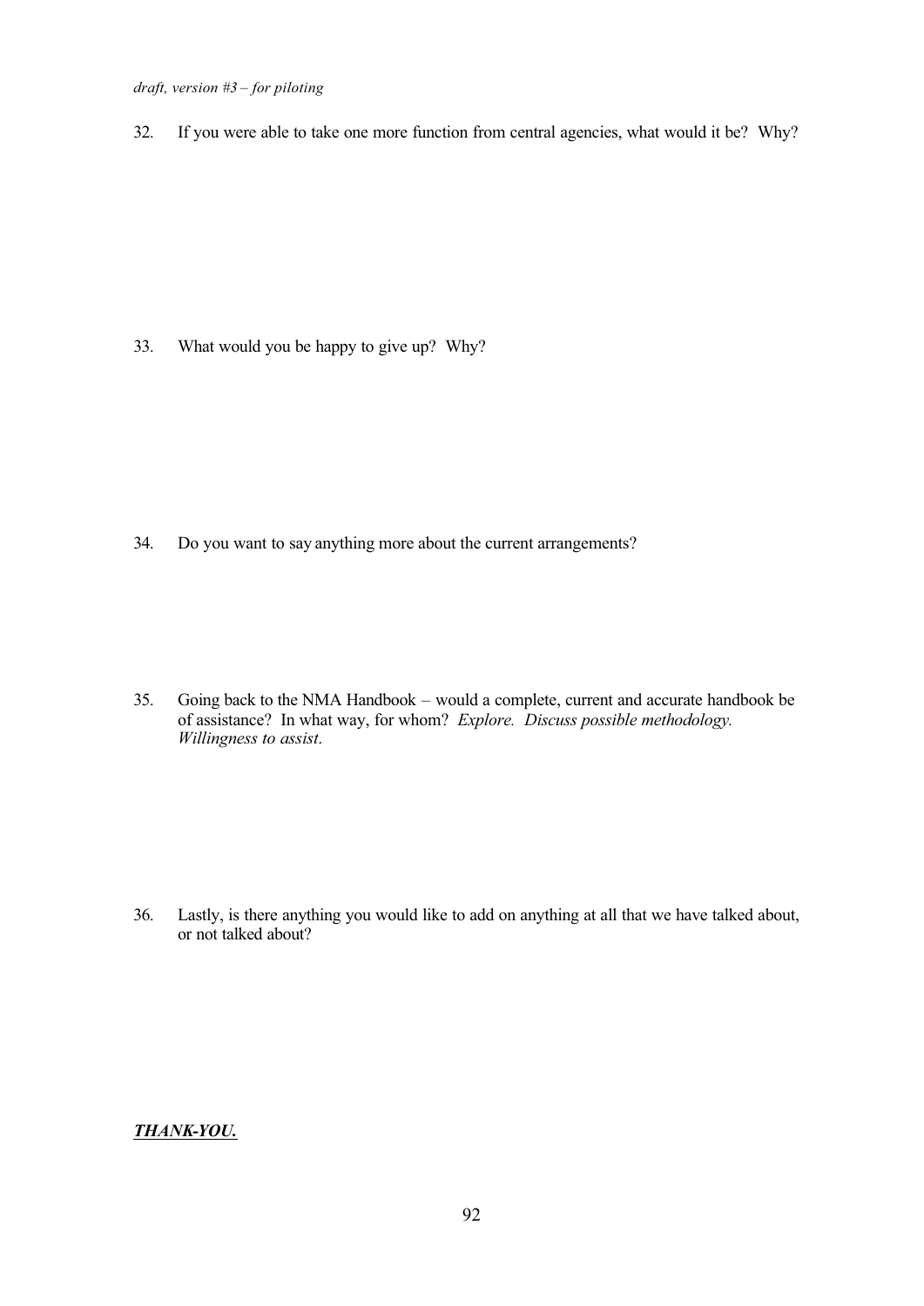32. If you were able to take one more function from central agencies, what would it be? Why?

33. What would you be happy to give up? Why?

34. Do you want to say anything more about the current arrangements?

35. Going back to the NMA Handbook – would a complete, current and accurate handbook be of assistance? In what way, for whom? *Explore. Discuss possible methodology. Willingness to assist.*

36. Lastly, is there anything you would like to add on anything at all that we have talked about, or not talked about?

***THANK-YOU.***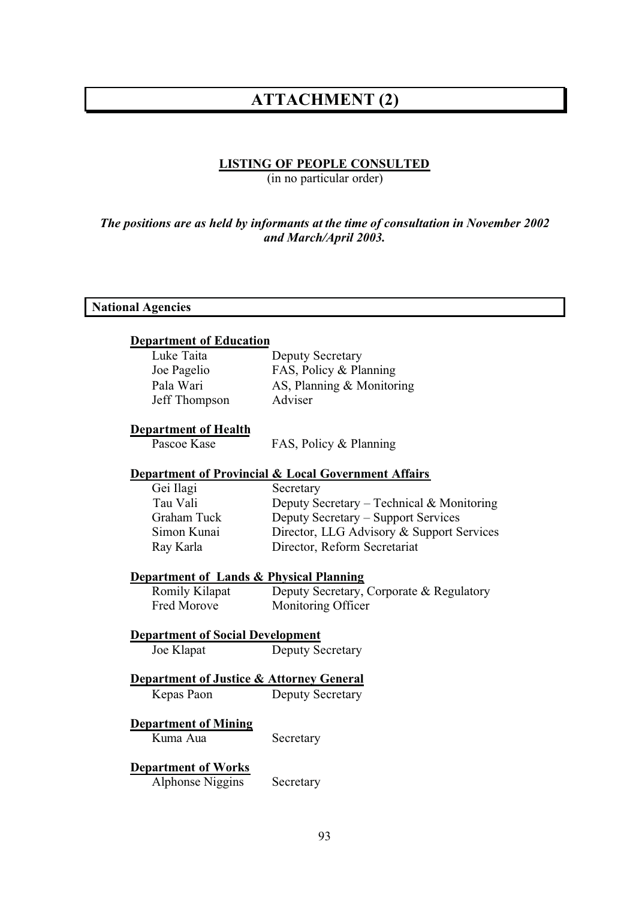# ATTACHMENT (2)

**LISTING OF PEOPLE CONSULTED**

(in no particular order)

***The positions are as held by informants at the time of consultation in November 2002 and March/April 2003.***

## National Agencies

### Department of Education

| | |
|---|---|
| Luke Taita | Deputy Secretary |
| Joe Pagelio | FAS, Policy & Planning |
| Pala Wari | AS, Planning & Monitoring |
| Jeff Thompson | Adviser |

### Department of Health

| | |
|---|---|
| Pascoe Kase | FAS, Policy & Planning |

### Department of Provincial & Local Government Affairs

| | |
|---|---|
| Gei Ilagi | Secretary |
| Tau Vali | Deputy Secretary – Technical & Monitoring |
| Graham Tuck | Deputy Secretary – Support Services |
| Simon Kunai | Director, LLG Advisory & Support Services |
| Ray Karla | Director, Reform Secretariat |

### Department of Lands & Physical Planning

| | |
|---|---|
| Romily Kilapat | Deputy Secretary, Corporate & Regulatory |
| Fred Morove | Monitoring Officer |

### Department of Social Development

| | |
|---|---|
| Joe Klapat | Deputy Secretary |

### Department of Justice & Attorney General

| | |
|---|---|
| Kepas Paon | Deputy Secretary |

### Department of Mining

| | |
|---|---|
| Kuma Aua | Secretary |

### Department of Works

| | |
|---|---|
| Alphonse Niggins | Secretary |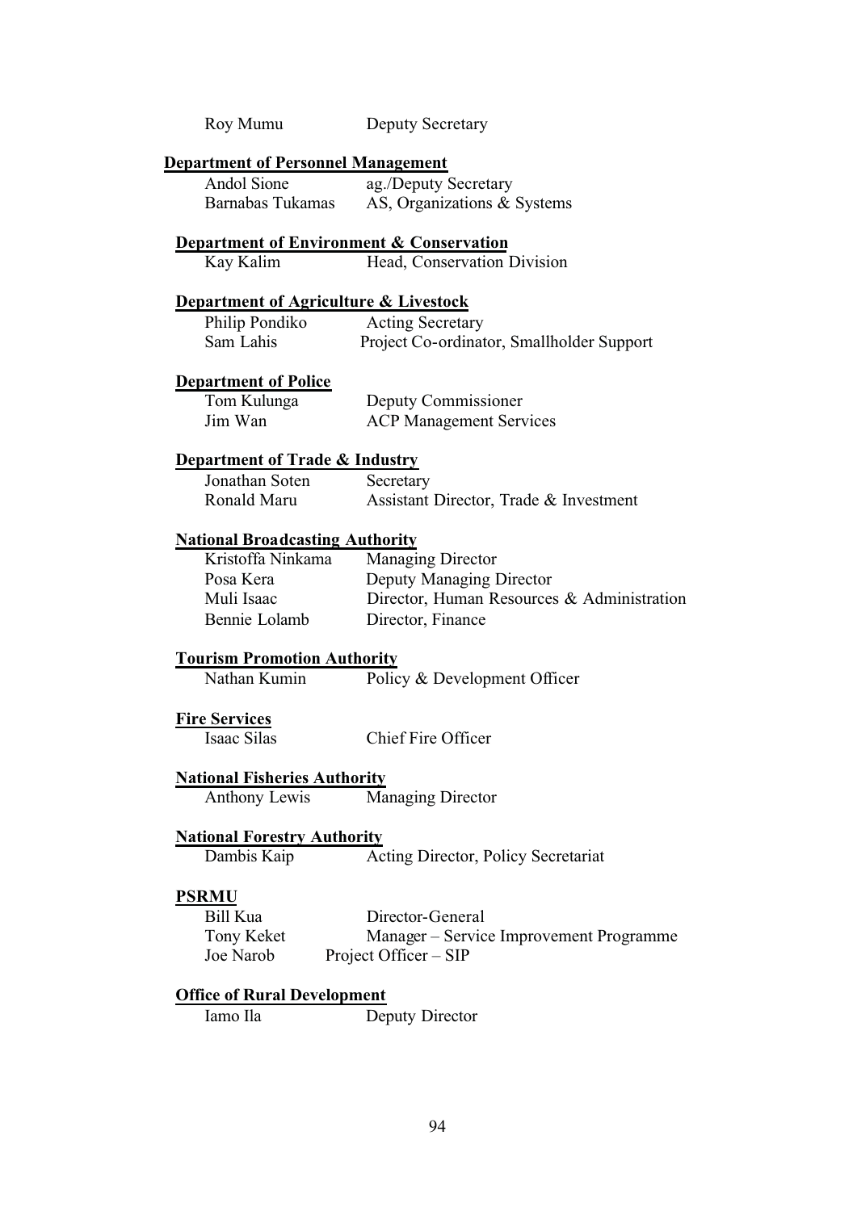| | |
|---|---|
| Roy Mumu | Deputy Secretary |

**Department of Personnel Management**

| | |
|---|---|
| Andol Sione | ag./Deputy Secretary |
| Barnabas Tukamas | AS, Organizations & Systems |

**Department of Environment & Conservation**

| | |
|---|---|
| Kay Kalim | Head, Conservation Division |

**Department of Agriculture & Livestock**

| | |
|---|---|
| Philip Pondiko | Acting Secretary |
| Sam Lahis | Project Co-ordinator, Smallholder Support |

**Department of Police**

| | |
|---|---|
| Tom Kulunga | Deputy Commissioner |
| Jim Wan | ACP Management Services |

**Department of Trade & Industry**

| | |
|---|---|
| Jonathan Soten | Secretary |
| Ronald Maru | Assistant Director, Trade & Investment |

**National Broadcasting Authority**

| | |
|---|---|
| Kristoffa Ninkama | Managing Director |
| Posa Kera | Deputy Managing Director |
| Muli Isaac | Director, Human Resources & Administration |
| Bennie Lolamb | Director, Finance |

**Tourism Promotion Authority**

| | |
|---|---|
| Nathan Kumin | Policy & Development Officer |

**Fire Services**

| | |
|---|---|
| Isaac Silas | Chief Fire Officer |

**National Fisheries Authority**

| | |
|---|---|
| Anthony Lewis | Managing Director |

**National Forestry Authority**

| | |
|---|---|
| Dambis Kaip | Acting Director, Policy Secretariat |

**PSRMU**

| | |
|---|---|
| Bill Kua | Director-General |
| Tony Keket | Manager – Service Improvement Programme |
| Joe Narob | Project Officer – SIP |

**Office of Rural Development**

| | |
|---|---|
| Iamo Ila | Deputy Director |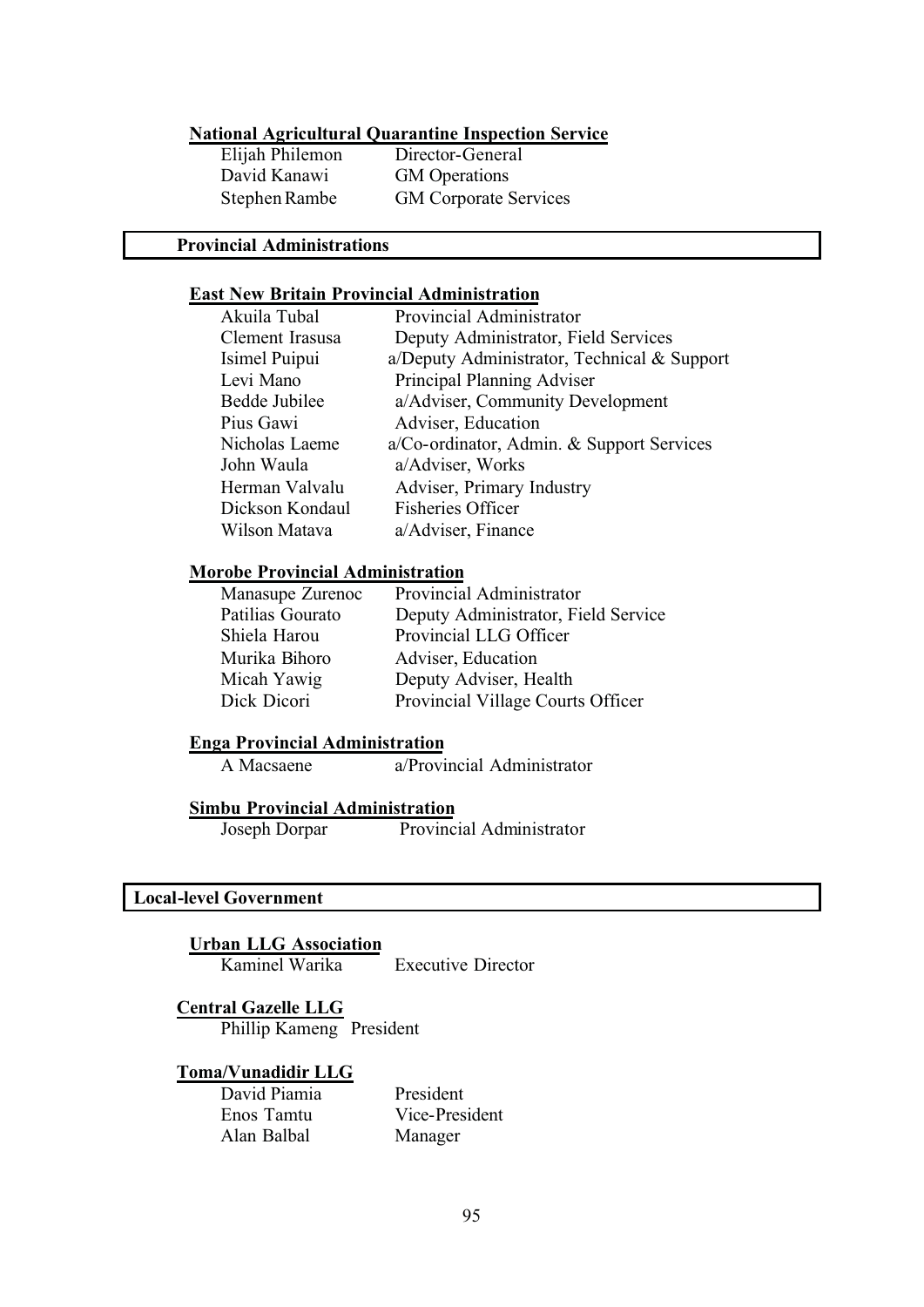**National Agricultural Quarantine Inspection Service**

| | |
|---|---|
| Elijah Philemon | Director-General |
| David Kanawi | GM Operations |
| Stephen Rambe | GM Corporate Services |

## Provincial Administrations

**East New Britain Provincial Administration**

| | |
|---|---|
| Akuila Tubal | Provincial Administrator |
| Clement Irasusa | Deputy Administrator, Field Services |
| Isimel Puipui | a/Deputy Administrator, Technical & Support |
| Levi Mano | Principal Planning Adviser |
| Bedde Jubilee | a/Adviser, Community Development |
| Pius Gawi | Adviser, Education |
| Nicholas Laeme | a/Co-ordinator, Admin. & Support Services |
| John Waula | a/Adviser, Works |
| Herman Valvalu | Adviser, Primary Industry |
| Dickson Kondaul | Fisheries Officer |
| Wilson Matava | a/Adviser, Finance |

**Morobe Provincial Administration**

| | |
|---|---|
| Manasupe Zurenoc | Provincial Administrator |
| Patilias Gourato | Deputy Administrator, Field Service |
| Shiela Harou | Provincial LLG Officer |
| Murika Bihoro | Adviser, Education |
| Micah Yawig | Deputy Adviser, Health |
| Dick Dicori | Provincial Village Courts Officer |

**Enga Provincial Administration**

| | |
|---|---|
| A Macsaene | a/Provincial Administrator |

**Simbu Provincial Administration**

| | |
|---|---|
| Joseph Dorpar | Provincial Administrator |

## Local-level Government

**Urban LLG Association**

| | |
|---|---|
| Kaminel Warika | Executive Director |

**Central Gazelle LLG**

| | |
|---|---|
| Phillip Kameng | President |

**Toma/Vunadidir LLG**

| | |
|---|---|
| David Piamia | President |
| Enos Tamtu | Vice-President |
| Alan Balbal | Manager |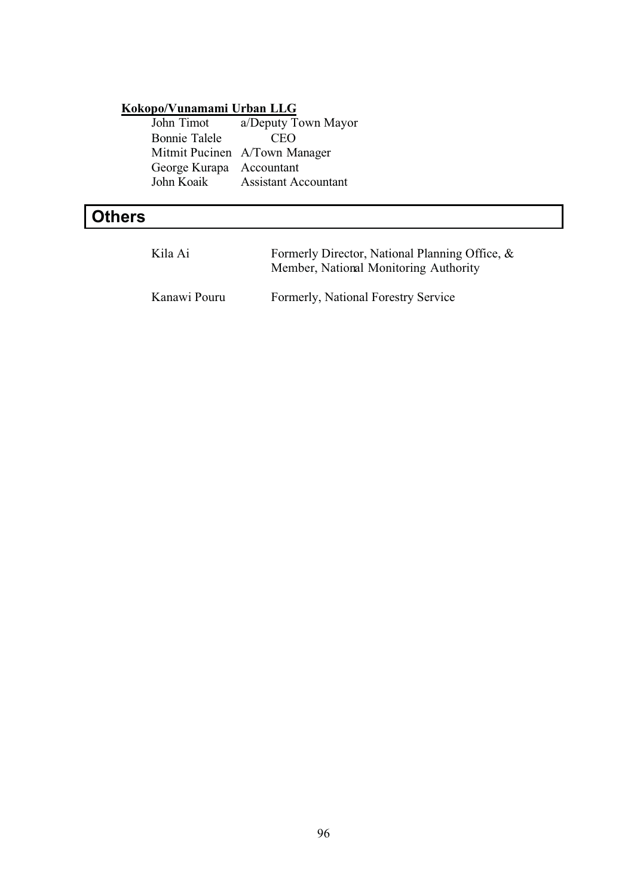**Kokopo/Vunamami Urban LLG**

| | |
|---|---|
| John Timot | a/Deputy Town Mayor |
| Bonnie Talele | CEO |
| Mitmit Pucinen | A/Town Manager |
| George Kurapa | Accountant |
| John Koaik | Assistant Accountant |

## Others

| | |
|---|---|
| Kila Ai | Formerly Director, National Planning Office, & Member, National Monitoring Authority |
| Kanawi Pouru | Formerly, National Forestry Service |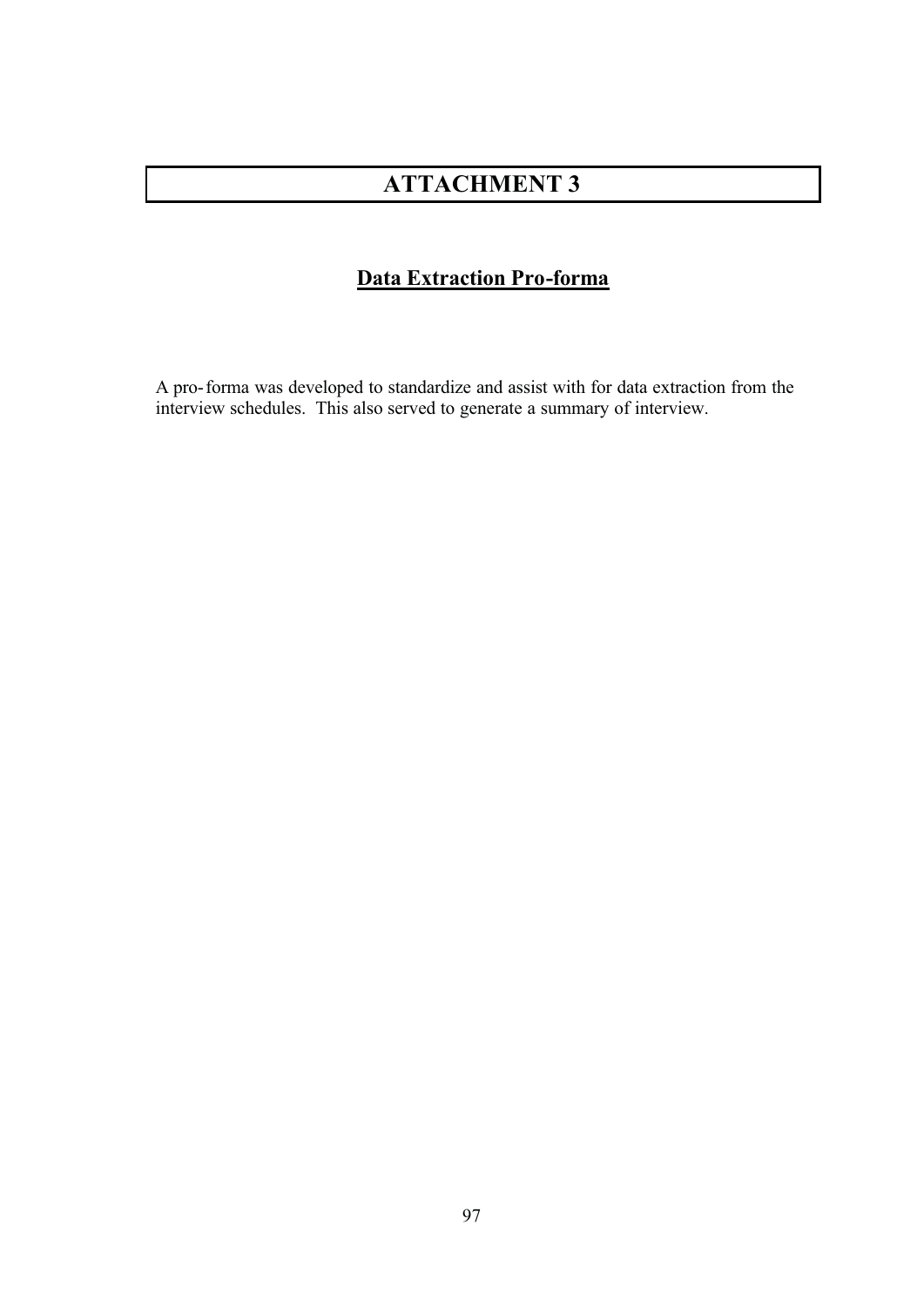# ATTACHMENT 3

## Data Extraction Pro-forma

A pro- forma was developed to standardize and assist with for data extraction from the interview schedules. This also served to generate a summary of interview.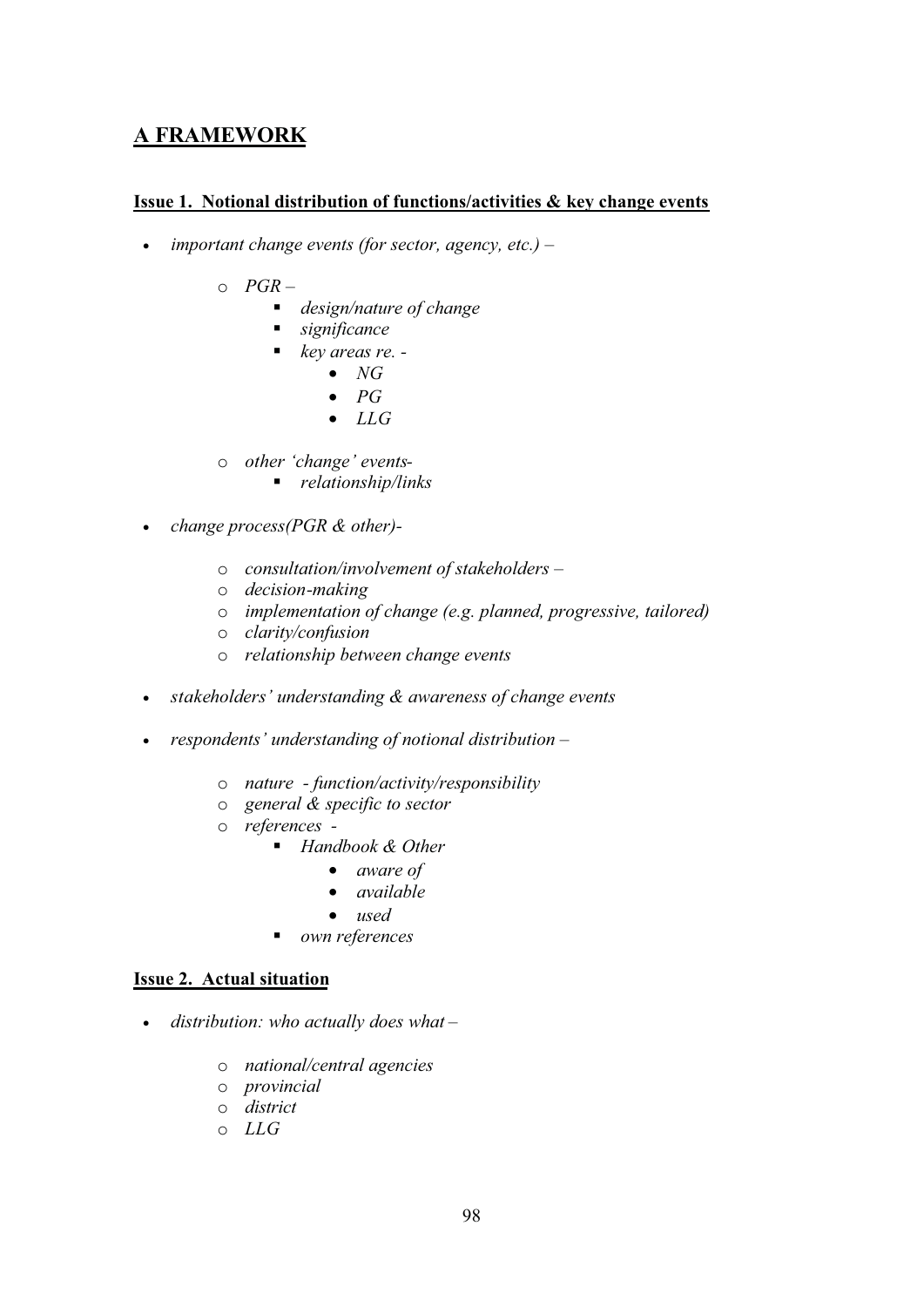## A FRAMEWORK

### Issue 1. Notional distribution of functions/activities & key change events

- *important change events (for sector, agency, etc.) –*
    - *PGR –*
        - *design/nature of change*
        - *significance*
        - *key areas re. -*
            - *NG*
            - *PG*
            - *LLG*
    - *other 'change' events-*
        - *relationship/links*
- *change process(PGR & other)-*
    - *consultation/involvement of stakeholders –*
    - *decision-making*
    - *implementation of change (e.g. planned, progressive, tailored)*
    - *clarity/confusion*
    - *relationship between change events*
- *stakeholders' understanding & awareness of change events*
- *respondents' understanding of notional distribution –*
    - *nature - function/activity/responsibility*
    - *general & specific to sector*
    - *references -*
        - *Handbook & Other*
            - *aware of*
            - *available*
            - *used*
        - *own references*

### Issue 2. Actual situation

- *distribution: who actually does what –*
    - *national/central agencies*
    - *provincial*
    - *district*
    - *LLG*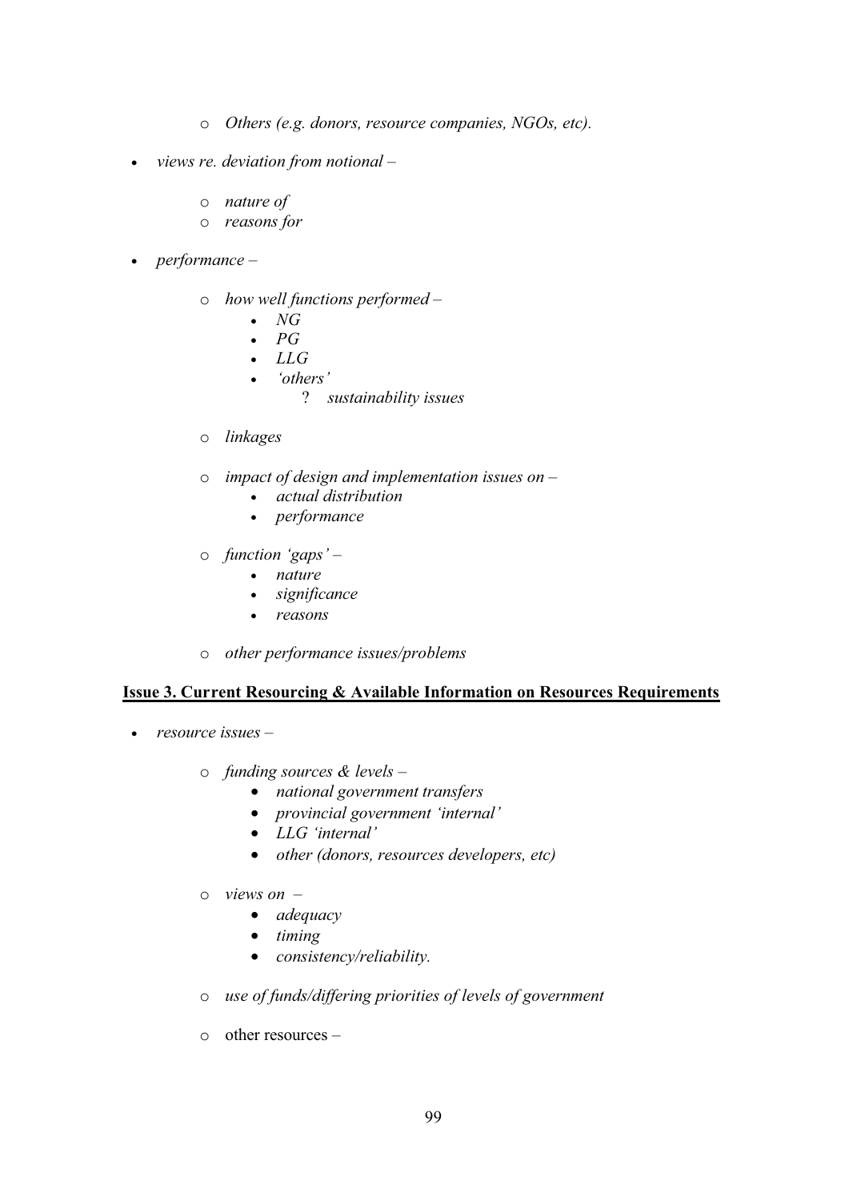- *Others (e.g. donors, resource companies, NGOs, etc).*

- *views re. deviation from notional –*
    - *nature of*
    - *reasons for*

- *performance –*
    - *how well functions performed –*
        - *NG*
        - *PG*
        - *LLG*
        - *'others'*
            - ? *sustainability issues*
    - *linkages*
    - *impact of design and implementation issues on –*
        - *actual distribution*
        - *performance*
    - *function 'gaps' –*
        - *nature*
        - *significance*
        - *reasons*
    - *other performance issues/problems*

**<u>Issue 3. Current Resourcing & Available Information on Resources Requirements</u>**

- *resource issues –*
    - *funding sources & levels –*
        - *national government transfers*
        - *provincial government 'internal'*
        - *LLG 'internal'*
        - *other (donors, resources developers, etc)*
    - *views on –*
        - *adequacy*
        - *timing*
        - *consistency/reliability.*
    - *use of funds/differing priorities of levels of government*
    - other resources –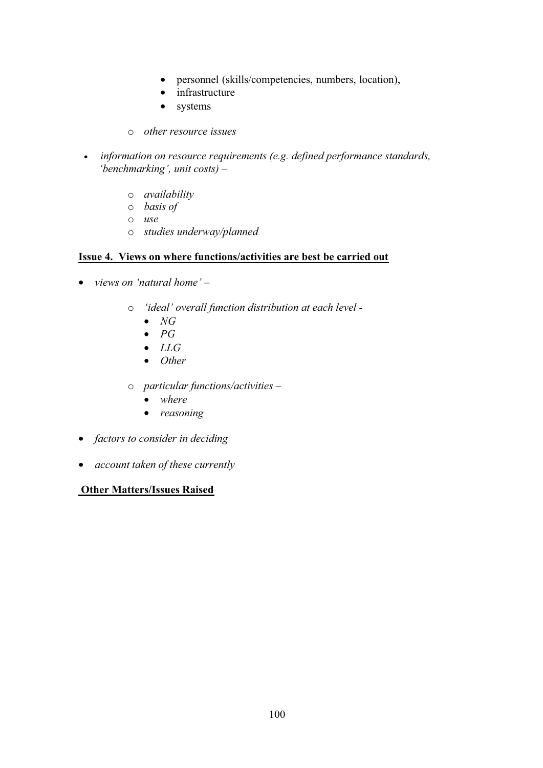- personnel (skills/competencies, numbers, location),
        - infrastructure
        - systems

    - *other resource issues*

- *information on resource requirements (e.g. defined performance standards, 'benchmarking', unit costs) –*

    - *availability*
    - *basis of*
    - *use*
    - *studies underway/planned*

**<u>Issue 4. Views on where functions/activities are best be carried out</u>**

- *views on 'natural home' –*

    - *'ideal' overall function distribution at each level -*
        - *NG*
        - *PG*
        - *LLG*
        - *Other*

    - *particular functions/activities –*
        - *where*
        - *reasoning*

- *factors to consider in deciding*

- *account taken of these currently*

**<u>Other Matters/Issues Raised</u>**